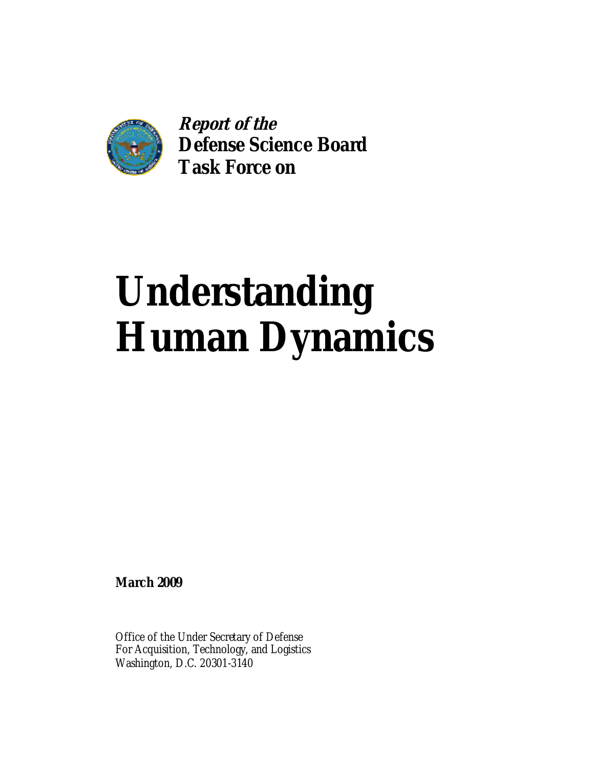***Report of the***
**Defense Science Board**
**Task Force on**

# Understanding Human Dynamics

**March 2009**

Office of the Under Secretary of Defense
For Acquisition, Technology, and Logistics
Washington, D.C. 20301-3140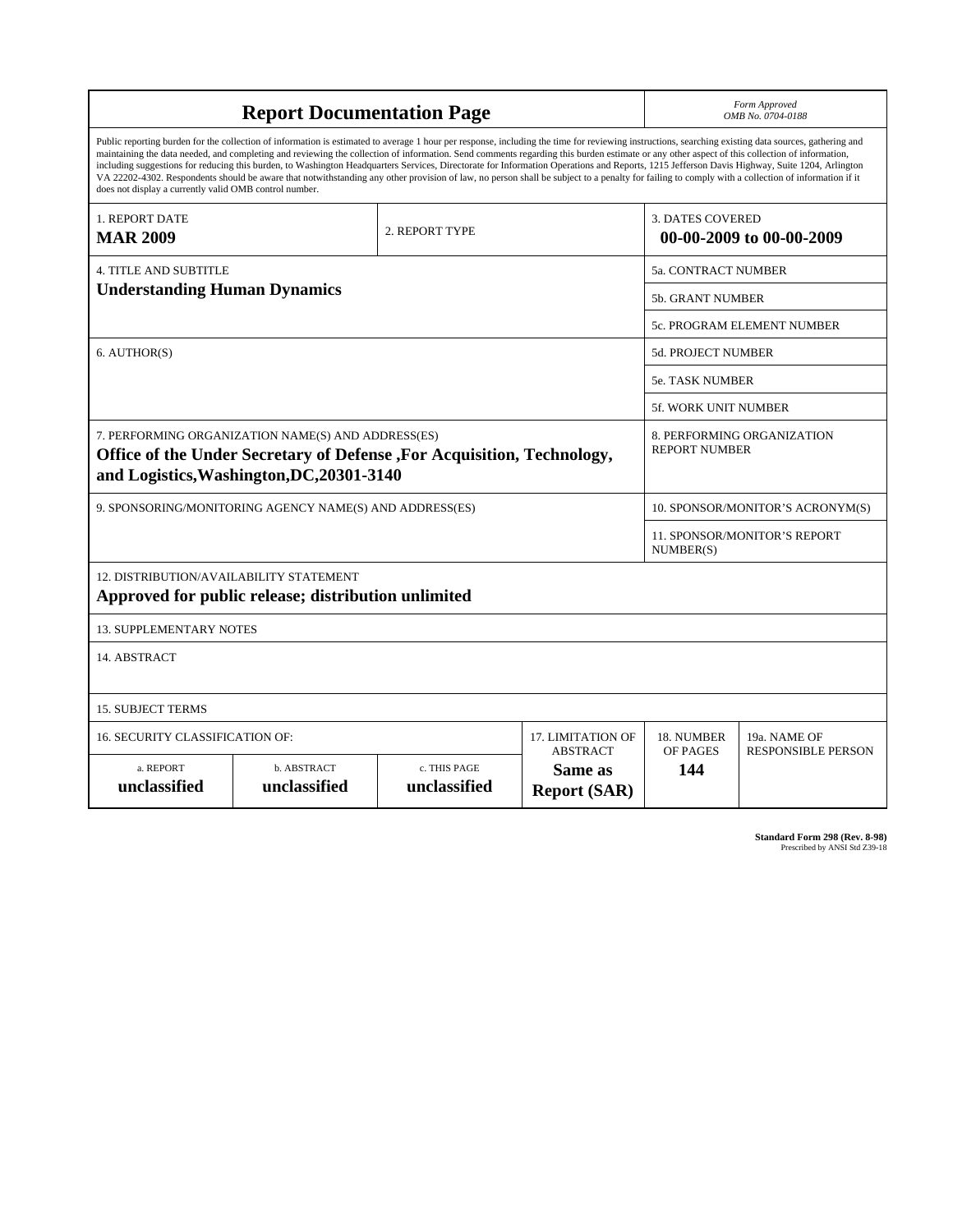# Report Documentation Page

*Form Approved*
*OMB No. 0704-0188*

Public reporting burden for the collection of information is estimated to average 1 hour per response, including the time for reviewing instructions, searching existing data sources, gathering and maintaining the data needed, and completing and reviewing the collection of information. Send comments regarding this burden estimate or any other aspect of this collection of information, including suggestions for reducing this burden, to Washington Headquarters Services, Directorate for Information Operations and Reports, 1215 Jefferson Davis Highway, Suite 1204, Arlington VA 22202-4302. Respondents should be aware that notwithstanding any other provision of law, no person shall be subject to a penalty for failing to comply with a collection of information if it does not display a currently valid OMB control number.

| | | |
|---|---|---|
| 1. REPORT DATE<br>**MAR 2009** | 2. REPORT TYPE | 3. DATES COVERED<br>**00-00-2009 to 00-00-2009** |

| | |
|---|---|
| 4. TITLE AND SUBTITLE<br>**Understanding Human Dynamics** | 5a. CONTRACT NUMBER |
| | 5b. GRANT NUMBER |
| | 5c. PROGRAM ELEMENT NUMBER |
| 6. AUTHOR(S) | 5d. PROJECT NUMBER |
| | 5e. TASK NUMBER |
| | 5f. WORK UNIT NUMBER |
| 7. PERFORMING ORGANIZATION NAME(S) AND ADDRESS(ES)<br>**Office of the Under Secretary of Defense ,For Acquisition, Technology, and Logistics,Washington,DC,20301-3140** | 8. PERFORMING ORGANIZATION REPORT NUMBER |
| 9. SPONSORING/MONITORING AGENCY NAME(S) AND ADDRESS(ES) | 10. SPONSOR/MONITOR'S ACRONYM(S) |
| | 11. SPONSOR/MONITOR'S REPORT NUMBER(S) |

12. DISTRIBUTION/AVAILABILITY STATEMENT
**Approved for public release; distribution unlimited**

13. SUPPLEMENTARY NOTES

14. ABSTRACT

15. SUBJECT TERMS

| 16. SECURITY CLASSIFICATION OF: | | | 17. LIMITATION OF ABSTRACT | 18. NUMBER OF PAGES | 19a. NAME OF RESPONSIBLE PERSON |
|---|---|---|---|---|---|
| a. REPORT<br>**unclassified** | b. ABSTRACT<br>**unclassified** | c. THIS PAGE<br>**unclassified** | **Same as Report (SAR)** | **144** | |

**Standard Form 298 (Rev. 8-98)**
Prescribed by ANSI Std Z39-18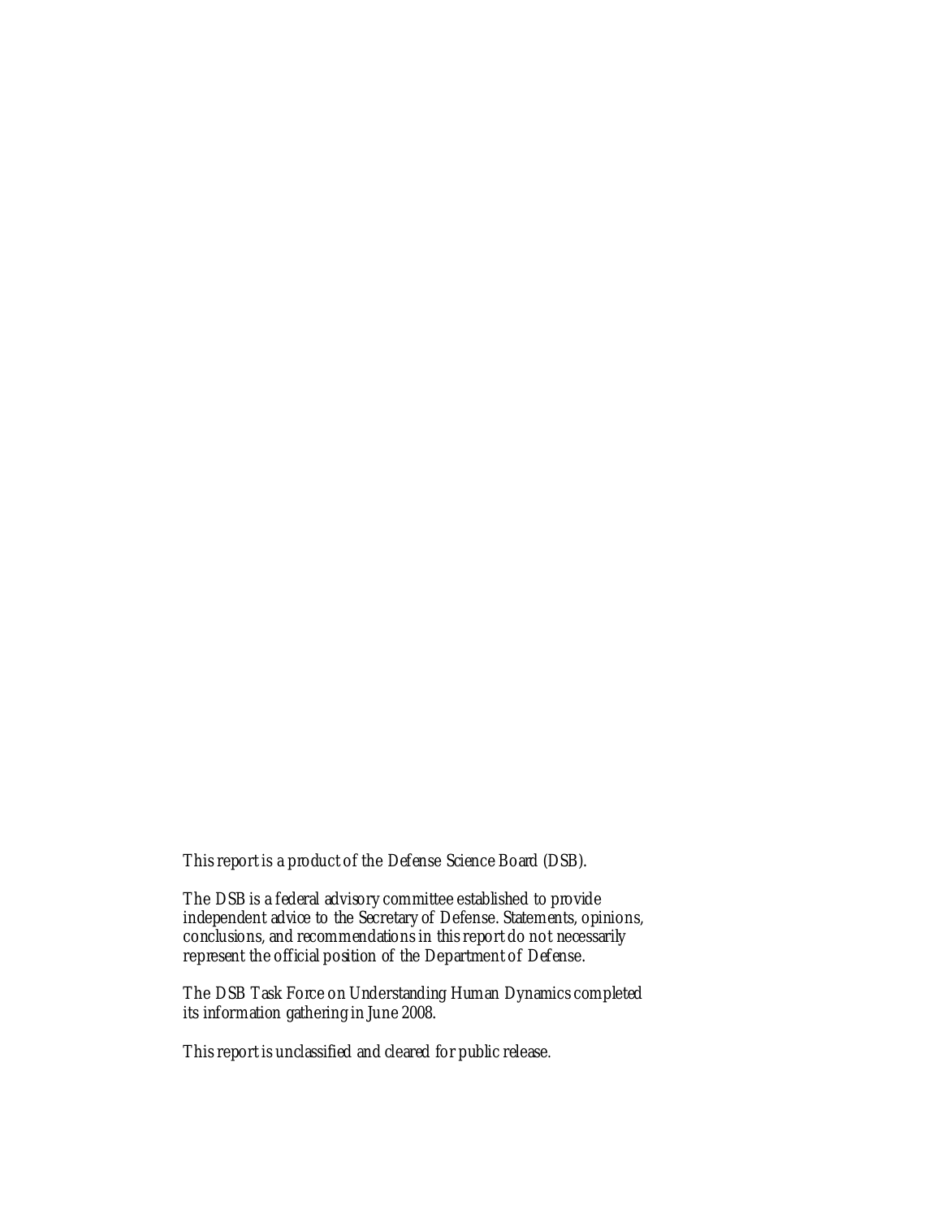This report is a product of the Defense Science Board (DSB).

The DSB is a federal advisory committee established to provide independent advice to the Secretary of Defense. Statements, opinions, conclusions, and recommendations in this report do not necessarily represent the official position of the Department of Defense.

The DSB Task Force on Understanding Human Dynamics completed its information gathering in June 2008.

This report is unclassified and cleared for public release.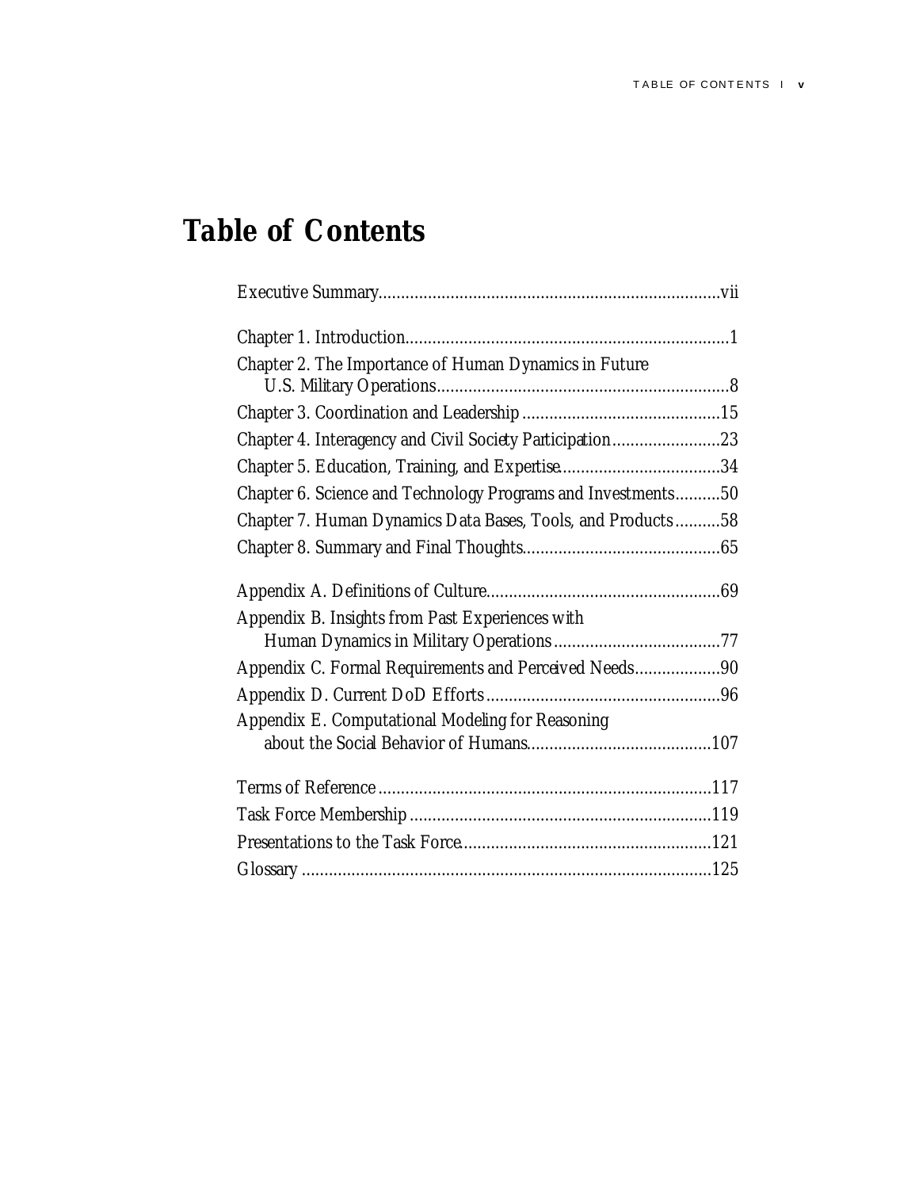# Table of Contents

Executive Summary.........................................................................vii

Chapter 1. Introduction.......................................................................1

Chapter 2. The Importance of Human Dynamics in Future U.S. Military Operations................................................................8

Chapter 3. Coordination and Leadership ...........................................15

Chapter 4. Interagency and Civil Society Participation.......................23

Chapter 5. Education, Training, and Expertise...................................34

Chapter 6. Science and Technology Programs and Investments..........50

Chapter 7. Human Dynamics Data Bases, Tools, and Products ..........58

Chapter 8. Summary and Final Thoughts...........................................65

Appendix A. Definitions of Culture...................................................69

Appendix B. Insights from Past Experiences with Human Dynamics in Military Operations ....................................77

Appendix C. Formal Requirements and Perceived Needs..................90

Appendix D. Current DoD Efforts ...................................................96

Appendix E. Computational Modeling for Reasoning about the Social Behavior of Humans........................................107

Terms of Reference .........................................................................117

Task Force Membership ..................................................................119

Presentations to the Task Force.......................................................121

Glossary .........................................................................................125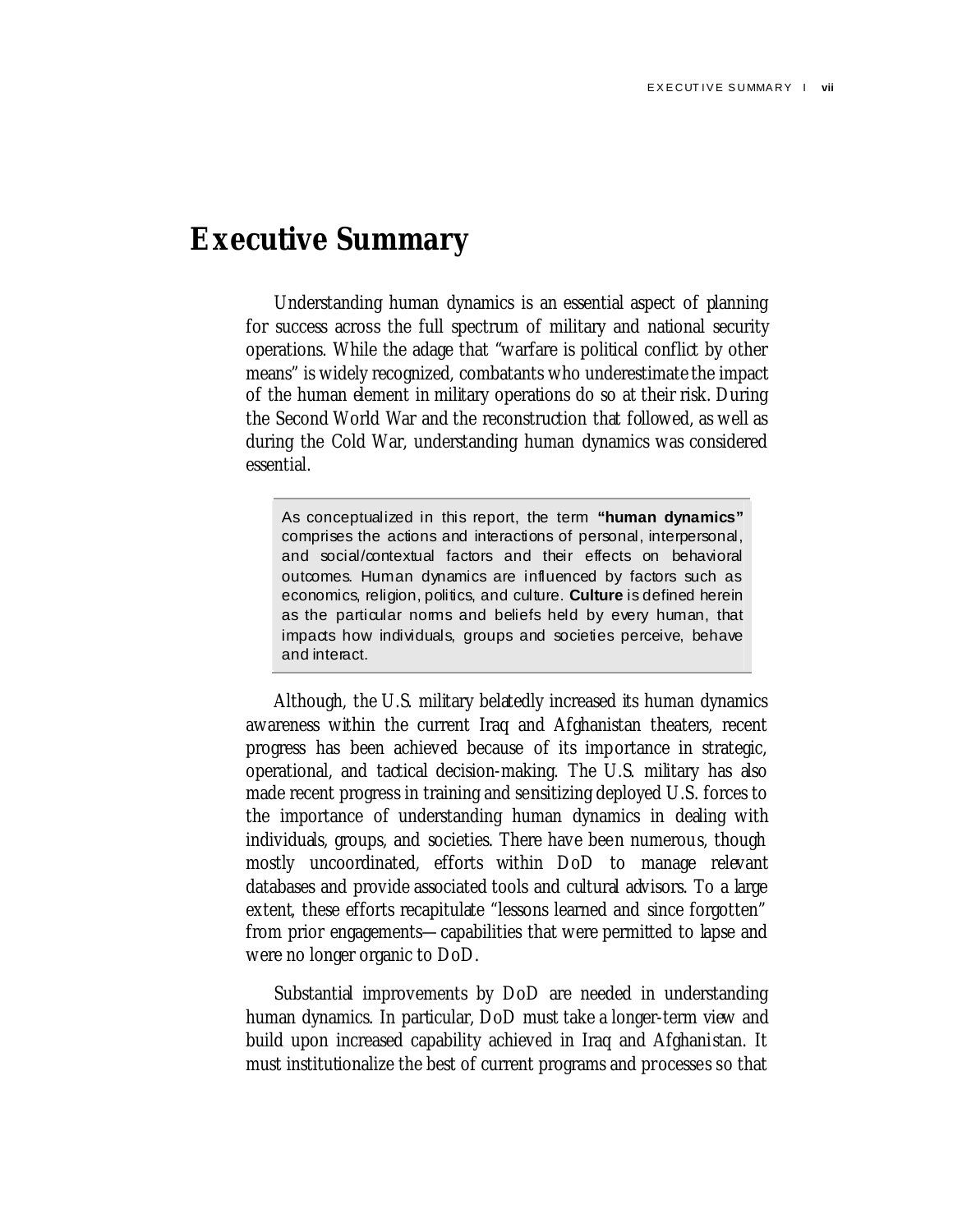# Executive Summary

Understanding human dynamics is an essential aspect of planning for success across the full spectrum of military and national security operations. While the adage that "warfare is political conflict by other means" is widely recognized, combatants who underestimate the impact of the human element in military operations do so at their risk. During the Second World War and the reconstruction that followed, as well as during the Cold War, understanding human dynamics was considered essential.

> As conceptualized in this report, the term **"human dynamics"** comprises the actions and interactions of personal, interpersonal, and social/contextual factors and their effects on behavioral outcomes. Human dynamics are influenced by factors such as economics, religion, politics, and culture. **Culture** is defined herein as the particular norms and beliefs held by every human, that impacts how individuals, groups and societies perceive, behave and interact.

Although, the U.S. military belatedly increased its human dynamics awareness within the current Iraq and Afghanistan theaters, recent progress has been achieved because of its importance in strategic, operational, and tactical decision-making. The U.S. military has also made recent progress in training and sensitizing deployed U.S. forces to the importance of understanding human dynamics in dealing with individuals, groups, and societies. There have been numerous, though mostly uncoordinated, efforts within DoD to manage relevant databases and provide associated tools and cultural advisors. To a large extent, these efforts recapitulate "lessons learned and since forgotten" from prior engagements—capabilities that were permitted to lapse and were no longer organic to DoD.

Substantial improvements by DoD are needed in understanding human dynamics. In particular, DoD must take a longer-term view and build upon increased capability achieved in Iraq and Afghanistan. It must institutionalize the best of current programs and processes so that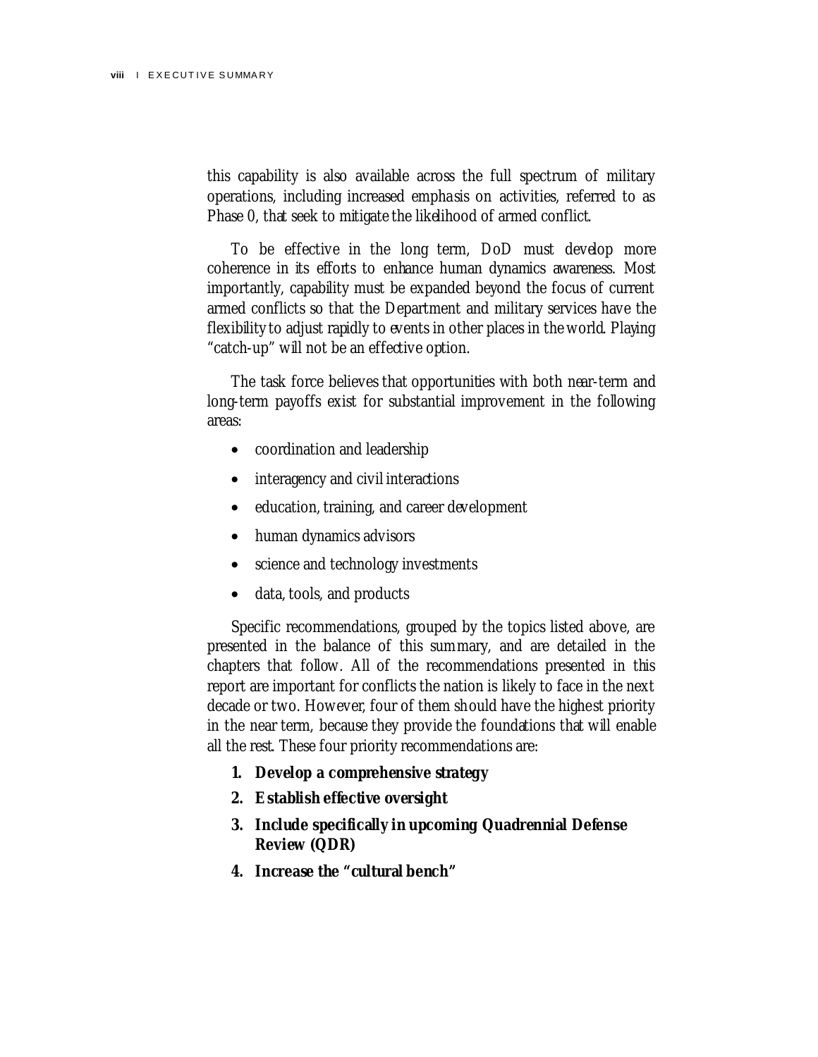this capability is also available across the full spectrum of military operations, including increased emphasis on activities, referred to as Phase 0, that seek to mitigate the likelihood of armed conflict.

To be effective in the long term, DoD must develop more coherence in its efforts to enhance human dynamics awareness. Most importantly, capability must be expanded beyond the focus of current armed conflicts so that the Department and military services have the flexibility to adjust rapidly to events in other places in the world. Playing "catch-up" will not be an effective option.

The task force believes that opportunities with both near-term and long-term payoffs exist for substantial improvement in the following areas:

- coordination and leadership
- interagency and civil interactions
- education, training, and career development
- human dynamics advisors
- science and technology investments
- data, tools, and products

Specific recommendations, grouped by the topics listed above, are presented in the balance of this summary, and are detailed in the chapters that follow. All of the recommendations presented in this report are important for conflicts the nation is likely to face in the next decade or two. However, four of them should have the highest priority in the near term, because they provide the foundations that will enable all the rest. These four priority recommendations are:

1. **Develop a comprehensive strategy**
2. **Establish effective oversight**
3. **Include specifically in upcoming Quadrennial Defense Review (QDR)**
4. **Increase the "cultural bench"**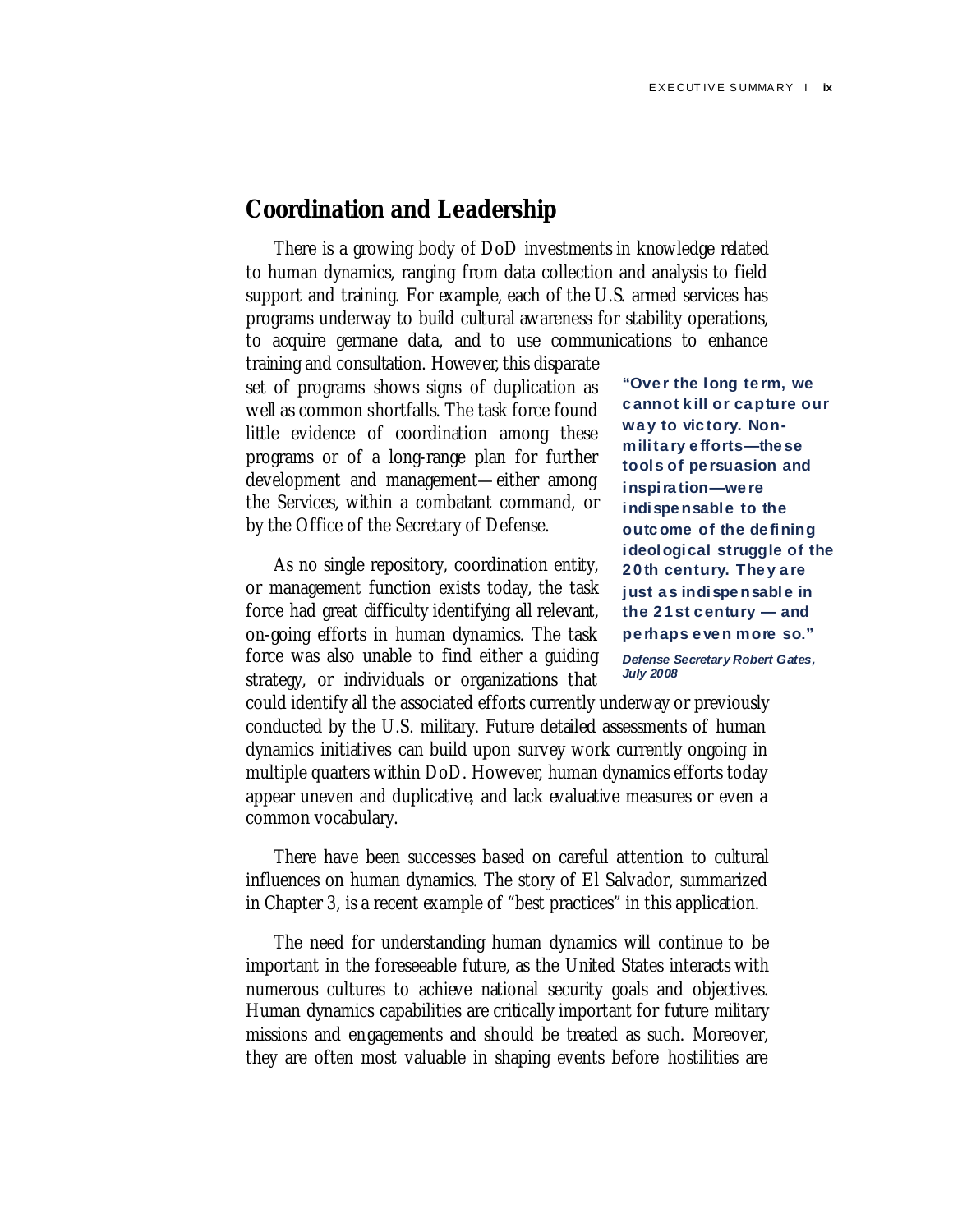## Coordination and Leadership

There is a growing body of DoD investments in knowledge related to human dynamics, ranging from data collection and analysis to field support and training. For example, each of the U.S. armed services has programs underway to build cultural awareness for stability operations, to acquire germane data, and to use communications to enhance training and consultation. However, this disparate set of programs shows signs of duplication as well as common shortfalls. The task force found little evidence of coordination among these programs or of a long-range plan for further development and management—either among the Services, within a combatant command, or by the Office of the Secretary of Defense.

> **"Over the long term, we cannot kill or capture our way to victory. Non-military efforts—these tools of persuasion and inspiration—were indispensable to the outcome of the defining ideological struggle of the 20th century. They are just as indispensable in the 21st century — and perhaps even more so."**
>
> ***Defense Secretary Robert Gates, July 2008***

As no single repository, coordination entity, or management function exists today, the task force had great difficulty identifying all relevant, on-going efforts in human dynamics. The task force was also unable to find either a guiding strategy, or individuals or organizations that could identify all the associated efforts currently underway or previously conducted by the U.S. military. Future detailed assessments of human dynamics initiatives can build upon survey work currently ongoing in multiple quarters within DoD. However, human dynamics efforts today appear uneven and duplicative, and lack evaluative measures or even a common vocabulary.

There have been successes based on careful attention to cultural influences on human dynamics. The story of El Salvador, summarized in Chapter 3, is a recent example of "best practices" in this application.

The need for understanding human dynamics will continue to be important in the foreseeable future, as the United States interacts with numerous cultures to achieve national security goals and objectives. Human dynamics capabilities are critically important for future military missions and engagements and should be treated as such. Moreover, they are often most valuable in shaping events before hostilities are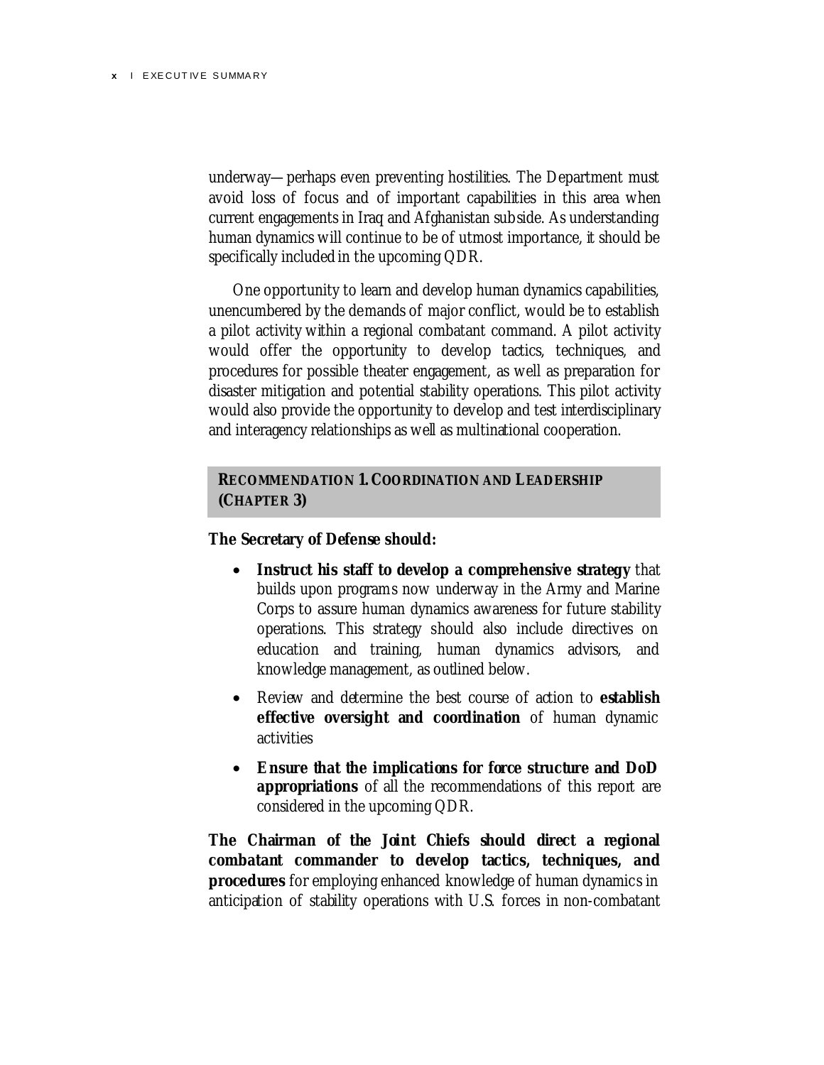underway—perhaps even preventing hostilities. The Department must avoid loss of focus and of important capabilities in this area when current engagements in Iraq and Afghanistan subside. As understanding human dynamics will continue to be of utmost importance, it should be specifically included in the upcoming QDR.

One opportunity to learn and develop human dynamics capabilities, unencumbered by the demands of major conflict, would be to establish a pilot activity within a regional combatant command. A pilot activity would offer the opportunity to develop tactics, techniques, and procedures for possible theater engagement, as well as preparation for disaster mitigation and potential stability operations. This pilot activity would also provide the opportunity to develop and test interdisciplinary and interagency relationships as well as multinational cooperation.

### RECOMMENDATION 1. COORDINATION AND LEADERSHIP (CHAPTER 3)

**The Secretary of Defense should:**

- **Instruct his staff to develop a comprehensive strategy** that builds upon programs now underway in the Army and Marine Corps to assure human dynamics awareness for future stability operations. This strategy should also include directives on education and training, human dynamics advisors, and knowledge management, as outlined below.
- Review and determine the best course of action to **establish effective oversight and coordination** of human dynamic activities
- **Ensure that the implications for force structure and DoD appropriations** of all the recommendations of this report are considered in the upcoming QDR.

**The Chairman of the Joint Chiefs should direct a regional combatant commander to develop tactics, techniques, and procedures** for employing enhanced knowledge of human dynamics in anticipation of stability operations with U.S. forces in non-combatant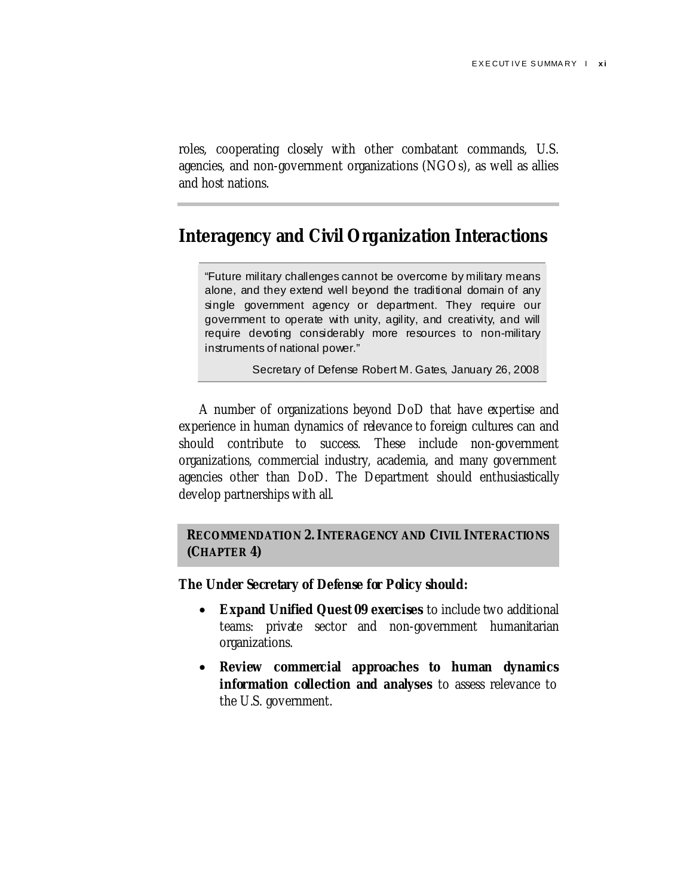roles, cooperating closely with other combatant commands, U.S. agencies, and non-government organizations (NGOs), as well as allies and host nations.

## Interagency and Civil Organization Interactions

> "Future military challenges cannot be overcome by military means alone, and they extend well beyond the traditional domain of any single government agency or department. They require our government to operate with unity, agility, and creativity, and will require devoting considerably more resources to non-military instruments of national power."
>
> Secretary of Defense Robert M. Gates, January 26, 2008

A number of organizations beyond DoD that have expertise and experience in human dynamics of relevance to foreign cultures can and should contribute to success. These include non-government organizations, commercial industry, academia, and many government agencies other than DoD. The Department should enthusiastically develop partnerships with all.

### RECOMMENDATION 2. INTERAGENCY AND CIVIL INTERACTIONS (CHAPTER 4)

**The Under Secretary of Defense for Policy should:**

- **Expand Unified Quest 09 exercises** to include two additional teams: private sector and non-government humanitarian organizations.
- **Review commercial approaches to human dynamics information collection and analyses** to assess relevance to the U.S. government.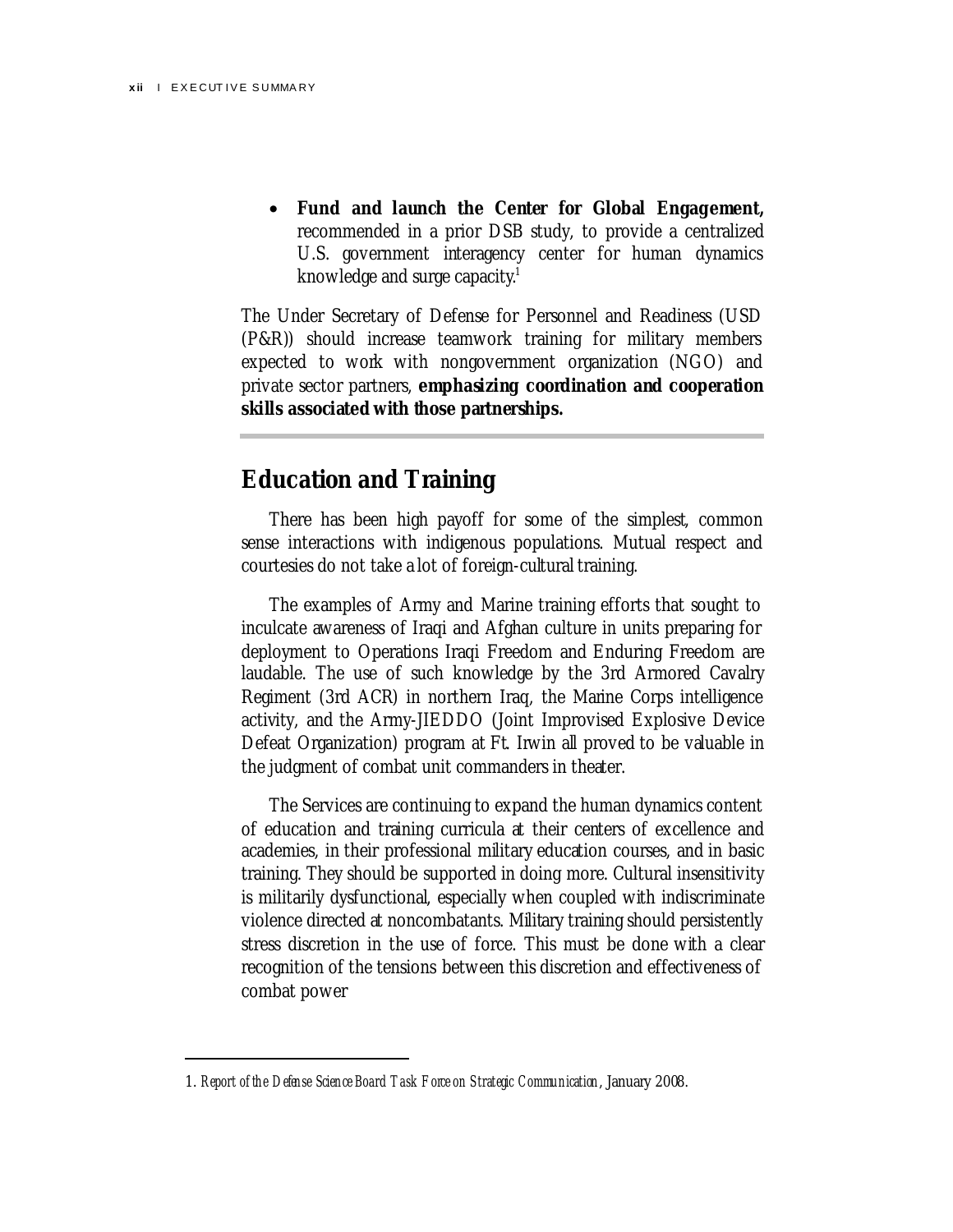- **Fund and launch the Center for Global Engagement,** recommended in a prior DSB study, to provide a centralized U.S. government interagency center for human dynamics knowledge and surge capacity.[1]

The Under Secretary of Defense for Personnel and Readiness (USD (P&R)) should increase teamwork training for military members expected to work with nongovernment organization (NGO) and private sector partners, **emphasizing coordination and cooperation skills associated with those partnerships.**

## Education and Training

There has been high payoff for some of the simplest, common sense interactions with indigenous populations. Mutual respect and courtesies do not take a lot of foreign-cultural training.

The examples of Army and Marine training efforts that sought to inculcate awareness of Iraqi and Afghan culture in units preparing for deployment to Operations Iraqi Freedom and Enduring Freedom are laudable. The use of such knowledge by the 3rd Armored Cavalry Regiment (3rd ACR) in northern Iraq, the Marine Corps intelligence activity, and the Army-JIEDDO (Joint Improvised Explosive Device Defeat Organization) program at Ft. Irwin all proved to be valuable in the judgment of combat unit commanders in theater.

The Services are continuing to expand the human dynamics content of education and training curricula at their centers of excellence and academies, in their professional military education courses, and in basic training. They should be supported in doing more. Cultural insensitivity is militarily dysfunctional, especially when coupled with indiscriminate violence directed at noncombatants. Military training should persistently stress discretion in the use of force. This must be done with a clear recognition of the tensions between this discretion and effectiveness of combat power

1. *Report of the Defense Science Board Task Force on Strategic Communication*, January 2008.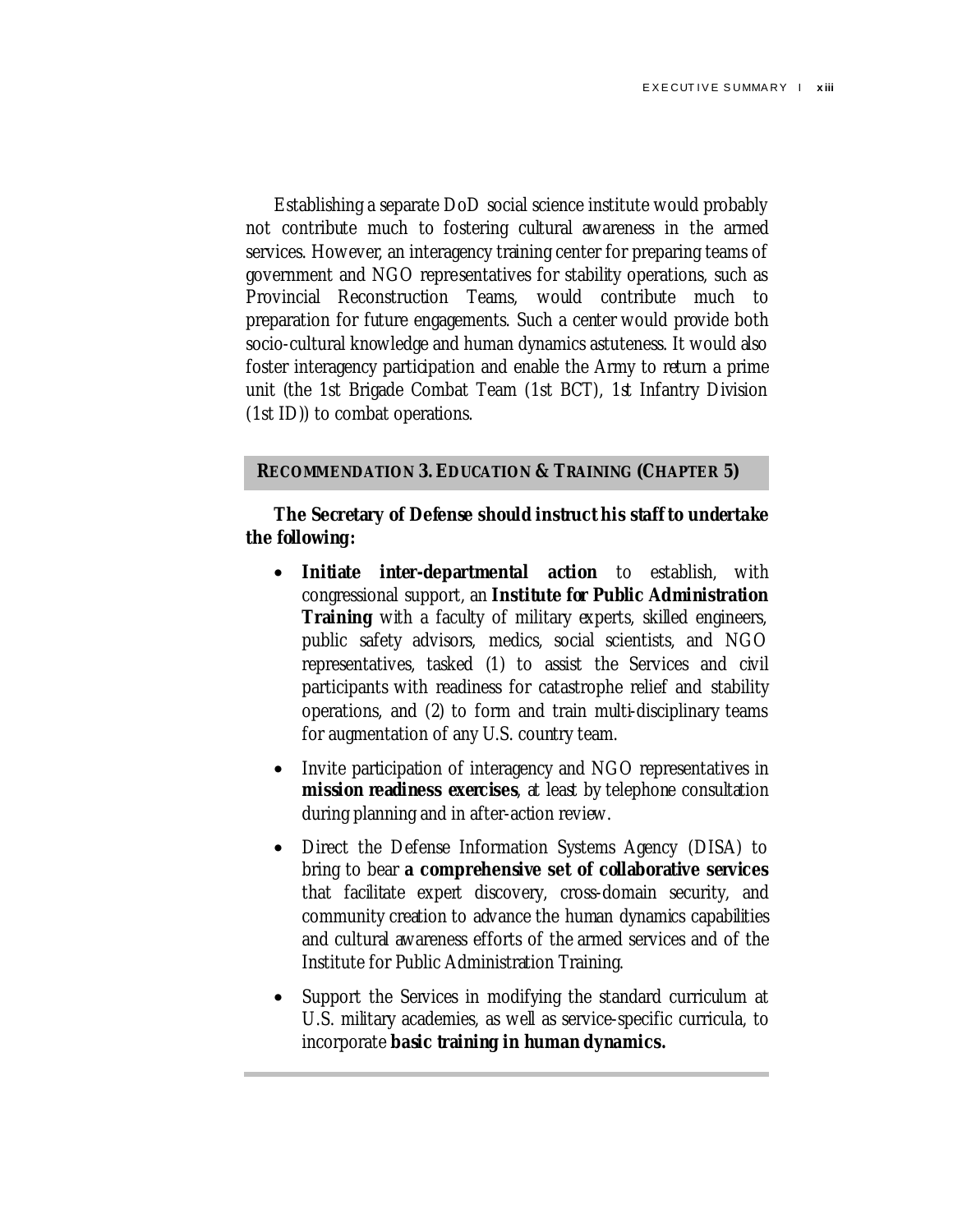Establishing a separate DoD social science institute would probably not contribute much to fostering cultural awareness in the armed services. However, an interagency training center for preparing teams of government and NGO representatives for stability operations, such as Provincial Reconstruction Teams, would contribute much to preparation for future engagements. Such a center would provide both socio-cultural knowledge and human dynamics astuteness. It would also foster interagency participation and enable the Army to return a prime unit (the 1st Brigade Combat Team (1st BCT), 1st Infantry Division (1st ID)) to combat operations.

### RECOMMENDATION 3. EDUCATION & TRAINING (CHAPTER 5)

**The Secretary of Defense should instruct his staff to undertake the following:**

- **Initiate inter-departmental action** to establish, with congressional support, an **Institute for Public Administration Training** with a faculty of military experts, skilled engineers, public safety advisors, medics, social scientists, and NGO representatives, tasked (1) to assist the Services and civil participants with readiness for catastrophe relief and stability operations, and (2) to form and train multi-disciplinary teams for augmentation of any U.S. country team.
- Invite participation of interagency and NGO representatives in **mission readiness exercises**, at least by telephone consultation during planning and in after-action review.
- Direct the Defense Information Systems Agency (DISA) to bring to bear **a comprehensive set of collaborative services** that facilitate expert discovery, cross-domain security, and community creation to advance the human dynamics capabilities and cultural awareness efforts of the armed services and of the Institute for Public Administration Training.
- Support the Services in modifying the standard curriculum at U.S. military academies, as well as service-specific curricula, to incorporate **basic training in human dynamics.**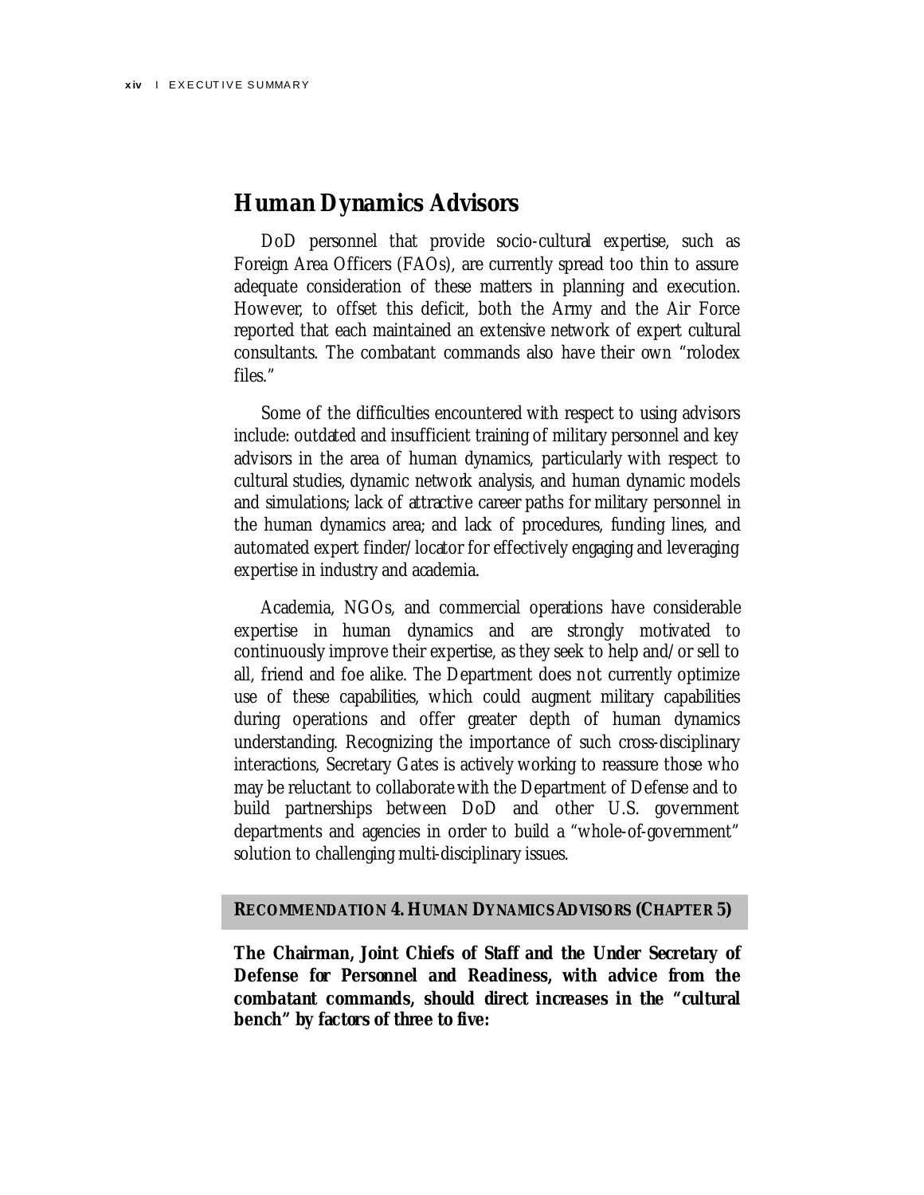## Human Dynamics Advisors

DoD personnel that provide socio-cultural expertise, such as Foreign Area Officers (FAOs), are currently spread too thin to assure adequate consideration of these matters in planning and execution. However, to offset this deficit, both the Army and the Air Force reported that each maintained an extensive network of expert cultural consultants. The combatant commands also have their own "rolodex files."

Some of the difficulties encountered with respect to using advisors include: outdated and insufficient training of military personnel and key advisors in the area of human dynamics, particularly with respect to cultural studies, dynamic network analysis, and human dynamic models and simulations; lack of attractive career paths for military personnel in the human dynamics area; and lack of procedures, funding lines, and automated expert finder/locator for effectively engaging and leveraging expertise in industry and academia.

Academia, NGOs, and commercial operations have considerable expertise in human dynamics and are strongly motivated to continuously improve their expertise, as they seek to help and/or sell to all, friend and foe alike. The Department does not currently optimize use of these capabilities, which could augment military capabilities during operations and offer greater depth of human dynamics understanding. Recognizing the importance of such cross-disciplinary interactions, Secretary Gates is actively working to reassure those who may be reluctant to collaborate with the Department of Defense and to build partnerships between DoD and other U.S. government departments and agencies in order to build a "whole-of-government" solution to challenging multi-disciplinary issues.

**RECOMMENDATION 4. HUMAN DYNAMICS ADVISORS (CHAPTER 5)**

**The Chairman, Joint Chiefs of Staff and the Under Secretary of Defense for Personnel and Readiness, with advice from the combatant commands, should direct increases in the "cultural bench" by factors of three to five:**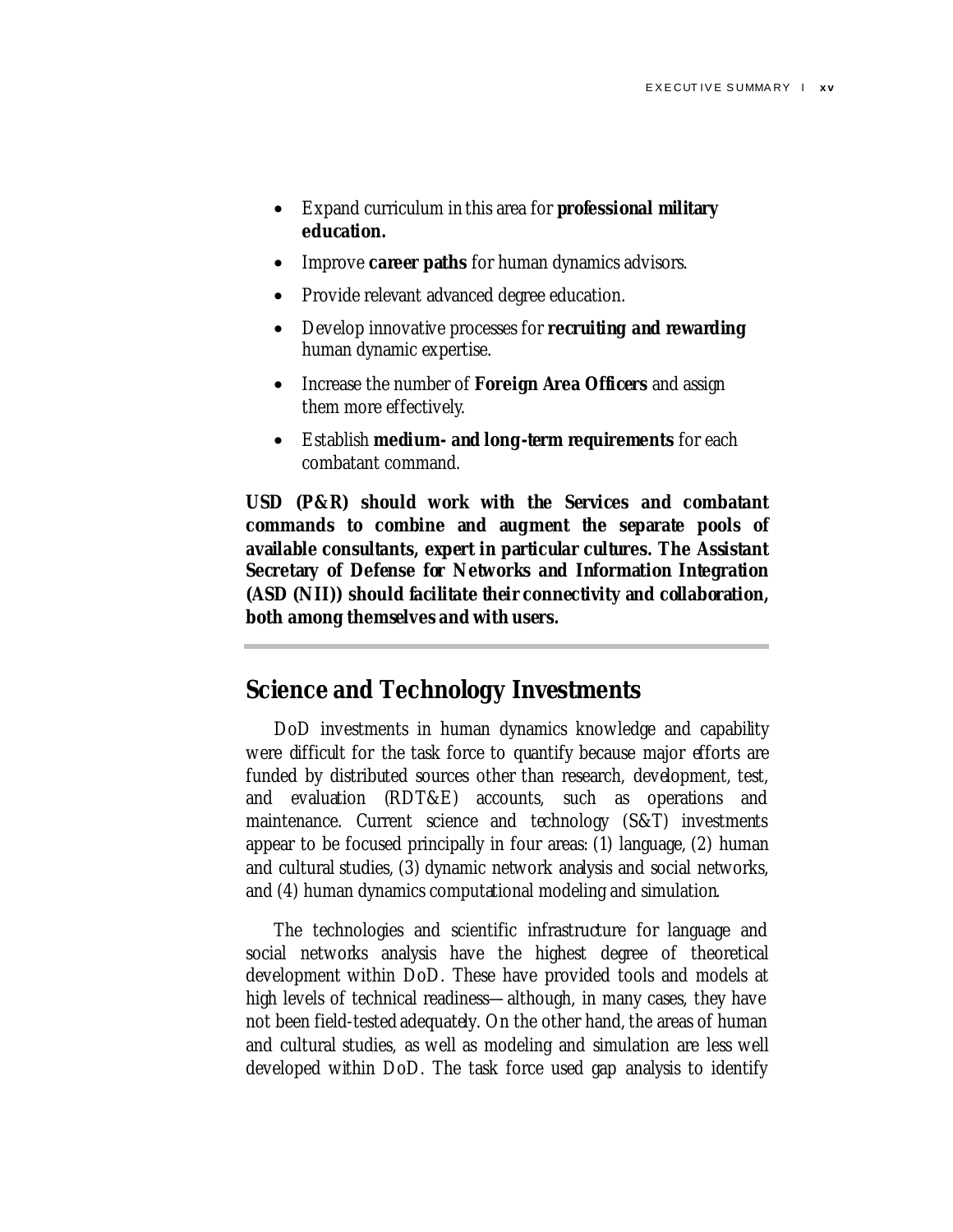- Expand curriculum in this area for **professional military education.**
- Improve **career paths** for human dynamics advisors.
- Provide relevant advanced degree education.
- Develop innovative processes for **recruiting and rewarding** human dynamic expertise.
- Increase the number of **Foreign Area Officers** and assign them more effectively.
- Establish **medium- and long-term requirements** for each combatant command.

**USD (P&R) should work with the Services and combatant commands to combine and augment the separate pools of available consultants, expert in particular cultures. The Assistant Secretary of Defense for Networks and Information Integration (ASD (NII)) should facilitate their connectivity and collaboration, both among themselves and with users.**

## Science and Technology Investments

DoD investments in human dynamics knowledge and capability were difficult for the task force to quantify because major efforts are funded by distributed sources other than research, development, test, and evaluation (RDT&E) accounts, such as operations and maintenance. Current science and technology (S&T) investments appear to be focused principally in four areas: (1) language, (2) human and cultural studies, (3) dynamic network analysis and social networks, and (4) human dynamics computational modeling and simulation.

The technologies and scientific infrastructure for language and social networks analysis have the highest degree of theoretical development within DoD. These have provided tools and models at high levels of technical readiness—although, in many cases, they have not been field-tested adequately. On the other hand, the areas of human and cultural studies, as well as modeling and simulation are less well developed within DoD. The task force used gap analysis to identify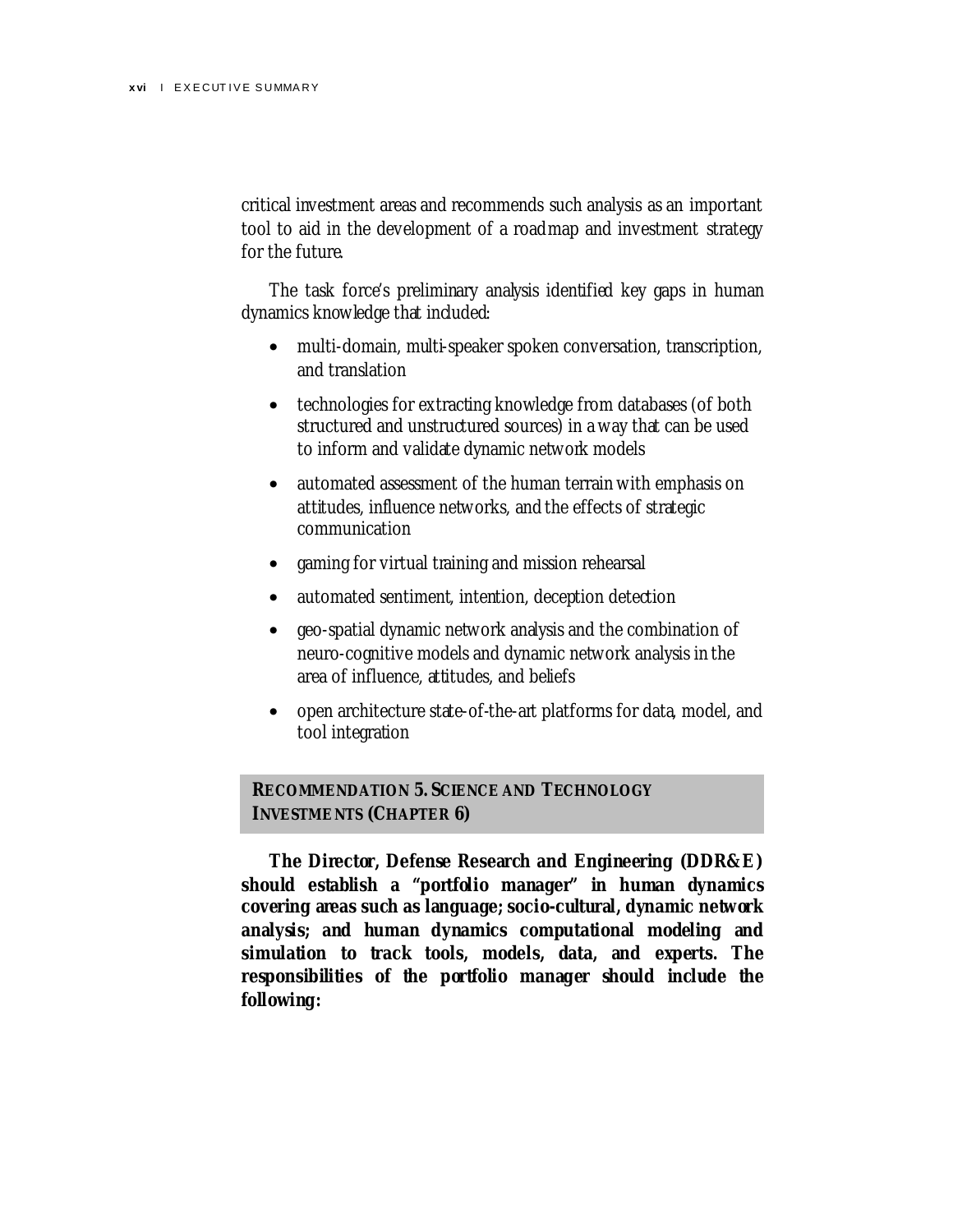critical investment areas and recommends such analysis as an important tool to aid in the development of a roadmap and investment strategy for the future.

The task force's preliminary analysis identified key gaps in human dynamics knowledge that included:

- multi-domain, multi-speaker spoken conversation, transcription, and translation
- technologies for extracting knowledge from databases (of both structured and unstructured sources) in a way that can be used to inform and validate dynamic network models
- automated assessment of the human terrain with emphasis on attitudes, influence networks, and the effects of strategic communication
- gaming for virtual training and mission rehearsal
- automated sentiment, intention, deception detection
- geo-spatial dynamic network analysis and the combination of neuro-cognitive models and dynamic network analysis in the area of influence, attitudes, and beliefs
- open architecture state-of-the-art platforms for data, model, and tool integration

### RECOMMENDATION 5. SCIENCE AND TECHNOLOGY INVESTMENTS (CHAPTER 6)

**The Director, Defense Research and Engineering (DDR&E) should establish a "portfolio manager" in human dynamics covering areas such as language; socio-cultural, dynamic network analysis; and human dynamics computational modeling and simulation to track tools, models, data, and experts. The responsibilities of the portfolio manager should include the following:**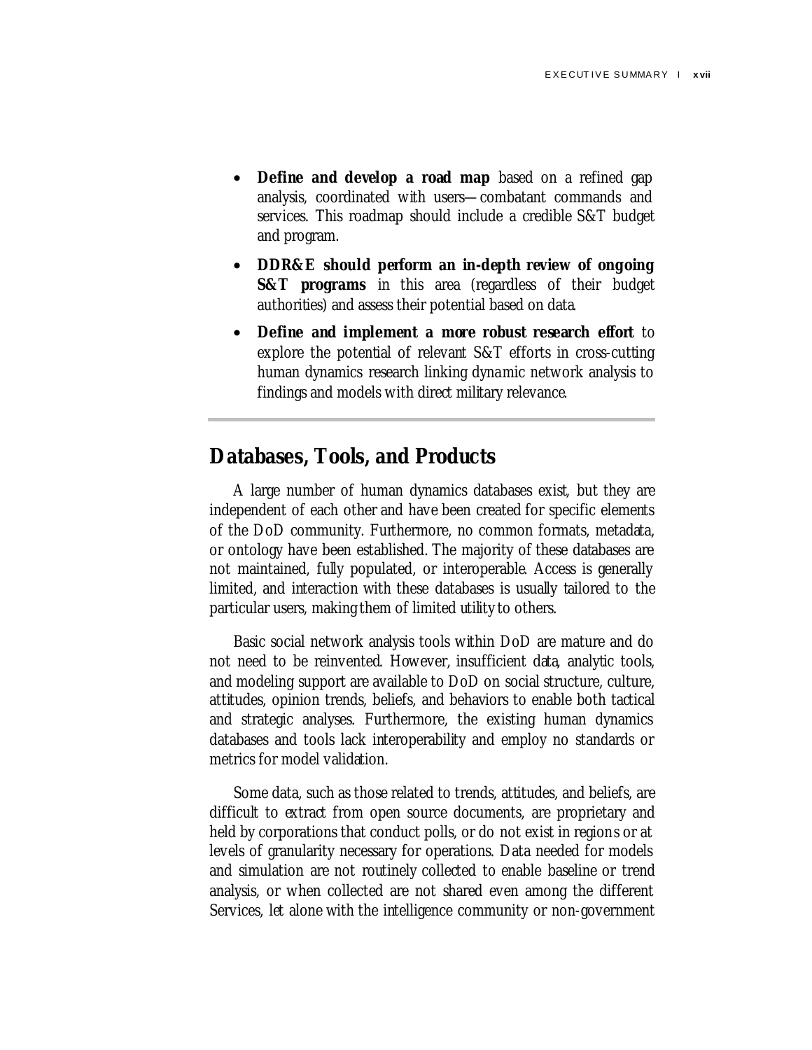- **Define and develop a road map** based on a refined gap analysis, coordinated with users—combatant commands and services. This roadmap should include a credible S&T budget and program.
- **DDR&E should perform an in-depth review of ongoing S&T programs** in this area (regardless of their budget authorities) and assess their potential based on data.
- **Define and implement a more robust research effort** to explore the potential of relevant S&T efforts in cross-cutting human dynamics research linking dynamic network analysis to findings and models with direct military relevance.

## Databases, Tools, and Products

A large number of human dynamics databases exist, but they are independent of each other and have been created for specific elements of the DoD community. Furthermore, no common formats, metadata, or ontology have been established. The majority of these databases are not maintained, fully populated, or interoperable. Access is generally limited, and interaction with these databases is usually tailored to the particular users, making them of limited utility to others.

Basic social network analysis tools within DoD are mature and do not need to be reinvented. However, insufficient data, analytic tools, and modeling support are available to DoD on social structure, culture, attitudes, opinion trends, beliefs, and behaviors to enable both tactical and strategic analyses. Furthermore, the existing human dynamics databases and tools lack interoperability and employ no standards or metrics for model validation.

Some data, such as those related to trends, attitudes, and beliefs, are difficult to extract from open source documents, are proprietary and held by corporations that conduct polls, or do not exist in regions or at levels of granularity necessary for operations. Data needed for models and simulation are not routinely collected to enable baseline or trend analysis, or when collected are not shared even among the different Services, let alone with the intelligence community or non-government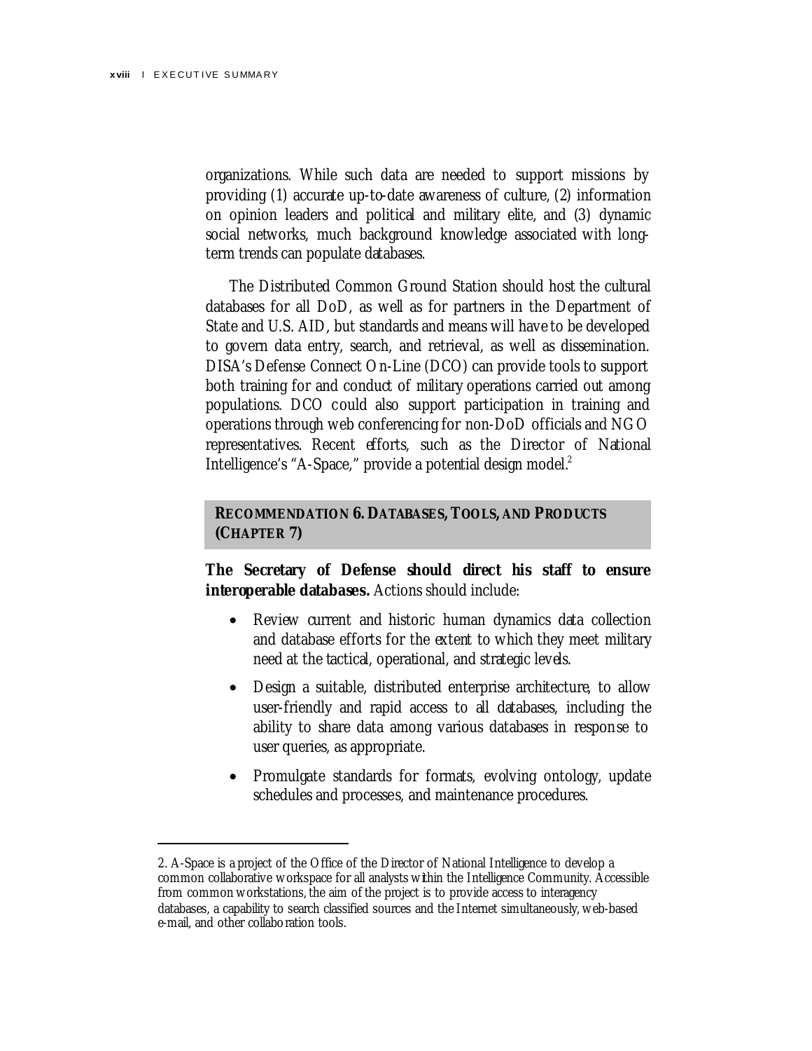organizations. While such data are needed to support missions by providing (1) accurate up-to-date awareness of culture, (2) information on opinion leaders and political and military elite, and (3) dynamic social networks, much background knowledge associated with long-term trends can populate databases.

The Distributed Common Ground Station should host the cultural databases for all DoD, as well as for partners in the Department of State and U.S. AID, but standards and means will have to be developed to govern data entry, search, and retrieval, as well as dissemination. DISA's Defense Connect On-Line (DCO) can provide tools to support both training for and conduct of military operations carried out among populations. DCO could also support participation in training and operations through web conferencing for non-DoD officials and NGO representatives. Recent efforts, such as the Director of National Intelligence's "A-Space," provide a potential design model.[2]

**RECOMMENDATION 6. DATABASES, TOOLS, AND PRODUCTS (CHAPTER 7)**

**The Secretary of Defense should direct his staff to ensure interoperable databases.** Actions should include:

- Review current and historic human dynamics data collection and database efforts for the extent to which they meet military need at the tactical, operational, and strategic levels.
- Design a suitable, distributed enterprise architecture, to allow user-friendly and rapid access to all databases, including the ability to share data among various databases in response to user queries, as appropriate.
- Promulgate standards for formats, evolving ontology, update schedules and processes, and maintenance procedures.

---

2. A-Space is a project of the Office of the Director of National Intelligence to develop a common collaborative workspace for all analysts within the Intelligence Community. Accessible from common workstations, the aim of the project is to provide access to interagency databases, a capability to search classified sources and the Internet simultaneously, web-based e-mail, and other collaboration tools.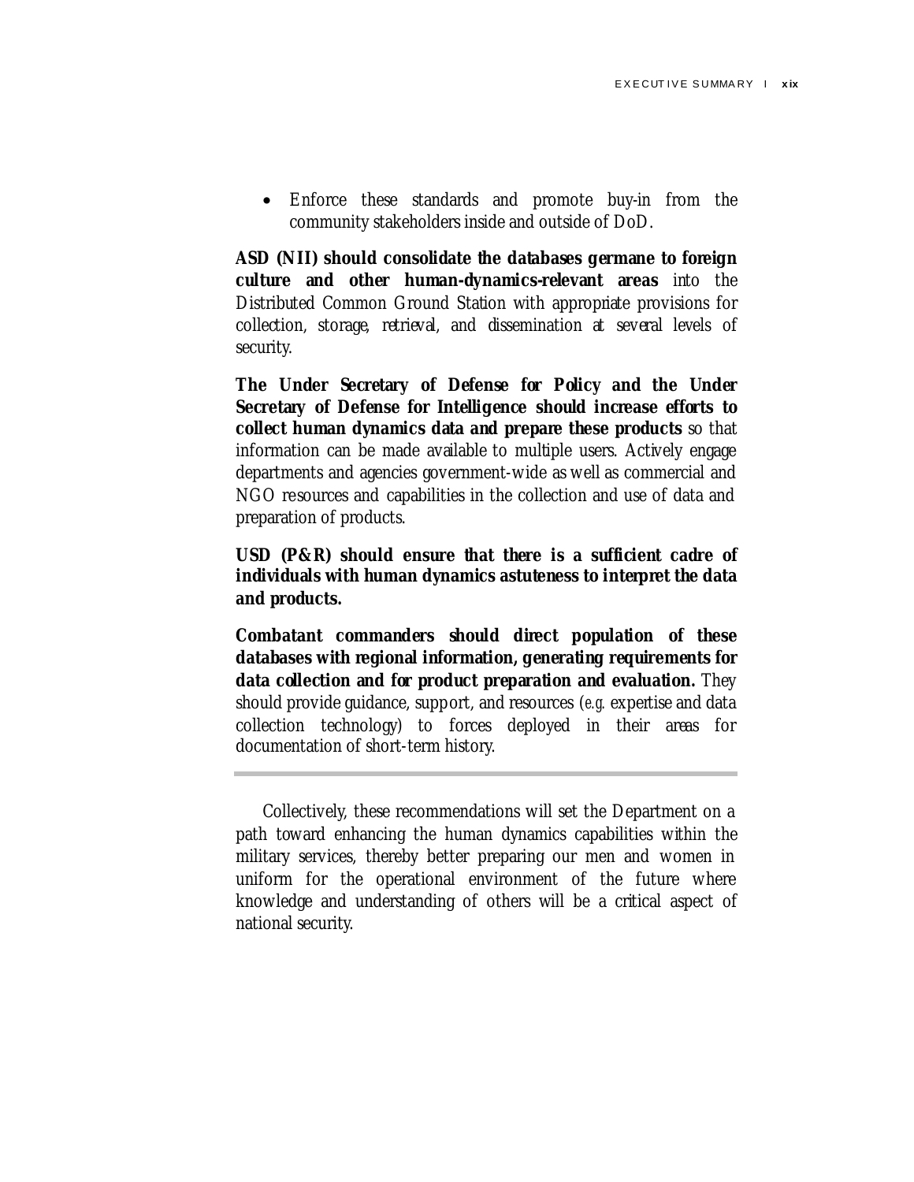- Enforce these standards and promote buy-in from the community stakeholders inside and outside of DoD.

**ASD (NII) should consolidate the databases germane to foreign culture and other human-dynamics-relevant areas** into the Distributed Common Ground Station with appropriate provisions for collection, storage, retrieval, and dissemination at several levels of security.

**The Under Secretary of Defense for Policy and the Under Secretary of Defense for Intelligence should increase efforts to collect human dynamics data and prepare these products** so that information can be made available to multiple users. Actively engage departments and agencies government-wide as well as commercial and NGO resources and capabilities in the collection and use of data and preparation of products.

**USD (P&R) should ensure that there is a sufficient cadre of individuals with human dynamics astuteness to interpret the data and products.**

**Combatant commanders should direct population of these databases with regional information, generating requirements for data collection and for product preparation and evaluation.** They should provide guidance, support, and resources (*e.g.* expertise and data collection technology) to forces deployed in their areas for documentation of short-term history.

---

Collectively, these recommendations will set the Department on a path toward enhancing the human dynamics capabilities within the military services, thereby better preparing our men and women in uniform for the operational environment of the future where knowledge and understanding of others will be a critical aspect of national security.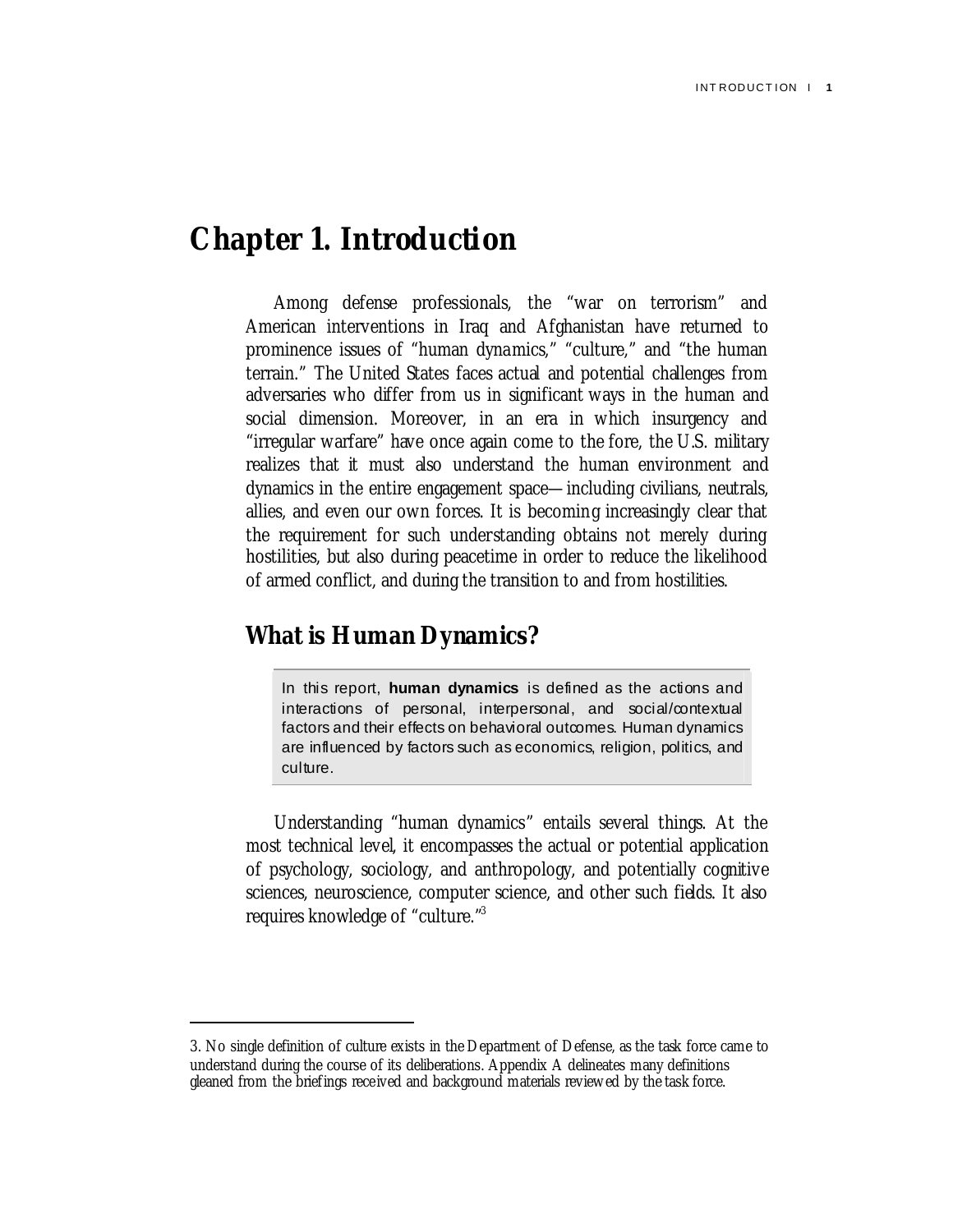# Chapter 1. Introduction

Among defense professionals, the "war on terrorism" and American interventions in Iraq and Afghanistan have returned to prominence issues of "human dynamics," "culture," and "the human terrain." The United States faces actual and potential challenges from adversaries who differ from us in significant ways in the human and social dimension. Moreover, in an era in which insurgency and "irregular warfare" have once again come to the fore, the U.S. military realizes that it must also understand the human environment and dynamics in the entire engagement space—including civilians, neutrals, allies, and even our own forces. It is becoming increasingly clear that the requirement for such understanding obtains not merely during hostilities, but also during peacetime in order to reduce the likelihood of armed conflict, and during the transition to and from hostilities.

## What is Human Dynamics?

> In this report, **human dynamics** is defined as the actions and interactions of personal, interpersonal, and social/contextual factors and their effects on behavioral outcomes. Human dynamics are influenced by factors such as economics, religion, politics, and culture.

Understanding "human dynamics" entails several things. At the most technical level, it encompasses the actual or potential application of psychology, sociology, and anthropology, and potentially cognitive sciences, neuroscience, computer science, and other such fields. It also requires knowledge of "culture."[3]

---

3. No single definition of culture exists in the Department of Defense, as the task force came to understand during the course of its deliberations. Appendix A delineates many definitions gleaned from the briefings received and background materials reviewed by the task force.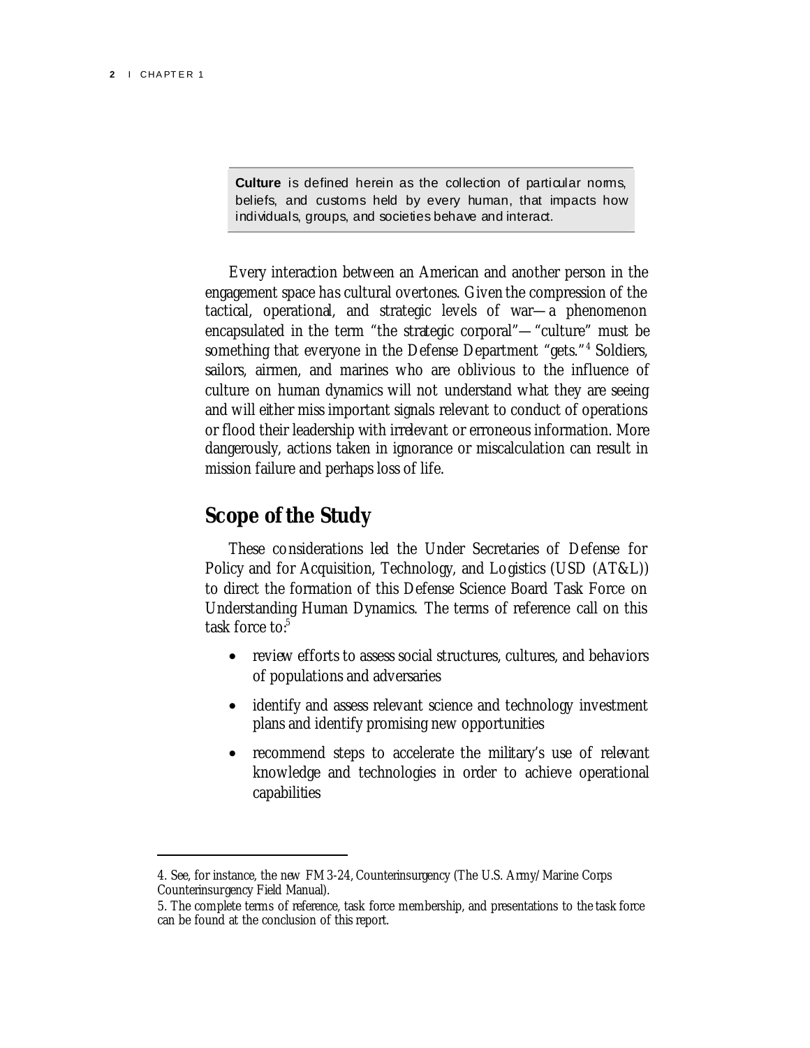> **Culture** is defined herein as the collection of particular norms, beliefs, and customs held by every human, that impacts how individuals, groups, and societies behave and interact.

Every interaction between an American and another person in the engagement space has cultural overtones. Given the compression of the tactical, operational, and strategic levels of war—a phenomenon encapsulated in the term "the strategic corporal"—"culture" must be something that everyone in the Defense Department "gets."[4] Soldiers, sailors, airmen, and marines who are oblivious to the influence of culture on human dynamics will not understand what they are seeing and will either miss important signals relevant to conduct of operations or flood their leadership with irrelevant or erroneous information. More dangerously, actions taken in ignorance or miscalculation can result in mission failure and perhaps loss of life.

## Scope of the Study

These considerations led the Under Secretaries of Defense for Policy and for Acquisition, Technology, and Logistics (USD (AT&L)) to direct the formation of this Defense Science Board Task Force on Understanding Human Dynamics. The terms of reference call on this task force to:[5]

- review efforts to assess social structures, cultures, and behaviors of populations and adversaries
- identify and assess relevant science and technology investment plans and identify promising new opportunities
- recommend steps to accelerate the military's use of relevant knowledge and technologies in order to achieve operational capabilities

---

4. See, for instance, the new FM 3-24, Counterinsurgency (The U.S. Army/Marine Corps Counterinsurgency Field Manual).

5. The complete terms of reference, task force membership, and presentations to the task force can be found at the conclusion of this report.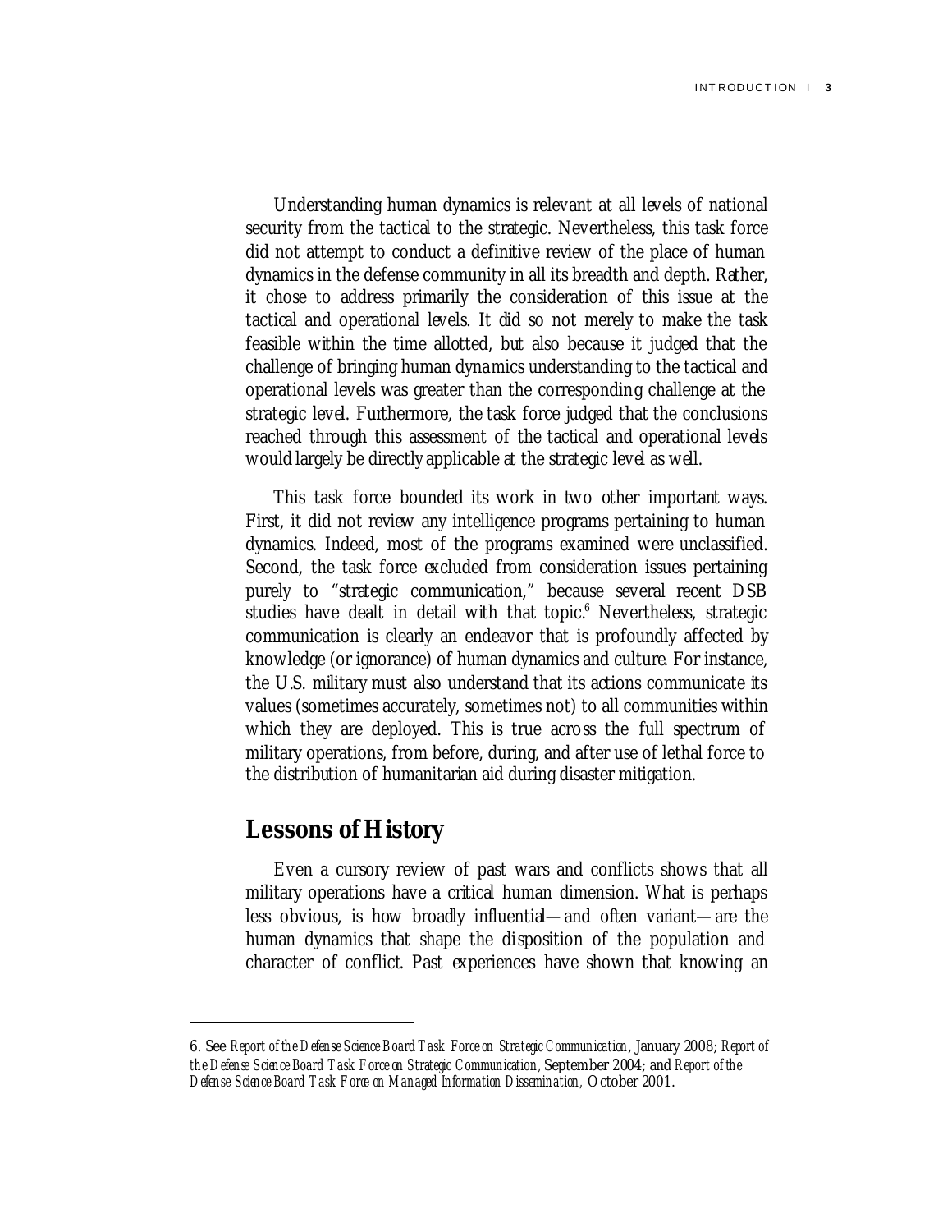Understanding human dynamics is relevant at all levels of national security from the tactical to the strategic. Nevertheless, this task force did not attempt to conduct a definitive review of the place of human dynamics in the defense community in all its breadth and depth. Rather, it chose to address primarily the consideration of this issue at the tactical and operational levels. It did so not merely to make the task feasible within the time allotted, but also because it judged that the challenge of bringing human dynamics understanding to the tactical and operational levels was greater than the corresponding challenge at the strategic level. Furthermore, the task force judged that the conclusions reached through this assessment of the tactical and operational levels would largely be directly applicable at the strategic level as well.

This task force bounded its work in two other important ways. First, it did not review any intelligence programs pertaining to human dynamics. Indeed, most of the programs examined were unclassified. Second, the task force excluded from consideration issues pertaining purely to "strategic communication," because several recent DSB studies have dealt in detail with that topic.[6] Nevertheless, strategic communication is clearly an endeavor that is profoundly affected by knowledge (or ignorance) of human dynamics and culture. For instance, the U.S. military must also understand that its actions communicate its values (sometimes accurately, sometimes not) to all communities within which they are deployed. This is true across the full spectrum of military operations, from before, during, and after use of lethal force to the distribution of humanitarian aid during disaster mitigation.

## Lessons of History

Even a cursory review of past wars and conflicts shows that all military operations have a critical human dimension. What is perhaps less obvious, is how broadly influential—and often variant—are the human dynamics that shape the disposition of the population and character of conflict. Past experiences have shown that knowing an

---

6. See *Report of the Defense Science Board Task Force on Strategic Communication*, January 2008; *Report of the Defense Science Board Task Force on Strategic Communication*, September 2004; and *Report of the Defense Science Board Task Force on Managed Information Dissemination,* October 2001.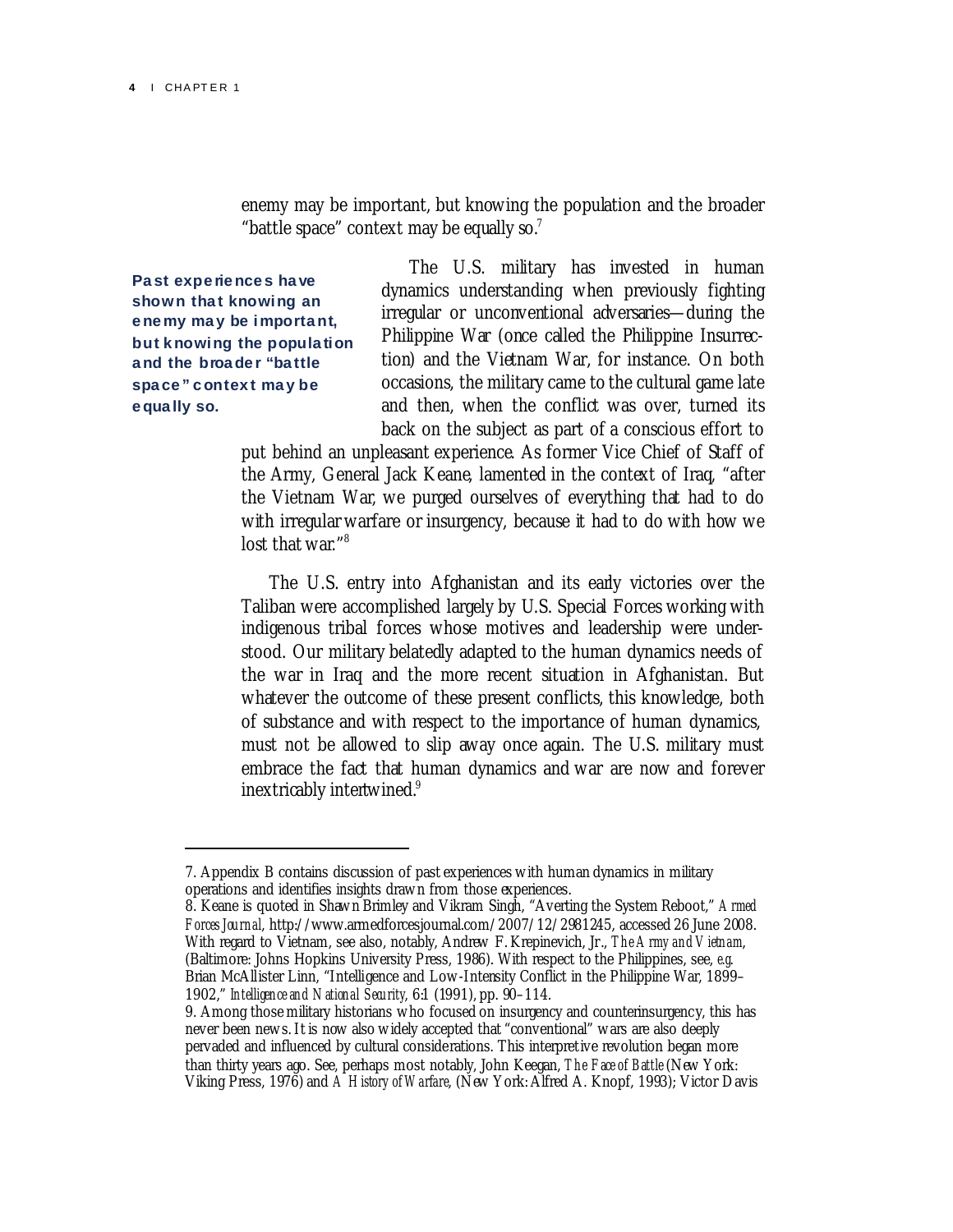enemy may be important, but knowing the population and the broader "battle space" context may be equally so.[7]

**Past experiences have shown that knowing an enemy may be important, but knowing the population and the broader "battle space" context may be equally so.**

The U.S. military has invested in human dynamics understanding when previously fighting irregular or unconventional adversaries—during the Philippine War (once called the Philippine Insurrection) and the Vietnam War, for instance. On both occasions, the military came to the cultural game late and then, when the conflict was over, turned its back on the subject as part of a conscious effort to put behind an unpleasant experience. As former Vice Chief of Staff of the Army, General Jack Keane, lamented in the context of Iraq, "after the Vietnam War, we purged ourselves of everything that had to do with irregular warfare or insurgency, because it had to do with how we lost that war."[8]

The U.S. entry into Afghanistan and its early victories over the Taliban were accomplished largely by U.S. Special Forces working with indigenous tribal forces whose motives and leadership were understood. Our military belatedly adapted to the human dynamics needs of the war in Iraq and the more recent situation in Afghanistan. But whatever the outcome of these present conflicts, this knowledge, both of substance and with respect to the importance of human dynamics, must not be allowed to slip away once again. The U.S. military must embrace the fact that human dynamics and war are now and forever inextricably intertwined.[9]

---

7. Appendix B contains discussion of past experiences with human dynamics in military operations and identifies insights drawn from those experiences.

8. Keane is quoted in Shawn Brimley and Vikram Singh, "Averting the System Reboot," *Armed Forces Journal*, http://www.armedforcesjournal.com/2007/12/2981245, accessed 26 June 2008. With regard to Vietnam, see also, notably, Andrew F. Krepinevich, Jr., *The Army and Vietnam*, (Baltimore: Johns Hopkins University Press, 1986). With respect to the Philippines, see, *e.g.* Brian McAllister Linn, "Intelligence and Low-Intensity Conflict in the Philippine War, 1899–1902," *Intelligence and National Security*, 6:1 (1991), pp. 90–114.

9. Among those military historians who focused on insurgency and counterinsurgency, this has never been news. It is now also widely accepted that "conventional" wars are also deeply pervaded and influenced by cultural considerations. This interpretive revolution began more than thirty years ago. See, perhaps most notably, John Keegan, *The Face of Battle* (New York: Viking Press, 1976) and *A History of Warfare*, (New York: Alfred A. Knopf, 1993); Victor Davis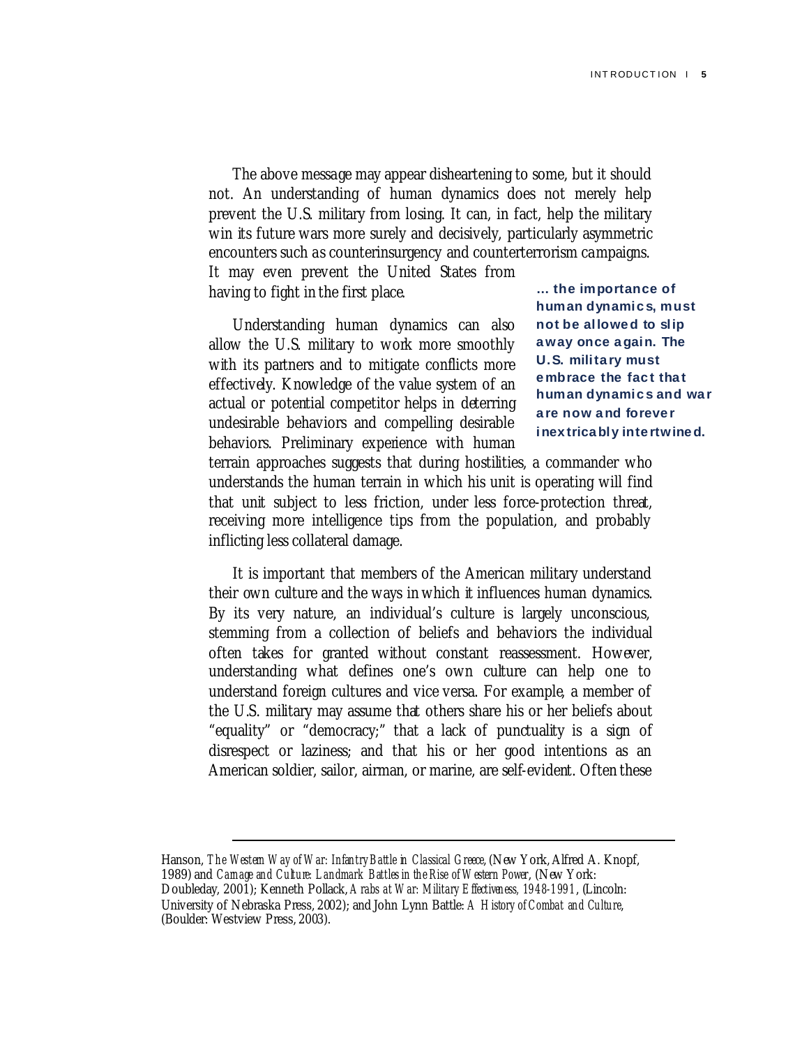The above message may appear disheartening to some, but it should not. An understanding of human dynamics does not merely help prevent the U.S. military from losing. It can, in fact, help the military win its future wars more surely and decisively, particularly asymmetric encounters such as counterinsurgency and counterterrorism campaigns. It may even prevent the United States from having to fight in the first place.

**… the importance of human dynamics, must not be allowed to slip away once again. The U.S. military must embrace the fact that human dynamics and war are now and forever inextricably intertwined.**

Understanding human dynamics can also allow the U.S. military to work more smoothly with its partners and to mitigate conflicts more effectively. Knowledge of the value system of an actual or potential competitor helps in deterring undesirable behaviors and compelling desirable behaviors. Preliminary experience with human terrain approaches suggests that during hostilities, a commander who understands the human terrain in which his unit is operating will find that unit subject to less friction, under less force-protection threat, receiving more intelligence tips from the population, and probably inflicting less collateral damage.

It is important that members of the American military understand their own culture and the ways in which it influences human dynamics. By its very nature, an individual's culture is largely unconscious, stemming from a collection of beliefs and behaviors the individual often takes for granted without constant reassessment. However, understanding what defines one's own culture can help one to understand foreign cultures and vice versa. For example, a member of the U.S. military may assume that others share his or her beliefs about "equality" or "democracy;" that a lack of punctuality is a sign of disrespect or laziness; and that his or her good intentions as an American soldier, sailor, airman, or marine, are self-evident. Often these

---

Hanson, *The Western Way of War: Infantry Battle in Classical Greece*, (New York, Alfred A. Knopf, 1989) and *Carnage and Culture: Landmark Battles in the Rise of Western Power*, (New York: Doubleday, 2001); Kenneth Pollack, *Arabs at War: Military Effectiveness, 1948-1991*, (Lincoln: University of Nebraska Press, 2002); and John Lynn Battle: *A History of Combat and Culture*, (Boulder: Westview Press, 2003).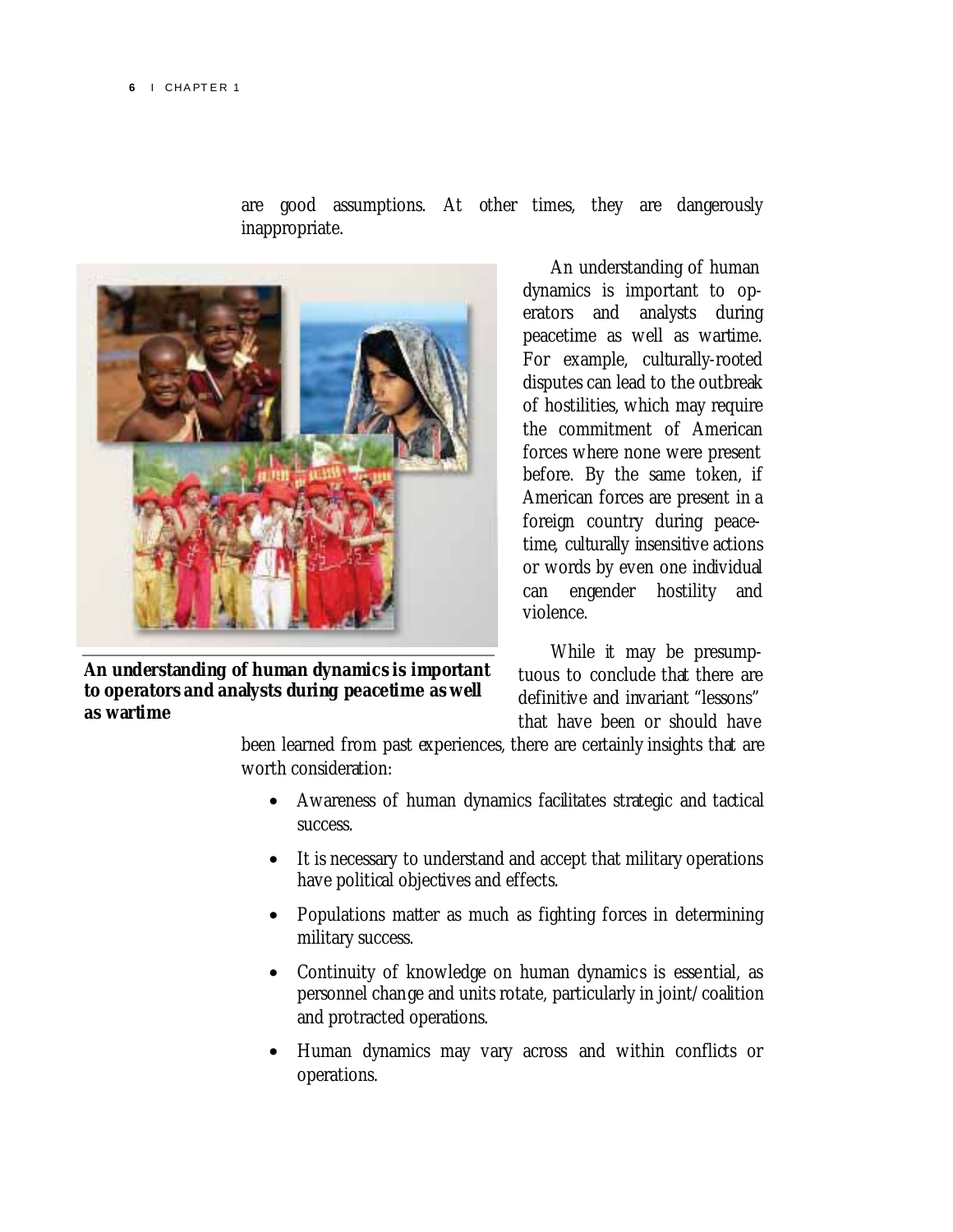are good assumptions. At other times, they are dangerously inappropriate.

An understanding of human dynamics is important to operators and analysts during peacetime as well as wartime. For example, culturally-rooted disputes can lead to the outbreak of hostilities, which may require the commitment of American forces where none were present before. By the same token, if American forces are present in a foreign country during peacetime, culturally insensitive actions or words by even one individual can engender hostility and violence.

**An understanding of human dynamics is important to operators and analysts during peacetime as well as wartime**

While it may be presumptuous to conclude that there are definitive and invariant "lessons" that have been or should have been learned from past experiences, there are certainly insights that are worth consideration:

- Awareness of human dynamics facilitates strategic and tactical success.
- It is necessary to understand and accept that military operations have political objectives and effects.
- Populations matter as much as fighting forces in determining military success.
- Continuity of knowledge on human dynamics is essential, as personnel change and units rotate, particularly in joint/coalition and protracted operations.
- Human dynamics may vary across and within conflicts or operations.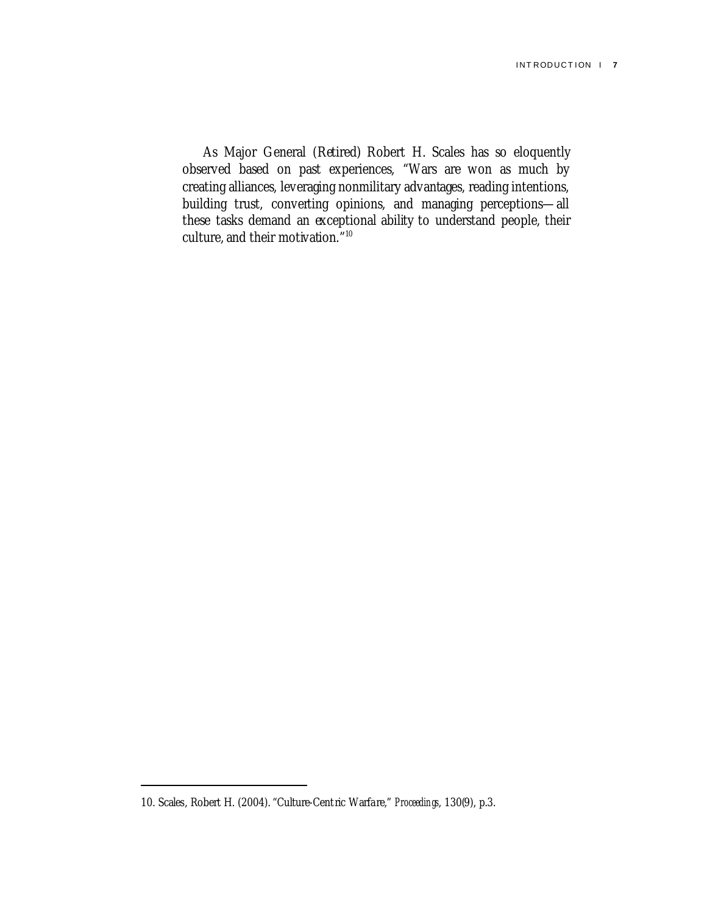As Major General (Retired) Robert H. Scales has so eloquently observed based on past experiences, "Wars are won as much by creating alliances, leveraging nonmilitary advantages, reading intentions, building trust, converting opinions, and managing perceptions—all these tasks demand an exceptional ability to understand people, their culture, and their motivation."[10]

---

10. Scales, Robert H. (2004). "Culture-Centric Warfare," *Proceedings*, 130(9), p.3.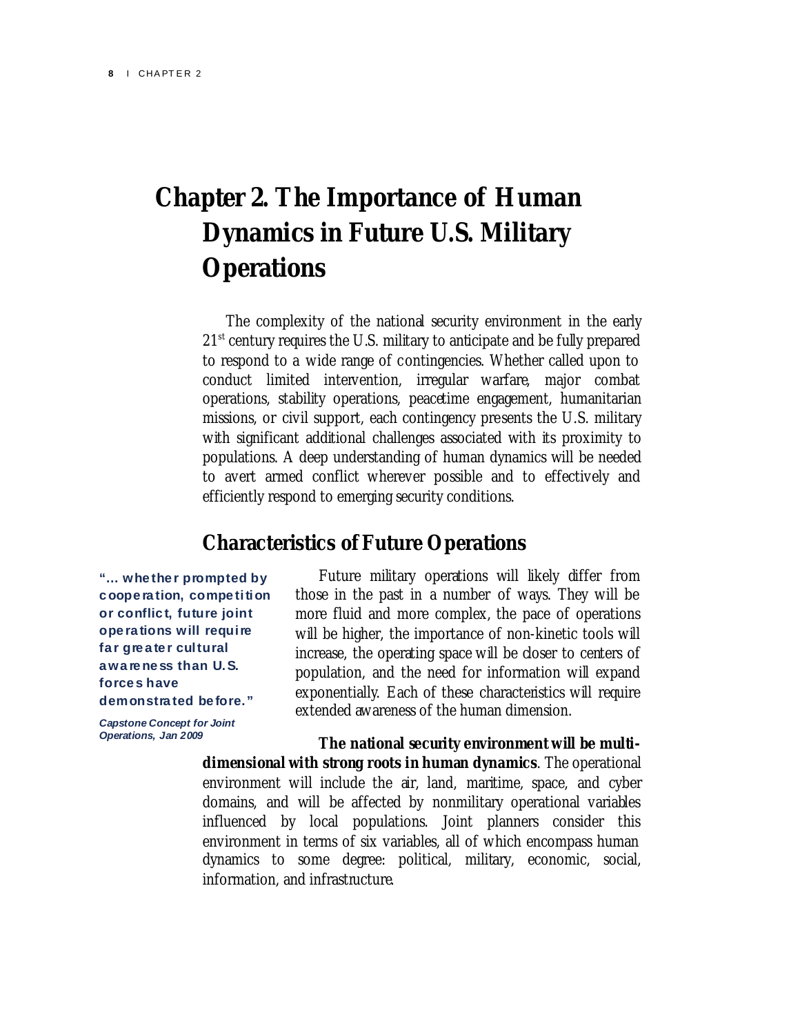# Chapter 2. The Importance of Human Dynamics in Future U.S. Military Operations

The complexity of the national security environment in the early 21st century requires the U.S. military to anticipate and be fully prepared to respond to a wide range of contingencies. Whether called upon to conduct limited intervention, irregular warfare, major combat operations, stability operations, peacetime engagement, humanitarian missions, or civil support, each contingency presents the U.S. military with significant additional challenges associated with its proximity to populations. A deep understanding of human dynamics will be needed to avert armed conflict wherever possible and to effectively and efficiently respond to emerging security conditions.

## Characteristics of Future Operations

> **"… whether prompted by cooperation, competition or conflict, future joint operations will require far greater cultural awareness than U.S. forces have demonstrated before."**
>
> *Capstone Concept for Joint Operations, Jan 2009*

Future military operations will likely differ from those in the past in a number of ways. They will be more fluid and more complex, the pace of operations will be higher, the importance of non-kinetic tools will increase, the operating space will be closer to centers of population, and the need for information will expand exponentially. Each of these characteristics will require extended awareness of the human dimension.

**The national security environment will be multi-dimensional with strong roots in human dynamics**. The operational environment will include the air, land, maritime, space, and cyber domains, and will be affected by nonmilitary operational variables influenced by local populations. Joint planners consider this environment in terms of six variables, all of which encompass human dynamics to some degree: political, military, economic, social, information, and infrastructure.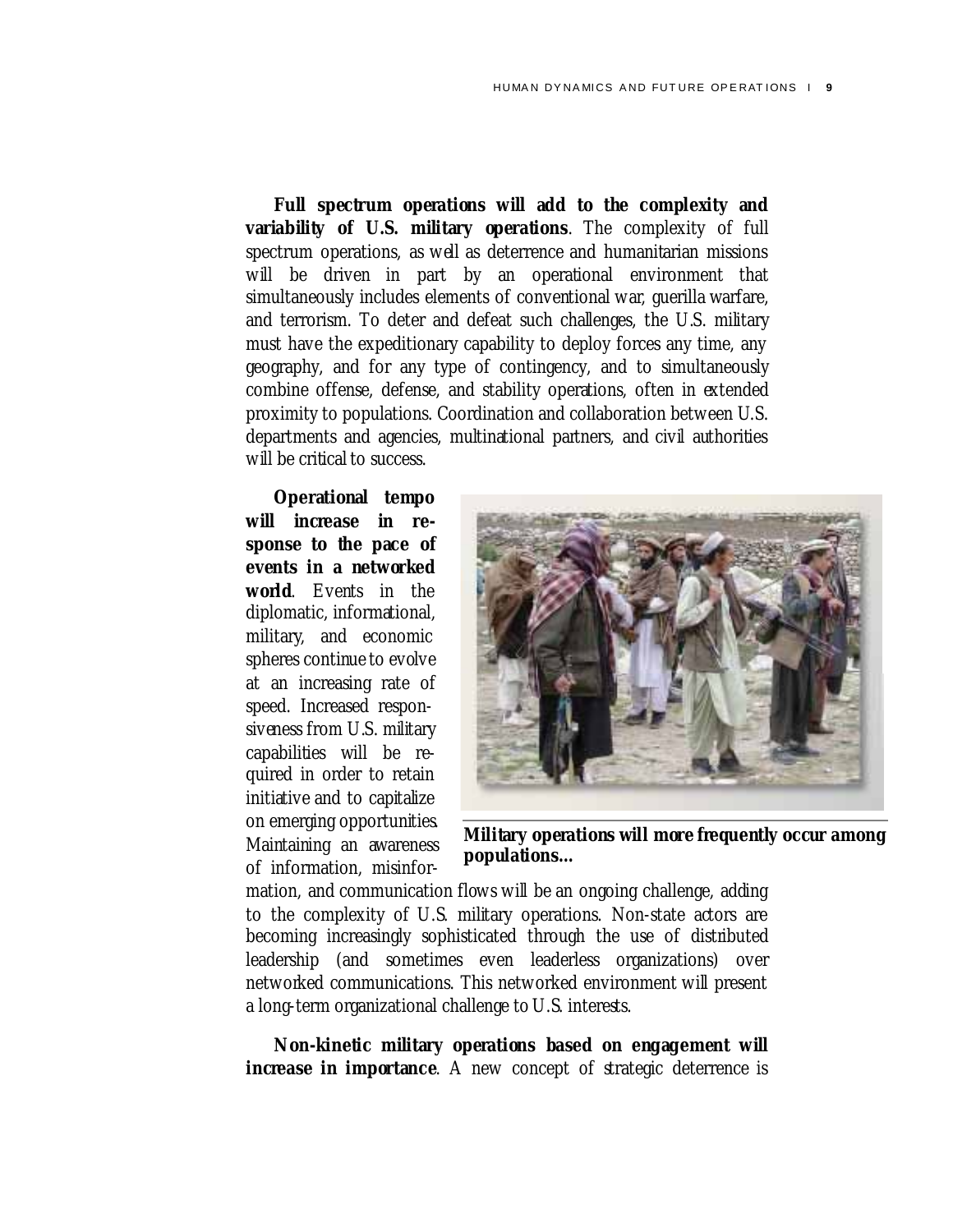**Full spectrum operations will add to the complexity and variability of U.S. military operations**. The complexity of full spectrum operations, as well as deterrence and humanitarian missions will be driven in part by an operational environment that simultaneously includes elements of conventional war, guerilla warfare, and terrorism. To deter and defeat such challenges, the U.S. military must have the expeditionary capability to deploy forces any time, any geography, and for any type of contingency, and to simultaneously combine offense, defense, and stability operations, often in extended proximity to populations. Coordination and collaboration between U.S. departments and agencies, multinational partners, and civil authorities will be critical to success.

**Operational tempo will increase in response to the pace of events in a networked world**. Events in the diplomatic, informational, military, and economic spheres continue to evolve at an increasing rate of speed. Increased responsiveness from U.S. military capabilities will be required in order to retain initiative and to capitalize on emerging opportunities. Maintaining an awareness of information, misinformation, and communication flows will be an ongoing challenge, adding to the complexity of U.S. military operations. Non-state actors are becoming increasingly sophisticated through the use of distributed leadership (and sometimes even leaderless organizations) over networked communications. This networked environment will present a long-term organizational challenge to U.S. interests.

**Military operations will more frequently occur among populations...**

**Non-kinetic military operations based on engagement will increase in importance**. A new concept of strategic deterrence is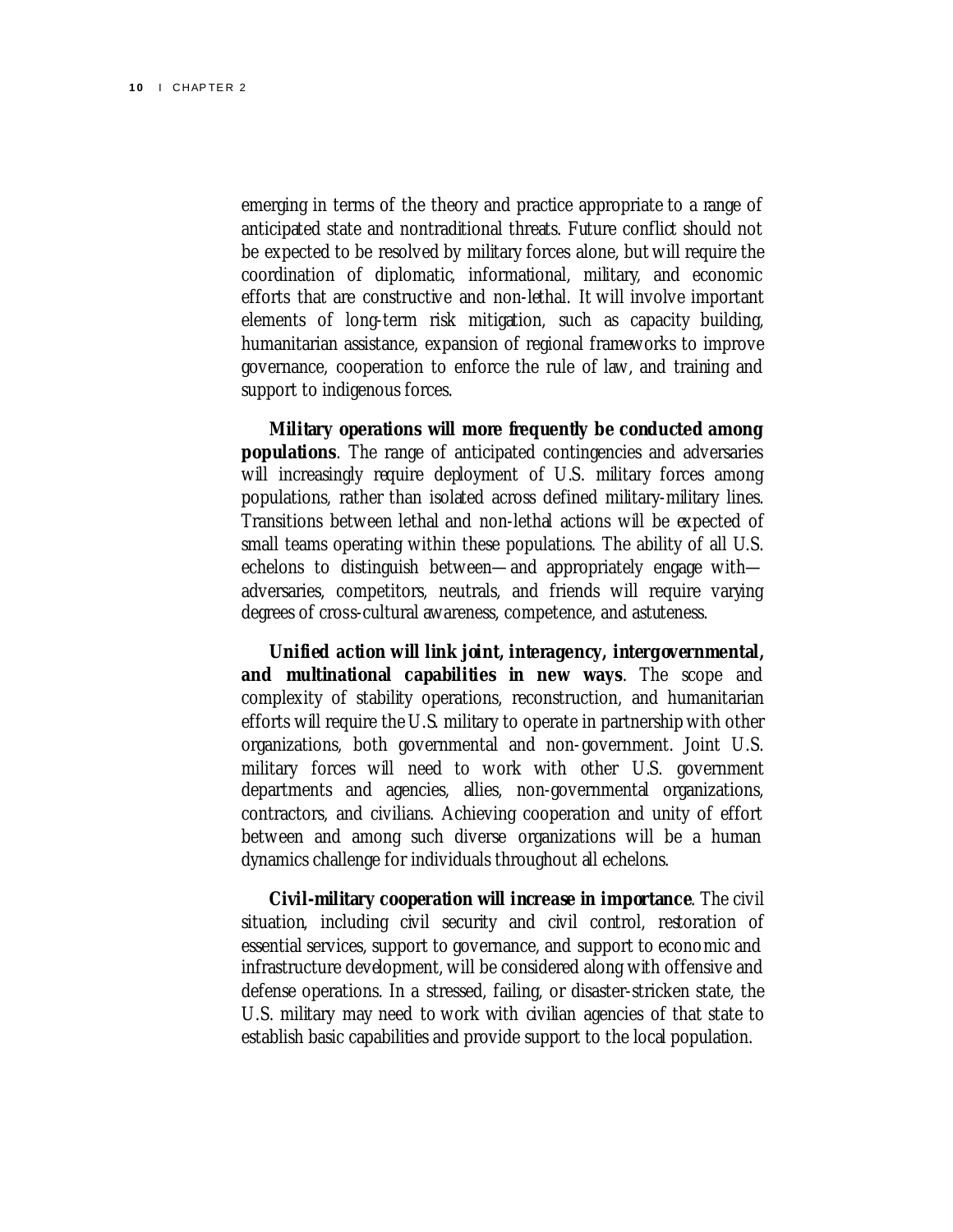emerging in terms of the theory and practice appropriate to a range of anticipated state and nontraditional threats. Future conflict should not be expected to be resolved by military forces alone, but will require the coordination of diplomatic, informational, military, and economic efforts that are constructive and non-lethal. It will involve important elements of long-term risk mitigation, such as capacity building, humanitarian assistance, expansion of regional frameworks to improve governance, cooperation to enforce the rule of law, and training and support to indigenous forces.

**Military operations will more frequently be conducted among populations**. The range of anticipated contingencies and adversaries will increasingly require deployment of U.S. military forces among populations, rather than isolated across defined military-military lines. Transitions between lethal and non-lethal actions will be expected of small teams operating within these populations. The ability of all U.S. echelons to distinguish between—and appropriately engage with—adversaries, competitors, neutrals, and friends will require varying degrees of cross-cultural awareness, competence, and astuteness.

**Unified action will link joint, interagency, intergovernmental, and multinational capabilities in new ways**. The scope and complexity of stability operations, reconstruction, and humanitarian efforts will require the U.S. military to operate in partnership with other organizations, both governmental and non-government. Joint U.S. military forces will need to work with other U.S. government departments and agencies, allies, non-governmental organizations, contractors, and civilians. Achieving cooperation and unity of effort between and among such diverse organizations will be a human dynamics challenge for individuals throughout all echelons.

**Civil-military cooperation will increase in importance**. The civil situation, including civil security and civil control, restoration of essential services, support to governance, and support to economic and infrastructure development, will be considered along with offensive and defense operations. In a stressed, failing, or disaster-stricken state, the U.S. military may need to work with civilian agencies of that state to establish basic capabilities and provide support to the local population.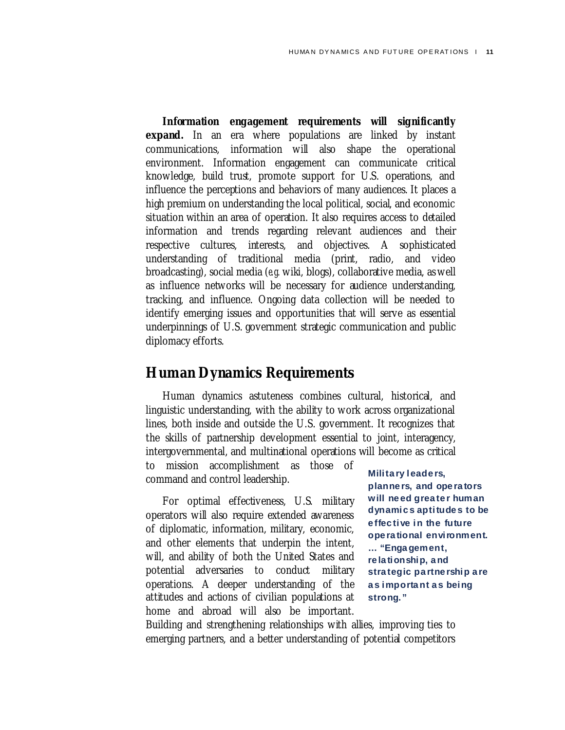**Information engagement requirements will significantly expand.** In an era where populations are linked by instant communications, information will also shape the operational environment. Information engagement can communicate critical knowledge, build trust, promote support for U.S. operations, and influence the perceptions and behaviors of many audiences. It places a high premium on understanding the local political, social, and economic situation within an area of operation. It also requires access to detailed information and trends regarding relevant audiences and their respective cultures, interests, and objectives. A sophisticated understanding of traditional media (print, radio, and video broadcasting), social media (*e.g.* wiki, blogs), collaborative media, as well as influence networks will be necessary for audience understanding, tracking, and influence. Ongoing data collection will be needed to identify emerging issues and opportunities that will serve as essential underpinnings of U.S. government strategic communication and public diplomacy efforts.

## Human Dynamics Requirements

Human dynamics astuteness combines cultural, historical, and linguistic understanding, with the ability to work across organizational lines, both inside and outside the U.S. government. It recognizes that the skills of partnership development essential to joint, interagency, intergovernmental, and multinational operations will become as critical to mission accomplishment as those of command and control leadership.

For optimal effectiveness, U.S. military operators will also require extended awareness of diplomatic, information, military, economic, and other elements that underpin the intent, will, and ability of both the United States and potential adversaries to conduct military operations. A deeper understanding of the attitudes and actions of civilian populations at home and abroad will also be important. Building and strengthening relationships with allies, improving ties to emerging partners, and a better understanding of potential competitors

**Military leaders, planners, and operators will need greater human dynamics aptitudes to be effective in the future operational environment. … "Engagement, relationship, and strategic partnership are as important as being strong."**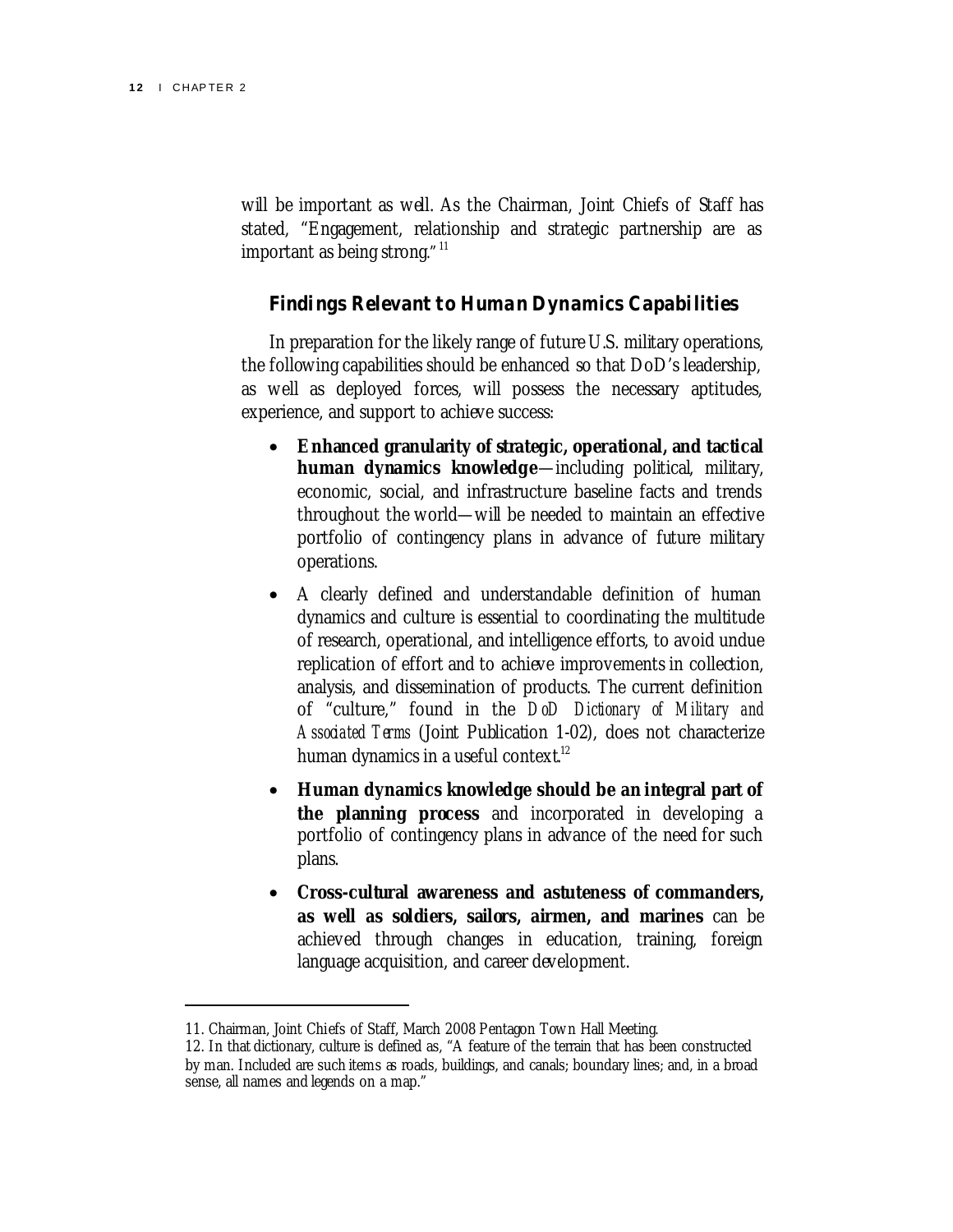will be important as well. As the Chairman, Joint Chiefs of Staff has stated, "Engagement, relationship and strategic partnership are as important as being strong."[11]

### Findings Relevant to Human Dynamics Capabilities

In preparation for the likely range of future U.S. military operations, the following capabilities should be enhanced so that DoD's leadership, as well as deployed forces, will possess the necessary aptitudes, experience, and support to achieve success:

- **Enhanced granularity of strategic, operational, and tactical human dynamics knowledge**—including political, military, economic, social, and infrastructure baseline facts and trends throughout the world—will be needed to maintain an effective portfolio of contingency plans in advance of future military operations.
- A clearly defined and understandable definition of human dynamics and culture is essential to coordinating the multitude of research, operational, and intelligence efforts, to avoid undue replication of effort and to achieve improvements in collection, analysis, and dissemination of products. The current definition of "culture," found in the *DoD Dictionary of Military and Associated Terms* (Joint Publication 1-02), does not characterize human dynamics in a useful context.[12]
- **Human dynamics knowledge should be an integral part of the planning process** and incorporated in developing a portfolio of contingency plans in advance of the need for such plans.
- **Cross-cultural awareness and astuteness of commanders, as well as soldiers, sailors, airmen, and marines** can be achieved through changes in education, training, foreign language acquisition, and career development.

---

11. Chairman, Joint Chiefs of Staff, March 2008 Pentagon Town Hall Meeting.

12. In that dictionary, culture is defined as, "A feature of the terrain that has been constructed by man. Included are such items as roads, buildings, and canals; boundary lines; and, in a broad sense, all names and legends on a map."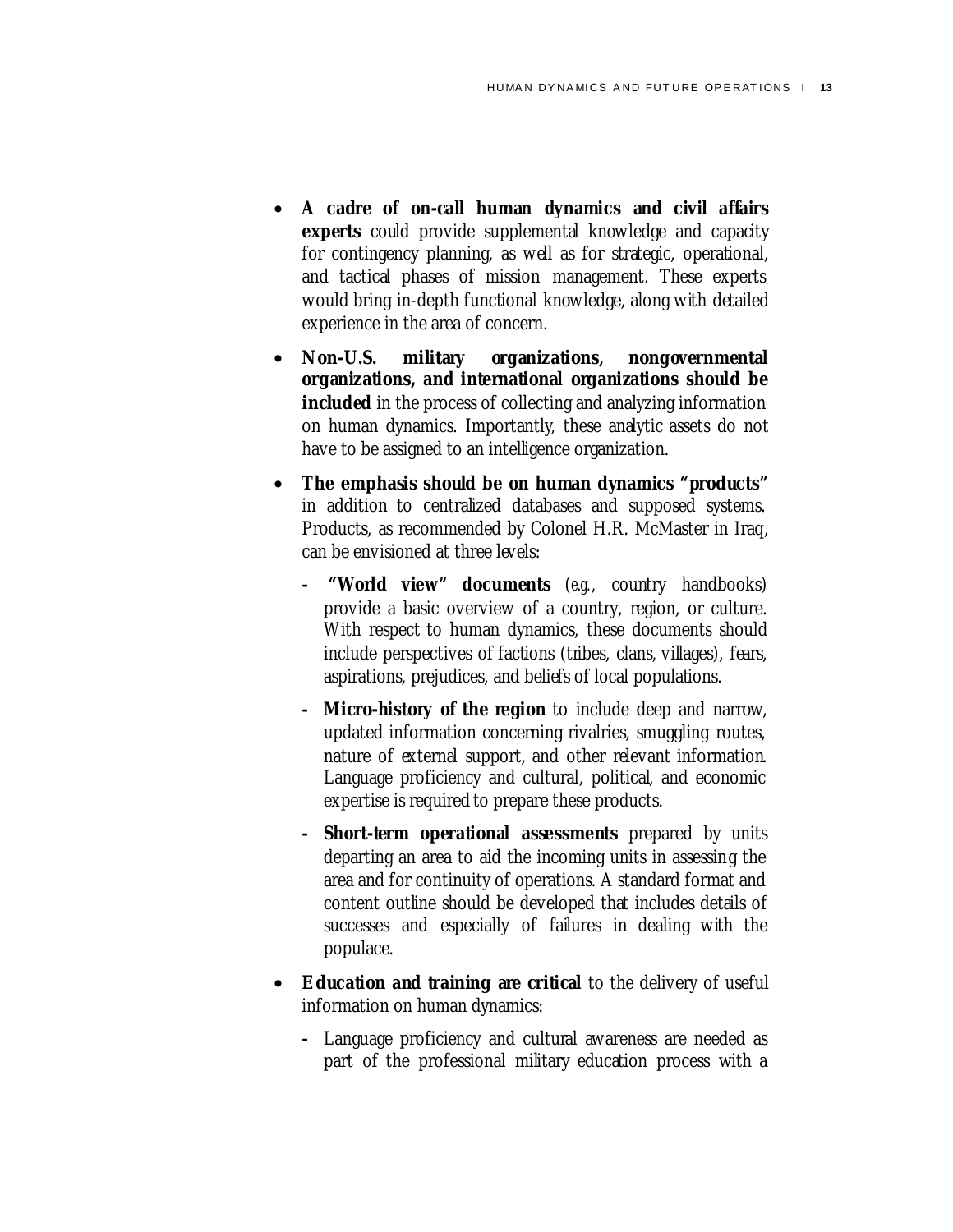- **A cadre of on-call human dynamics and civil affairs experts** could provide supplemental knowledge and capacity for contingency planning, as well as for strategic, operational, and tactical phases of mission management. These experts would bring in-depth functional knowledge, along with detailed experience in the area of concern.
- **Non-U.S. military organizations, nongovernmental organizations, and international organizations should be included** in the process of collecting and analyzing information on human dynamics. Importantly, these analytic assets do not have to be assigned to an intelligence organization.
- **The emphasis should be on human dynamics "products"** in addition to centralized databases and supposed systems. Products, as recommended by Colonel H.R. McMaster in Iraq, can be envisioned at three levels:
  - **"World view" documents** (*e.g.*, country handbooks) provide a basic overview of a country, region, or culture. With respect to human dynamics, these documents should include perspectives of factions (tribes, clans, villages), fears, aspirations, prejudices, and beliefs of local populations.
  - **Micro-history of the region** to include deep and narrow, updated information concerning rivalries, smuggling routes, nature of external support, and other relevant information. Language proficiency and cultural, political, and economic expertise is required to prepare these products.
  - **Short-term operational assessments** prepared by units departing an area to aid the incoming units in assessing the area and for continuity of operations. A standard format and content outline should be developed that includes details of successes and especially of failures in dealing with the populace.
- **Education and training are critical** to the delivery of useful information on human dynamics:
  - Language proficiency and cultural awareness are needed as part of the professional military education process with a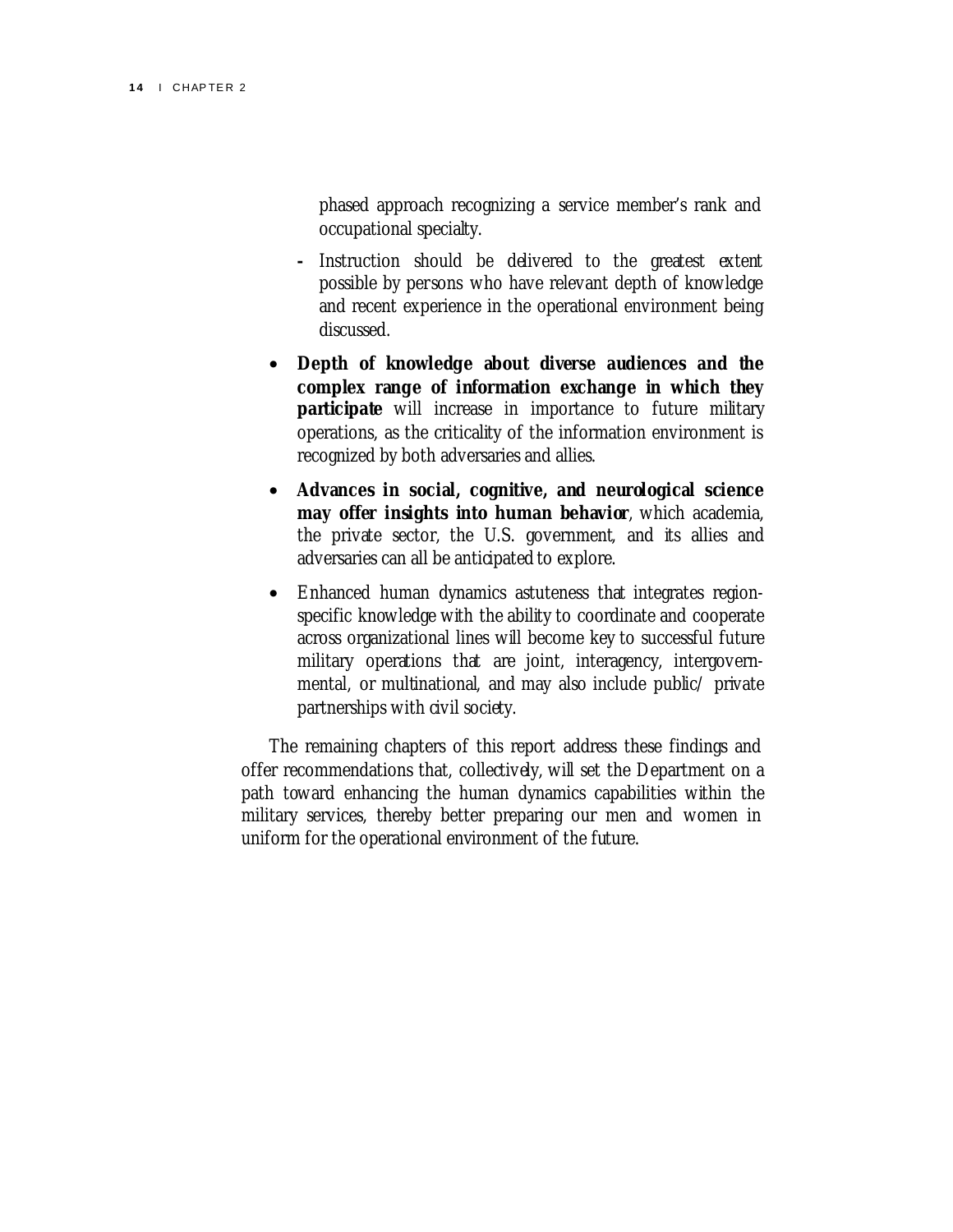phased approach recognizing a service member's rank and occupational specialty.

  - Instruction should be delivered to the greatest extent possible by persons who have relevant depth of knowledge and recent experience in the operational environment being discussed.

- **Depth of knowledge about diverse audiences and the complex range of information exchange in which they participate** will increase in importance to future military operations, as the criticality of the information environment is recognized by both adversaries and allies.
- **Advances in social, cognitive, and neurological science may offer insights into human behavior**, which academia, the private sector, the U.S. government, and its allies and adversaries can all be anticipated to explore.
- Enhanced human dynamics astuteness that integrates region-specific knowledge with the ability to coordinate and cooperate across organizational lines will become key to successful future military operations that are joint, interagency, intergovernmental, or multinational, and may also include public/ private partnerships with civil society.

The remaining chapters of this report address these findings and offer recommendations that, collectively, will set the Department on a path toward enhancing the human dynamics capabilities within the military services, thereby better preparing our men and women in uniform for the operational environment of the future.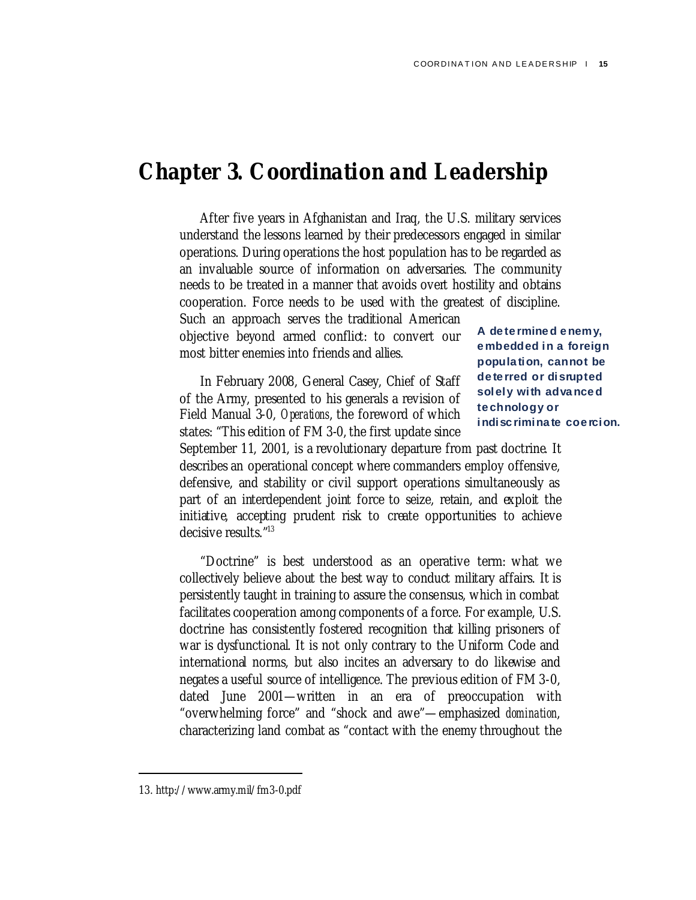# Chapter 3. Coordination and Leadership

After five years in Afghanistan and Iraq, the U.S. military services understand the lessons learned by their predecessors engaged in similar operations. During operations the host population has to be regarded as an invaluable source of information on adversaries. The community needs to be treated in a manner that avoids overt hostility and obtains cooperation. Force needs to be used with the greatest of discipline. Such an approach serves the traditional American objective beyond armed conflict: to convert our most bitter enemies into friends and allies.

**A determined enemy, embedded in a foreign population, cannot be deterred or disrupted solely with advanced technology or indiscriminate coercion.**

In February 2008, General Casey, Chief of Staff of the Army, presented to his generals a revision of Field Manual 3-0, *Operations*, the foreword of which states: "This edition of FM 3-0, the first update since September 11, 2001, is a revolutionary departure from past doctrine. It describes an operational concept where commanders employ offensive, defensive, and stability or civil support operations simultaneously as part of an interdependent joint force to seize, retain, and exploit the initiative, accepting prudent risk to create opportunities to achieve decisive results."[13]

"Doctrine" is best understood as an operative term: what we collectively believe about the best way to conduct military affairs. It is persistently taught in training to assure the consensus, which in combat facilitates cooperation among components of a force. For example, U.S. doctrine has consistently fostered recognition that killing prisoners of war is dysfunctional. It is not only contrary to the Uniform Code and international norms, but also incites an adversary to do likewise and negates a useful source of intelligence. The previous edition of FM 3-0, dated June 2001—written in an era of preoccupation with "overwhelming force" and "shock and awe"—emphasized *domination*, characterizing land combat as "contact with the enemy throughout the

---

13. http://www.army.mil/fm3-0.pdf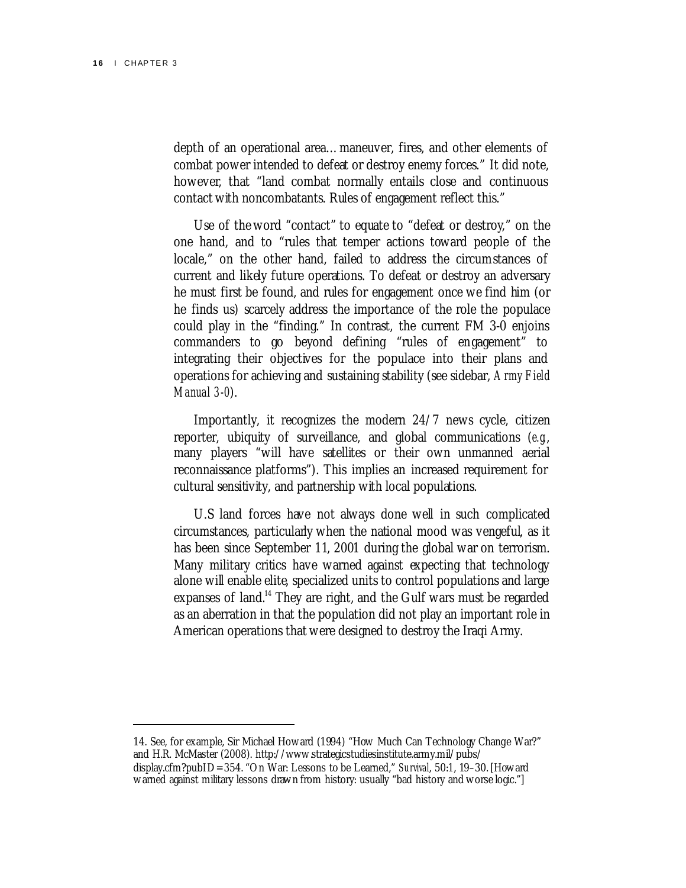depth of an operational area…maneuver, fires, and other elements of combat power intended to defeat or destroy enemy forces." It did note, however, that "land combat normally entails close and continuous contact with noncombatants. Rules of engagement reflect this."

Use of the word "contact" to equate to "defeat or destroy," on the one hand, and to "rules that temper actions toward people of the locale," on the other hand, failed to address the circumstances of current and likely future operations. To defeat or destroy an adversary he must first be found, and rules for engagement once we find him (or he finds us) scarcely address the importance of the role the populace could play in the "finding." In contrast, the current FM 3-0 enjoins commanders to go beyond defining "rules of engagement" to integrating their objectives for the populace into their plans and operations for achieving and sustaining stability (see sidebar, *Army Field Manual 3-0*).

Importantly, it recognizes the modern 24/7 news cycle, citizen reporter, ubiquity of surveillance, and global communications (*e.g.*, many players "will have satellites or their own unmanned aerial reconnaissance platforms"). This implies an increased requirement for cultural sensitivity, and partnership with local populations.

U.S land forces have not always done well in such complicated circumstances, particularly when the national mood was vengeful, as it has been since September 11, 2001 during the global war on terrorism. Many military critics have warned against expecting that technology alone will enable elite, specialized units to control populations and large expanses of land.[14] They are right, and the Gulf wars must be regarded as an aberration in that the population did not play an important role in American operations that were designed to destroy the Iraqi Army.

---

14. See, for example, Sir Michael Howard (1994) "How Much Can Technology Change War?" and H.R. McMaster (2008). http://www.strategicstudiesinstitute.army.mil/pubs/display.cfm?pubID=354. "On War: Lessons to be Learned," *Survival*, 50:1, 19–30. [Howard warned against military lessons drawn from history: usually "bad history and worse logic."]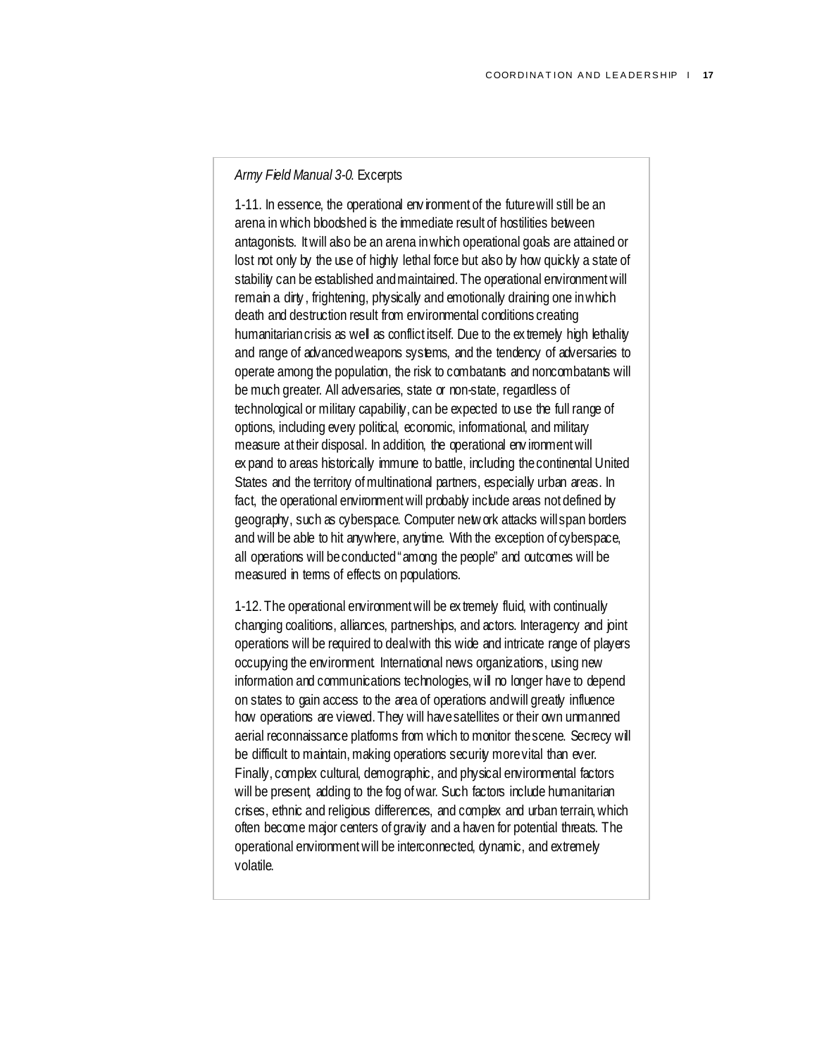*Army Field Manual 3-0.* Excerpts

1-11. In essence, the operational environment of the future will still be an arena in which bloodshed is the immediate result of hostilities between antagonists. It will also be an arena in which operational goals are attained or lost not only by the use of highly lethal force but also by how quickly a state of stability can be established and maintained. The operational environment will remain a dirty, frightening, physically and emotionally draining one in which death and destruction result from environmental conditions creating humanitarian crisis as well as conflict itself. Due to the extremely high lethality and range of advanced weapons systems, and the tendency of adversaries to operate among the population, the risk to combatants and noncombatants will be much greater. All adversaries, state or non-state, regardless of technological or military capability, can be expected to use the full range of options, including every political, economic, informational, and military measure at their disposal. In addition, the operational environment will expand to areas historically immune to battle, including the continental United States and the territory of multinational partners, especially urban areas. In fact, the operational environment will probably include areas not defined by geography, such as cyberspace. Computer network attacks will span borders and will be able to hit anywhere, anytime. With the exception of cyberspace, all operations will be conducted "among the people" and outcomes will be measured in terms of effects on populations.

1-12. The operational environment will be extremely fluid, with continually changing coalitions, alliances, partnerships, and actors. Interagency and joint operations will be required to deal with this wide and intricate range of players occupying the environment. International news organizations, using new information and communications technologies, will no longer have to depend on states to gain access to the area of operations and will greatly influence how operations are viewed. They will have satellites or their own unmanned aerial reconnaissance platforms from which to monitor the scene. Secrecy will be difficult to maintain, making operations security more vital than ever. Finally, complex cultural, demographic, and physical environmental factors will be present, adding to the fog of war. Such factors include humanitarian crises, ethnic and religious differences, and complex and urban terrain, which often become major centers of gravity and a haven for potential threats. The operational environment will be interconnected, dynamic, and extremely volatile.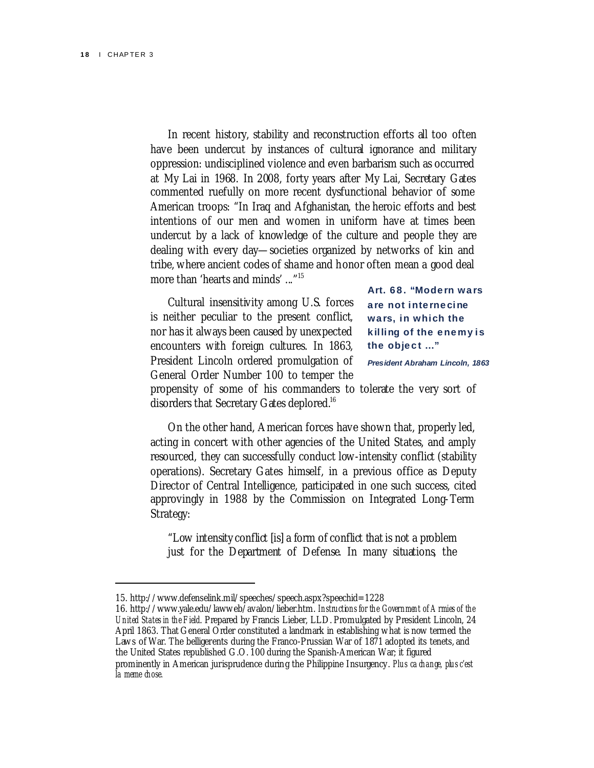In recent history, stability and reconstruction efforts all too often have been undercut by instances of cultural ignorance and military oppression: undisciplined violence and even barbarism such as occurred at My Lai in 1968. In 2008, forty years after My Lai, Secretary Gates commented ruefully on more recent dysfunctional behavior of some American troops: "In Iraq and Afghanistan, the heroic efforts and best intentions of our men and women in uniform have at times been undercut by a lack of knowledge of the culture and people they are dealing with every day—societies organized by networks of kin and tribe, where ancient codes of shame and honor often mean a good deal more than 'hearts and minds' ..."[15]

**Art. 68. "Modern wars are not internecine wars, in which the killing of the enemy is the object ..."**

***President Abraham Lincoln, 1863***

Cultural insensitivity among U.S. forces is neither peculiar to the present conflict, nor has it always been caused by unexpected encounters with foreign cultures. In 1863, President Lincoln ordered promulgation of General Order Number 100 to temper the propensity of some of his commanders to tolerate the very sort of disorders that Secretary Gates deplored.[16]

On the other hand, American forces have shown that, properly led, acting in concert with other agencies of the United States, and amply resourced, they can successfully conduct low-intensity conflict (stability operations). Secretary Gates himself, in a previous office as Deputy Director of Central Intelligence, participated in one such success, cited approvingly in 1988 by the Commission on Integrated Long-Term Strategy:

"Low intensity conflict [is] a form of conflict that is not a problem just for the Department of Defense. In many situations, the

---

15. http://www.defenselink.mil/speeches/speech.aspx?speechid=1228

16. http://www.yale.edu/lawweb/avalon/lieber.htm. *Instructions for the Government of Armies of the United States in the Field*. Prepared by Francis Lieber, LLD. Promulgated by President Lincoln, 24 April 1863. That General Order constituted a landmark in establishing what is now termed the Laws of War. The belligerents during the Franco-Prussian War of 1871 adopted its tenets, and the United States republished G.O. 100 during the Spanish-American War; it figured prominently in American jurisprudence during the Philippine Insurgency. *Plus ca change, plus c'est la meme chose.*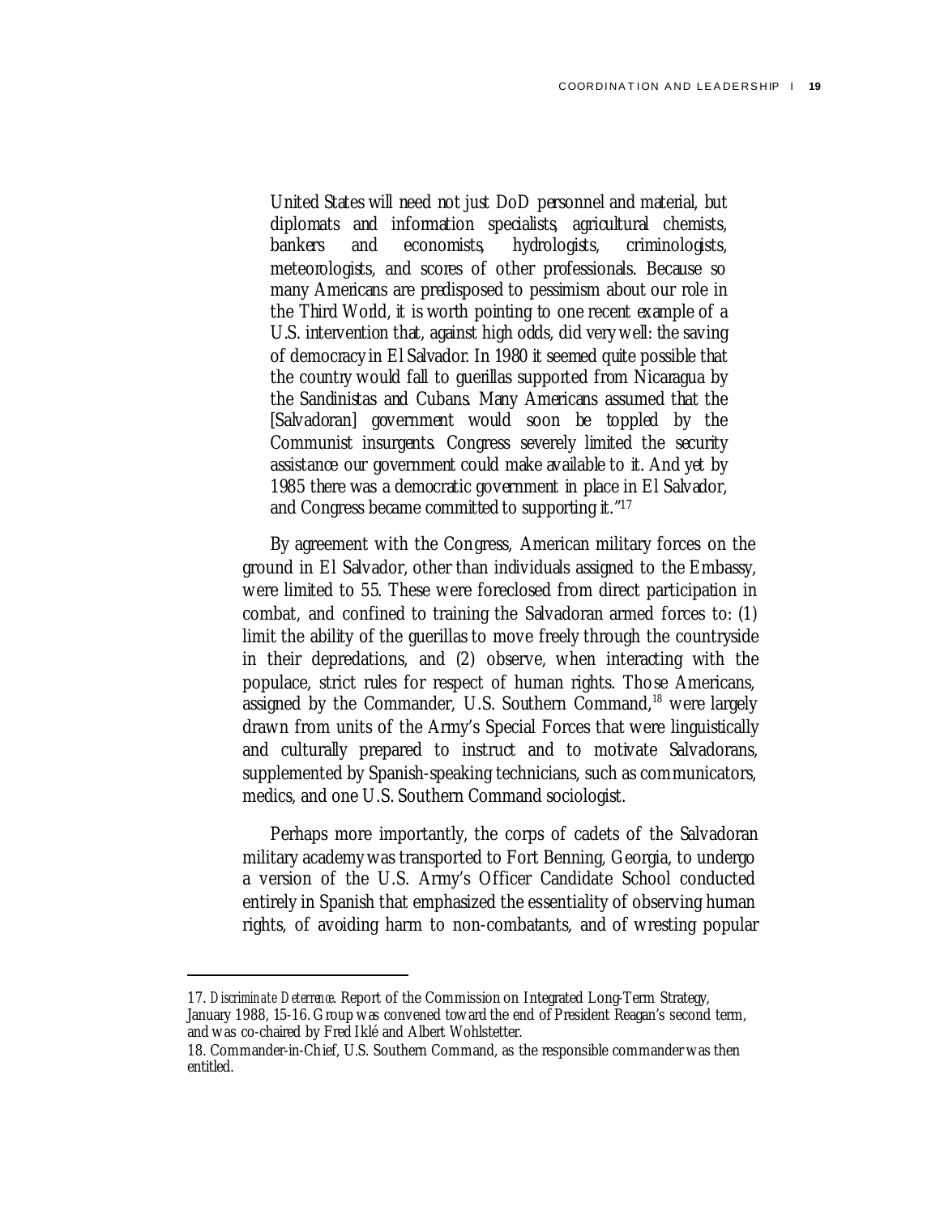United States will need not just DoD personnel and material, but diplomats and information specialists, agricultural chemists, bankers and economists, hydrologists, criminologists, meteorologists, and scores of other professionals. Because so many Americans are predisposed to pessimism about our role in the Third World, it is worth pointing to one recent example of a U.S. intervention that, against high odds, did very well: the saving of democracy in El Salvador. In 1980 it seemed quite possible that the country would fall to guerillas supported from Nicaragua by the Sandinistas and Cubans. Many Americans assumed that the [Salvadoran] government would soon be toppled by the Communist insurgents. Congress severely limited the security assistance our government could make available to it. And yet by 1985 there was a democratic government in place in El Salvador, and Congress became committed to supporting it."[17]

By agreement with the Congress, American military forces on the ground in El Salvador, other than individuals assigned to the Embassy, were limited to 55. These were foreclosed from direct participation in combat, and confined to training the Salvadoran armed forces to: (1) limit the ability of the guerillas to move freely through the countryside in their depredations, and (2) observe, when interacting with the populace, strict rules for respect of human rights. Those Americans, assigned by the Commander, U.S. Southern Command,[18] were largely drawn from units of the Army's Special Forces that were linguistically and culturally prepared to instruct and to motivate Salvadorans, supplemented by Spanish-speaking technicians, such as communicators, medics, and one U.S. Southern Command sociologist.

Perhaps more importantly, the corps of cadets of the Salvadoran military academy was transported to Fort Benning, Georgia, to undergo a version of the U.S. Army's Officer Candidate School conducted entirely in Spanish that emphasized the essentiality of observing human rights, of avoiding harm to non-combatants, and of wresting popular

---

17. *Discriminate Deterrence*. Report of the Commission on Integrated Long-Term Strategy, January 1988, 15-16. Group was convened toward the end of President Reagan's second term, and was co-chaired by Fred Iklé and Albert Wohlstetter.

18. Commander-in-Chief, U.S. Southern Command, as the responsible commander was then entitled.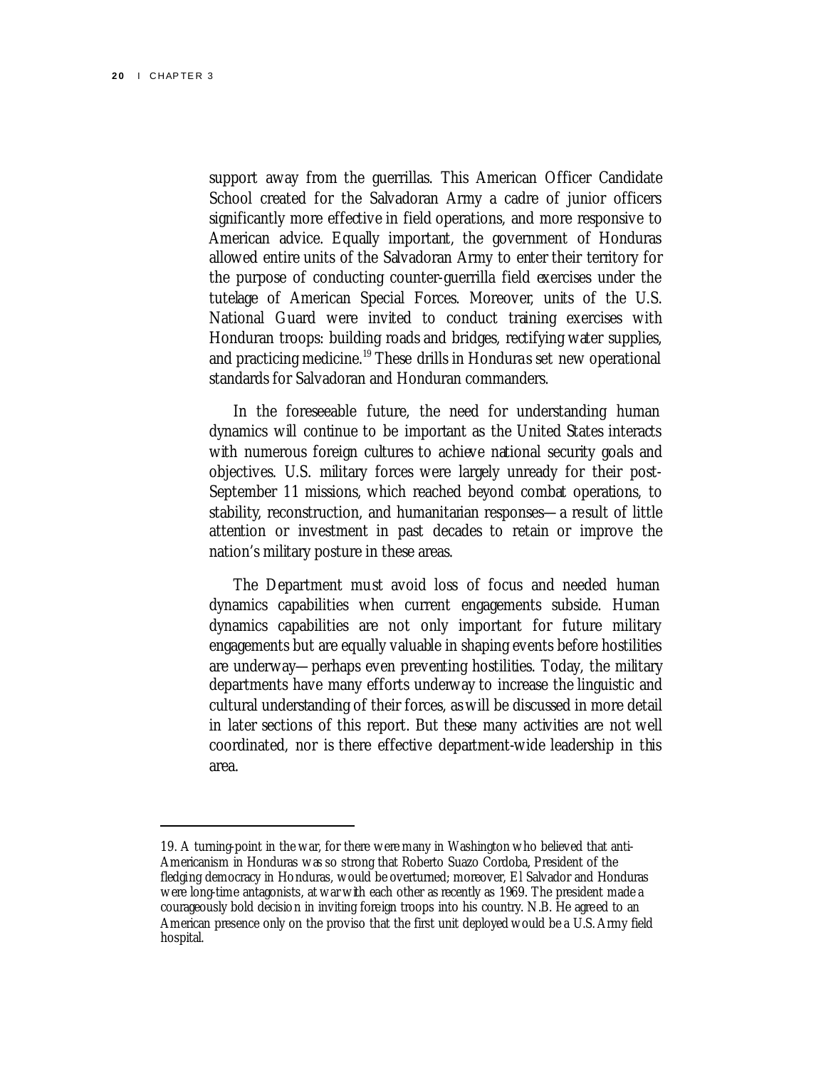support away from the guerrillas. This American Officer Candidate School created for the Salvadoran Army a cadre of junior officers significantly more effective in field operations, and more responsive to American advice. Equally important, the government of Honduras allowed entire units of the Salvadoran Army to enter their territory for the purpose of conducting counter-guerrilla field exercises under the tutelage of American Special Forces. Moreover, units of the U.S. National Guard were invited to conduct training exercises with Honduran troops: building roads and bridges, rectifying water supplies, and practicing medicine.[19] These drills in Honduras set new operational standards for Salvadoran and Honduran commanders.

In the foreseeable future, the need for understanding human dynamics will continue to be important as the United States interacts with numerous foreign cultures to achieve national security goals and objectives. U.S. military forces were largely unready for their post-September 11 missions, which reached beyond combat operations, to stability, reconstruction, and humanitarian responses—a result of little attention or investment in past decades to retain or improve the nation's military posture in these areas.

The Department must avoid loss of focus and needed human dynamics capabilities when current engagements subside. Human dynamics capabilities are not only important for future military engagements but are equally valuable in shaping events before hostilities are underway—perhaps even preventing hostilities. Today, the military departments have many efforts underway to increase the linguistic and cultural understanding of their forces, as will be discussed in more detail in later sections of this report. But these many activities are not well coordinated, nor is there effective department-wide leadership in this area.

---

19. A turning-point in the war, for there were many in Washington who believed that anti-Americanism in Honduras was so strong that Roberto Suazo Cordoba, President of the fledging democracy in Honduras, would be overturned; moreover, El Salvador and Honduras were long-time antagonists, at war with each other as recently as 1969. The president made a courageously bold decision in inviting foreign troops into his country. N.B. He agreed to an American presence only on the proviso that the first unit deployed would be a U.S. Army field hospital.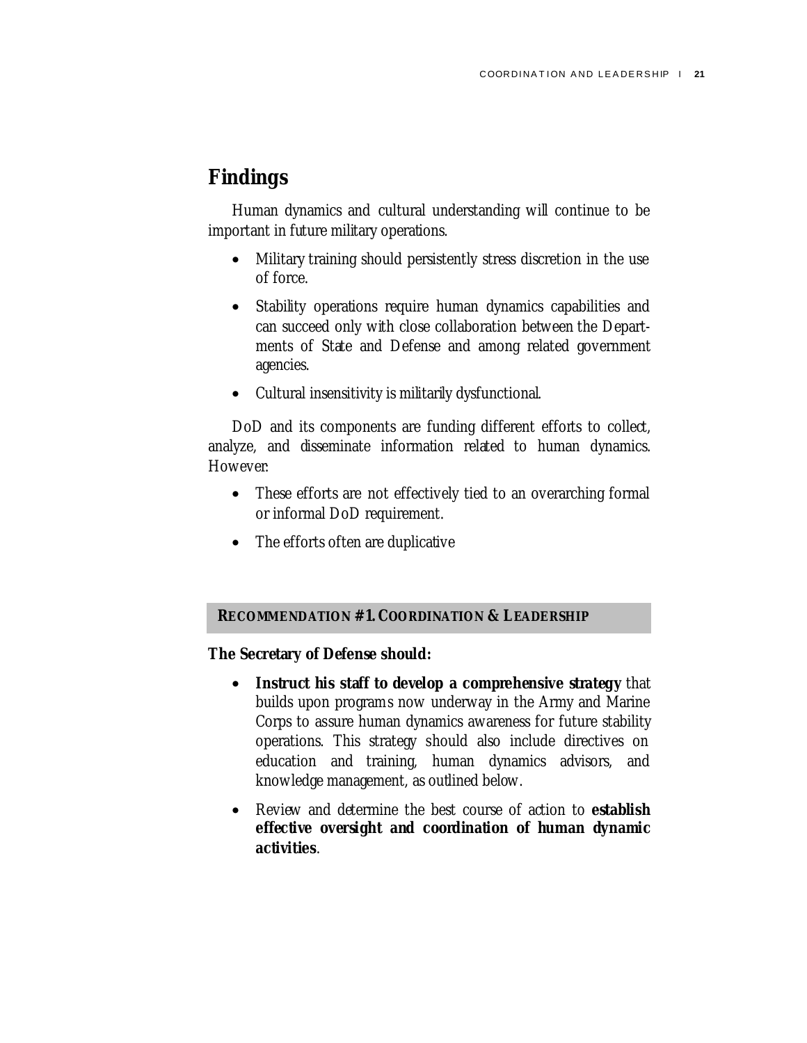## Findings

Human dynamics and cultural understanding will continue to be important in future military operations.

- Military training should persistently stress discretion in the use of force.
- Stability operations require human dynamics capabilities and can succeed only with close collaboration between the Departments of State and Defense and among related government agencies.
- Cultural insensitivity is militarily dysfunctional.

DoD and its components are funding different efforts to collect, analyze, and disseminate information related to human dynamics. However:

- These efforts are not effectively tied to an overarching formal or informal DoD requirement.
- The efforts often are duplicative

**RECOMMENDATION #1. COORDINATION & LEADERSHIP**

**The Secretary of Defense should:**

- **Instruct his staff to develop a comprehensive strategy** that builds upon programs now underway in the Army and Marine Corps to assure human dynamics awareness for future stability operations. This strategy should also include directives on education and training, human dynamics advisors, and knowledge management, as outlined below.
- Review and determine the best course of action to **establish effective oversight and coordination of human dynamic activities**.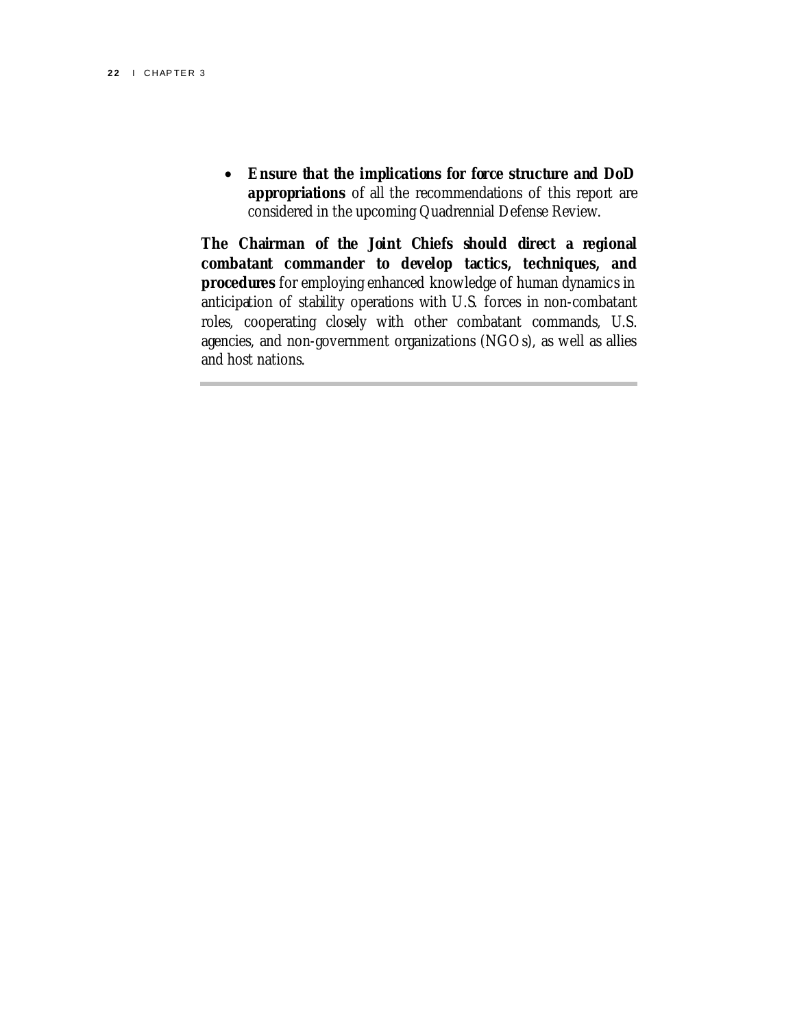- **Ensure that the implications for force structure and DoD appropriations** of all the recommendations of this report are considered in the upcoming Quadrennial Defense Review.

**The Chairman of the Joint Chiefs should direct a regional combatant commander to develop tactics, techniques, and procedures** for employing enhanced knowledge of human dynamics in anticipation of stability operations with U.S. forces in non-combatant roles, cooperating closely with other combatant commands, U.S. agencies, and non-government organizations (NGOs), as well as allies and host nations.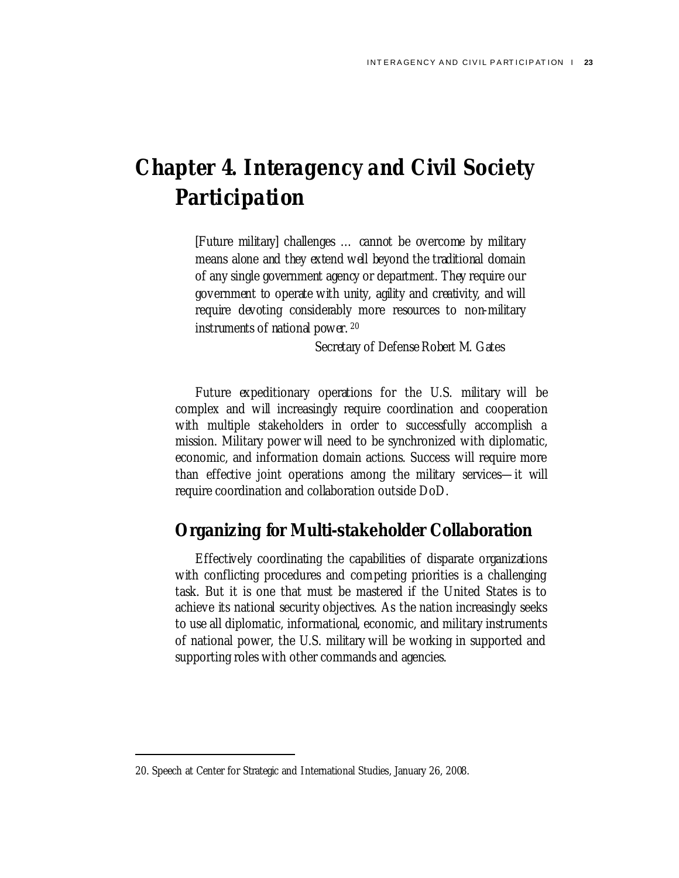# Chapter 4. Interagency and Civil Society Participation

> [Future military] challenges … cannot be overcome by military means alone and they extend well beyond the traditional domain of any single government agency or department. They require our government to operate with unity, agility and creativity, and will require devoting considerably more resources to non-military instruments of national power. [20]
>
> Secretary of Defense Robert M. Gates

Future expeditionary operations for the U.S. military will be complex and will increasingly require coordination and cooperation with multiple stakeholders in order to successfully accomplish a mission. Military power will need to be synchronized with diplomatic, economic, and information domain actions. Success will require more than effective joint operations among the military services—it will require coordination and collaboration outside DoD.

## Organizing for Multi-stakeholder Collaboration

Effectively coordinating the capabilities of disparate organizations with conflicting procedures and competing priorities is a challenging task. But it is one that must be mastered if the United States is to achieve its national security objectives. As the nation increasingly seeks to use all diplomatic, informational, economic, and military instruments of national power, the U.S. military will be working in supported and supporting roles with other commands and agencies.

---

20. Speech at Center for Strategic and International Studies, January 26, 2008.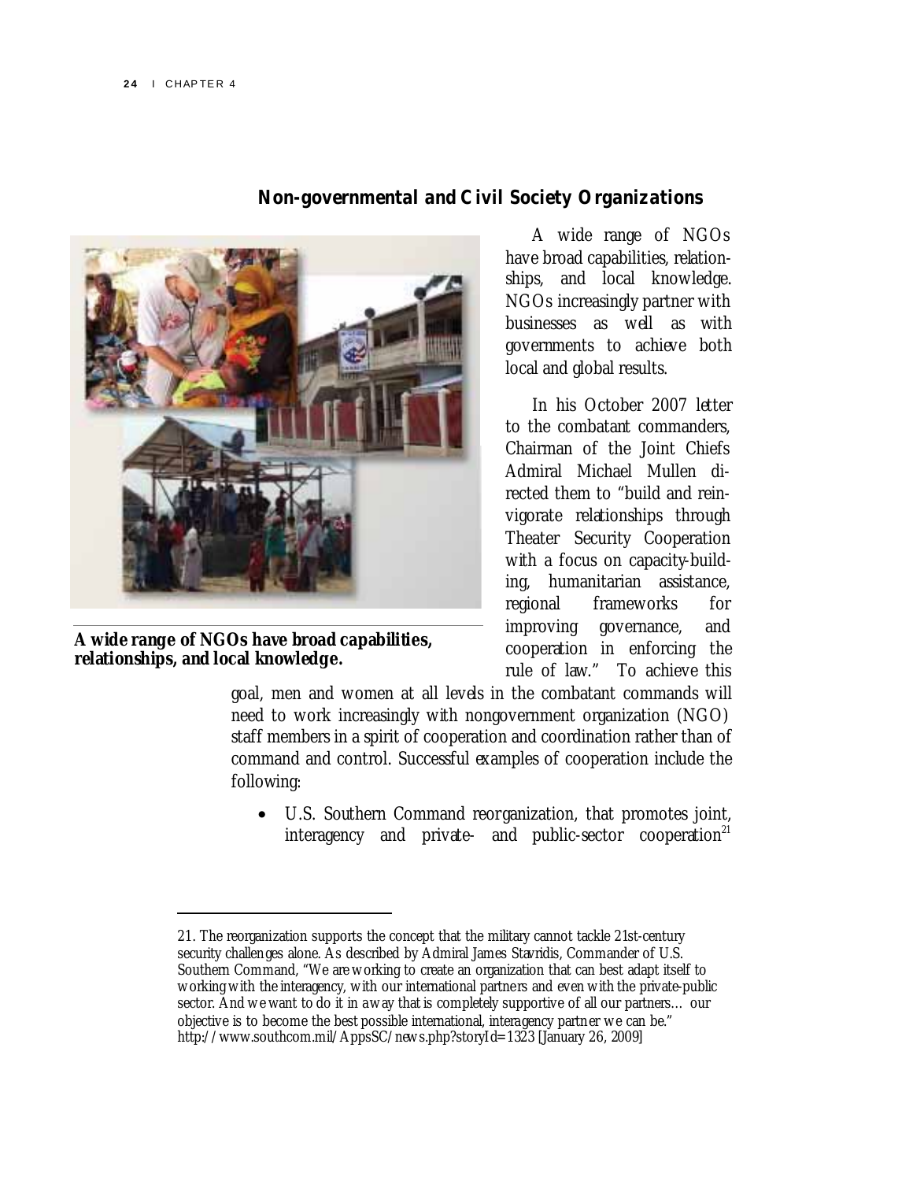### Non-governmental and Civil Society Organizations

A wide range of NGOs have broad capabilities, relationships, and local knowledge. NGOs increasingly partner with businesses as well as with governments to achieve both local and global results.

**A wide range of NGOs have broad capabilities, relationships, and local knowledge.**

In his October 2007 letter to the combatant commanders, Chairman of the Joint Chiefs Admiral Michael Mullen directed them to "build and reinvigorate relationships through Theater Security Cooperation with a focus on capacity-building, humanitarian assistance, regional frameworks for improving governance, and cooperation in enforcing the rule of law." To achieve this goal, men and women at all levels in the combatant commands will need to work increasingly with nongovernment organization (NGO) staff members in a spirit of cooperation and coordination rather than of command and control. Successful examples of cooperation include the following:

- U.S. Southern Command reorganization, that promotes joint, interagency and private- and public-sector cooperation[21]

---

21. The reorganization supports the concept that the military cannot tackle 21st-century security challenges alone. As described by Admiral James Stavridis, Commander of U.S. Southern Command, "We are working to create an organization that can best adapt itself to working with the interagency, with our international partners and even with the private-public sector. And we want to do it in a way that is completely supportive of all our partners… our objective is to become the best possible international, interagency partner we can be." http://www.southcom.mil/AppsSC/news.php?storyId=1323 [January 26, 2009]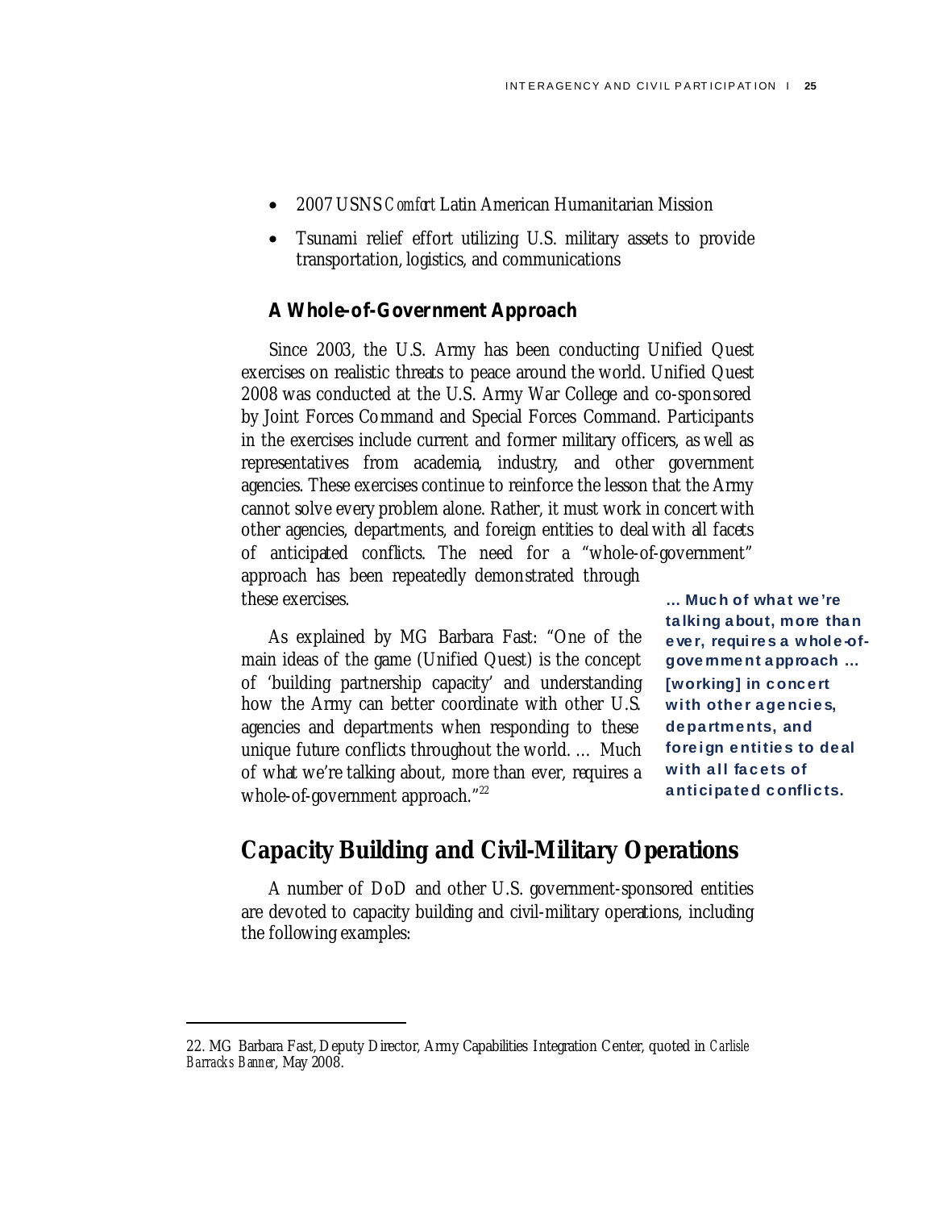- 2007 USNS *Comfort* Latin American Humanitarian Mission
- Tsunami relief effort utilizing U.S. military assets to provide transportation, logistics, and communications

### A Whole-of-Government Approach

Since 2003, the U.S. Army has been conducting Unified Quest exercises on realistic threats to peace around the world. Unified Quest 2008 was conducted at the U.S. Army War College and co-sponsored by Joint Forces Command and Special Forces Command. Participants in the exercises include current and former military officers, as well as representatives from academia, industry, and other government agencies. These exercises continue to reinforce the lesson that the Army cannot solve every problem alone. Rather, it must work in concert with other agencies, departments, and foreign entities to deal with all facets of anticipated conflicts. The need for a "whole-of-government" approach has been repeatedly demonstrated through these exercises.

As explained by MG Barbara Fast: "One of the main ideas of the game (Unified Quest) is the concept of 'building partnership capacity' and understanding how the Army can better coordinate with other U.S. agencies and departments when responding to these unique future conflicts throughout the world. … Much of what we're talking about, more than ever, requires a whole-of-government approach."[22]

**… Much of what we're talking about, more than ever, requires a whole-of-government approach … [working] in concert with other agencies, departments, and foreign entities to deal with all facets of anticipated conflicts.**

## Capacity Building and Civil-Military Operations

A number of DoD and other U.S. government-sponsored entities are devoted to capacity building and civil-military operations, including the following examples:

22. MG Barbara Fast, Deputy Director, Army Capabilities Integration Center, quoted in *Carlisle Barracks Banner*, May 2008.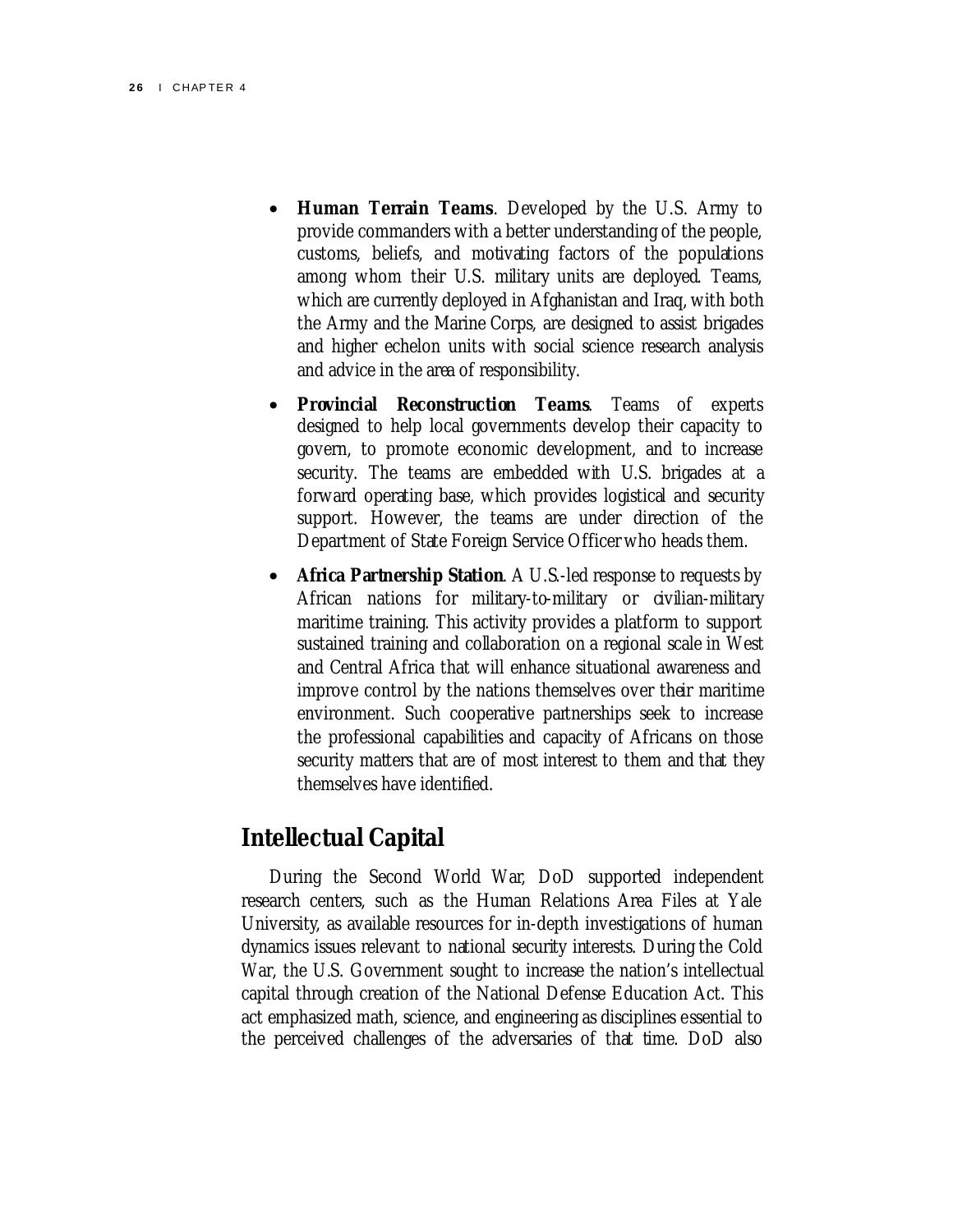- **Human Terrain Teams**. Developed by the U.S. Army to provide commanders with a better understanding of the people, customs, beliefs, and motivating factors of the populations among whom their U.S. military units are deployed. Teams, which are currently deployed in Afghanistan and Iraq, with both the Army and the Marine Corps, are designed to assist brigades and higher echelon units with social science research analysis and advice in the area of responsibility.
- **Provincial Reconstruction Teams**. Teams of experts designed to help local governments develop their capacity to govern, to promote economic development, and to increase security. The teams are embedded with U.S. brigades at a forward operating base, which provides logistical and security support. However, the teams are under direction of the Department of State Foreign Service Officer who heads them.
- **Africa Partnership Station**. A U.S.-led response to requests by African nations for military-to-military or civilian-military maritime training. This activity provides a platform to support sustained training and collaboration on a regional scale in West and Central Africa that will enhance situational awareness and improve control by the nations themselves over their maritime environment. Such cooperative partnerships seek to increase the professional capabilities and capacity of Africans on those security matters that are of most interest to them and that they themselves have identified.

## Intellectual Capital

During the Second World War, DoD supported independent research centers, such as the Human Relations Area Files at Yale University, as available resources for in-depth investigations of human dynamics issues relevant to national security interests. During the Cold War, the U.S. Government sought to increase the nation's intellectual capital through creation of the National Defense Education Act. This act emphasized math, science, and engineering as disciplines essential to the perceived challenges of the adversaries of that time. DoD also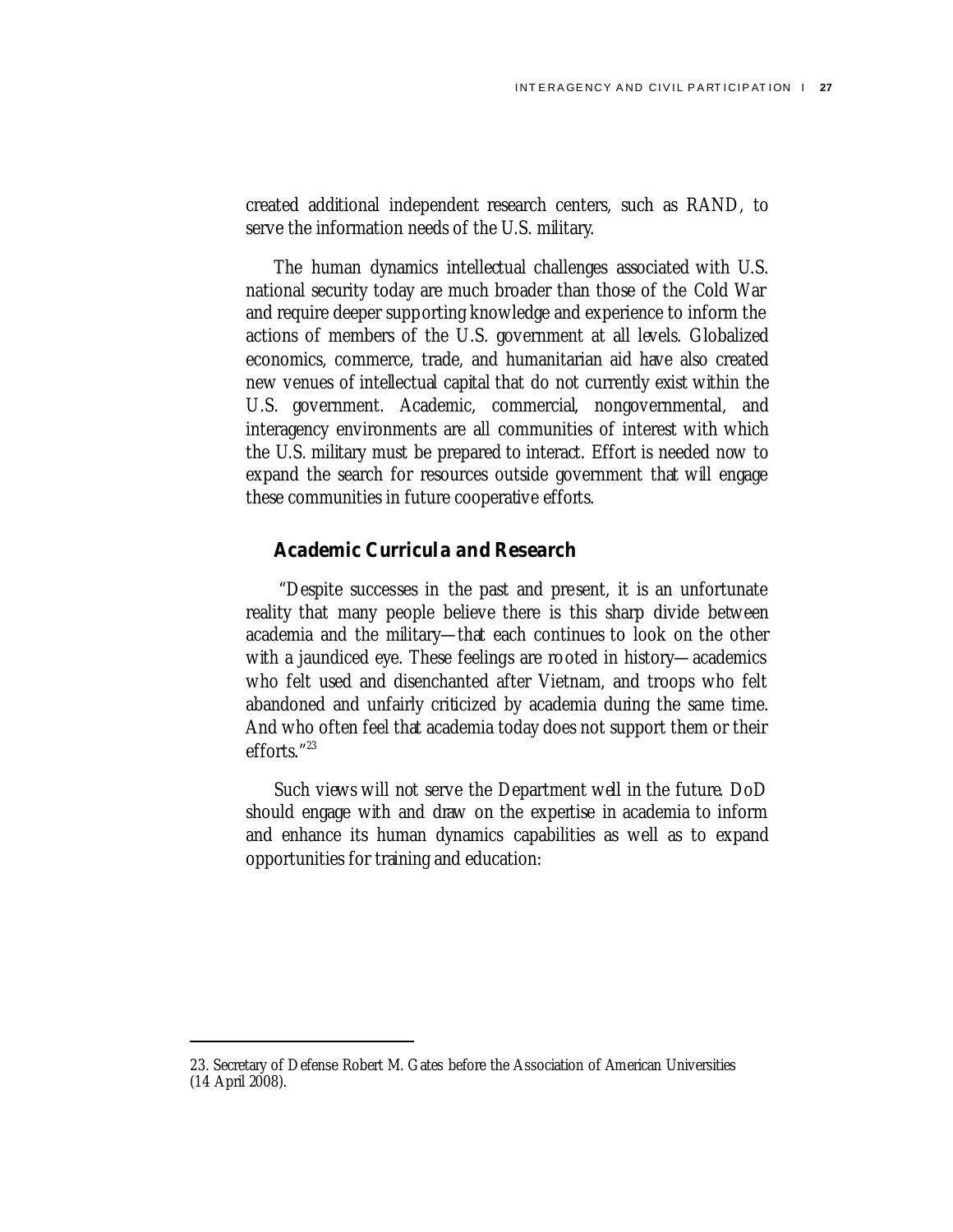created additional independent research centers, such as RAND, to serve the information needs of the U.S. military.

The human dynamics intellectual challenges associated with U.S. national security today are much broader than those of the Cold War and require deeper supporting knowledge and experience to inform the actions of members of the U.S. government at all levels. Globalized economics, commerce, trade, and humanitarian aid have also created new venues of intellectual capital that do not currently exist within the U.S. government. Academic, commercial, nongovernmental, and interagency environments are all communities of interest with which the U.S. military must be prepared to interact. Effort is needed now to expand the search for resources outside government that will engage these communities in future cooperative efforts.

### Academic Curricula and Research

"Despite successes in the past and present, it is an unfortunate reality that many people believe there is this sharp divide between academia and the military—that each continues to look on the other with a jaundiced eye. These feelings are rooted in history—academics who felt used and disenchanted after Vietnam, and troops who felt abandoned and unfairly criticized by academia during the same time. And who often feel that academia today does not support them or their efforts."[23]

Such views will not serve the Department well in the future. DoD should engage with and draw on the expertise in academia to inform and enhance its human dynamics capabilities as well as to expand opportunities for training and education:

23. Secretary of Defense Robert M. Gates before the Association of American Universities (14 April 2008).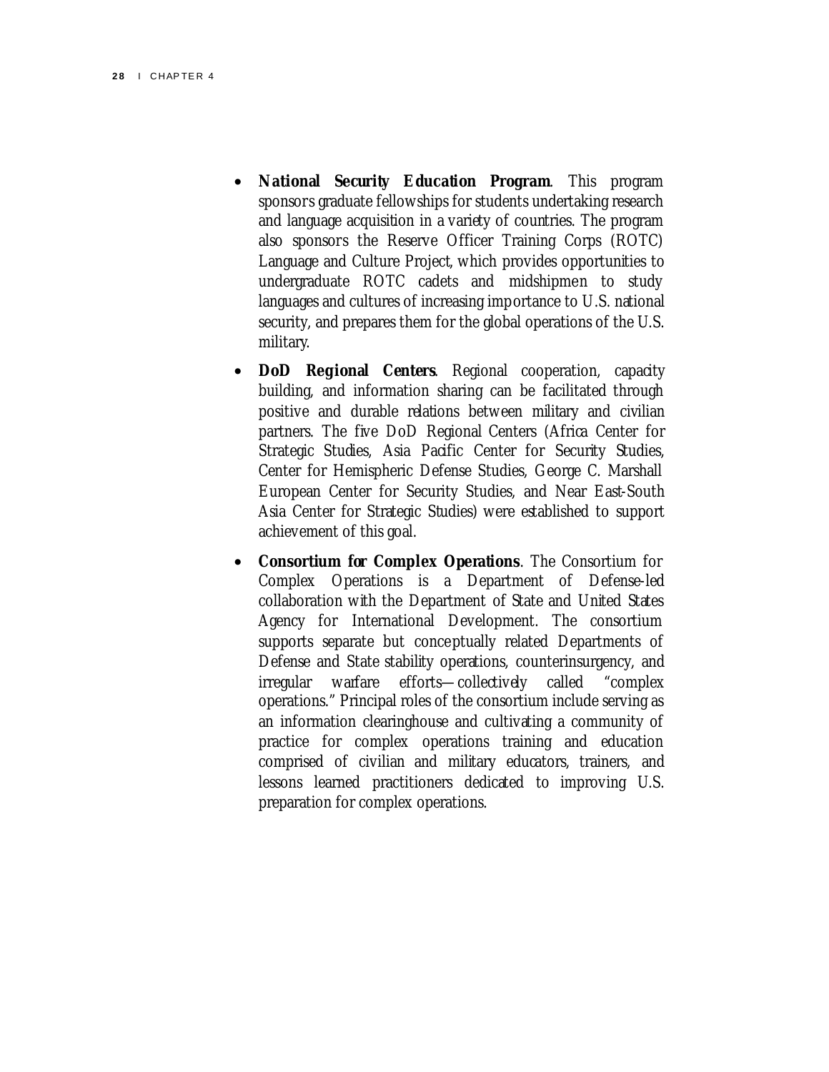- **National Security Education Program**. This program sponsors graduate fellowships for students undertaking research and language acquisition in a variety of countries. The program also sponsors the Reserve Officer Training Corps (ROTC) Language and Culture Project, which provides opportunities to undergraduate ROTC cadets and midshipmen to study languages and cultures of increasing importance to U.S. national security, and prepares them for the global operations of the U.S. military.
- **DoD Regional Centers**. Regional cooperation, capacity building, and information sharing can be facilitated through positive and durable relations between military and civilian partners. The five DoD Regional Centers (Africa Center for Strategic Studies, Asia Pacific Center for Security Studies, Center for Hemispheric Defense Studies, George C. Marshall European Center for Security Studies, and Near East-South Asia Center for Strategic Studies) were established to support achievement of this goal.
- **Consortium for Complex Operations**. The Consortium for Complex Operations is a Department of Defense-led collaboration with the Department of State and United States Agency for International Development. The consortium supports separate but conceptually related Departments of Defense and State stability operations, counterinsurgency, and irregular warfare efforts—collectively called "complex operations." Principal roles of the consortium include serving as an information clearinghouse and cultivating a community of practice for complex operations training and education comprised of civilian and military educators, trainers, and lessons learned practitioners dedicated to improving U.S. preparation for complex operations.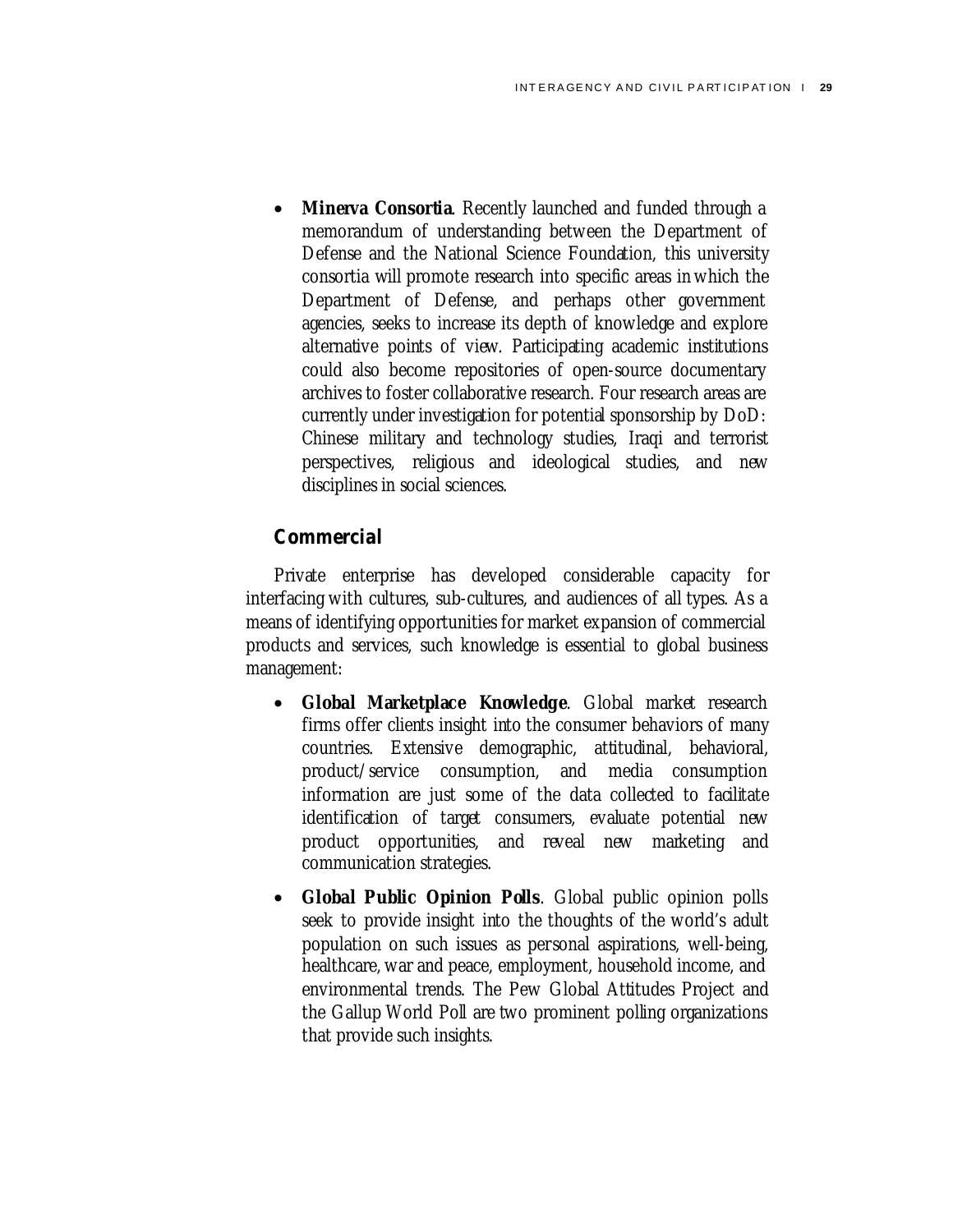- **Minerva Consortia**. Recently launched and funded through a memorandum of understanding between the Department of Defense and the National Science Foundation, this university consortia will promote research into specific areas in which the Department of Defense, and perhaps other government agencies, seeks to increase its depth of knowledge and explore alternative points of view. Participating academic institutions could also become repositories of open-source documentary archives to foster collaborative research. Four research areas are currently under investigation for potential sponsorship by DoD: Chinese military and technology studies, Iraqi and terrorist perspectives, religious and ideological studies, and new disciplines in social sciences.

### Commercial

Private enterprise has developed considerable capacity for interfacing with cultures, sub-cultures, and audiences of all types. As a means of identifying opportunities for market expansion of commercial products and services, such knowledge is essential to global business management:

- **Global Marketplace Knowledge**. Global market research firms offer clients insight into the consumer behaviors of many countries. Extensive demographic, attitudinal, behavioral, product/service consumption, and media consumption information are just some of the data collected to facilitate identification of target consumers, evaluate potential new product opportunities, and reveal new marketing and communication strategies.
- **Global Public Opinion Polls**. Global public opinion polls seek to provide insight into the thoughts of the world's adult population on such issues as personal aspirations, well-being, healthcare, war and peace, employment, household income, and environmental trends. The Pew Global Attitudes Project and the Gallup World Poll are two prominent polling organizations that provide such insights.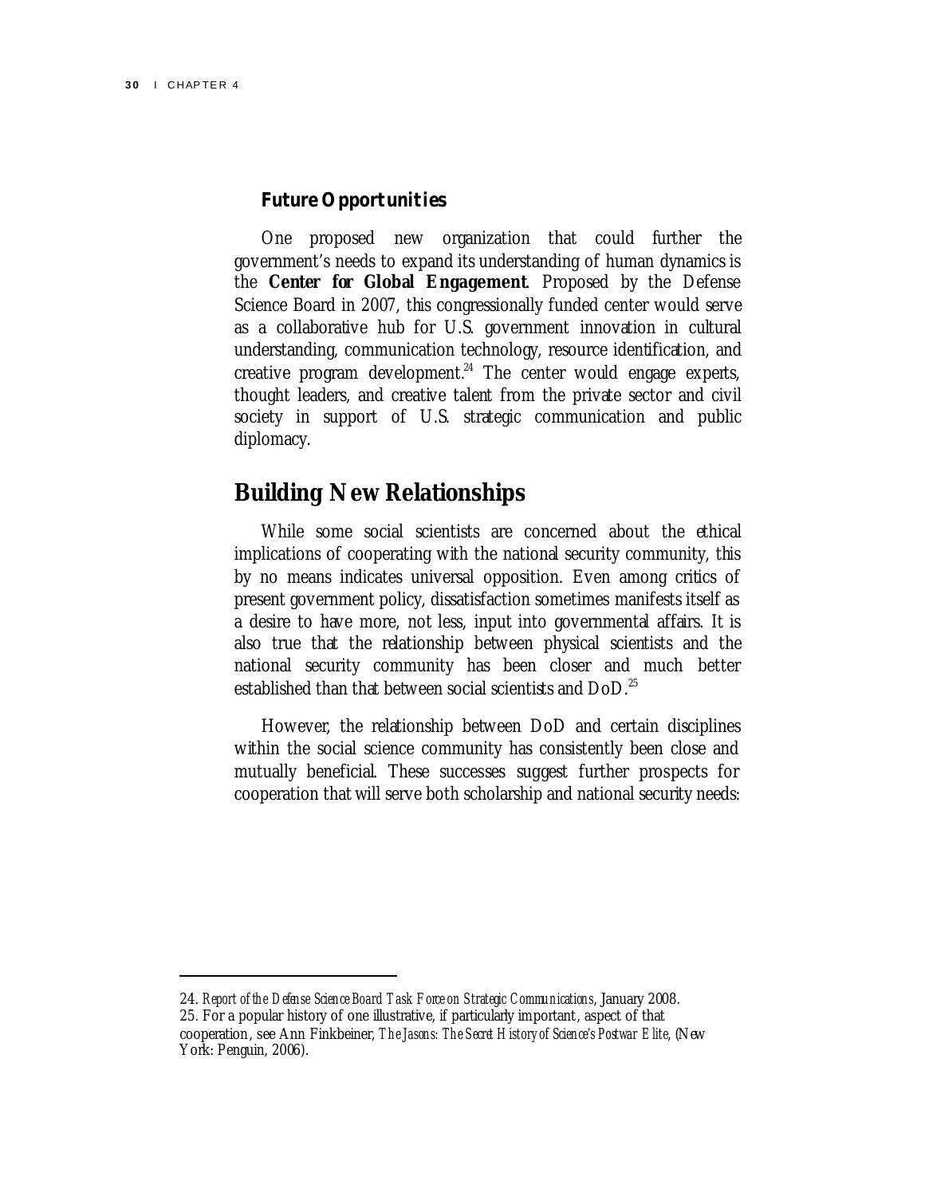### Future Opportunities

One proposed new organization that could further the government's needs to expand its understanding of human dynamics is the **Center for Global Engagement**. Proposed by the Defense Science Board in 2007, this congressionally funded center would serve as a collaborative hub for U.S. government innovation in cultural understanding, communication technology, resource identification, and creative program development.[24] The center would engage experts, thought leaders, and creative talent from the private sector and civil society in support of U.S. strategic communication and public diplomacy.

## Building New Relationships

While some social scientists are concerned about the ethical implications of cooperating with the national security community, this by no means indicates universal opposition. Even among critics of present government policy, dissatisfaction sometimes manifests itself as a desire to have more, not less, input into governmental affairs. It is also true that the relationship between physical scientists and the national security community has been closer and much better established than that between social scientists and DoD.[25]

However, the relationship between DoD and certain disciplines within the social science community has consistently been close and mutually beneficial. These successes suggest further prospects for cooperation that will serve both scholarship and national security needs:

---

24. *Report of the Defense Science Board Task Force on Strategic Communications*, January 2008.

25. For a popular history of one illustrative, if particularly important, aspect of that cooperation, see Ann Finkbeiner, *The Jasons: The Secret History of Science's Postwar Elite*, (New York: Penguin, 2006).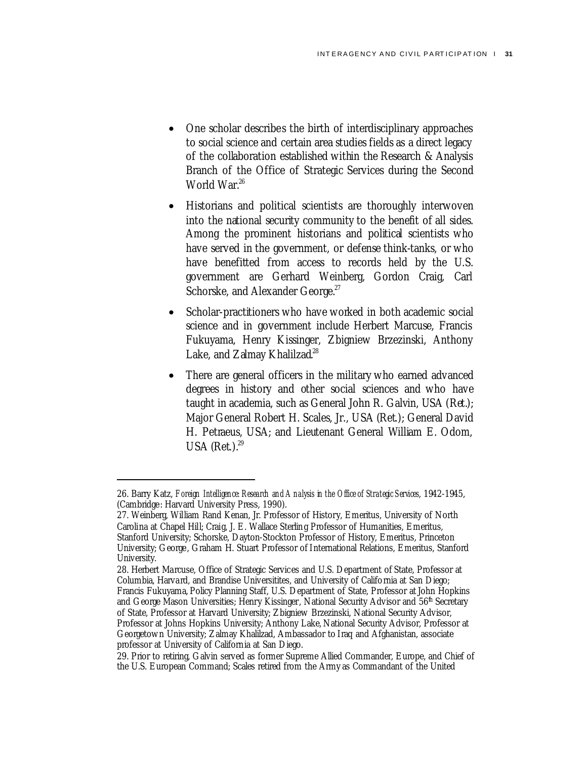- One scholar describes the birth of interdisciplinary approaches to social science and certain area studies fields as a direct legacy of the collaboration established within the Research & Analysis Branch of the Office of Strategic Services during the Second World War.[26]

- Historians and political scientists are thoroughly interwoven into the national security community to the benefit of all sides. Among the prominent historians and political scientists who have served in the government, or defense think-tanks, or who have benefitted from access to records held by the U.S. government are Gerhard Weinberg, Gordon Craig, Carl Schorske, and Alexander George.[27]

- Scholar-practitioners who have worked in both academic social science and in government include Herbert Marcuse, Francis Fukuyama, Henry Kissinger, Zbigniew Brzezinski, Anthony Lake, and Zalmay Khalilzad.[28]

- There are general officers in the military who earned advanced degrees in history and other social sciences and who have taught in academia, such as General John R. Galvin, USA (Ret.); Major General Robert H. Scales, Jr., USA (Ret.); General David H. Petraeus, USA; and Lieutenant General William E. Odom, USA (Ret.).[29]

---

26. Barry Katz, *Foreign Intelligence: Research and Analysis in the Office of Strategic Services*, 1942-1945, (Cambridge: Harvard University Press, 1990).

27. Weinberg, William Rand Kenan, Jr. Professor of History, Emeritus, University of North Carolina at Chapel Hill; Craig, J. E. Wallace Sterling Professor of Humanities, Emeritus, Stanford University; Schorske, Dayton-Stockton Professor of History, Emeritus, Princeton University; George, Graham H. Stuart Professor of International Relations, Emeritus, Stanford University.

28. Herbert Marcuse, Office of Strategic Services and U.S. Department of State, Professor at Columbia, Harvard, and Brandise Universitites, and University of California at San Diego; Francis Fukuyama, Policy Planning Staff, U.S. Department of State, Professor at John Hopkins and George Mason Universities; Henry Kissinger, National Security Advisor and 56th Secretary of State, Professor at Harvard University; Zbigniew Brzezinski, National Security Advisor, Professor at Johns Hopkins University; Anthony Lake, National Security Advisor, Professor at Georgetown University; Zalmay Khalilzad, Ambassador to Iraq and Afghanistan, associate professor at University of California at San Diego.

29. Prior to retiring, Galvin served as former Supreme Allied Commander, Europe, and Chief of the U.S. European Command; Scales retired from the Army as Commandant of the United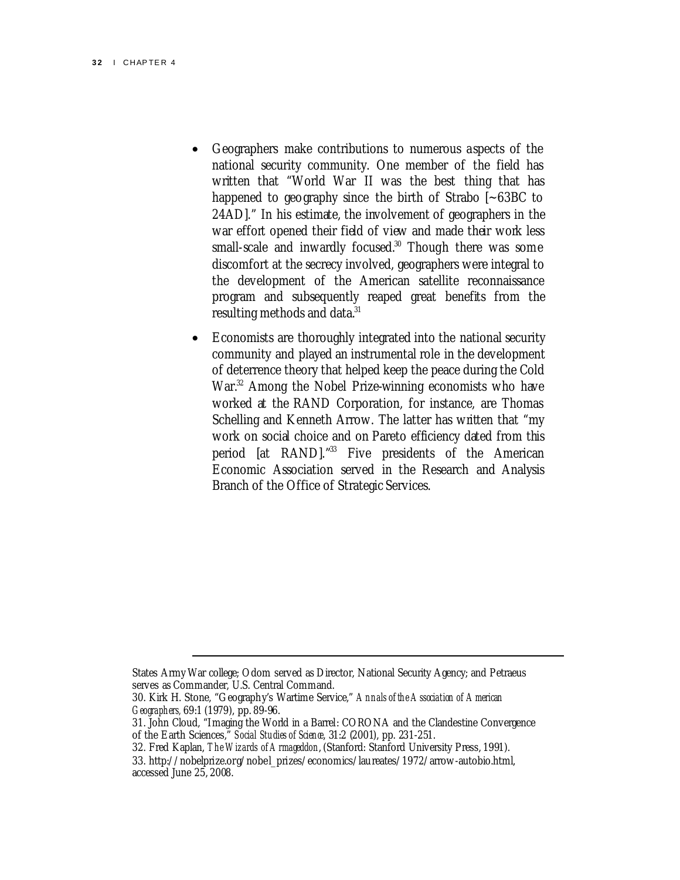- Geographers make contributions to numerous aspects of the national security community. One member of the field has written that "World War II was the best thing that has happened to geography since the birth of Strabo [~63BC to 24AD]." In his estimate, the involvement of geographers in the war effort opened their field of view and made their work less small-scale and inwardly focused.[30] Though there was some discomfort at the secrecy involved, geographers were integral to the development of the American satellite reconnaissance program and subsequently reaped great benefits from the resulting methods and data.[31]

- Economists are thoroughly integrated into the national security community and played an instrumental role in the development of deterrence theory that helped keep the peace during the Cold War.[32] Among the Nobel Prize-winning economists who have worked at the RAND Corporation, for instance, are Thomas Schelling and Kenneth Arrow. The latter has written that "my work on social choice and on Pareto efficiency dated from this period [at RAND]."[33] Five presidents of the American Economic Association served in the Research and Analysis Branch of the Office of Strategic Services.

---

States Army War college; Odom served as Director, National Security Agency; and Petraeus serves as Commander, U.S. Central Command.

30. Kirk H. Stone, "Geography's Wartime Service," *Annals of the Association of American Geographers,* 69:1 (1979), pp. 89-96.

31. John Cloud, "Imaging the World in a Barrel: CORONA and the Clandestine Convergence of the Earth Sciences," *Social Studies of Science*, 31:2 (2001), pp. 231-251.

32. Fred Kaplan, *The Wizards of Armageddon*, (Stanford: Stanford University Press, 1991).

33. http://nobelprize.org/nobel_prizes/economics/laureates/1972/arrow-autobio.html, accessed June 25, 2008.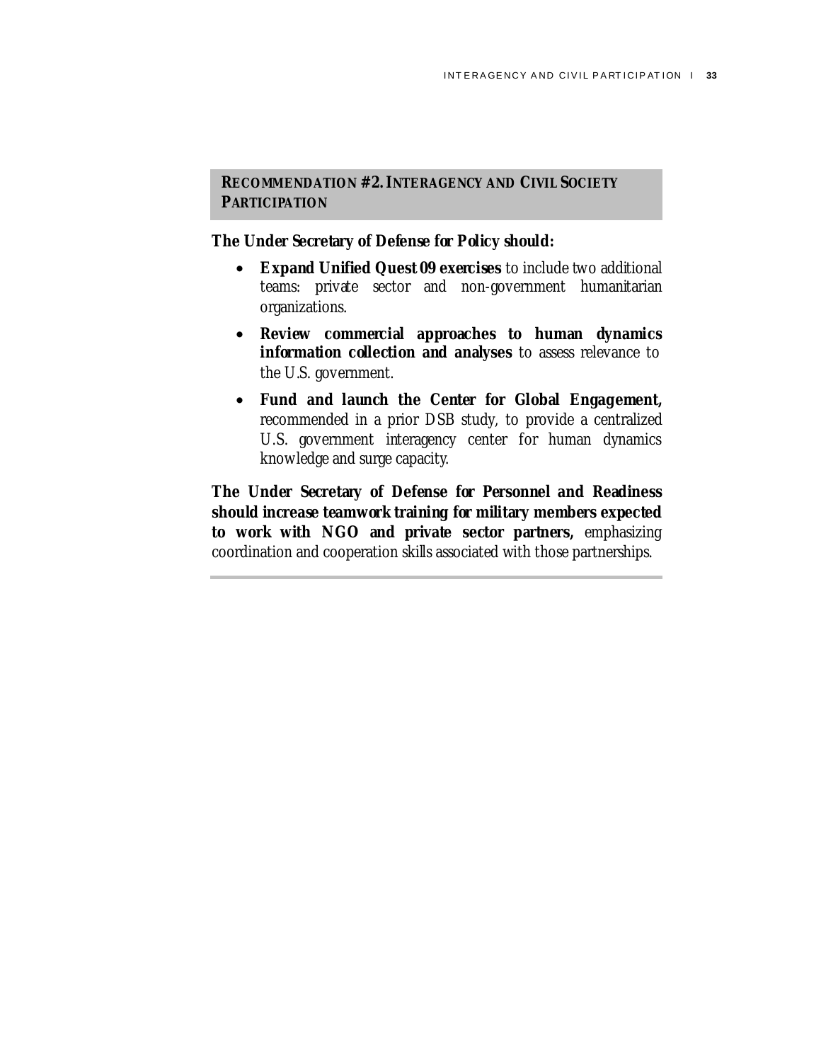**RECOMMENDATION #2. INTERAGENCY AND CIVIL SOCIETY PARTICIPATION**

**The Under Secretary of Defense for Policy should:**

- **Expand Unified Quest 09 exercises** to include two additional teams: private sector and non-government humanitarian organizations.
- **Review commercial approaches to human dynamics information collection and analyses** to assess relevance to the U.S. government.
- **Fund and launch the Center for Global Engagement,** recommended in a prior DSB study, to provide a centralized U.S. government interagency center for human dynamics knowledge and surge capacity.

**The Under Secretary of Defense for Personnel and Readiness should increase teamwork training for military members expected to work with NGO and private sector partners,** emphasizing coordination and cooperation skills associated with those partnerships.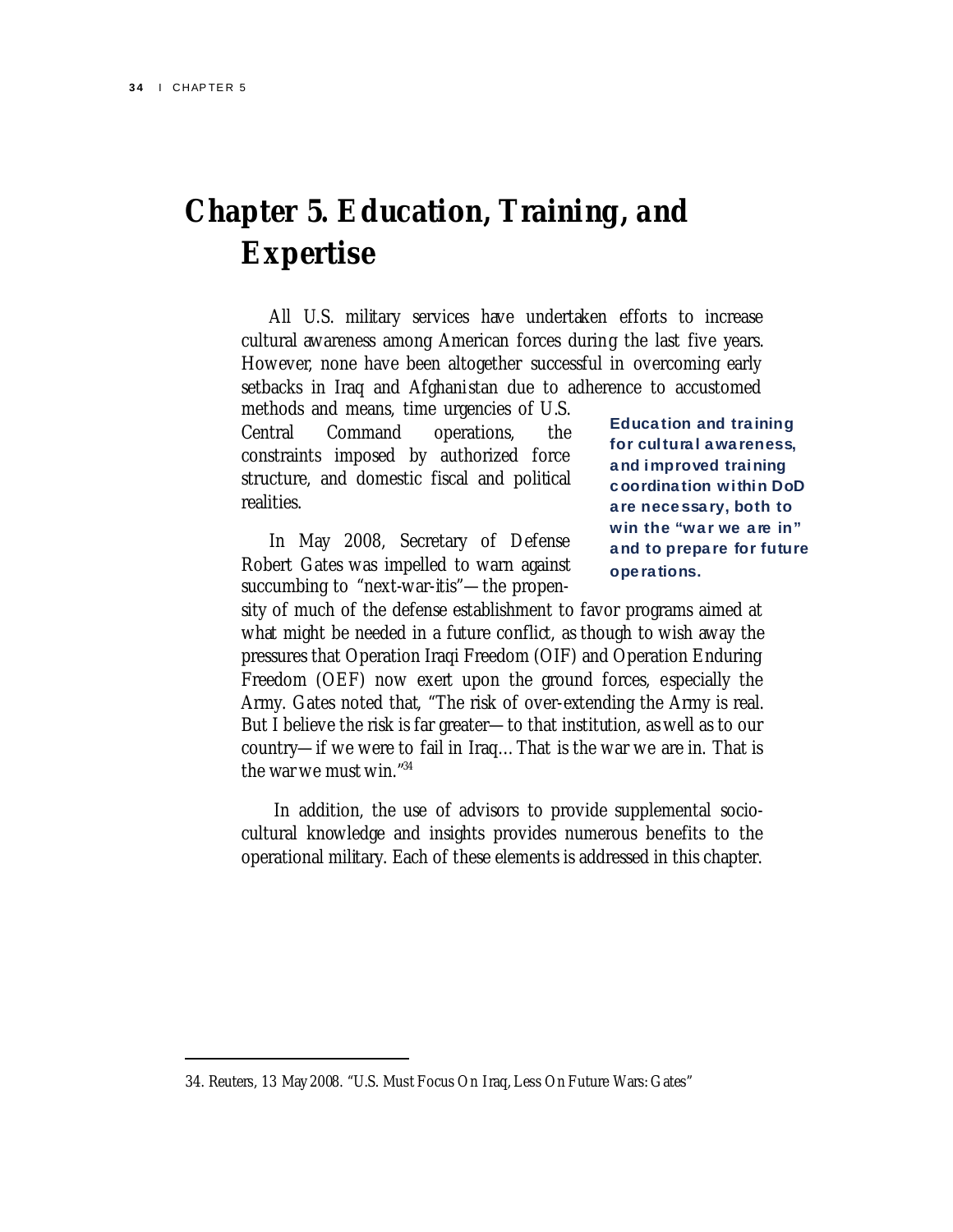# Chapter 5. Education, Training, and Expertise

All U.S. military services have undertaken efforts to increase cultural awareness among American forces during the last five years. However, none have been altogether successful in overcoming early setbacks in Iraq and Afghanistan due to adherence to accustomed methods and means, time urgencies of U.S. Central Command operations, the constraints imposed by authorized force structure, and domestic fiscal and political realities.

**Education and training for cultural awareness, and improved training coordination within DoD are necessary, both to win the "war we are in" and to prepare for future operations.**

In May 2008, Secretary of Defense Robert Gates was impelled to warn against succumbing to "next-war-itis"—the propensity of much of the defense establishment to favor programs aimed at what might be needed in a future conflict, as though to wish away the pressures that Operation Iraqi Freedom (OIF) and Operation Enduring Freedom (OEF) now exert upon the ground forces, especially the Army. Gates noted that, "The risk of over-extending the Army is real. But I believe the risk is far greater—to that institution, as well as to our country—if we were to fail in Iraq… That is the war we are in. That is the war we must win."[34]

In addition, the use of advisors to provide supplemental socio-cultural knowledge and insights provides numerous benefits to the operational military. Each of these elements is addressed in this chapter.

---

34. Reuters, 13 May 2008. "U.S. Must Focus On Iraq, Less On Future Wars: Gates"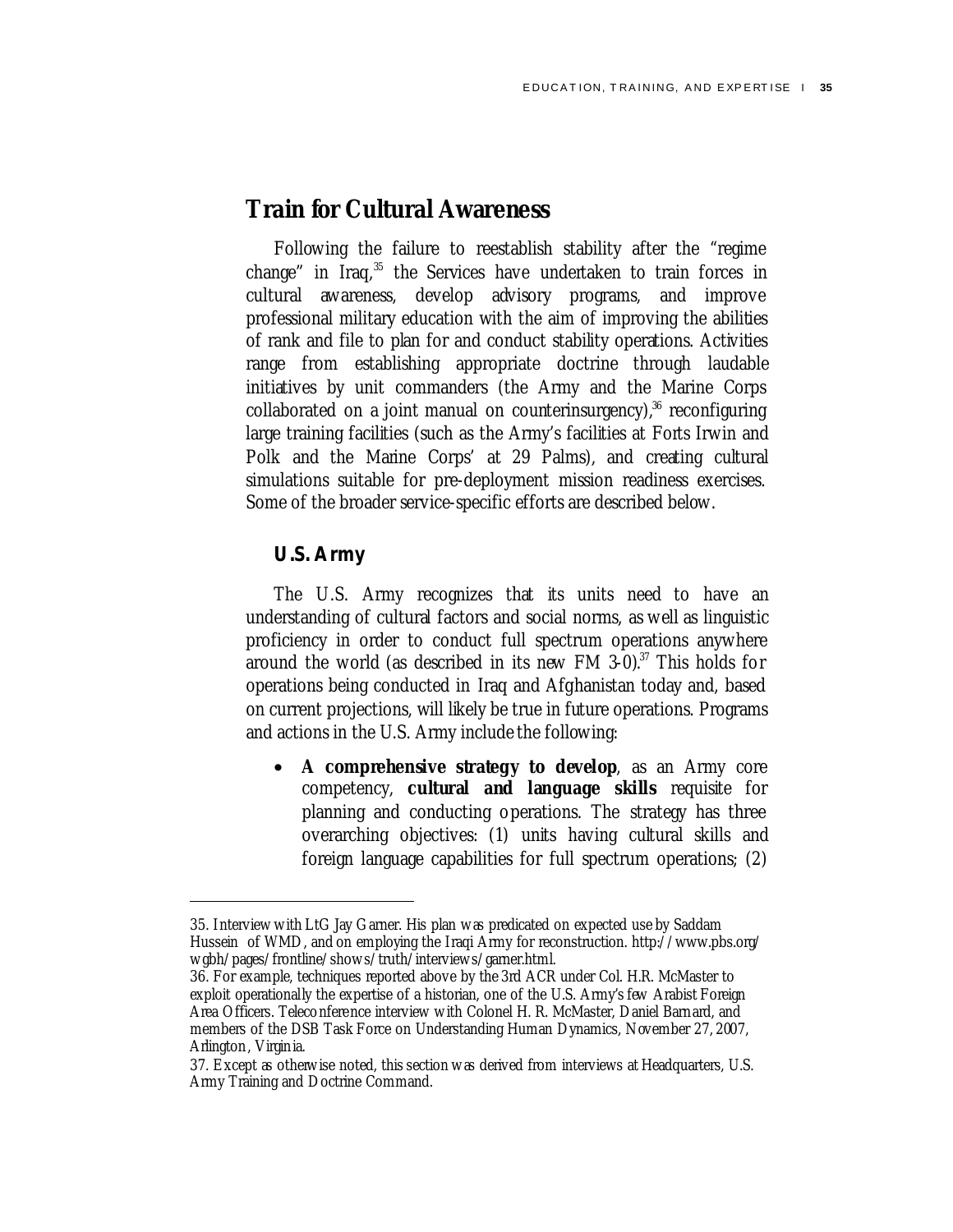## Train for Cultural Awareness

Following the failure to reestablish stability after the "regime change" in Iraq,[35] the Services have undertaken to train forces in cultural awareness, develop advisory programs, and improve professional military education with the aim of improving the abilities of rank and file to plan for and conduct stability operations. Activities range from establishing appropriate doctrine through laudable initiatives by unit commanders (the Army and the Marine Corps collaborated on a joint manual on counterinsurgency),[36] reconfiguring large training facilities (such as the Army's facilities at Forts Irwin and Polk and the Marine Corps' at 29 Palms), and creating cultural simulations suitable for pre-deployment mission readiness exercises. Some of the broader service-specific efforts are described below.

### U.S. Army

The U.S. Army recognizes that its units need to have an understanding of cultural factors and social norms, as well as linguistic proficiency in order to conduct full spectrum operations anywhere around the world (as described in its new FM 3-0).[37] This holds for operations being conducted in Iraq and Afghanistan today and, based on current projections, will likely be true in future operations. Programs and actions in the U.S. Army include the following:

- **A comprehensive strategy to develop**, as an Army core competency, **cultural and language skills** requisite for planning and conducting operations. The strategy has three overarching objectives: (1) units having cultural skills and foreign language capabilities for full spectrum operations; (2)

---

35. Interview with LtG Jay Garner. His plan was predicated on expected use by Saddam Hussein of WMD, and on employing the Iraqi Army for reconstruction. http://www.pbs.org/wgbh/pages/frontline/shows/truth/interviews/garner.html.

36. For example, techniques reported above by the 3rd ACR under Col. H.R. McMaster to exploit operationally the expertise of a historian, one of the U.S. Army's few Arabist Foreign Area Officers. Teleconference interview with Colonel H. R. McMaster, Daniel Barnard, and members of the DSB Task Force on Understanding Human Dynamics, November 27, 2007, Arlington, Virginia.

37. Except as otherwise noted, this section was derived from interviews at Headquarters, U.S. Army Training and Doctrine Command.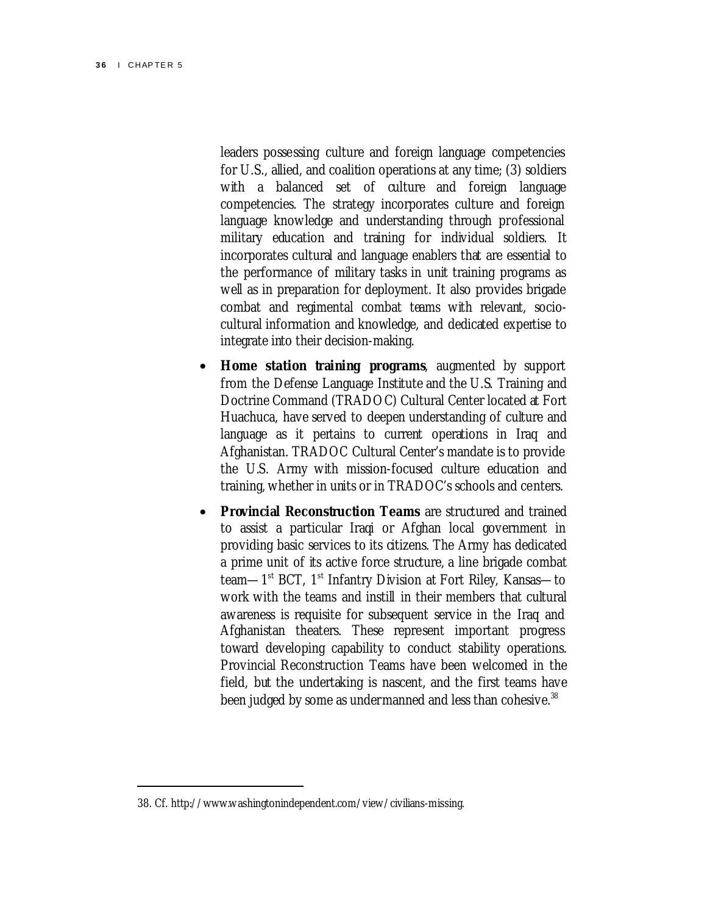leaders possessing culture and foreign language competencies for U.S., allied, and coalition operations at any time; (3) soldiers with a balanced set of culture and foreign language competencies. The strategy incorporates culture and foreign language knowledge and understanding through professional military education and training for individual soldiers. It incorporates cultural and language enablers that are essential to the performance of military tasks in unit training programs as well as in preparation for deployment. It also provides brigade combat and regimental combat teams with relevant, socio-cultural information and knowledge, and dedicated expertise to integrate into their decision-making.

- **Home station training programs**, augmented by support from the Defense Language Institute and the U.S. Training and Doctrine Command (TRADOC) Cultural Center located at Fort Huachuca, have served to deepen understanding of culture and language as it pertains to current operations in Iraq and Afghanistan. TRADOC Cultural Center's mandate is to provide the U.S. Army with mission-focused culture education and training, whether in units or in TRADOC's schools and centers.
- **Provincial Reconstruction Teams** are structured and trained to assist a particular Iraqi or Afghan local government in providing basic services to its citizens. The Army has dedicated a prime unit of its active force structure, a line brigade combat team—1st BCT, 1st Infantry Division at Fort Riley, Kansas—to work with the teams and instill in their members that cultural awareness is requisite for subsequent service in the Iraq and Afghanistan theaters. These represent important progress toward developing capability to conduct stability operations. Provincial Reconstruction Teams have been welcomed in the field, but the undertaking is nascent, and the first teams have been judged by some as undermanned and less than cohesive.[38]

---

38. Cf. http://www.washingtonindependent.com/view/civilians-missing.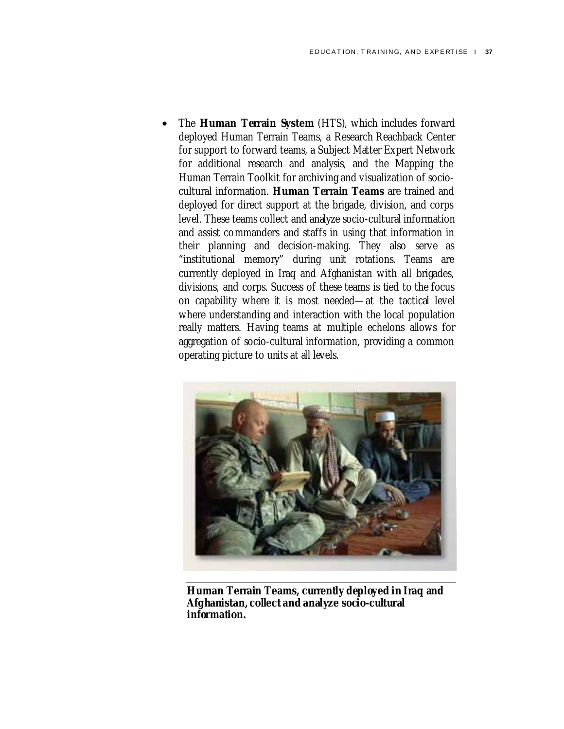- The **Human Terrain System** (HTS), which includes forward deployed Human Terrain Teams, a Research Reachback Center for support to forward teams, a Subject Matter Expert Network for additional research and analysis, and the Mapping the Human Terrain Toolkit for archiving and visualization of socio-cultural information. **Human Terrain Teams** are trained and deployed for direct support at the brigade, division, and corps level. These teams collect and analyze socio-cultural information and assist commanders and staffs in using that information in their planning and decision-making. They also serve as "institutional memory" during unit rotations. Teams are currently deployed in Iraq and Afghanistan with all brigades, divisions, and corps. Success of these teams is tied to the focus on capability where it is most needed—at the tactical level where understanding and interaction with the local population really matters. Having teams at multiple echelons allows for aggregation of socio-cultural information, providing a common operating picture to units at all levels.

**Human Terrain Teams, currently deployed in Iraq and Afghanistan, collect and analyze socio-cultural information.**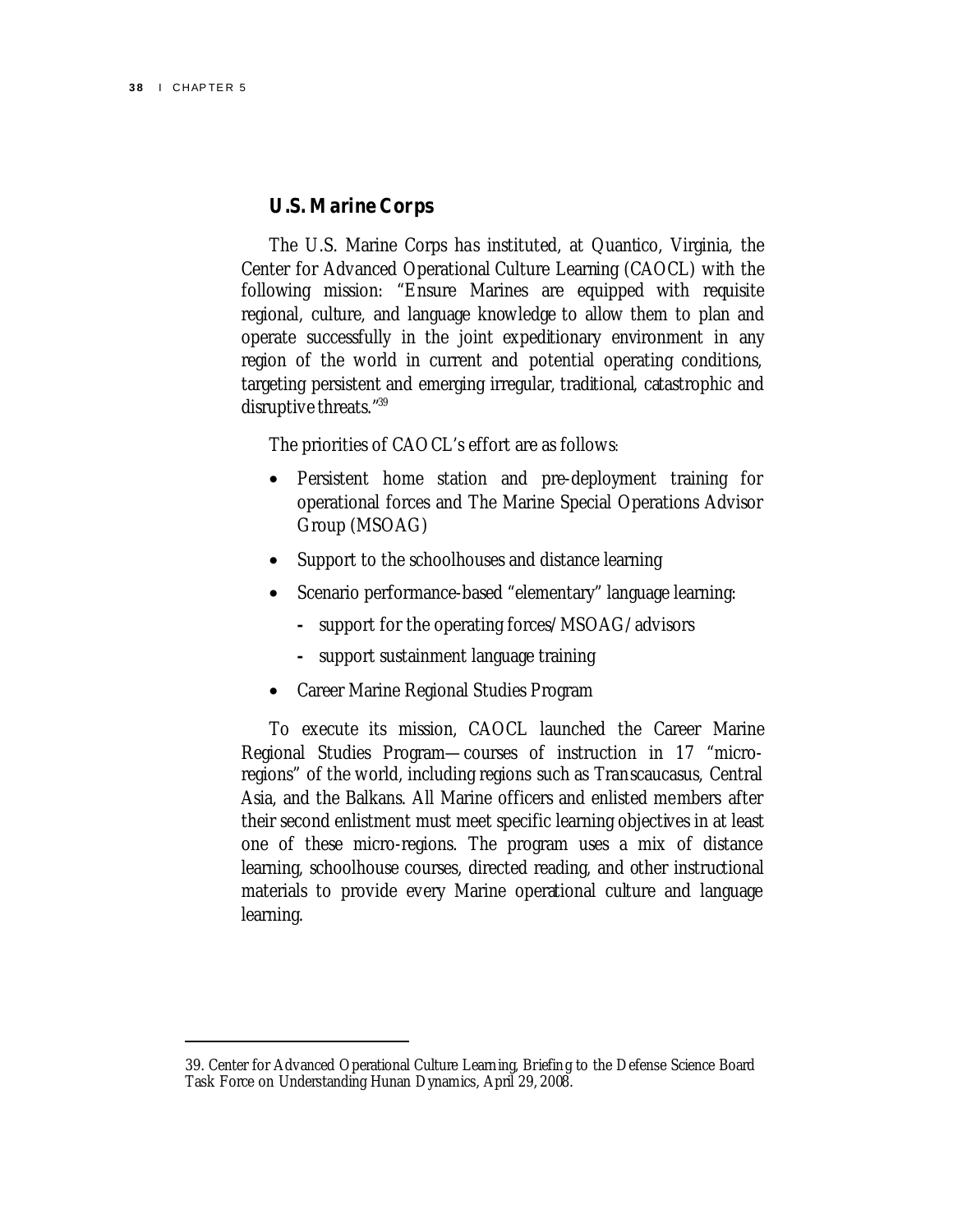## U.S. Marine Corps

The U.S. Marine Corps has instituted, at Quantico, Virginia, the Center for Advanced Operational Culture Learning (CAOCL) with the following mission: "Ensure Marines are equipped with requisite regional, culture, and language knowledge to allow them to plan and operate successfully in the joint expeditionary environment in any region of the world in current and potential operating conditions, targeting persistent and emerging irregular, traditional, catastrophic and disruptive threats."[39]

The priorities of CAOCL's effort are as follows:

- Persistent home station and pre-deployment training for operational forces and The Marine Special Operations Advisor Group (MSOAG)
- Support to the schoolhouses and distance learning
- Scenario performance-based "elementary" language learning:
  - support for the operating forces/MSOAG/advisors
  - support sustainment language training
- Career Marine Regional Studies Program

To execute its mission, CAOCL launched the Career Marine Regional Studies Program—courses of instruction in 17 "micro-regions" of the world, including regions such as Transcaucasus, Central Asia, and the Balkans. All Marine officers and enlisted members after their second enlistment must meet specific learning objectives in at least one of these micro-regions. The program uses a mix of distance learning, schoolhouse courses, directed reading, and other instructional materials to provide every Marine operational culture and language learning.

---

39. Center for Advanced Operational Culture Learning, Briefing to the Defense Science Board Task Force on Understanding Hunan Dynamics, April 29, 2008.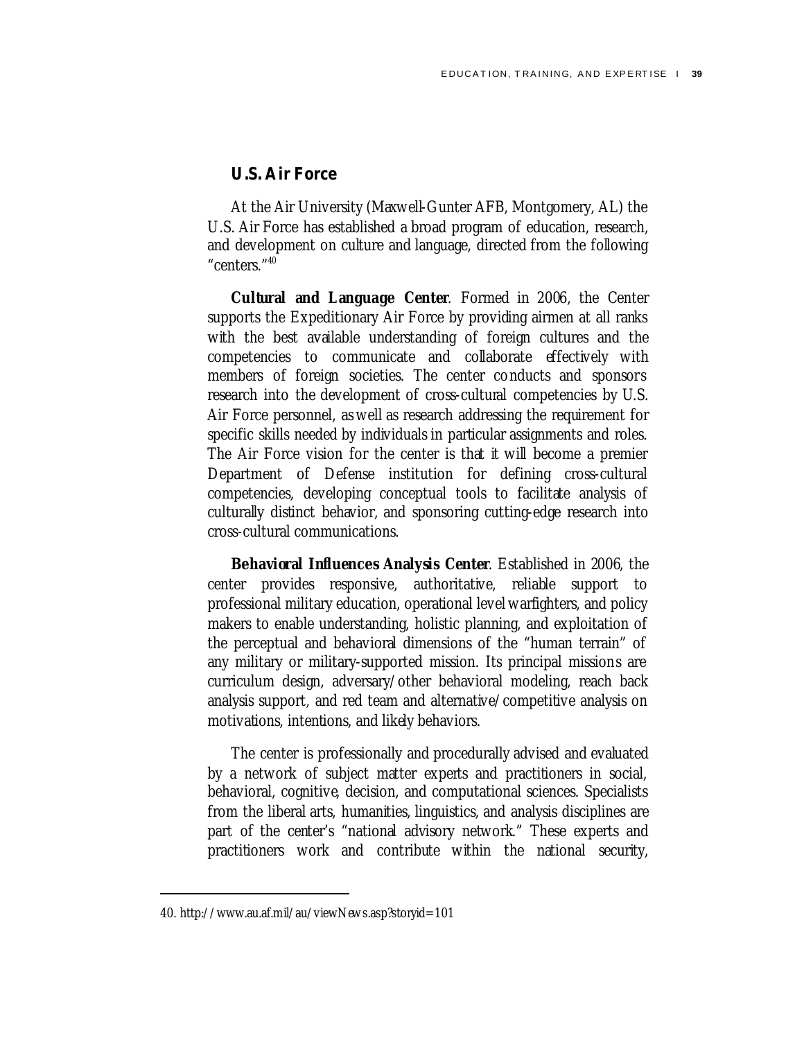## U.S. Air Force

At the Air University (Maxwell-Gunter AFB, Montgomery, AL) the U.S. Air Force has established a broad program of education, research, and development on culture and language, directed from the following "centers."[40]

**Cultural and Language Center**. Formed in 2006, the Center supports the Expeditionary Air Force by providing airmen at all ranks with the best available understanding of foreign cultures and the competencies to communicate and collaborate effectively with members of foreign societies. The center conducts and sponsors research into the development of cross-cultural competencies by U.S. Air Force personnel, as well as research addressing the requirement for specific skills needed by individuals in particular assignments and roles. The Air Force vision for the center is that it will become a premier Department of Defense institution for defining cross-cultural competencies, developing conceptual tools to facilitate analysis of culturally distinct behavior, and sponsoring cutting-edge research into cross-cultural communications.

**Behavioral Influences Analysis Center**. Established in 2006, the center provides responsive, authoritative, reliable support to professional military education, operational level warfighters, and policy makers to enable understanding, holistic planning, and exploitation of the perceptual and behavioral dimensions of the "human terrain" of any military or military-supported mission. Its principal missions are curriculum design, adversary/other behavioral modeling, reach back analysis support, and red team and alternative/competitive analysis on motivations, intentions, and likely behaviors.

The center is professionally and procedurally advised and evaluated by a network of subject matter experts and practitioners in social, behavioral, cognitive, decision, and computational sciences. Specialists from the liberal arts, humanities, linguistics, and analysis disciplines are part of the center's "national advisory network." These experts and practitioners work and contribute within the national security,

40. http://www.au.af.mil/au/viewNews.asp?storyid=101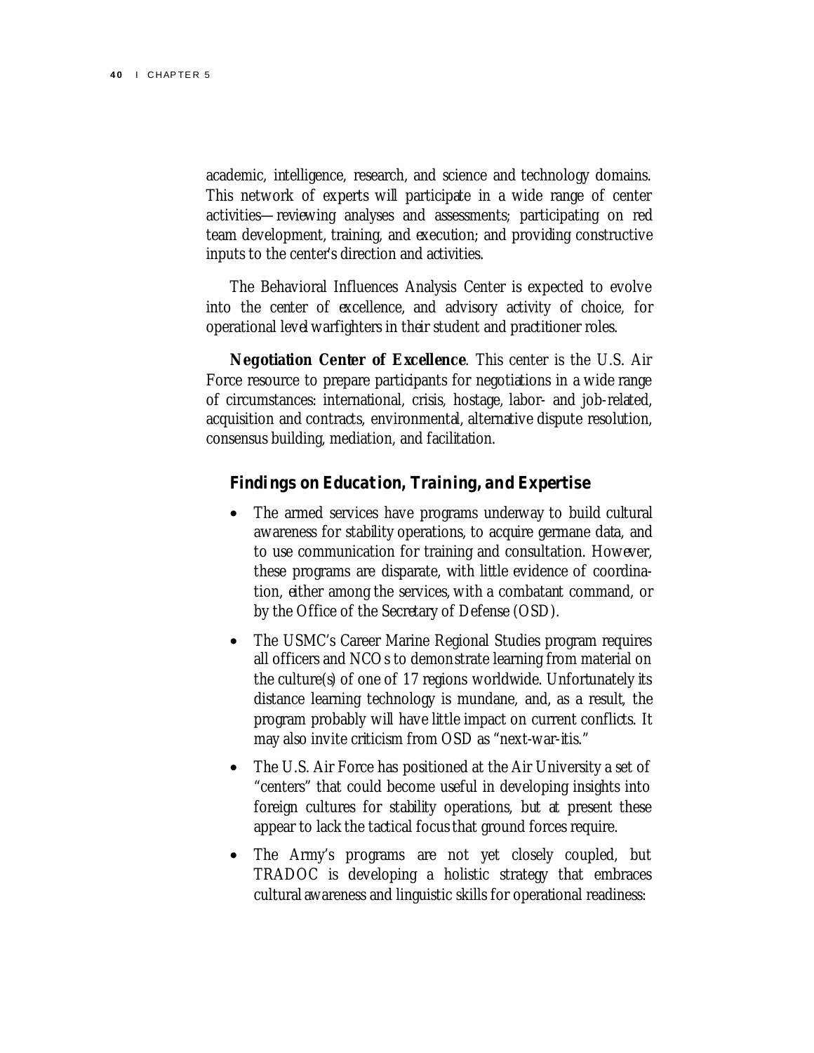academic, intelligence, research, and science and technology domains. This network of experts will participate in a wide range of center activities—reviewing analyses and assessments; participating on red team development, training, and execution; and providing constructive inputs to the center's direction and activities.

The Behavioral Influences Analysis Center is expected to evolve into the center of excellence, and advisory activity of choice, for operational level warfighters in their student and practitioner roles.

**Negotiation Center of Excellence**. This center is the U.S. Air Force resource to prepare participants for negotiations in a wide range of circumstances: international, crisis, hostage, labor- and job-related, acquisition and contracts, environmental, alternative dispute resolution, consensus building, mediation, and facilitation.

### Findings on Education, Training, and Expertise

- The armed services have programs underway to build cultural awareness for stability operations, to acquire germane data, and to use communication for training and consultation. However, these programs are disparate, with little evidence of coordination, either among the services, with a combatant command, or by the Office of the Secretary of Defense (OSD).
- The USMC's Career Marine Regional Studies program requires all officers and NCOs to demonstrate learning from material on the culture(s) of one of 17 regions worldwide. Unfortunately its distance learning technology is mundane, and, as a result, the program probably will have little impact on current conflicts. It may also invite criticism from OSD as "next-war-itis."
- The U.S. Air Force has positioned at the Air University a set of "centers" that could become useful in developing insights into foreign cultures for stability operations, but at present these appear to lack the tactical focus that ground forces require.
- The Army's programs are not yet closely coupled, but TRADOC is developing a holistic strategy that embraces cultural awareness and linguistic skills for operational readiness: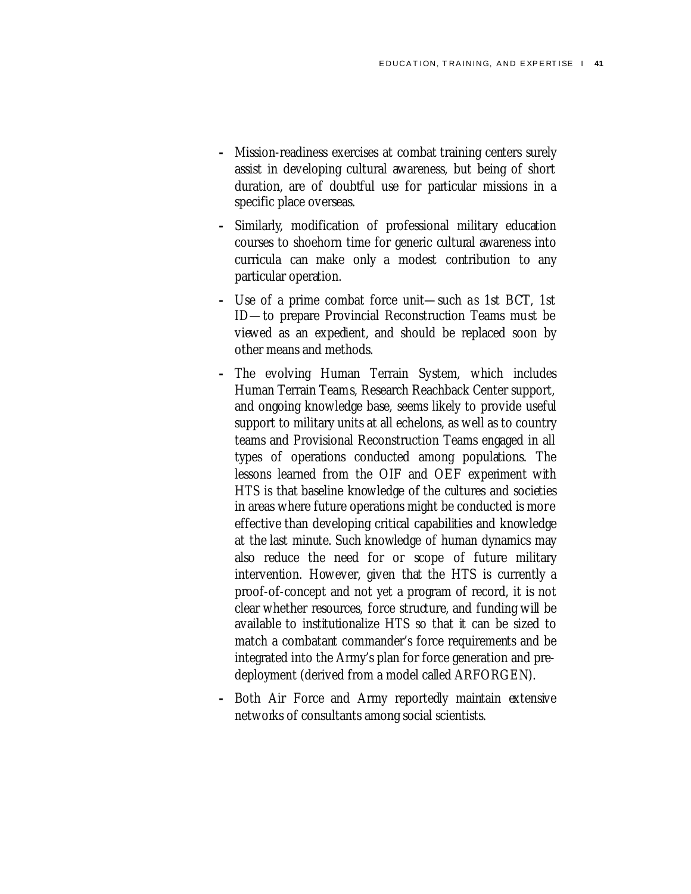- Mission-readiness exercises at combat training centers surely assist in developing cultural awareness, but being of short duration, are of doubtful use for particular missions in a specific place overseas.
- Similarly, modification of professional military education courses to shoehorn time for generic cultural awareness into curricula can make only a modest contribution to any particular operation.
- Use of a prime combat force unit—such as 1st BCT, 1st ID—to prepare Provincial Reconstruction Teams must be viewed as an expedient, and should be replaced soon by other means and methods.
- The evolving Human Terrain System, which includes Human Terrain Teams, Research Reachback Center support, and ongoing knowledge base, seems likely to provide useful support to military units at all echelons, as well as to country teams and Provisional Reconstruction Teams engaged in all types of operations conducted among populations. The lessons learned from the OIF and OEF experiment with HTS is that baseline knowledge of the cultures and societies in areas where future operations might be conducted is more effective than developing critical capabilities and knowledge at the last minute. Such knowledge of human dynamics may also reduce the need for or scope of future military intervention. However, given that the HTS is currently a proof-of-concept and not yet a program of record, it is not clear whether resources, force structure, and funding will be available to institutionalize HTS so that it can be sized to match a combatant commander's force requirements and be integrated into the Army's plan for force generation and pre-deployment (derived from a model called ARFORGEN).
- Both Air Force and Army reportedly maintain extensive networks of consultants among social scientists.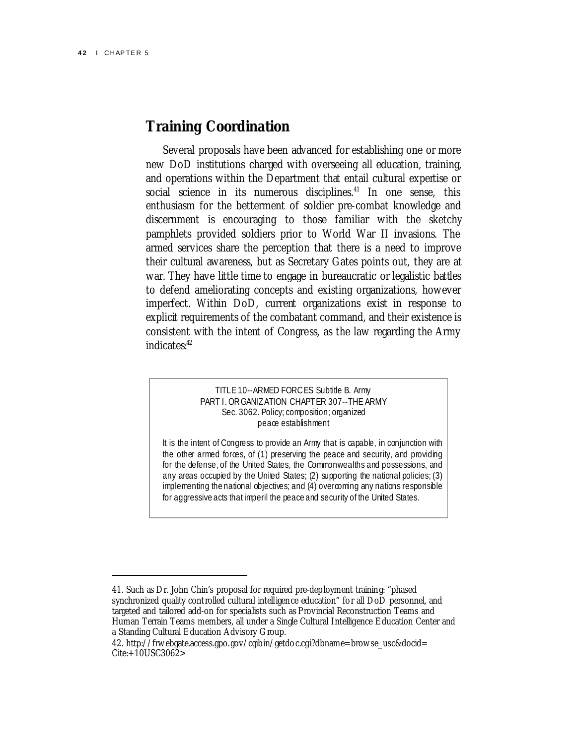## Training Coordination

Several proposals have been advanced for establishing one or more new DoD institutions charged with overseeing all education, training, and operations within the Department that entail cultural expertise or social science in its numerous disciplines.[41] In one sense, this enthusiasm for the betterment of soldier pre-combat knowledge and discernment is encouraging to those familiar with the sketchy pamphlets provided soldiers prior to World War II invasions. The armed services share the perception that there is a need to improve their cultural awareness, but as Secretary Gates points out, they are at war. They have little time to engage in bureaucratic or legalistic battles to defend ameliorating concepts and existing organizations, however imperfect. Within DoD, current organizations exist in response to explicit requirements of the combatant command, and their existence is consistent with the intent of Congress, as the law regarding the Army indicates:[42]

> TITLE 10--ARMED FORCES Subtitle B. Army
> PART I. ORGANIZATION CHAPTER 307--THE ARMY
> Sec. 3062. Policy; composition; organized peace establishment
>
> It is the intent of Congress to provide an Army that is capable, in conjunction with the other armed forces, of (1) preserving the peace and security, and providing for the defense, of the United States, the Commonwealths and possessions, and any areas occupied by the United States; (2) supporting the national policies; (3) implementing the national objectives; and (4) overcoming any nations responsible for aggressive acts that imperil the peace and security of the United States.

---

41. Such as Dr. John Chin's proposal for required pre-deployment training: "phased synchronized quality controlled cultural intelligence education" for all DoD personnel, and targeted and tailored add-on for specialists such as Provincial Reconstruction Teams and Human Terrain Teams members, all under a Single Cultural Intelligence Education Center and a Standing Cultural Education Advisory Group.

42. http://frwebgate.access.gpo.gov/cgibin/getdoc.cgi?dbname=browse_usc&docid=Cite:+10USC3062>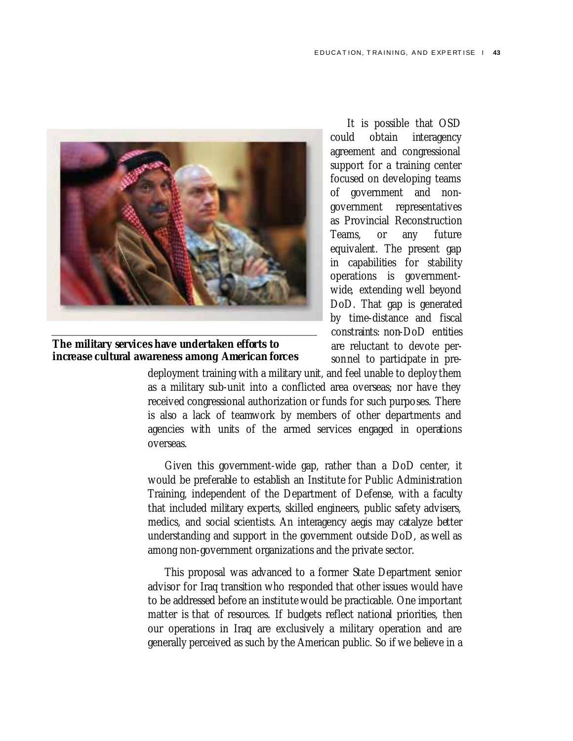**The military services have undertaken efforts to increase cultural awareness among American forces**

It is possible that OSD could obtain interagency agreement and congressional support for a training center focused on developing teams of government and non-government representatives as Provincial Reconstruction Teams, or any future equivalent. The present gap in capabilities for stability operations is government-wide, extending well beyond DoD. That gap is generated by time-distance and fiscal constraints: non-DoD entities are reluctant to devote personnel to participate in pre-deployment training with a military unit, and feel unable to deploy them as a military sub-unit into a conflicted area overseas; nor have they received congressional authorization or funds for such purposes. There is also a lack of teamwork by members of other departments and agencies with units of the armed services engaged in operations overseas.

Given this government-wide gap, rather than a DoD center, it would be preferable to establish an Institute for Public Administration Training, independent of the Department of Defense, with a faculty that included military experts, skilled engineers, public safety advisers, medics, and social scientists. An interagency aegis may catalyze better understanding and support in the government outside DoD, as well as among non-government organizations and the private sector.

This proposal was advanced to a former State Department senior advisor for Iraq transition who responded that other issues would have to be addressed before an institute would be practicable. One important matter is that of resources. If budgets reflect national priorities, then our operations in Iraq are exclusively a military operation and are generally perceived as such by the American public. So if we believe in a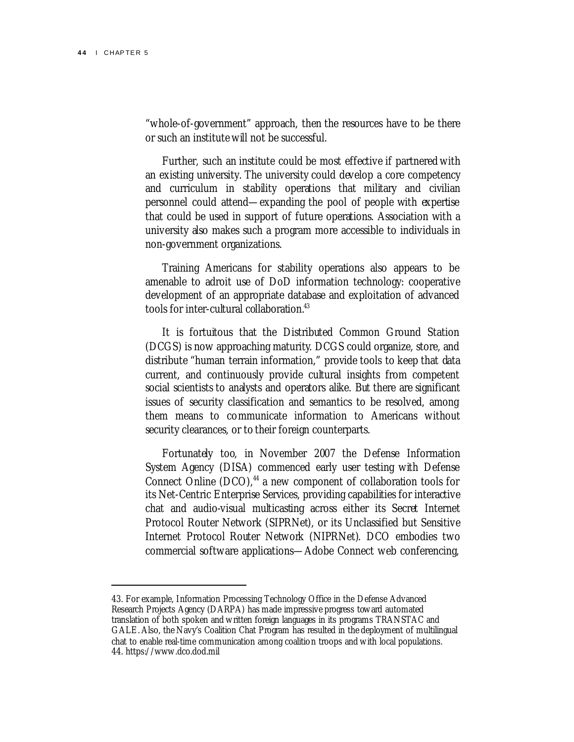"whole-of-government" approach, then the resources have to be there or such an institute will not be successful.

Further, such an institute could be most effective if partnered with an existing university. The university could develop a core competency and curriculum in stability operations that military and civilian personnel could attend—expanding the pool of people with expertise that could be used in support of future operations. Association with a university also makes such a program more accessible to individuals in non-government organizations.

Training Americans for stability operations also appears to be amenable to adroit use of DoD information technology: cooperative development of an appropriate database and exploitation of advanced tools for inter-cultural collaboration.[43]

It is fortuitous that the Distributed Common Ground Station (DCGS) is now approaching maturity. DCGS could organize, store, and distribute "human terrain information," provide tools to keep that data current, and continuously provide cultural insights from competent social scientists to analysts and operators alike. But there are significant issues of security classification and semantics to be resolved, among them means to communicate information to Americans without security clearances, or to their foreign counterparts.

Fortunately too, in November 2007 the Defense Information System Agency (DISA) commenced early user testing with Defense Connect Online (DCO),[44] a new component of collaboration tools for its Net-Centric Enterprise Services, providing capabilities for interactive chat and audio-visual multicasting across either its Secret Internet Protocol Router Network (SIPRNet), or its Unclassified but Sensitive Internet Protocol Router Network (NIPRNet). DCO embodies two commercial software applications—Adobe Connect web conferencing,

---

43. For example, Information Processing Technology Office in the Defense Advanced Research Projects Agency (DARPA) has made impressive progress toward automated translation of both spoken and written foreign languages in its programs TRANSTAC and GALE. Also, the Navy's Coalition Chat Program has resulted in the deployment of multilingual chat to enable real-time communication among coalition troops and with local populations.

44. https://www.dco.dod.mil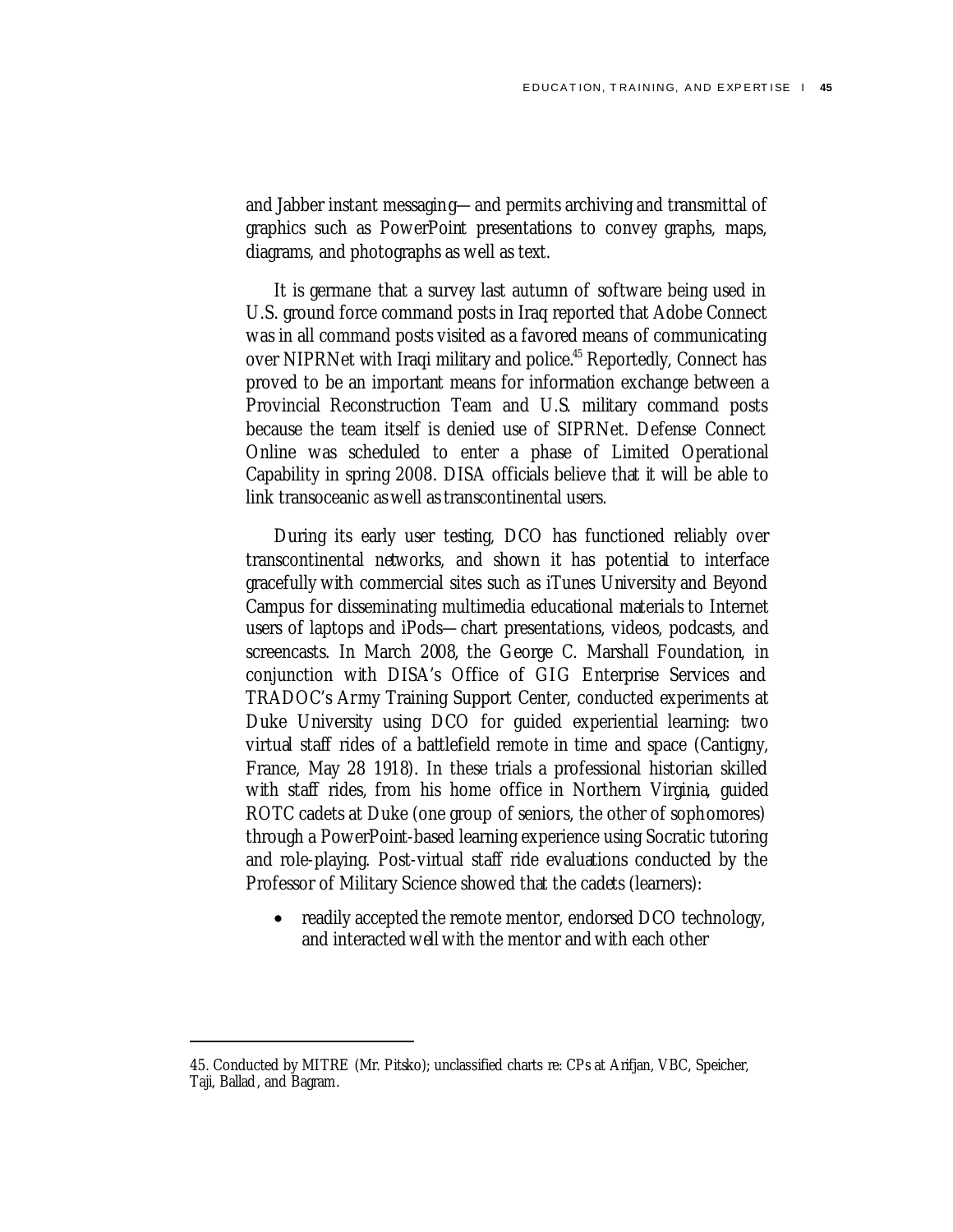and Jabber instant messaging—and permits archiving and transmittal of graphics such as PowerPoint presentations to convey graphs, maps, diagrams, and photographs as well as text.

It is germane that a survey last autumn of software being used in U.S. ground force command posts in Iraq reported that Adobe Connect was in all command posts visited as a favored means of communicating over NIPRNet with Iraqi military and police.[45] Reportedly, Connect has proved to be an important means for information exchange between a Provincial Reconstruction Team and U.S. military command posts because the team itself is denied use of SIPRNet. Defense Connect Online was scheduled to enter a phase of Limited Operational Capability in spring 2008. DISA officials believe that it will be able to link transoceanic as well as transcontinental users.

During its early user testing, DCO has functioned reliably over transcontinental networks, and shown it has potential to interface gracefully with commercial sites such as iTunes University and Beyond Campus for disseminating multimedia educational materials to Internet users of laptops and iPods—chart presentations, videos, podcasts, and screencasts. In March 2008, the George C. Marshall Foundation, in conjunction with DISA's Office of GIG Enterprise Services and TRADOC's Army Training Support Center, conducted experiments at Duke University using DCO for guided experiential learning: two virtual staff rides of a battlefield remote in time and space (Cantigny, France, May 28 1918). In these trials a professional historian skilled with staff rides, from his home office in Northern Virginia, guided ROTC cadets at Duke (one group of seniors, the other of sophomores) through a PowerPoint-based learning experience using Socratic tutoring and role-playing. Post-virtual staff ride evaluations conducted by the Professor of Military Science showed that the cadets (learners):

- readily accepted the remote mentor, endorsed DCO technology, and interacted well with the mentor and with each other

45. Conducted by MITRE (Mr. Pitsko); unclassified charts re: CPs at Arifjan, VBC, Speicher, Taji, Ballad, and Bagram.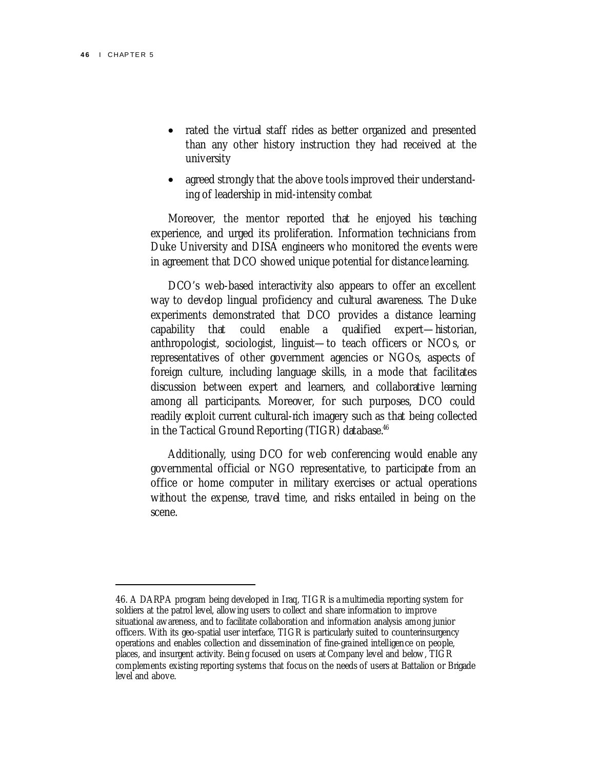- rated the virtual staff rides as better organized and presented than any other history instruction they had received at the university
- agreed strongly that the above tools improved their understanding of leadership in mid-intensity combat

Moreover, the mentor reported that he enjoyed his teaching experience, and urged its proliferation. Information technicians from Duke University and DISA engineers who monitored the events were in agreement that DCO showed unique potential for distance learning.

DCO's web-based interactivity also appears to offer an excellent way to develop lingual proficiency and cultural awareness. The Duke experiments demonstrated that DCO provides a distance learning capability that could enable a qualified expert—historian, anthropologist, sociologist, linguist—to teach officers or NCOs, or representatives of other government agencies or NGOs, aspects of foreign culture, including language skills, in a mode that facilitates discussion between expert and learners, and collaborative learning among all participants. Moreover, for such purposes, DCO could readily exploit current cultural-rich imagery such as that being collected in the Tactical Ground Reporting (TIGR) database.[46]

Additionally, using DCO for web conferencing would enable any governmental official or NGO representative, to participate from an office or home computer in military exercises or actual operations without the expense, travel time, and risks entailed in being on the scene.

---

46. A DARPA program being developed in Iraq, TIGR is a multimedia reporting system for soldiers at the patrol level, allowing users to collect and share information to improve situational awareness, and to facilitate collaboration and information analysis among junior officers. With its geo-spatial user interface, TIGR is particularly suited to counterinsurgency operations and enables collection and dissemination of fine-grained intelligence on people, places, and insurgent activity. Being focused on users at Company level and below, TIGR complements existing reporting systems that focus on the needs of users at Battalion or Brigade level and above.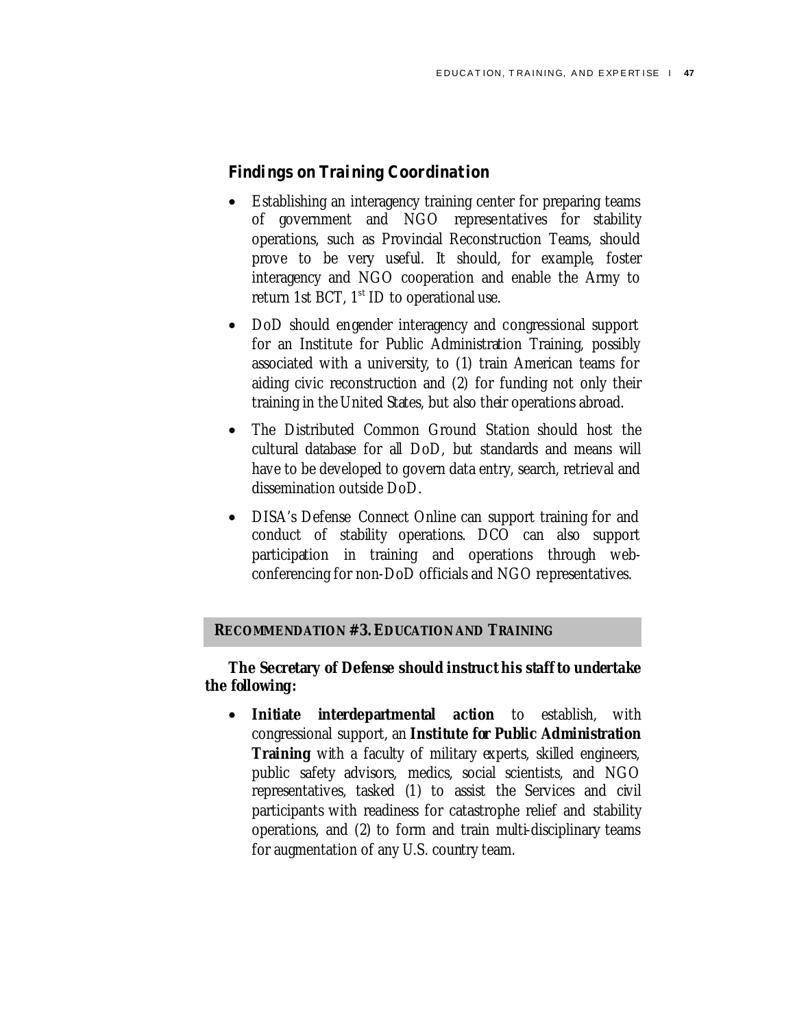### Findings on Training Coordination

- Establishing an interagency training center for preparing teams of government and NGO representatives for stability operations, such as Provincial Reconstruction Teams, should prove to be very useful. It should, for example, foster interagency and NGO cooperation and enable the Army to return 1st BCT, 1st ID to operational use.
- DoD should engender interagency and congressional support for an Institute for Public Administration Training, possibly associated with a university, to (1) train American teams for aiding civic reconstruction and (2) for funding not only their training in the United States, but also their operations abroad.
- The Distributed Common Ground Station should host the cultural database for all DoD, but standards and means will have to be developed to govern data entry, search, retrieval and dissemination outside DoD.
- DISA's Defense Connect Online can support training for and conduct of stability operations. DCO can also support participation in training and operations through web-conferencing for non-DoD officials and NGO representatives.

#### RECOMMENDATION #3. EDUCATION AND TRAINING

**The Secretary of Defense should instruct his staff to undertake the following:**

- **Initiate interdepartmental action** to establish, with congressional support, an **Institute for Public Administration Training** with a faculty of military experts, skilled engineers, public safety advisors, medics, social scientists, and NGO representatives, tasked (1) to assist the Services and civil participants with readiness for catastrophe relief and stability operations, and (2) to form and train multi-disciplinary teams for augmentation of any U.S. country team.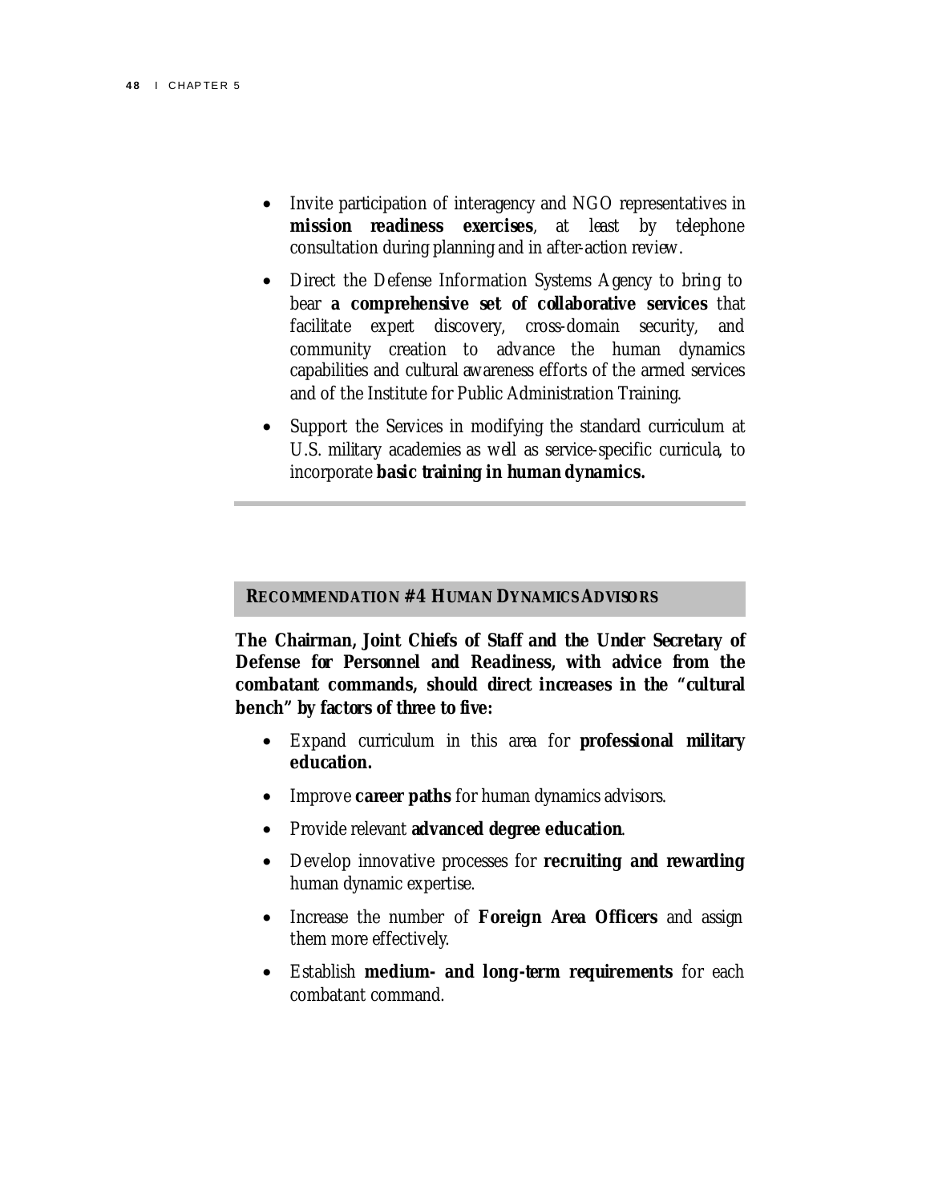- Invite participation of interagency and NGO representatives in **mission readiness exercises**, at least by telephone consultation during planning and in after-action review.
- Direct the Defense Information Systems Agency to bring to bear **a comprehensive set of collaborative services** that facilitate expert discovery, cross-domain security, and community creation to advance the human dynamics capabilities and cultural awareness efforts of the armed services and of the Institute for Public Administration Training.
- Support the Services in modifying the standard curriculum at U.S. military academies as well as service-specific curricula, to incorporate **basic training in human dynamics.**

---

### RECOMMENDATION #4 HUMAN DYNAMICS ADVISORS

**The Chairman, Joint Chiefs of Staff and the Under Secretary of Defense for Personnel and Readiness, with advice from the combatant commands, should direct increases in the "cultural bench" by factors of three to five:**

- Expand curriculum in this area for **professional military education.**
- Improve **career paths** for human dynamics advisors.
- Provide relevant **advanced degree education**.
- Develop innovative processes for **recruiting and rewarding** human dynamic expertise.
- Increase the number of **Foreign Area Officers** and assign them more effectively.
- Establish **medium- and long-term requirements** for each combatant command.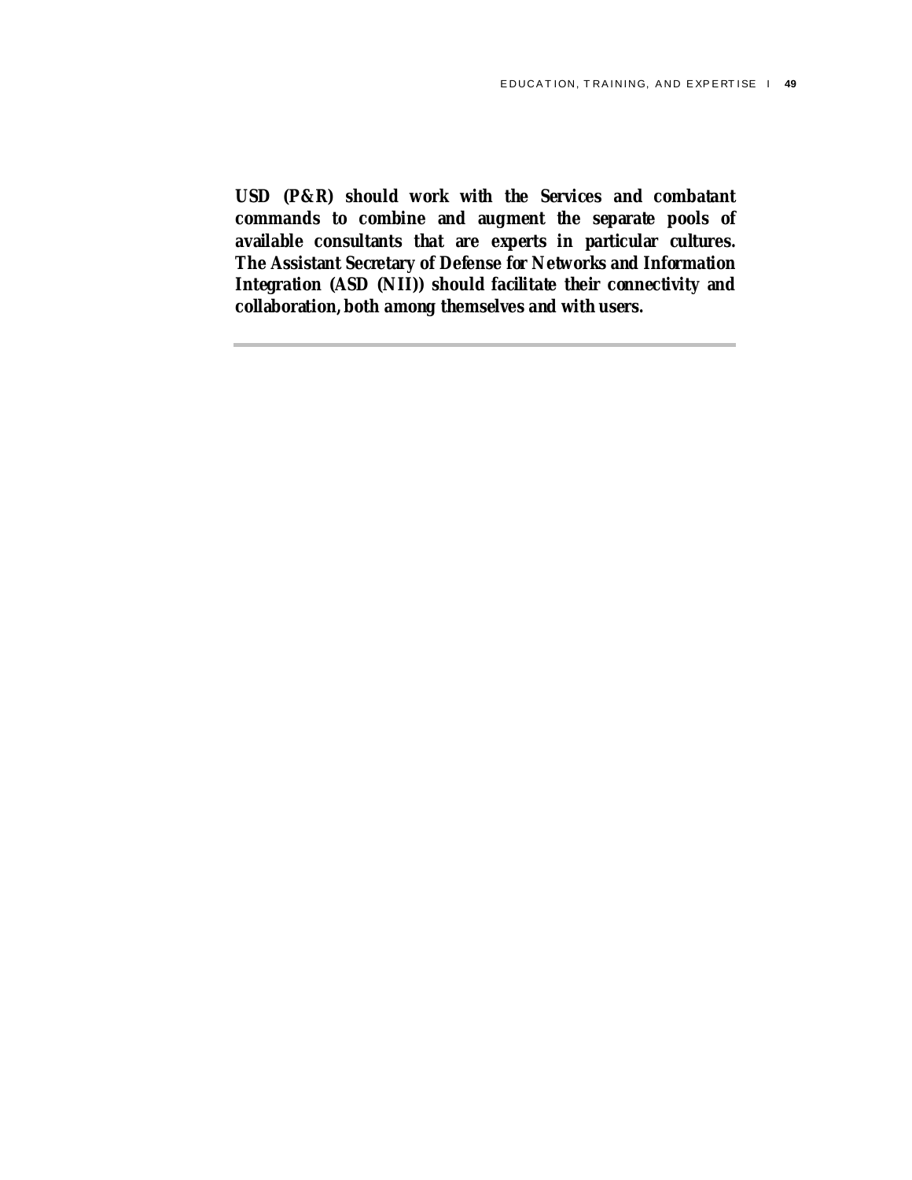**USD (P&R) should work with the Services and combatant commands to combine and augment the separate pools of available consultants that are experts in particular cultures. The Assistant Secretary of Defense for Networks and Information Integration (ASD (NII)) should facilitate their connectivity and collaboration, both among themselves and with users.**

---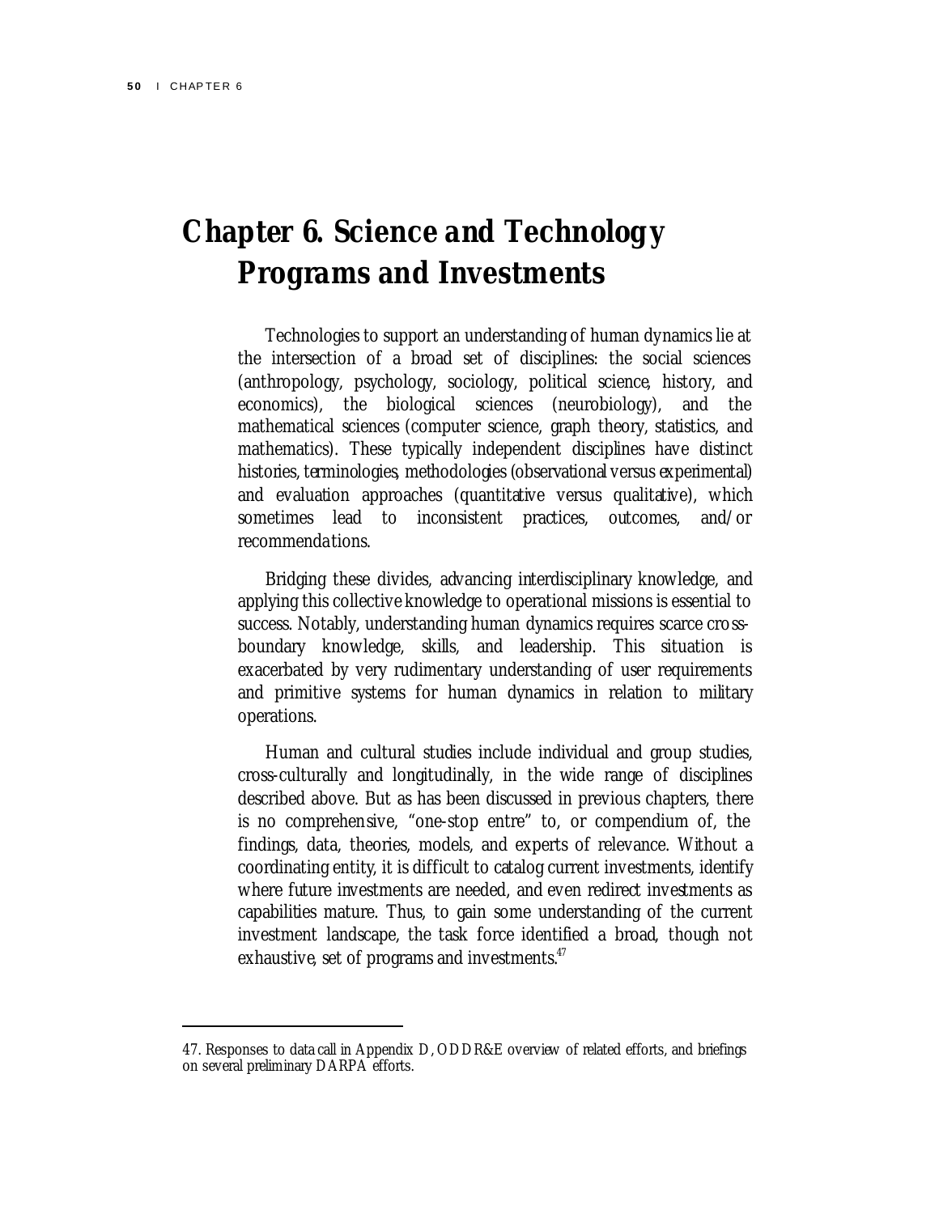# Chapter 6. Science and Technology Programs and Investments

Technologies to support an understanding of human dynamics lie at the intersection of a broad set of disciplines: the social sciences (anthropology, psychology, sociology, political science, history, and economics), the biological sciences (neurobiology), and the mathematical sciences (computer science, graph theory, statistics, and mathematics). These typically independent disciplines have distinct histories, terminologies, methodologies (observational versus experimental) and evaluation approaches (quantitative versus qualitative), which sometimes lead to inconsistent practices, outcomes, and/or recommendations.

Bridging these divides, advancing interdisciplinary knowledge, and applying this collective knowledge to operational missions is essential to success. Notably, understanding human dynamics requires scarce cross-boundary knowledge, skills, and leadership. This situation is exacerbated by very rudimentary understanding of user requirements and primitive systems for human dynamics in relation to military operations.

Human and cultural studies include individual and group studies, cross-culturally and longitudinally, in the wide range of disciplines described above. But as has been discussed in previous chapters, there is no comprehensive, "one-stop entre" to, or compendium of, the findings, data, theories, models, and experts of relevance. Without a coordinating entity, it is difficult to catalog current investments, identify where future investments are needed, and even redirect investments as capabilities mature. Thus, to gain some understanding of the current investment landscape, the task force identified a broad, though not exhaustive, set of programs and investments.[47]

---

47. Responses to data call in Appendix D, ODDR&E overview of related efforts, and briefings on several preliminary DARPA efforts.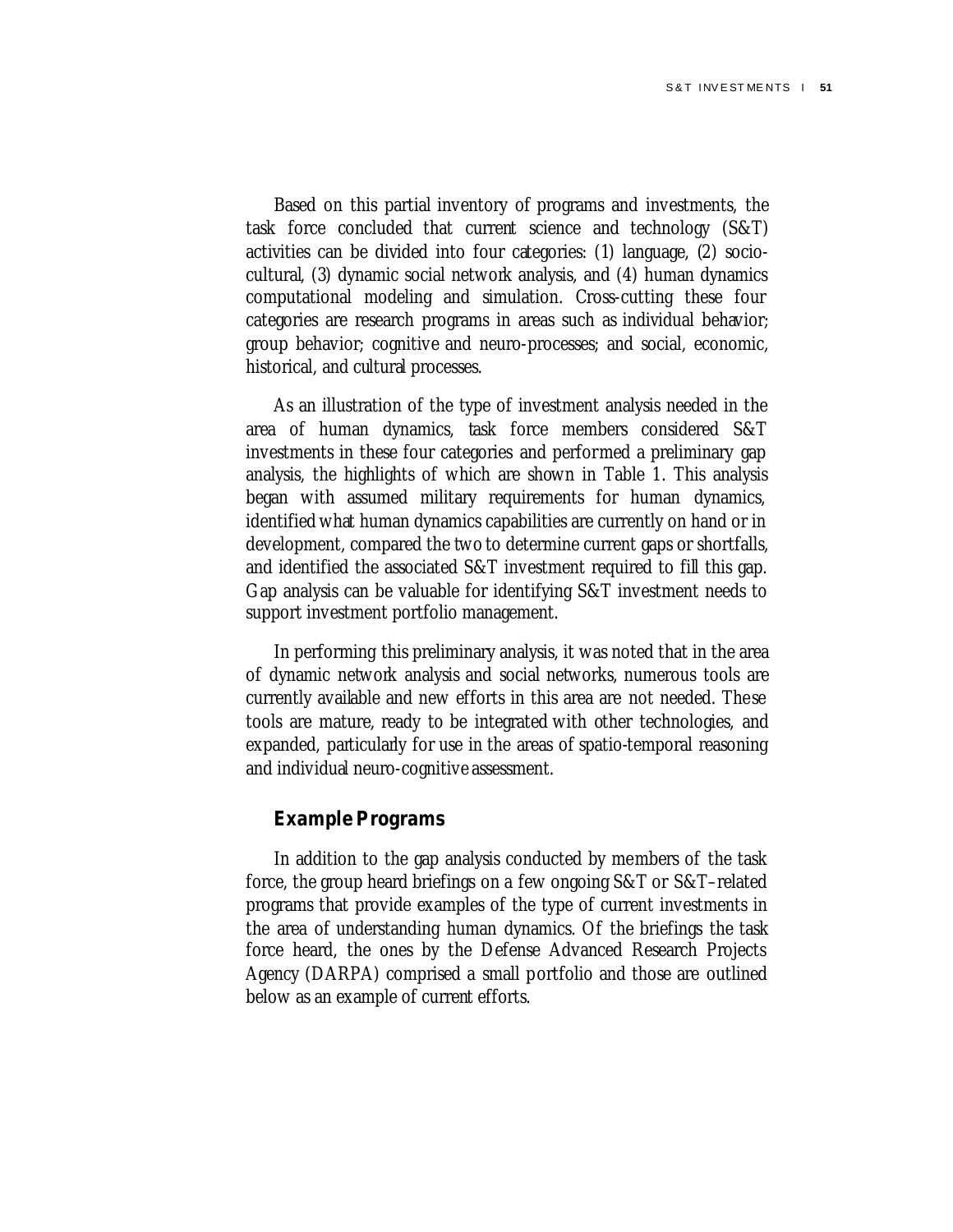Based on this partial inventory of programs and investments, the task force concluded that current science and technology (S&T) activities can be divided into four categories: (1) language, (2) socio-cultural, (3) dynamic social network analysis, and (4) human dynamics computational modeling and simulation. Cross-cutting these four categories are research programs in areas such as individual behavior; group behavior; cognitive and neuro-processes; and social, economic, historical, and cultural processes.

As an illustration of the type of investment analysis needed in the area of human dynamics, task force members considered S&T investments in these four categories and performed a preliminary gap analysis, the highlights of which are shown in Table 1. This analysis began with assumed military requirements for human dynamics, identified what human dynamics capabilities are currently on hand or in development, compared the two to determine current gaps or shortfalls, and identified the associated S&T investment required to fill this gap. Gap analysis can be valuable for identifying S&T investment needs to support investment portfolio management.

In performing this preliminary analysis, it was noted that in the area of dynamic network analysis and social networks, numerous tools are currently available and new efforts in this area are not needed. These tools are mature, ready to be integrated with other technologies, and expanded, particularly for use in the areas of spatio-temporal reasoning and individual neuro-cognitive assessment.

### Example Programs

In addition to the gap analysis conducted by members of the task force, the group heard briefings on a few ongoing S&T or S&T–related programs that provide examples of the type of current investments in the area of understanding human dynamics. Of the briefings the task force heard, the ones by the Defense Advanced Research Projects Agency (DARPA) comprised a small portfolio and those are outlined below as an example of current efforts.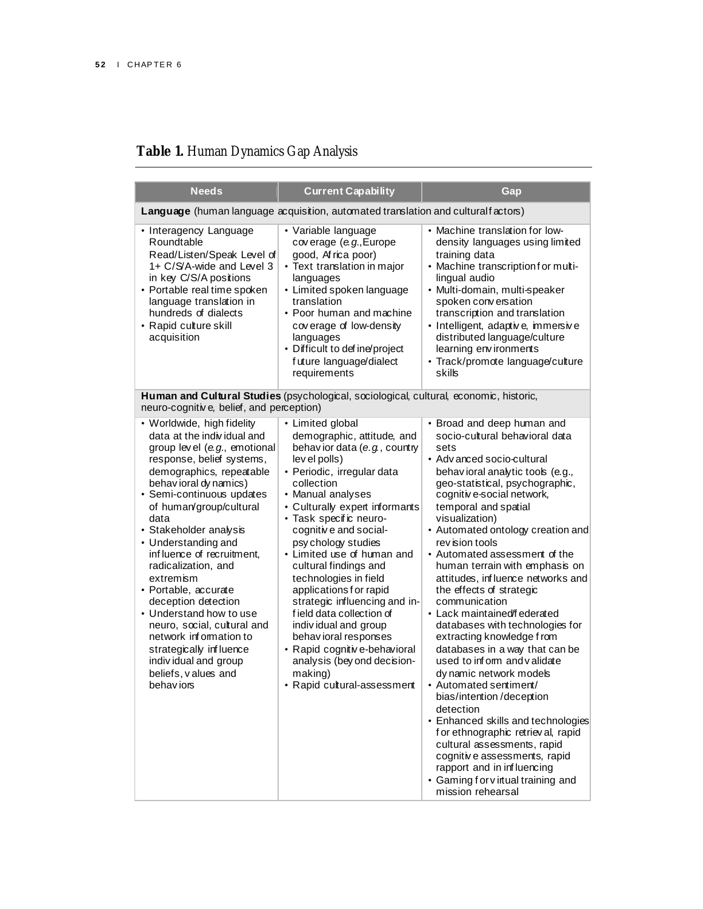**Table 1.** Human Dynamics Gap Analysis

| Needs | Current Capability | Gap |
|---|---|---|
| **Language** (human language acquisition, automated translation and cultural factors) | | |
| • Interagency Language Roundtable Read/Listen/Speak Level of 1+ C/S/A-wide and Level 3 in key C/S/A positions<br>• Portable real time spoken language translation in hundreds of dialects<br>• Rapid culture skill acquisition | • Variable language coverage (*e.g.*, Europe good, Africa poor)<br>• Text translation in major languages<br>• Limited spoken language translation<br>• Poor human and machine coverage of low-density languages<br>• Difficult to define/project future language/dialect requirements | • Machine translation for low-density languages using limited training data<br>• Machine transcription for multi-lingual audio<br>• Multi-domain, multi-speaker spoken conversation transcription and translation<br>• Intelligent, adaptive, immersive distributed language/culture learning environments<br>• Track/promote language/culture skills |
| **Human and Cultural Studies** (psychological, sociological, cultural, economic, historic, neuro-cognitive, belief, and perception) | | |
| • Worldwide, high fidelity data at the individual and group level (*e.g.*, emotional response, belief systems, demographics, repeatable behavioral dynamics)<br>• Semi-continuous updates of human/group/cultural data<br>• Stakeholder analysis<br>• Understanding and influence of recruitment, radicalization, and extremism<br>• Portable, accurate deception detection<br>• Understand how to use neuro, social, cultural and network information to strategically influence individual and group beliefs, values and behaviors | • Limited global demographic, attitude, and behavior data (*e.g.*, country level polls)<br>• Periodic, irregular data collection<br>• Manual analyses<br>• Culturally expert informants<br>• Task specific neuro-cognitive and social-psychology studies<br>• Limited use of human and cultural findings and technologies in field applications for rapid strategic influencing and in-field data collection of individual and group behavioral responses<br>• Rapid cognitive-behavioral analysis (beyond decision-making)<br>• Rapid cultural-assessment | • Broad and deep human and socio-cultural behavioral data sets<br>• Advanced socio-cultural behavioral analytic tools (e.g., geo-statistical, psychographic, cognitive-social network, temporal and spatial visualization)<br>• Automated ontology creation and revision tools<br>• Automated assessment of the human terrain with emphasis on attitudes, influence networks and the effects of strategic communication<br>• Lack maintained/federated databases with technologies for extracting knowledge from databases in a way that can be used to inform and validate dynamic network models<br>• Automated sentiment/ bias/intention /deception detection<br>• Enhanced skills and technologies for ethnographic retrieval, rapid cultural assessments, rapid cognitive assessments, rapid rapport and in influencing<br>• Gaming for virtual training and mission rehearsal |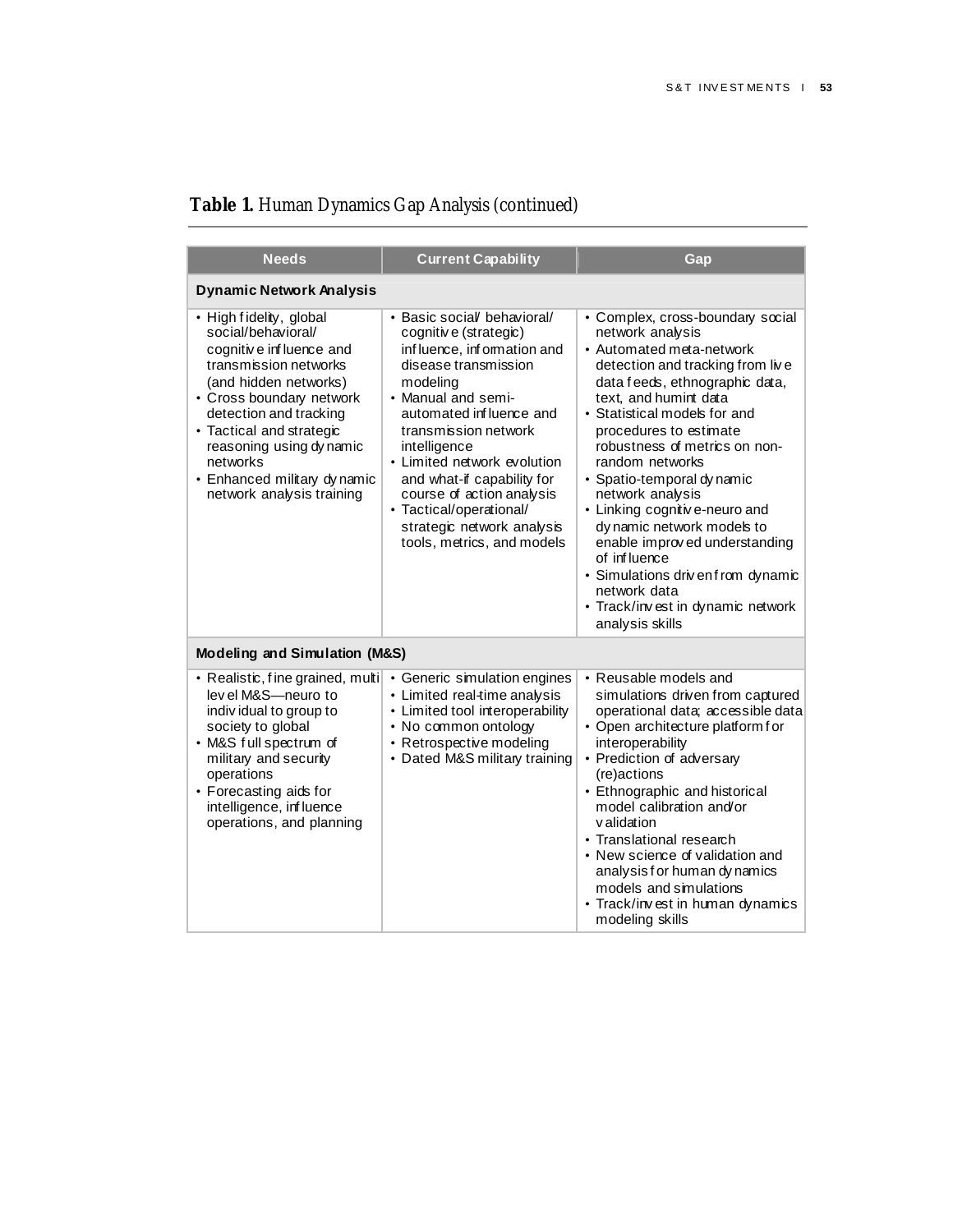**Table 1.** Human Dynamics Gap Analysis (continued)

| Needs | Current Capability | Gap |
|---|---|---|
| **Dynamic Network Analysis** | | |
| • High fidelity, global social/behavioral/ cognitive influence and transmission networks (and hidden networks)<br>• Cross boundary network detection and tracking<br>• Tactical and strategic reasoning using dynamic networks<br>• Enhanced military dynamic network analysis training | • Basic social/ behavioral/ cognitive (strategic) influence, information and disease transmission modeling<br>• Manual and semi-automated influence and transmission network intelligence<br>• Limited network evolution and what-if capability for course of action analysis<br>• Tactical/operational/ strategic network analysis tools, metrics, and models | • Complex, cross-boundary social network analysis<br>• Automated meta-network detection and tracking from live data feeds, ethnographic data, text, and humint data<br>• Statistical models for and procedures to estimate robustness of metrics on non-random networks<br>• Spatio-temporal dynamic network analysis<br>• Linking cognitive-neuro and dynamic network models to enable improved understanding of influence<br>• Simulations driven from dynamic network data<br>• Track/invest in dynamic network analysis skills |
| **Modeling and Simulation (M&S)** | | |
| • Realistic, fine grained, multi level M&S—neuro to individual to group to society to global<br>• M&S full spectrum of military and security operations<br>• Forecasting aids for intelligence, influence operations, and planning | • Generic simulation engines<br>• Limited real-time analysis<br>• Limited tool interoperability<br>• No common ontology<br>• Retrospective modeling<br>• Dated M&S military training | • Reusable models and simulations driven from captured operational data; accessible data<br>• Open architecture platform for interoperability<br>• Prediction of adversary (re)actions<br>• Ethnographic and historical model calibration and/or validation<br>• Translational research<br>• New science of validation and analysis for human dynamics models and simulations<br>• Track/invest in human dynamics modeling skills |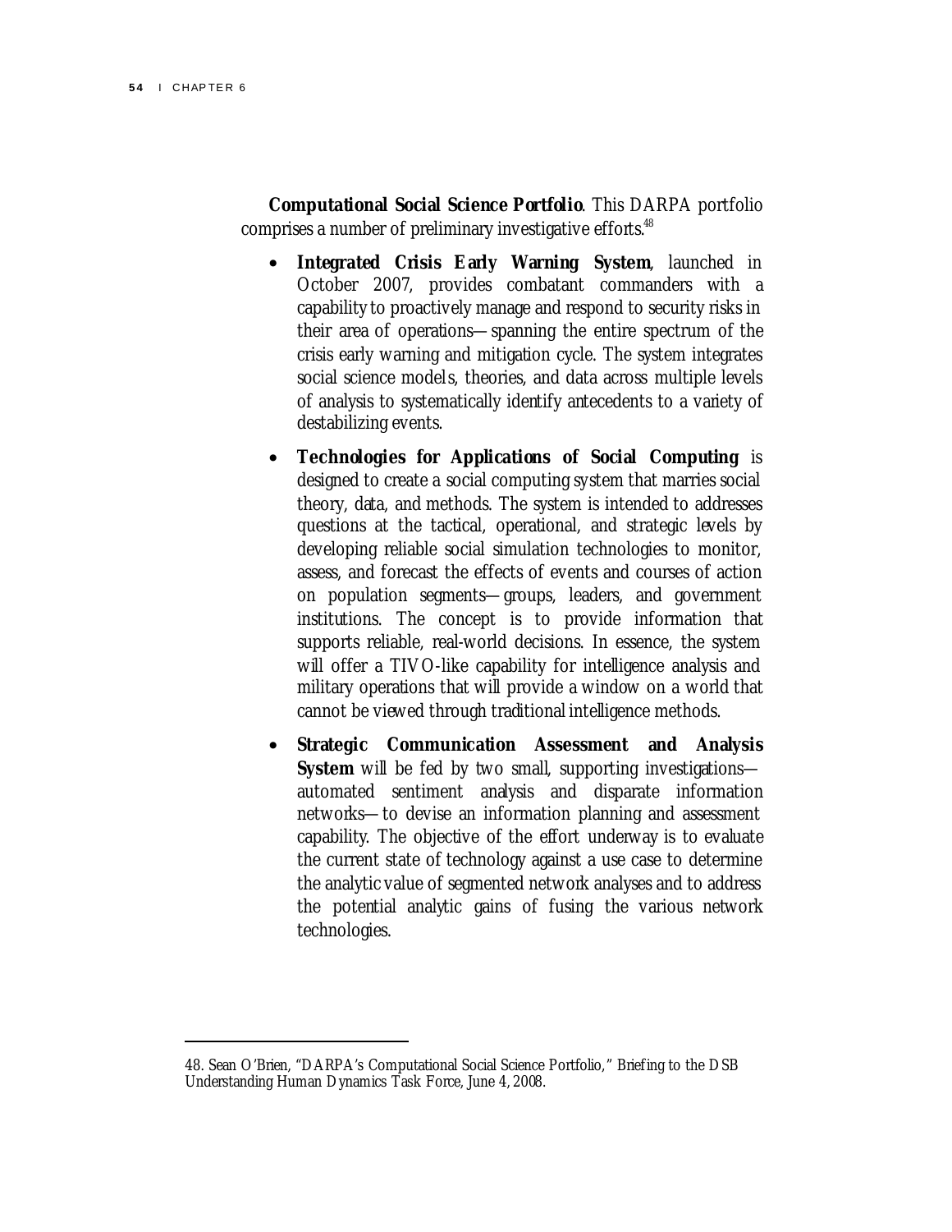**Computational Social Science Portfolio**. This DARPA portfolio comprises a number of preliminary investigative efforts.[48]

- **Integrated Crisis Early Warning System**, launched in October 2007, provides combatant commanders with a capability to proactively manage and respond to security risks in their area of operations—spanning the entire spectrum of the crisis early warning and mitigation cycle. The system integrates social science models, theories, and data across multiple levels of analysis to systematically identify antecedents to a variety of destabilizing events.
- **Technologies for Applications of Social Computing** is designed to create a social computing system that marries social theory, data, and methods. The system is intended to addresses questions at the tactical, operational, and strategic levels by developing reliable social simulation technologies to monitor, assess, and forecast the effects of events and courses of action on population segments—groups, leaders, and government institutions. The concept is to provide information that supports reliable, real-world decisions. In essence, the system will offer a TIVO-like capability for intelligence analysis and military operations that will provide a window on a world that cannot be viewed through traditional intelligence methods.
- **Strategic Communication Assessment and Analysis System** will be fed by two small, supporting investigations—automated sentiment analysis and disparate information networks—to devise an information planning and assessment capability. The objective of the effort underway is to evaluate the current state of technology against a use case to determine the analytic value of segmented network analyses and to address the potential analytic gains of fusing the various network technologies.

---

48. Sean O'Brien, "DARPA's Computational Social Science Portfolio," Briefing to the DSB Understanding Human Dynamics Task Force, June 4, 2008.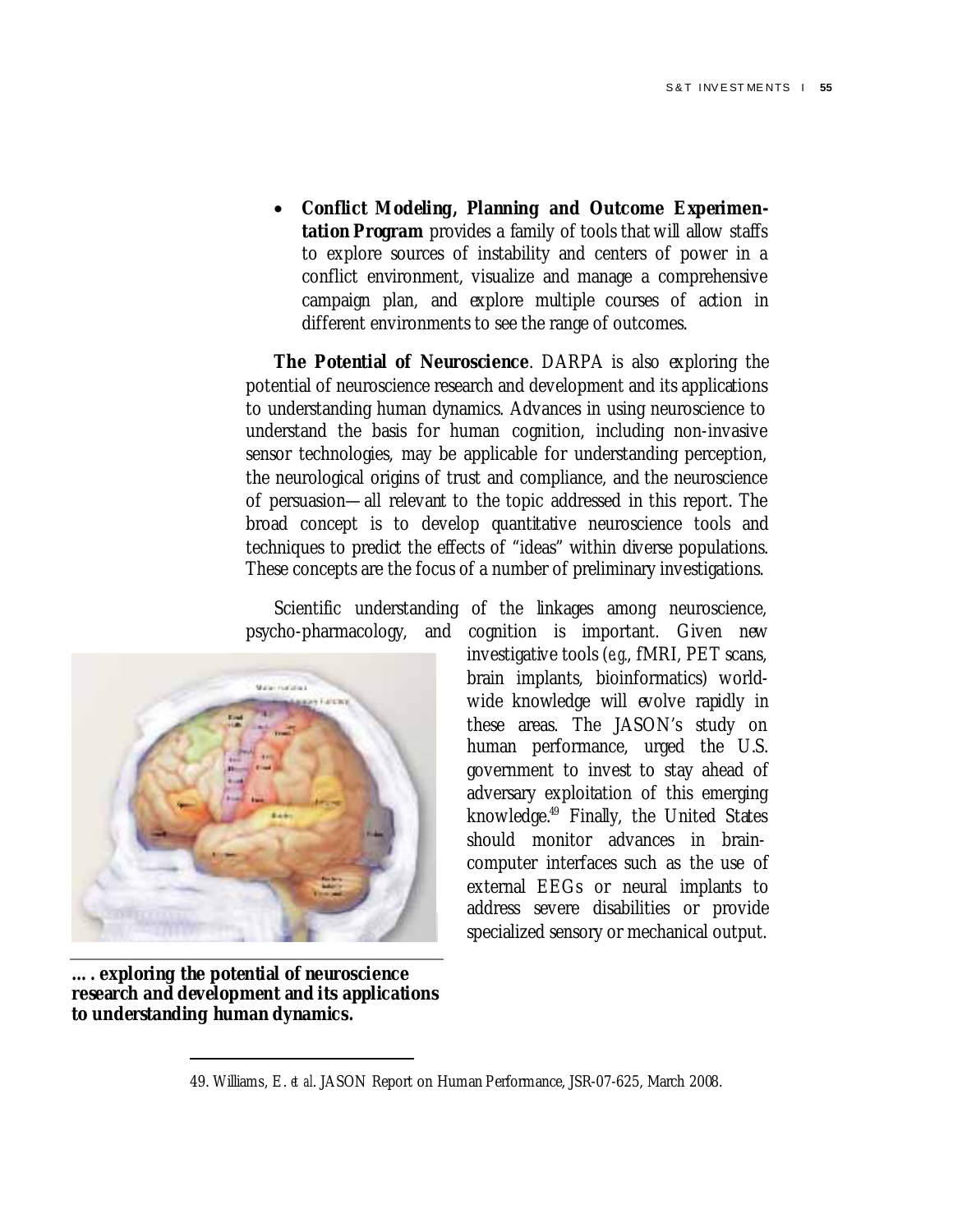- **Conflict Modeling, Planning and Outcome Experimentation Program** provides a family of tools that will allow staffs to explore sources of instability and centers of power in a conflict environment, visualize and manage a comprehensive campaign plan, and explore multiple courses of action in different environments to see the range of outcomes.

**The Potential of Neuroscience**. DARPA is also exploring the potential of neuroscience research and development and its applications to understanding human dynamics. Advances in using neuroscience to understand the basis for human cognition, including non-invasive sensor technologies, may be applicable for understanding perception, the neurological origins of trust and compliance, and the neuroscience of persuasion—all relevant to the topic addressed in this report. The broad concept is to develop quantitative neuroscience tools and techniques to predict the effects of "ideas" within diverse populations. These concepts are the focus of a number of preliminary investigations.

Scientific understanding of the linkages among neuroscience, psycho-pharmacology, and cognition is important. Given new investigative tools (*e.g.*, fMRI, PET scans, brain implants, bioinformatics) world-wide knowledge will evolve rapidly in these areas. The JASON's study on human performance, urged the U.S. government to invest to stay ahead of adversary exploitation of this emerging knowledge.[49] Finally, the United States should monitor advances in brain-computer interfaces such as the use of external EEGs or neural implants to address severe disabilities or provide specialized sensory or mechanical output.

**… . exploring the potential of neuroscience research and development and its applications to understanding human dynamics.**

49. Williams, E. *et al*. JASON Report on Human Performance, JSR-07-625, March 2008.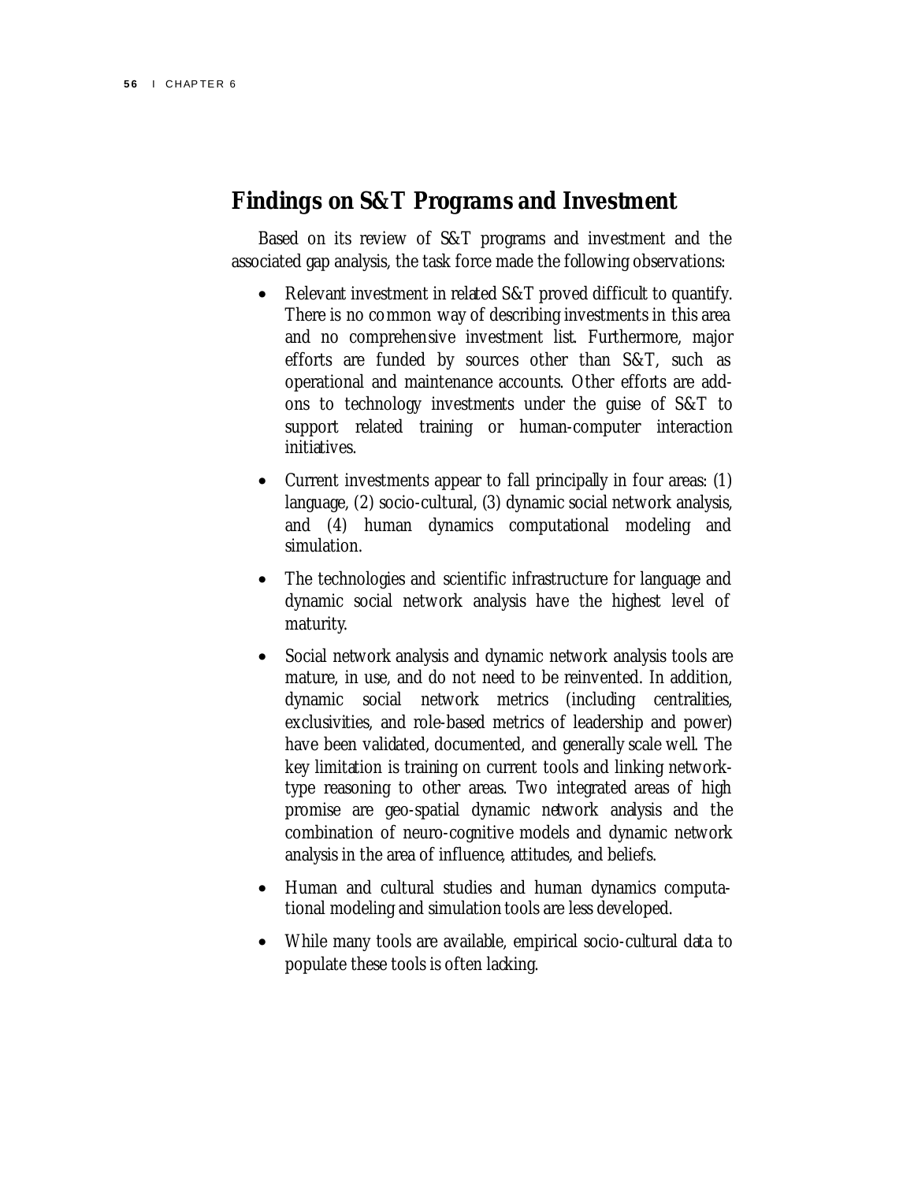## Findings on S&T Programs and Investment

Based on its review of S&T programs and investment and the associated gap analysis, the task force made the following observations:

- Relevant investment in related S&T proved difficult to quantify. There is no common way of describing investments in this area and no comprehensive investment list. Furthermore, major efforts are funded by sources other than S&T, such as operational and maintenance accounts. Other efforts are add-ons to technology investments under the guise of S&T to support related training or human-computer interaction initiatives.
- Current investments appear to fall principally in four areas: (1) language, (2) socio-cultural, (3) dynamic social network analysis, and (4) human dynamics computational modeling and simulation.
- The technologies and scientific infrastructure for language and dynamic social network analysis have the highest level of maturity.
- Social network analysis and dynamic network analysis tools are mature, in use, and do not need to be reinvented. In addition, dynamic social network metrics (including centralities, exclusivities, and role-based metrics of leadership and power) have been validated, documented, and generally scale well. The key limitation is training on current tools and linking network-type reasoning to other areas. Two integrated areas of high promise are geo-spatial dynamic network analysis and the combination of neuro-cognitive models and dynamic network analysis in the area of influence, attitudes, and beliefs.
- Human and cultural studies and human dynamics computational modeling and simulation tools are less developed.
- While many tools are available, empirical socio-cultural data to populate these tools is often lacking.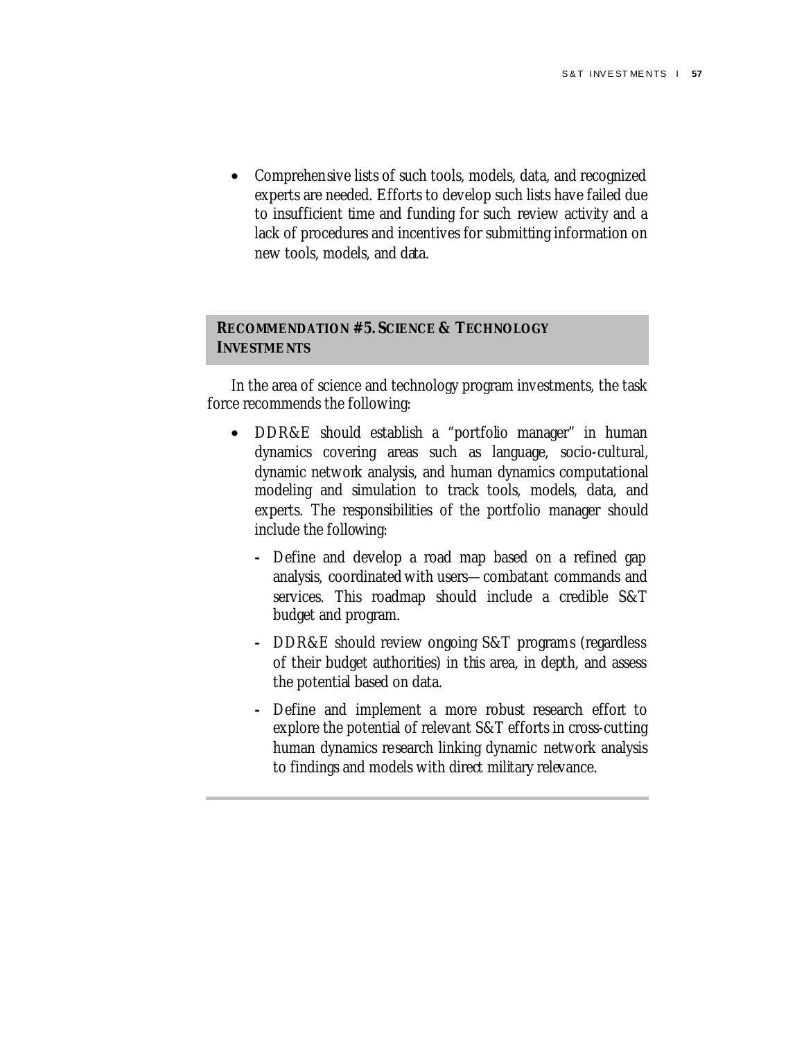- Comprehensive lists of such tools, models, data, and recognized experts are needed. Efforts to develop such lists have failed due to insufficient time and funding for such review activity and a lack of procedures and incentives for submitting information on new tools, models, and data.

## RECOMMENDATION #5. SCIENCE & TECHNOLOGY INVESTMENTS

In the area of science and technology program investments, the task force recommends the following:

- DDR&E should establish a "portfolio manager" in human dynamics covering areas such as language, socio-cultural, dynamic network analysis, and human dynamics computational modeling and simulation to track tools, models, data, and experts. The responsibilities of the portfolio manager should include the following:
  - Define and develop a road map based on a refined gap analysis, coordinated with users—combatant commands and services. This roadmap should include a credible S&T budget and program.
  - DDR&E should review ongoing S&T programs (regardless of their budget authorities) in this area, in depth, and assess the potential based on data.
  - Define and implement a more robust research effort to explore the potential of relevant S&T efforts in cross-cutting human dynamics research linking dynamic network analysis to findings and models with direct military relevance.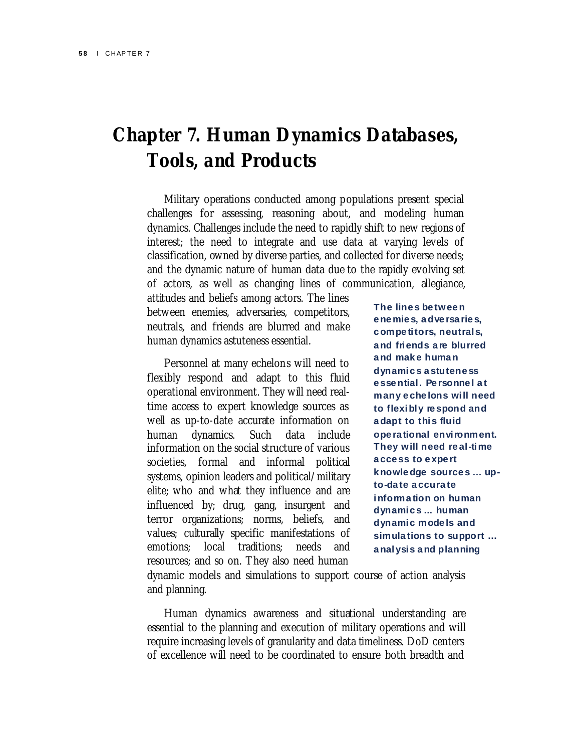# Chapter 7. Human Dynamics Databases, Tools, and Products

Military operations conducted among populations present special challenges for assessing, reasoning about, and modeling human dynamics. Challenges include the need to rapidly shift to new regions of interest; the need to integrate and use data at varying levels of classification, owned by diverse parties, and collected for diverse needs; and the dynamic nature of human data due to the rapidly evolving set of actors, as well as changing lines of communication, allegiance, attitudes and beliefs among actors. The lines between enemies, adversaries, competitors, neutrals, and friends are blurred and make human dynamics astuteness essential.

**The lines between enemies, adversaries, competitors, neutrals, and friends are blurred and make human dynamics astuteness essential. Personnel at many echelons will need to flexibly respond and adapt to this fluid operational environment. They will need real-time access to expert knowledge sources … up-to-date accurate information on human dynamics … human dynamic models and simulations to support … analysis and planning**

Personnel at many echelons will need to flexibly respond and adapt to this fluid operational environment. They will need real-time access to expert knowledge sources as well as up-to-date accurate information on human dynamics. Such data include information on the social structure of various societies, formal and informal political systems, opinion leaders and political/military elite; who and what they influence and are influenced by; drug, gang, insurgent and terror organizations; norms, beliefs, and values; culturally specific manifestations of emotions; local traditions; needs and resources; and so on. They also need human dynamic models and simulations to support course of action analysis and planning.

Human dynamics awareness and situational understanding are essential to the planning and execution of military operations and will require increasing levels of granularity and data timeliness. DoD centers of excellence will need to be coordinated to ensure both breadth and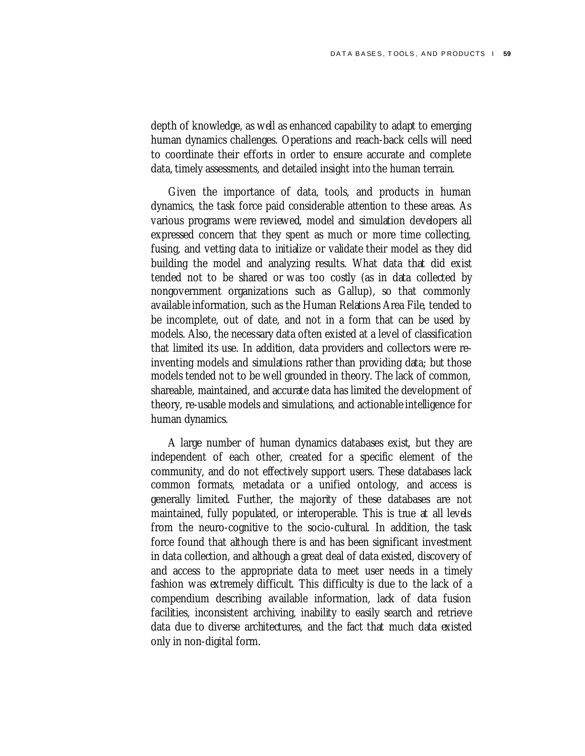depth of knowledge, as well as enhanced capability to adapt to emerging human dynamics challenges. Operations and reach-back cells will need to coordinate their efforts in order to ensure accurate and complete data, timely assessments, and detailed insight into the human terrain.

Given the importance of data, tools, and products in human dynamics, the task force paid considerable attention to these areas. As various programs were reviewed, model and simulation developers all expressed concern that they spent as much or more time collecting, fusing, and vetting data to initialize or validate their model as they did building the model and analyzing results. What data that did exist tended not to be shared or was too costly (as in data collected by nongovernment organizations such as Gallup), so that commonly available information, such as the Human Relations Area File, tended to be incomplete, out of date, and not in a form that can be used by models. Also, the necessary data often existed at a level of classification that limited its use. In addition, data providers and collectors were re-inventing models and simulations rather than providing data; but those models tended not to be well grounded in theory. The lack of common, shareable, maintained, and accurate data has limited the development of theory, re-usable models and simulations, and actionable intelligence for human dynamics.

A large number of human dynamics databases exist, but they are independent of each other, created for a specific element of the community, and do not effectively support users. These databases lack common formats, metadata or a unified ontology, and access is generally limited. Further, the majority of these databases are not maintained, fully populated, or interoperable. This is true at all levels from the neuro-cognitive to the socio-cultural. In addition, the task force found that although there is and has been significant investment in data collection, and although a great deal of data existed, discovery of and access to the appropriate data to meet user needs in a timely fashion was extremely difficult. This difficulty is due to the lack of a compendium describing available information, lack of data fusion facilities, inconsistent archiving, inability to easily search and retrieve data due to diverse architectures, and the fact that much data existed only in non-digital form.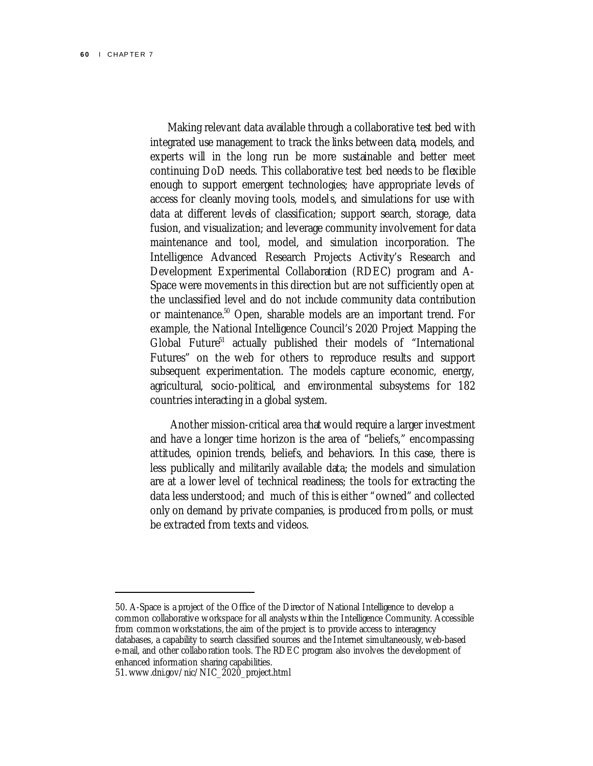Making relevant data available through a collaborative test bed with integrated use management to track the links between data, models, and experts will in the long run be more sustainable and better meet continuing DoD needs. This collaborative test bed needs to be flexible enough to support emergent technologies; have appropriate levels of access for cleanly moving tools, models, and simulations for use with data at different levels of classification; support search, storage, data fusion, and visualization; and leverage community involvement for data maintenance and tool, model, and simulation incorporation. The Intelligence Advanced Research Projects Activity's Research and Development Experimental Collaboration (RDEC) program and A-Space were movements in this direction but are not sufficiently open at the unclassified level and do not include community data contribution or maintenance.[50] Open, sharable models are an important trend. For example, the National Intelligence Council's 2020 Project Mapping the Global Future[51] actually published their models of "International Futures" on the web for others to reproduce results and support subsequent experimentation. The models capture economic, energy, agricultural, socio-political, and environmental subsystems for 182 countries interacting in a global system.

Another mission-critical area that would require a larger investment and have a longer time horizon is the area of "beliefs," encompassing attitudes, opinion trends, beliefs, and behaviors. In this case, there is less publically and militarily available data; the models and simulation are at a lower level of technical readiness; the tools for extracting the data less understood; and much of this is either "owned" and collected only on demand by private companies, is produced from polls, or must be extracted from texts and videos.

---

50. A-Space is a project of the Office of the Director of National Intelligence to develop a common collaborative workspace for all analysts within the Intelligence Community. Accessible from common workstations, the aim of the project is to provide access to interagency databases, a capability to search classified sources and the Internet simultaneously, web-based e-mail, and other collaboration tools. The RDEC program also involves the development of enhanced information sharing capabilities.

51. www.dni.gov/nic/NIC_2020_project.html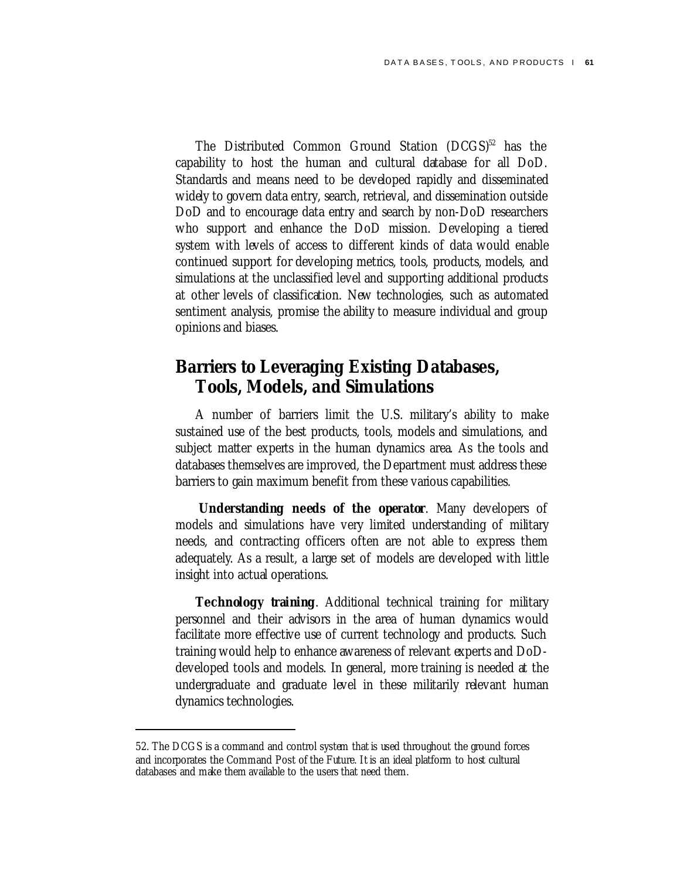The Distributed Common Ground Station (DCGS)[52] has the capability to host the human and cultural database for all DoD. Standards and means need to be developed rapidly and disseminated widely to govern data entry, search, retrieval, and dissemination outside DoD and to encourage data entry and search by non-DoD researchers who support and enhance the DoD mission. Developing a tiered system with levels of access to different kinds of data would enable continued support for developing metrics, tools, products, models, and simulations at the unclassified level and supporting additional products at other levels of classification. New technologies, such as automated sentiment analysis, promise the ability to measure individual and group opinions and biases.

## Barriers to Leveraging Existing Databases, Tools, Models, and Simulations

A number of barriers limit the U.S. military's ability to make sustained use of the best products, tools, models and simulations, and subject matter experts in the human dynamics area. As the tools and databases themselves are improved, the Department must address these barriers to gain maximum benefit from these various capabilities.

**Understanding needs of the operator**. Many developers of models and simulations have very limited understanding of military needs, and contracting officers often are not able to express them adequately. As a result, a large set of models are developed with little insight into actual operations.

**Technology training**. Additional technical training for military personnel and their advisors in the area of human dynamics would facilitate more effective use of current technology and products. Such training would help to enhance awareness of relevant experts and DoD-developed tools and models. In general, more training is needed at the undergraduate and graduate level in these militarily relevant human dynamics technologies.

---

52. The DCGS is a command and control system that is used throughout the ground forces and incorporates the Command Post of the Future. It is an ideal platform to host cultural databases and make them available to the users that need them.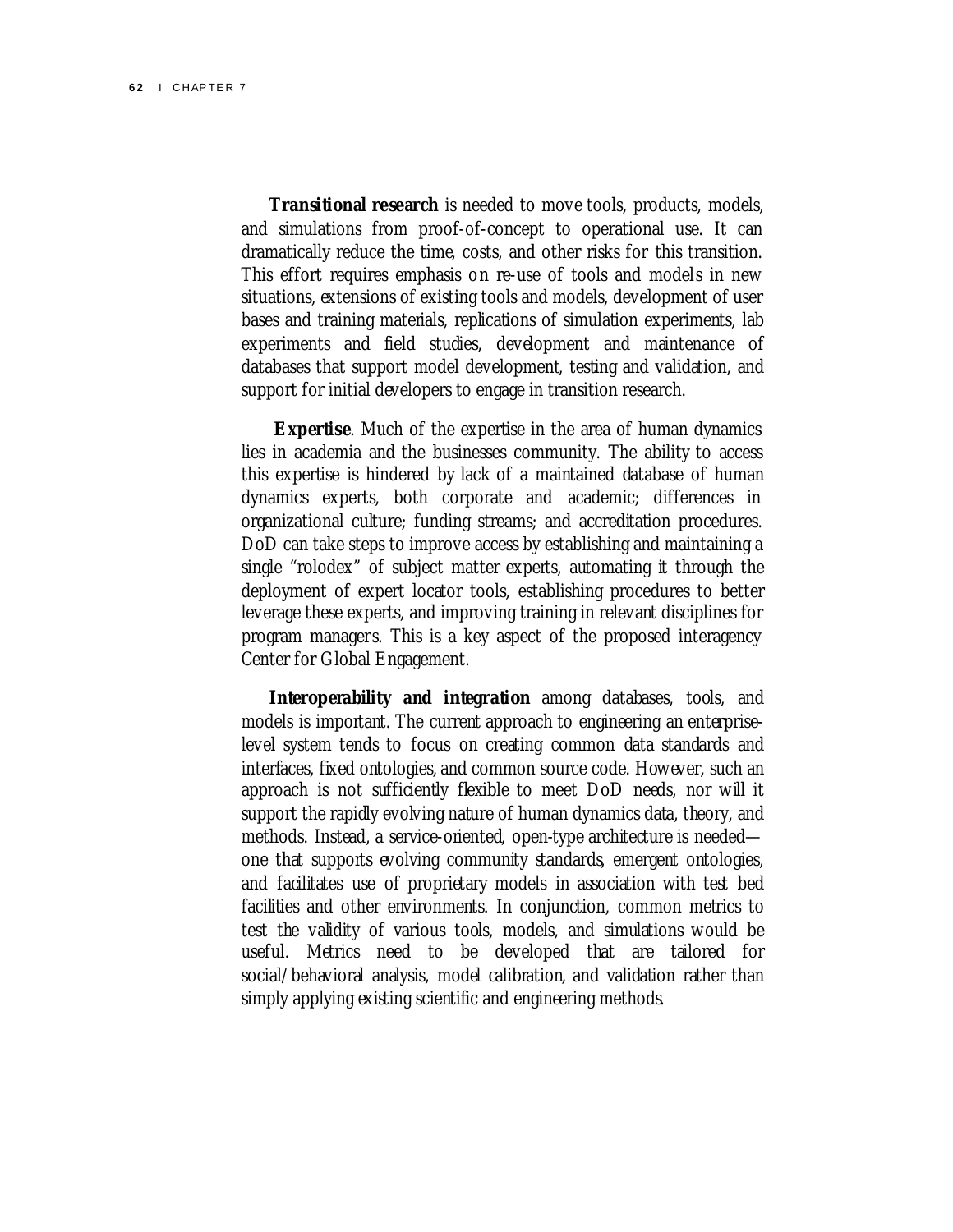**Transitional research** is needed to move tools, products, models, and simulations from proof-of-concept to operational use. It can dramatically reduce the time, costs, and other risks for this transition. This effort requires emphasis on re-use of tools and models in new situations, extensions of existing tools and models, development of user bases and training materials, replications of simulation experiments, lab experiments and field studies, development and maintenance of databases that support model development, testing and validation, and support for initial developers to engage in transition research.

**Expertise**. Much of the expertise in the area of human dynamics lies in academia and the businesses community. The ability to access this expertise is hindered by lack of a maintained database of human dynamics experts, both corporate and academic; differences in organizational culture; funding streams; and accreditation procedures. DoD can take steps to improve access by establishing and maintaining a single "rolodex" of subject matter experts, automating it through the deployment of expert locator tools, establishing procedures to better leverage these experts, and improving training in relevant disciplines for program managers. This is a key aspect of the proposed interagency Center for Global Engagement.

**Interoperability and integration** among databases, tools, and models is important. The current approach to engineering an enterprise-level system tends to focus on creating common data standards and interfaces, fixed ontologies, and common source code. However, such an approach is not sufficiently flexible to meet DoD needs, nor will it support the rapidly evolving nature of human dynamics data, theory, and methods. Instead, a service-oriented, open-type architecture is needed—one that supports evolving community standards, emergent ontologies, and facilitates use of proprietary models in association with test bed facilities and other environments. In conjunction, common metrics to test the validity of various tools, models, and simulations would be useful. Metrics need to be developed that are tailored for social/behavioral analysis, model calibration, and validation rather than simply applying existing scientific and engineering methods.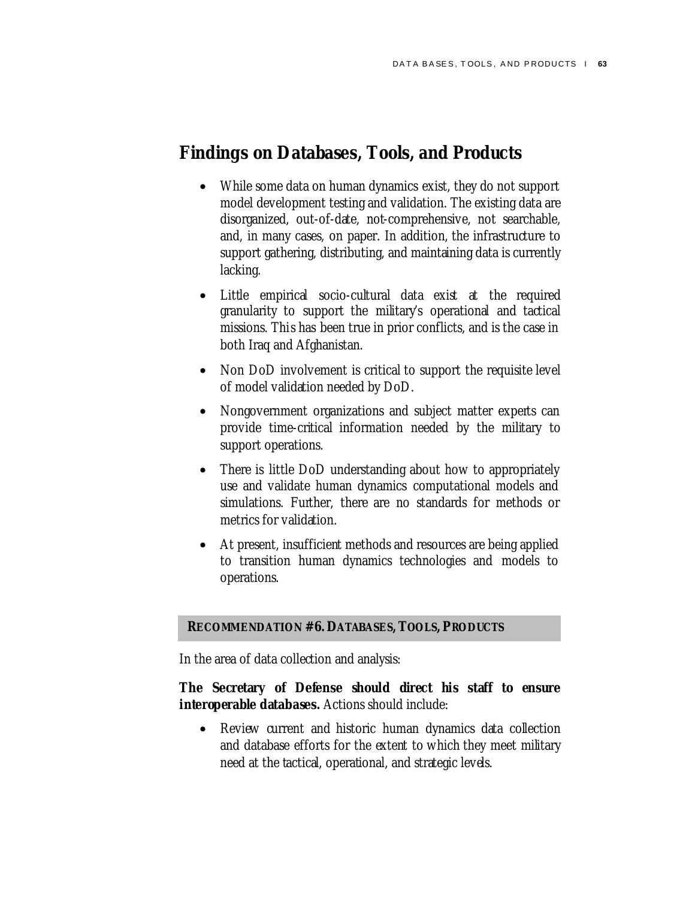## Findings on Databases, Tools, and Products

- While some data on human dynamics exist, they do not support model development testing and validation. The existing data are disorganized, out-of-date, not-comprehensive, not searchable, and, in many cases, on paper. In addition, the infrastructure to support gathering, distributing, and maintaining data is currently lacking.
- Little empirical socio-cultural data exist at the required granularity to support the military's operational and tactical missions. This has been true in prior conflicts, and is the case in both Iraq and Afghanistan.
- Non DoD involvement is critical to support the requisite level of model validation needed by DoD.
- Nongovernment organizations and subject matter experts can provide time-critical information needed by the military to support operations.
- There is little DoD understanding about how to appropriately use and validate human dynamics computational models and simulations. Further, there are no standards for methods or metrics for validation.
- At present, insufficient methods and resources are being applied to transition human dynamics technologies and models to operations.

**RECOMMENDATION #6. DATABASES, TOOLS, PRODUCTS**

In the area of data collection and analysis:

**The Secretary of Defense should direct his staff to ensure interoperable databases.** Actions should include:

- Review current and historic human dynamics data collection and database efforts for the extent to which they meet military need at the tactical, operational, and strategic levels.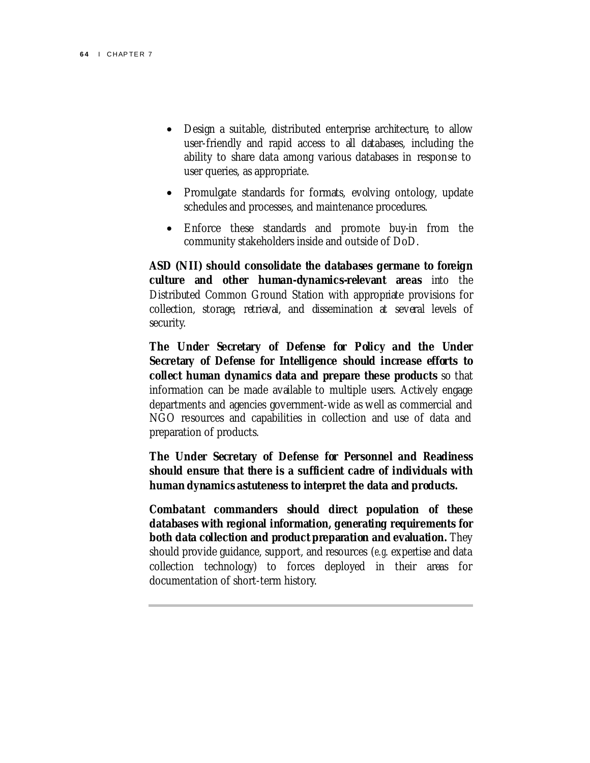- Design a suitable, distributed enterprise architecture, to allow user-friendly and rapid access to all databases, including the ability to share data among various databases in response to user queries, as appropriate.
- Promulgate standards for formats, evolving ontology, update schedules and processes, and maintenance procedures.
- Enforce these standards and promote buy-in from the community stakeholders inside and outside of DoD.

**ASD (NII) should consolidate the databases germane to foreign culture and other human-dynamics-relevant areas** into the Distributed Common Ground Station with appropriate provisions for collection, storage, retrieval, and dissemination at several levels of security.

**The Under Secretary of Defense for Policy and the Under Secretary of Defense for Intelligence should increase efforts to collect human dynamics data and prepare these products** so that information can be made available to multiple users. Actively engage departments and agencies government-wide as well as commercial and NGO resources and capabilities in collection and use of data and preparation of products.

**The Under Secretary of Defense for Personnel and Readiness should ensure that there is a sufficient cadre of individuals with human dynamics astuteness to interpret the data and products.**

**Combatant commanders should direct population of these databases with regional information, generating requirements for both data collection and product preparation and evaluation.** They should provide guidance, support, and resources (*e.g.* expertise and data collection technology) to forces deployed in their areas for documentation of short-term history.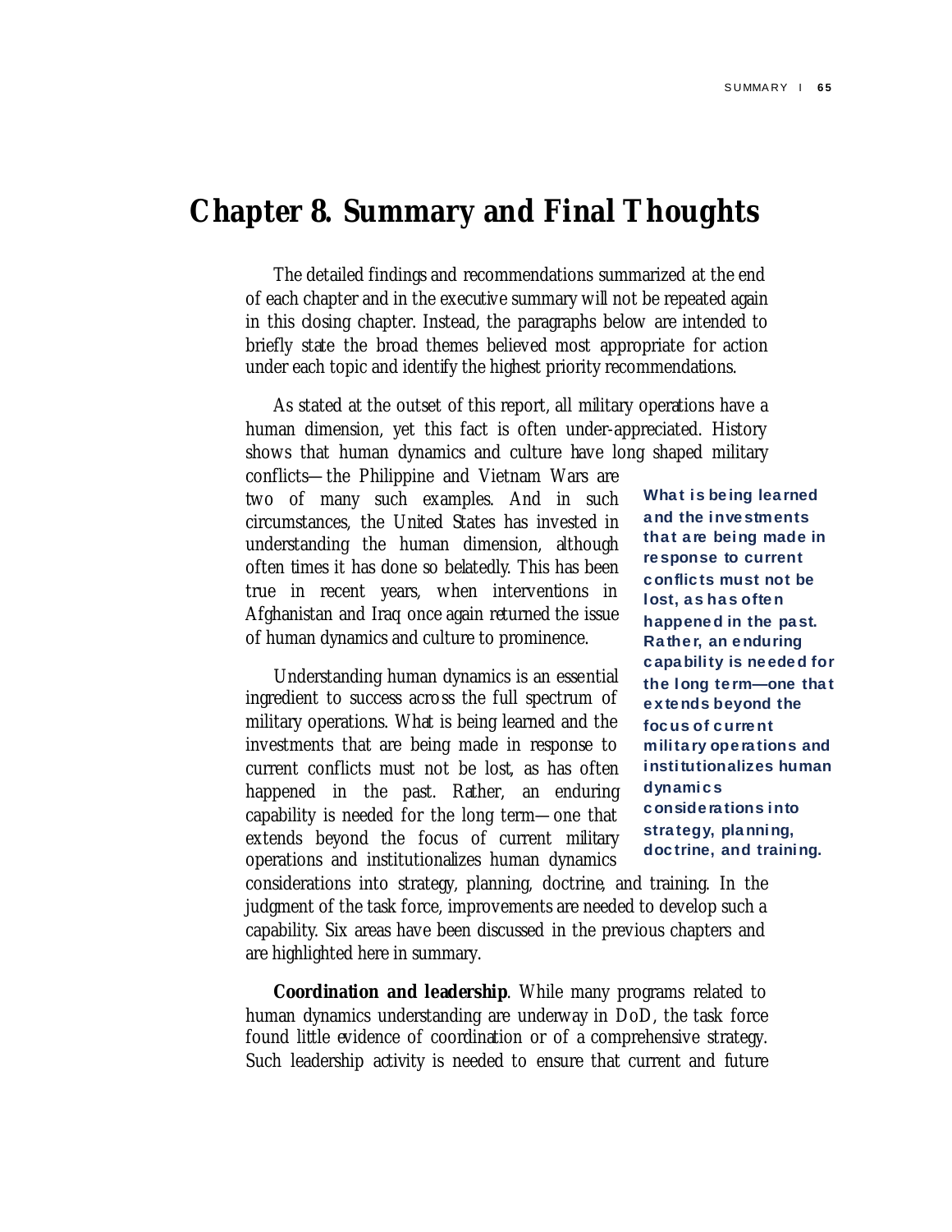# Chapter 8. Summary and Final Thoughts

The detailed findings and recommendations summarized at the end of each chapter and in the executive summary will not be repeated again in this closing chapter. Instead, the paragraphs below are intended to briefly state the broad themes believed most appropriate for action under each topic and identify the highest priority recommendations.

As stated at the outset of this report, all military operations have a human dimension, yet this fact is often under-appreciated. History shows that human dynamics and culture have long shaped military conflicts—the Philippine and Vietnam Wars are two of many such examples. And in such circumstances, the United States has invested in understanding the human dimension, although often times it has done so belatedly. This has been true in recent years, when interventions in Afghanistan and Iraq once again returned the issue of human dynamics and culture to prominence.

**What is being learned and the investments that are being made in response to current conflicts must not be lost, as has often happened in the past. Rather, an enduring capability is needed for the long term—one that extends beyond the focus of current military operations and institutionalizes human dynamics considerations into strategy, planning, doctrine, and training.**

Understanding human dynamics is an essential ingredient to success across the full spectrum of military operations. What is being learned and the investments that are being made in response to current conflicts must not be lost, as has often happened in the past. Rather, an enduring capability is needed for the long term—one that extends beyond the focus of current military operations and institutionalizes human dynamics considerations into strategy, planning, doctrine, and training. In the judgment of the task force, improvements are needed to develop such a capability. Six areas have been discussed in the previous chapters and are highlighted here in summary.

**Coordination and leadership**. While many programs related to human dynamics understanding are underway in DoD, the task force found little evidence of coordination or of a comprehensive strategy. Such leadership activity is needed to ensure that current and future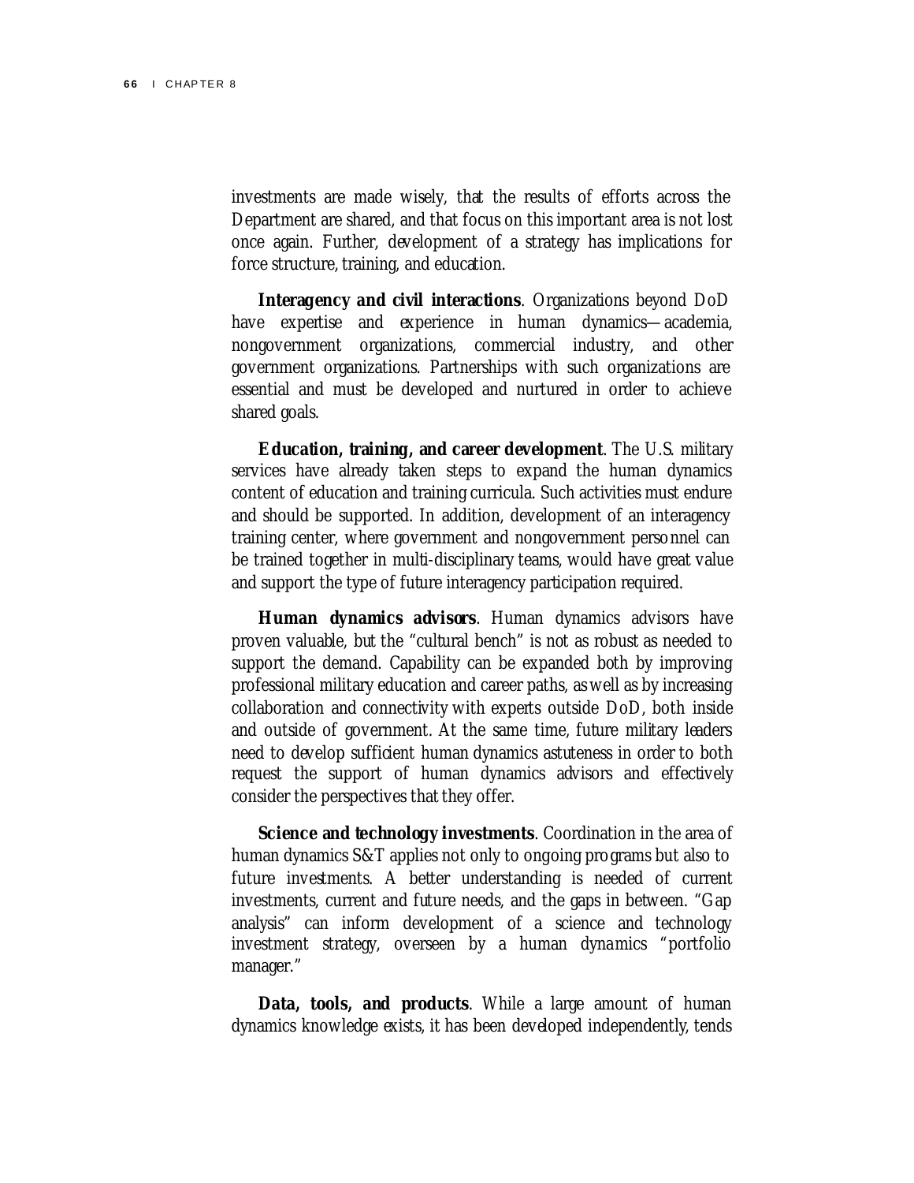investments are made wisely, that the results of efforts across the Department are shared, and that focus on this important area is not lost once again. Further, development of a strategy has implications for force structure, training, and education.

**Interagency and civil interactions**. Organizations beyond DoD have expertise and experience in human dynamics—academia, nongovernment organizations, commercial industry, and other government organizations. Partnerships with such organizations are essential and must be developed and nurtured in order to achieve shared goals.

**Education, training, and career development**. The U.S. military services have already taken steps to expand the human dynamics content of education and training curricula. Such activities must endure and should be supported. In addition, development of an interagency training center, where government and nongovernment personnel can be trained together in multi-disciplinary teams, would have great value and support the type of future interagency participation required.

**Human dynamics advisors**. Human dynamics advisors have proven valuable, but the "cultural bench" is not as robust as needed to support the demand. Capability can be expanded both by improving professional military education and career paths, as well as by increasing collaboration and connectivity with experts outside DoD, both inside and outside of government. At the same time, future military leaders need to develop sufficient human dynamics astuteness in order to both request the support of human dynamics advisors and effectively consider the perspectives that they offer.

**Science and technology investments**. Coordination in the area of human dynamics S&T applies not only to ongoing programs but also to future investments. A better understanding is needed of current investments, current and future needs, and the gaps in between. "Gap analysis" can inform development of a science and technology investment strategy, overseen by a human dynamics "portfolio manager."

**Data, tools, and products**. While a large amount of human dynamics knowledge exists, it has been developed independently, tends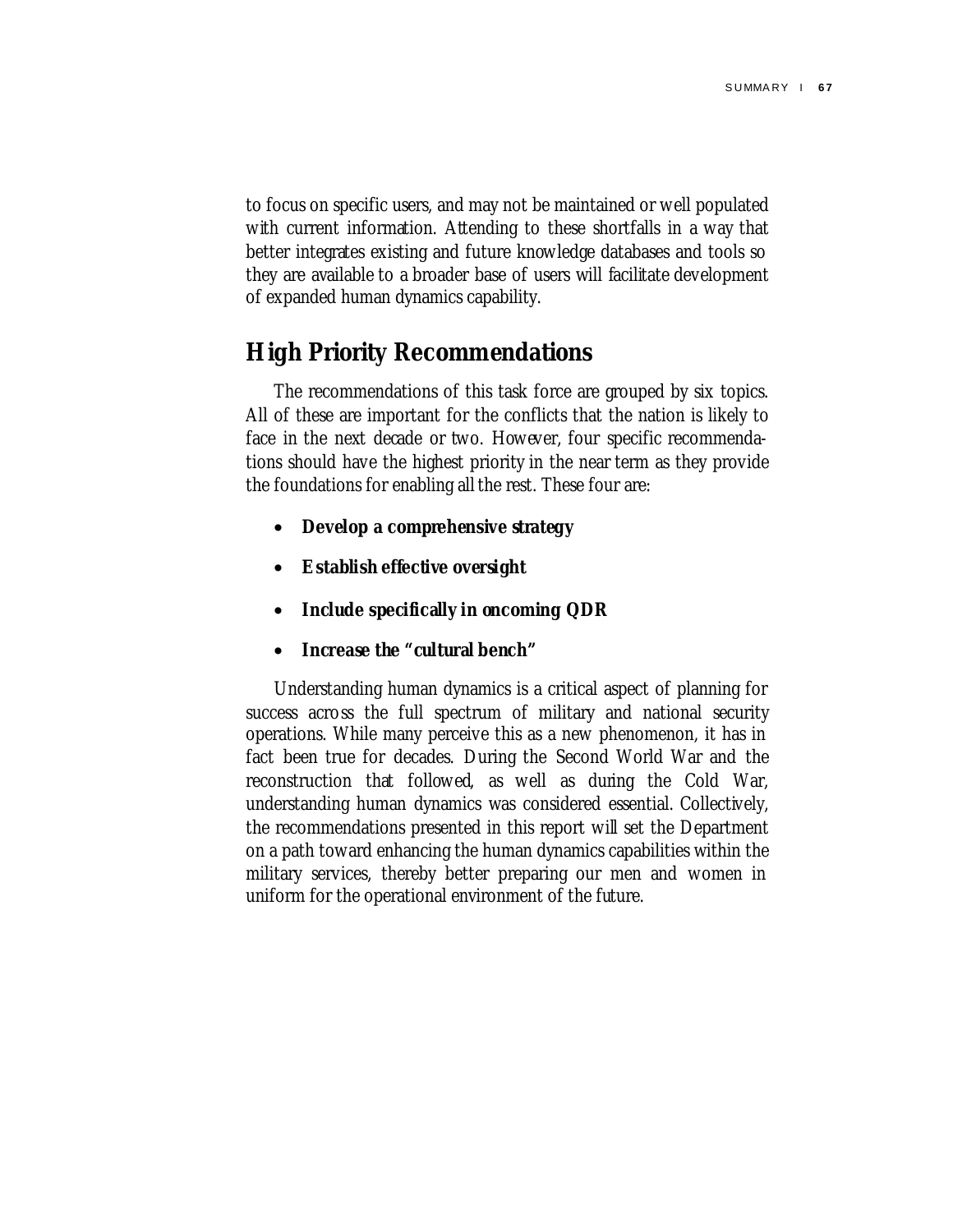to focus on specific users, and may not be maintained or well populated with current information. Attending to these shortfalls in a way that better integrates existing and future knowledge databases and tools so they are available to a broader base of users will facilitate development of expanded human dynamics capability.

## High Priority Recommendations

The recommendations of this task force are grouped by six topics. All of these are important for the conflicts that the nation is likely to face in the next decade or two. However, four specific recommendations should have the highest priority in the near term as they provide the foundations for enabling all the rest. These four are:

- **Develop a comprehensive strategy**
- **Establish effective oversight**
- **Include specifically in oncoming QDR**
- **Increase the "cultural bench"**

Understanding human dynamics is a critical aspect of planning for success across the full spectrum of military and national security operations. While many perceive this as a new phenomenon, it has in fact been true for decades. During the Second World War and the reconstruction that followed, as well as during the Cold War, understanding human dynamics was considered essential. Collectively, the recommendations presented in this report will set the Department on a path toward enhancing the human dynamics capabilities within the military services, thereby better preparing our men and women in uniform for the operational environment of the future.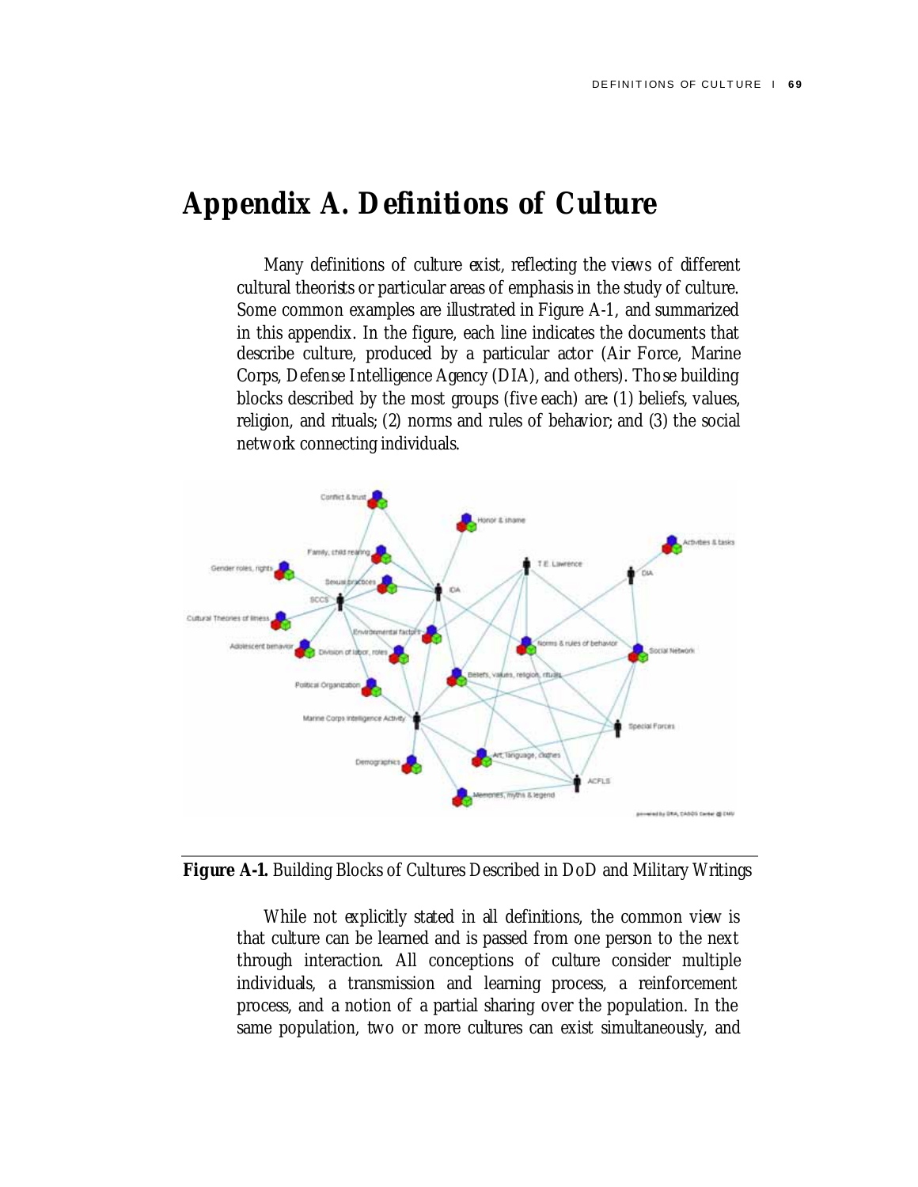# Appendix A. Definitions of Culture

Many definitions of culture exist, reflecting the views of different cultural theorists or particular areas of emphasis in the study of culture. Some common examples are illustrated in Figure A-1, and summarized in this appendix. In the figure, each line indicates the documents that describe culture, produced by a particular actor (Air Force, Marine Corps, Defense Intelligence Agency (DIA), and others). Those building blocks described by the most groups (five each) are: (1) beliefs, values, religion, and rituals; (2) norms and rules of behavior; and (3) the social network connecting individuals.

Conflict & trust
Honor & shame
Family, child rearing
Activities & tasks
T.E. Lawrence
DIA
Gender roles, rights
Sexual practices
IDA
SCCS
Cultural Theories of Illness
Environmental factors
Adolescent behavior
Division of labor, roles
Norms & rules of behavior
Social Network
Beliefs, values, religion, rituals
Political Organization
Marine Corps Intelligence Activity
Special Forces
Art, language, clothes
Demographics
ACFLS
Memories, myths & legend
powered by ORA, CASOS Center @ CMU

**Figure A-1.** Building Blocks of Cultures Described in DoD and Military Writings

While not explicitly stated in all definitions, the common view is that culture can be learned and is passed from one person to the next through interaction. All conceptions of culture consider multiple individuals, a transmission and learning process, a reinforcement process, and a notion of a partial sharing over the population. In the same population, two or more cultures can exist simultaneously, and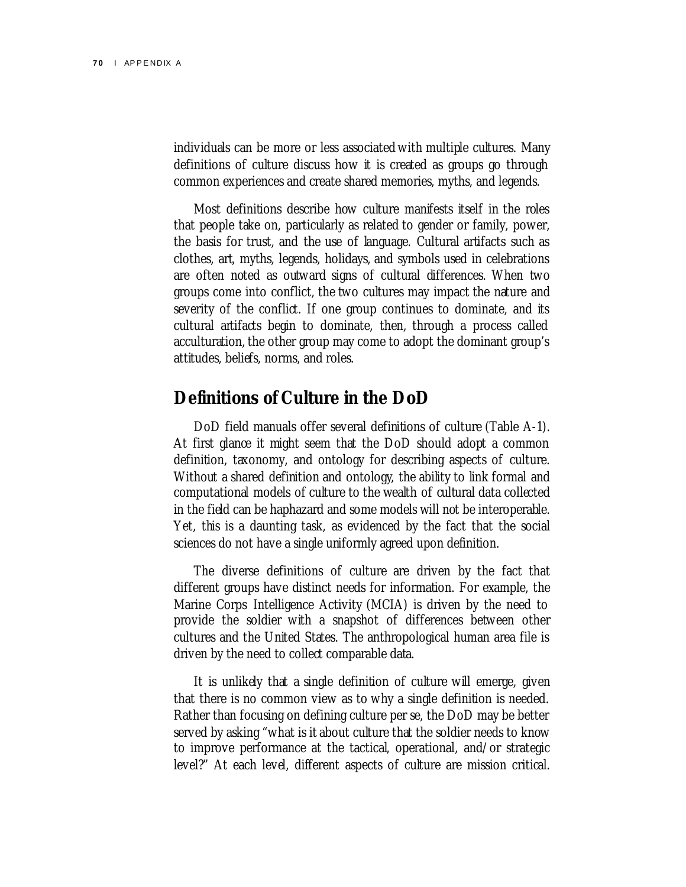individuals can be more or less associated with multiple cultures. Many definitions of culture discuss how it is created as groups go through common experiences and create shared memories, myths, and legends.

Most definitions describe how culture manifests itself in the roles that people take on, particularly as related to gender or family, power, the basis for trust, and the use of language. Cultural artifacts such as clothes, art, myths, legends, holidays, and symbols used in celebrations are often noted as outward signs of cultural differences. When two groups come into conflict, the two cultures may impact the nature and severity of the conflict. If one group continues to dominate, and its cultural artifacts begin to dominate, then, through a process called acculturation, the other group may come to adopt the dominant group's attitudes, beliefs, norms, and roles.

## Definitions of Culture in the DoD

DoD field manuals offer several definitions of culture (Table A-1). At first glance it might seem that the DoD should adopt a common definition, taxonomy, and ontology for describing aspects of culture. Without a shared definition and ontology, the ability to link formal and computational models of culture to the wealth of cultural data collected in the field can be haphazard and some models will not be interoperable. Yet, this is a daunting task, as evidenced by the fact that the social sciences do not have a single uniformly agreed upon definition.

The diverse definitions of culture are driven by the fact that different groups have distinct needs for information. For example, the Marine Corps Intelligence Activity (MCIA) is driven by the need to provide the soldier with a snapshot of differences between other cultures and the United States. The anthropological human area file is driven by the need to collect comparable data.

It is unlikely that a single definition of culture will emerge, given that there is no common view as to why a single definition is needed. Rather than focusing on defining culture per se, the DoD may be better served by asking "what is it about culture that the soldier needs to know to improve performance at the tactical, operational, and/or strategic level?" At each level, different aspects of culture are mission critical.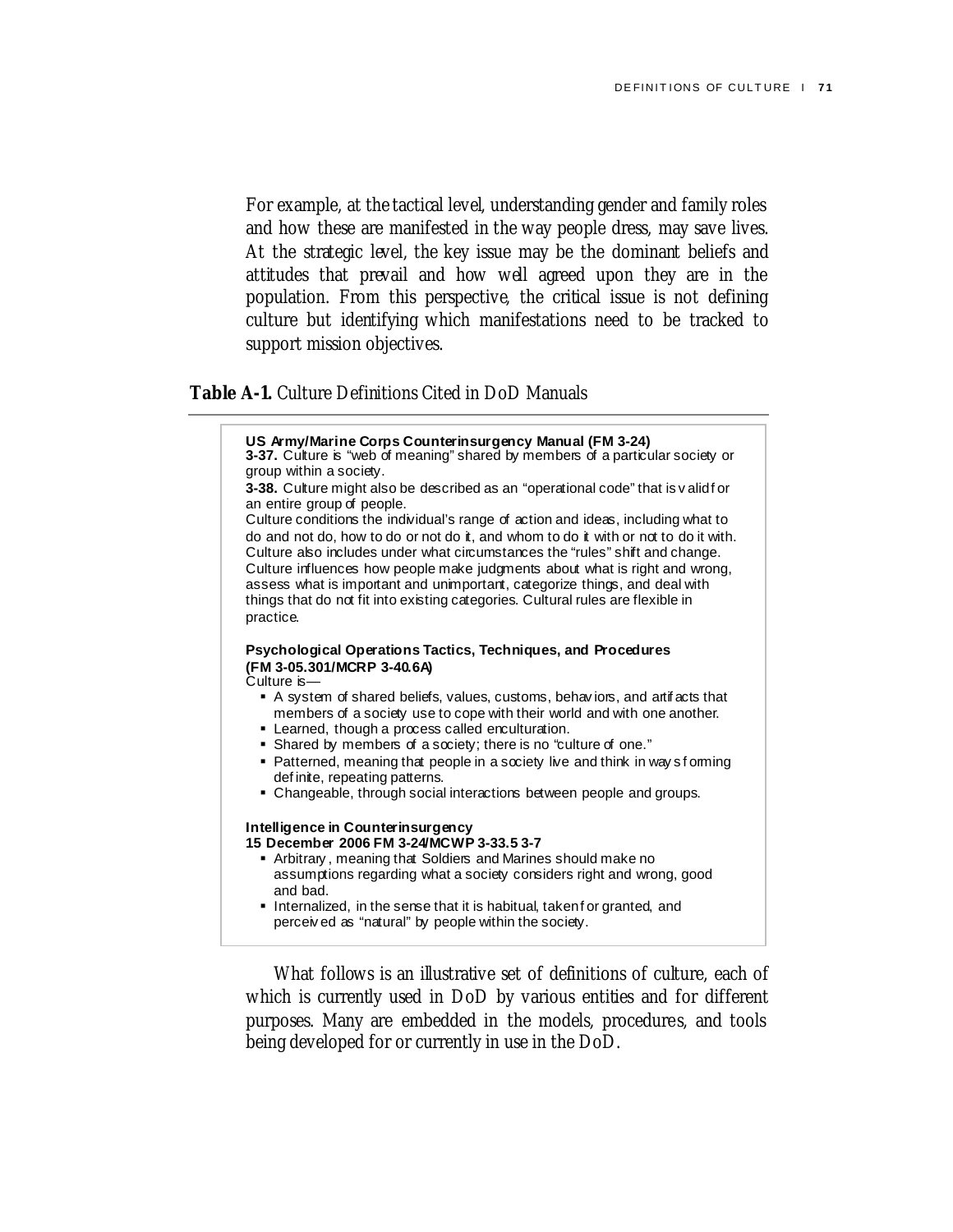For example, at the tactical level, understanding gender and family roles and how these are manifested in the way people dress, may save lives. At the strategic level, the key issue may be the dominant beliefs and attitudes that prevail and how well agreed upon they are in the population. From this perspective, the critical issue is not defining culture but identifying which manifestations need to be tracked to support mission objectives.

**Table A-1.** Culture Definitions Cited in DoD Manuals

**US Army/Marine Corps Counterinsurgency Manual (FM 3-24)**
**3-37.** Culture is "web of meaning" shared by members of a particular society or group within a society.
**3-38.** Culture might also be described as an "operational code" that is valid for an entire group of people.
Culture conditions the individual's range of action and ideas, including what to do and not do, how to do or not do it, and whom to do it with or not to do it with. Culture also includes under what circumstances the "rules" shift and change. Culture influences how people make judgments about what is right and wrong, assess what is important and unimportant, categorize things, and deal with things that do not fit into existing categories. Cultural rules are flexible in practice.

**Psychological Operations Tactics, Techniques, and Procedures (FM 3-05.301/MCRP 3-40.6A)**
Culture is—

- A system of shared beliefs, values, customs, behaviors, and artifacts that members of a society use to cope with their world and with one another.
- Learned, though a process called enculturation.
- Shared by members of a society; there is no "culture of one."
- Patterned, meaning that people in a society live and think in ways forming definite, repeating patterns.
- Changeable, through social interactions between people and groups.

**Intelligence in Counterinsurgency**
**15 December 2006 FM 3-24/MCWP 3-33.5 3-7**

- Arbitrary, meaning that Soldiers and Marines should make no assumptions regarding what a society considers right and wrong, good and bad.
- Internalized, in the sense that it is habitual, taken for granted, and perceived as "natural" by people within the society.

What follows is an illustrative set of definitions of culture, each of which is currently used in DoD by various entities and for different purposes. Many are embedded in the models, procedures, and tools being developed for or currently in use in the DoD.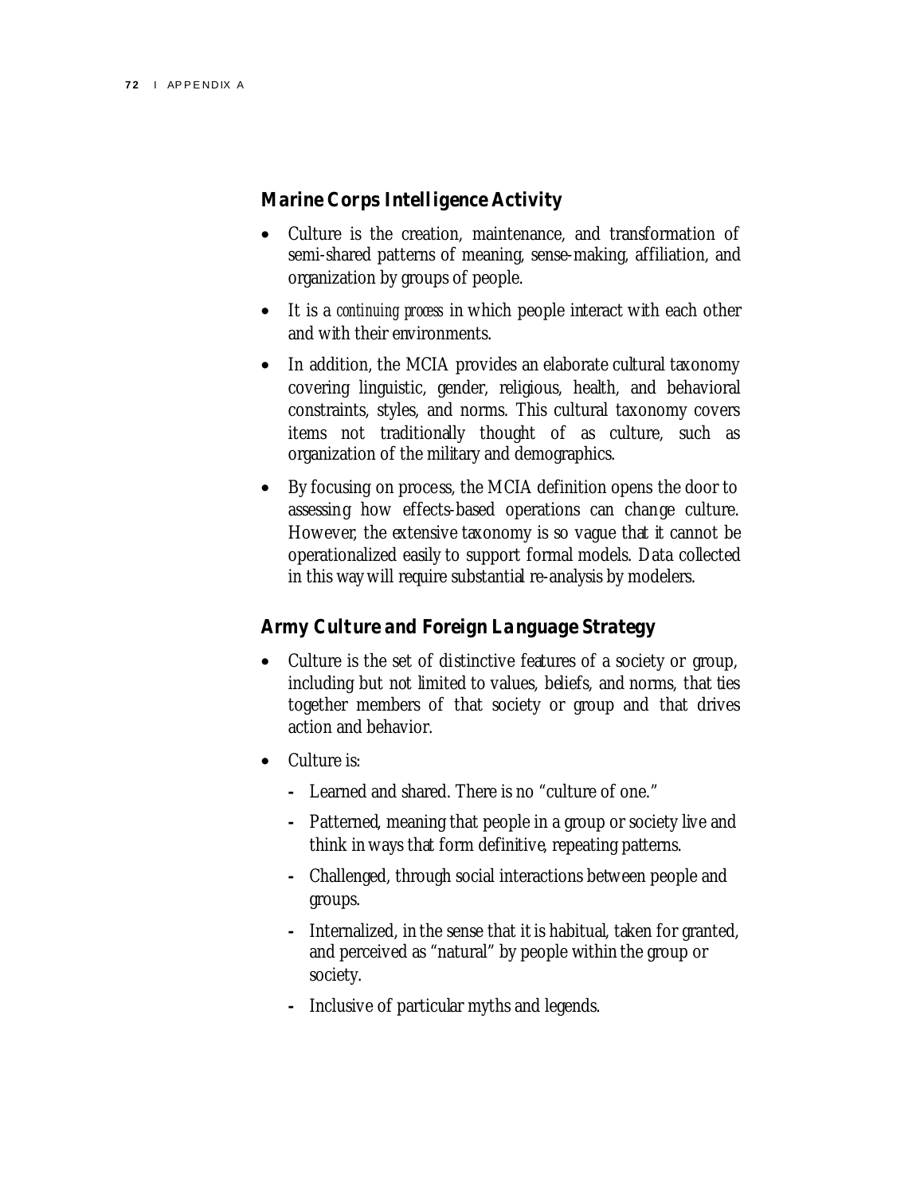## Marine Corps Intelligence Activity

- Culture is the creation, maintenance, and transformation of semi-shared patterns of meaning, sense-making, affiliation, and organization by groups of people.
- It is a *continuing process* in which people interact with each other and with their environments.
- In addition, the MCIA provides an elaborate cultural taxonomy covering linguistic, gender, religious, health, and behavioral constraints, styles, and norms. This cultural taxonomy covers items not traditionally thought of as culture, such as organization of the military and demographics.
- By focusing on process, the MCIA definition opens the door to assessing how effects-based operations can change culture. However, the extensive taxonomy is so vague that it cannot be operationalized easily to support formal models. Data collected in this way will require substantial re-analysis by modelers.

## Army Culture and Foreign Language Strategy

- Culture is the set of distinctive features of a society or group, including but not limited to values, beliefs, and norms, that ties together members of that society or group and that drives action and behavior.
- Culture is:
  - Learned and shared. There is no "culture of one."
  - Patterned, meaning that people in a group or society live and think in ways that form definitive, repeating patterns.
  - Challenged, through social interactions between people and groups.
  - Internalized, in the sense that it is habitual, taken for granted, and perceived as "natural" by people within the group or society.
  - Inclusive of particular myths and legends.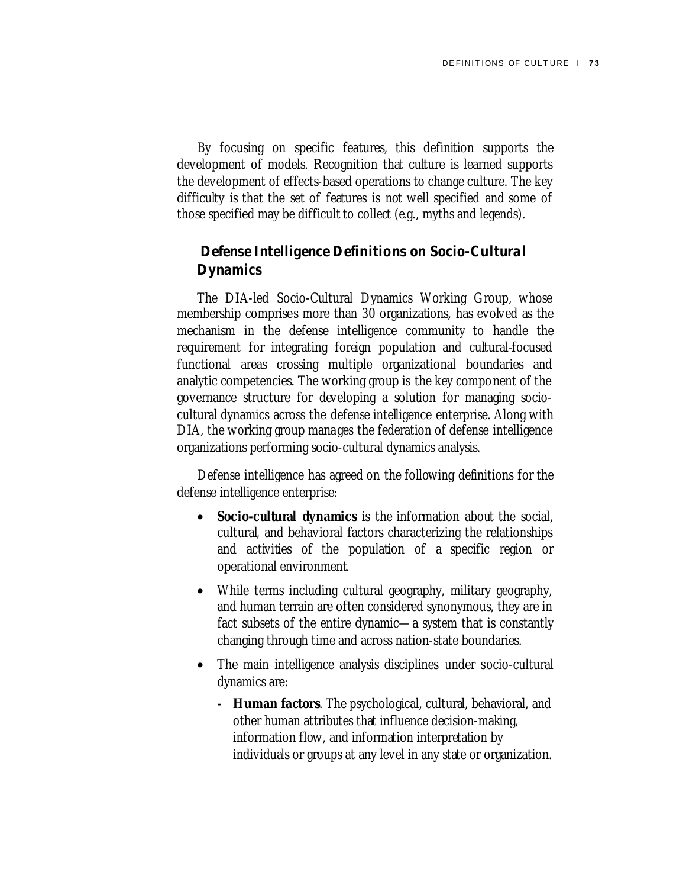By focusing on specific features, this definition supports the development of models. Recognition that culture is learned supports the development of effects-based operations to change culture. The key difficulty is that the set of features is not well specified and some of those specified may be difficult to collect (e.g., myths and legends).

## Defense Intelligence Definitions on Socio-Cultural Dynamics

The DIA-led Socio-Cultural Dynamics Working Group, whose membership comprises more than 30 organizations, has evolved as the mechanism in the defense intelligence community to handle the requirement for integrating foreign population and cultural-focused functional areas crossing multiple organizational boundaries and analytic competencies. The working group is the key component of the governance structure for developing a solution for managing socio-cultural dynamics across the defense intelligence enterprise. Along with DIA, the working group manages the federation of defense intelligence organizations performing socio-cultural dynamics analysis.

Defense intelligence has agreed on the following definitions for the defense intelligence enterprise:

- **Socio-cultural dynamics** is the information about the social, cultural, and behavioral factors characterizing the relationships and activities of the population of a specific region or operational environment.
- While terms including cultural geography, military geography, and human terrain are often considered synonymous, they are in fact subsets of the entire dynamic—a system that is constantly changing through time and across nation-state boundaries.
- The main intelligence analysis disciplines under socio-cultural dynamics are:
  - **Human factors**. The psychological, cultural, behavioral, and other human attributes that influence decision-making, information flow, and information interpretation by individuals or groups at any level in any state or organization.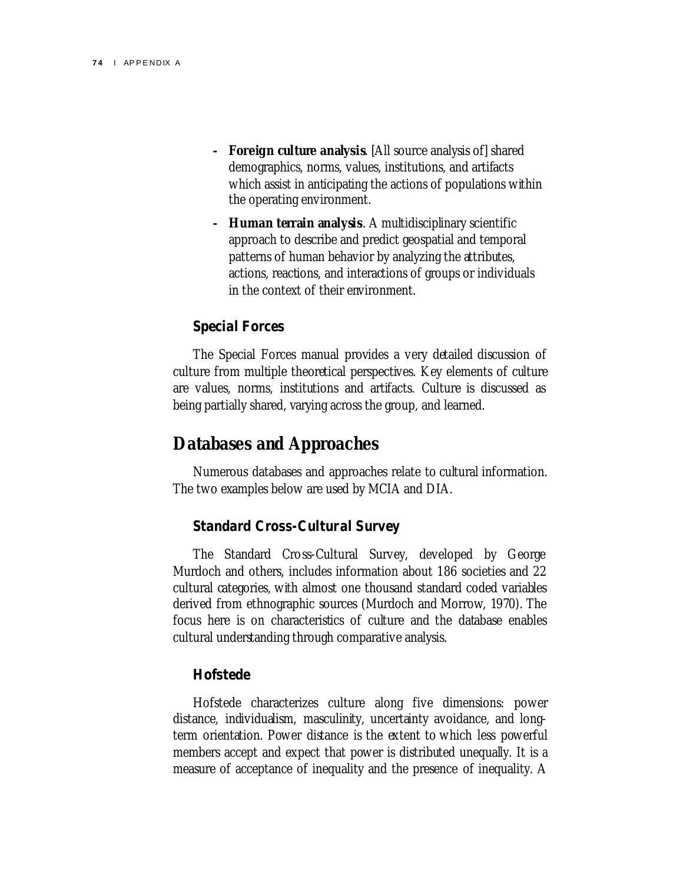- **Foreign culture analysis**. [All source analysis of] shared demographics, norms, values, institutions, and artifacts which assist in anticipating the actions of populations within the operating environment.
- **Human terrain analysis**. A multidisciplinary scientific approach to describe and predict geospatial and temporal patterns of human behavior by analyzing the attributes, actions, reactions, and interactions of groups or individuals in the context of their environment.

### Special Forces

The Special Forces manual provides a very detailed discussion of culture from multiple theoretical perspectives. Key elements of culture are values, norms, institutions and artifacts. Culture is discussed as being partially shared, varying across the group, and learned.

## Databases and Approaches

Numerous databases and approaches relate to cultural information. The two examples below are used by MCIA and DIA.

### Standard Cross-Cultural Survey

The Standard Cross-Cultural Survey, developed by George Murdoch and others, includes information about 186 societies and 22 cultural categories, with almost one thousand standard coded variables derived from ethnographic sources (Murdoch and Morrow, 1970). The focus here is on characteristics of culture and the database enables cultural understanding through comparative analysis.

### Hofstede

Hofstede characterizes culture along five dimensions: power distance, individualism, masculinity, uncertainty avoidance, and long-term orientation. Power distance is the extent to which less powerful members accept and expect that power is distributed unequally. It is a measure of acceptance of inequality and the presence of inequality. A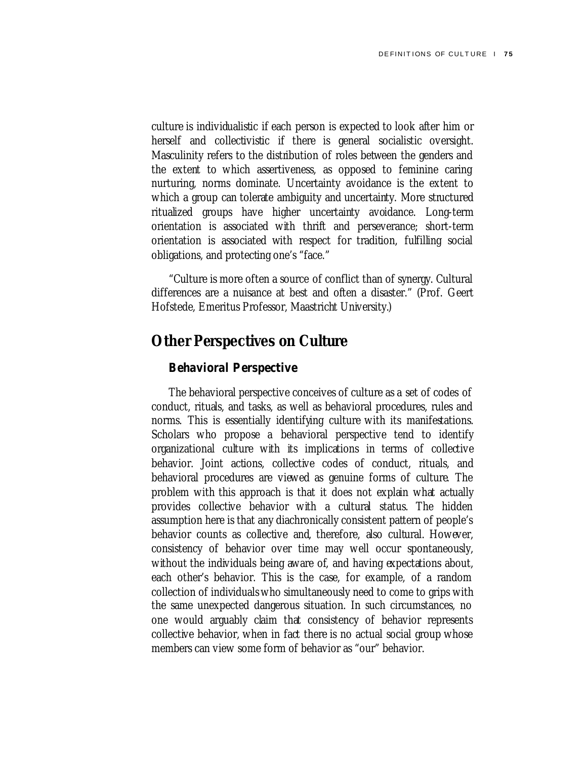culture is individualistic if each person is expected to look after him or herself and collectivistic if there is general socialistic oversight. Masculinity refers to the distribution of roles between the genders and the extent to which assertiveness, as opposed to feminine caring nurturing, norms dominate. Uncertainty avoidance is the extent to which a group can tolerate ambiguity and uncertainty. More structured ritualized groups have higher uncertainty avoidance. Long-term orientation is associated with thrift and perseverance; short-term orientation is associated with respect for tradition, fulfilling social obligations, and protecting one's "face."

"Culture is more often a source of conflict than of synergy. Cultural differences are a nuisance at best and often a disaster." (Prof. Geert Hofstede, Emeritus Professor, Maastricht University.)

## Other Perspectives on Culture

### Behavioral Perspective

The behavioral perspective conceives of culture as a set of codes of conduct, rituals, and tasks, as well as behavioral procedures, rules and norms. This is essentially identifying culture with its manifestations. Scholars who propose a behavioral perspective tend to identify organizational culture with its implications in terms of collective behavior. Joint actions, collective codes of conduct, rituals, and behavioral procedures are viewed as genuine forms of culture. The problem with this approach is that it does not explain what actually provides collective behavior with a cultural status. The hidden assumption here is that any diachronically consistent pattern of people's behavior counts as collective and, therefore, also cultural. However, consistency of behavior over time may well occur spontaneously, without the individuals being aware of, and having expectations about, each other's behavior. This is the case, for example, of a random collection of individuals who simultaneously need to come to grips with the same unexpected dangerous situation. In such circumstances, no one would arguably claim that consistency of behavior represents collective behavior, when in fact there is no actual social group whose members can view some form of behavior as "our" behavior.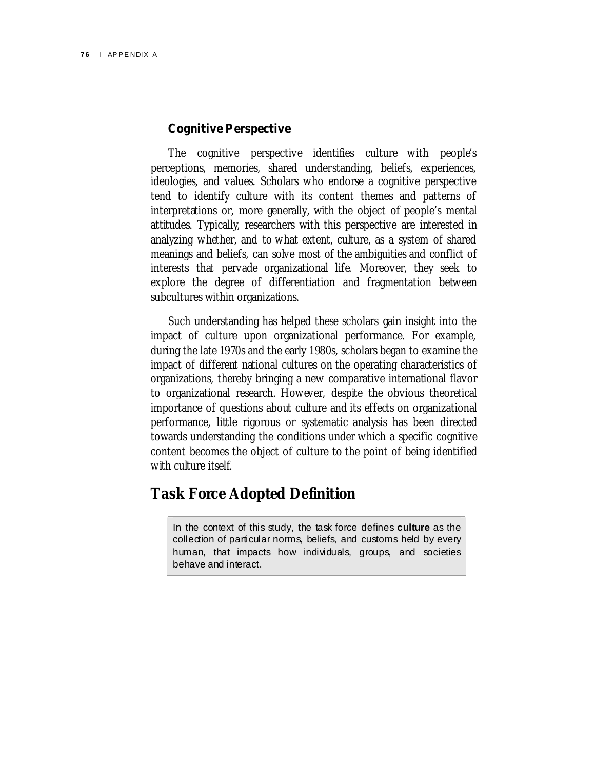### Cognitive Perspective

The cognitive perspective identifies culture with people's perceptions, memories, shared understanding, beliefs, experiences, ideologies, and values. Scholars who endorse a cognitive perspective tend to identify culture with its content themes and patterns of interpretations or, more generally, with the object of people's mental attitudes. Typically, researchers with this perspective are interested in analyzing whether, and to what extent, culture, as a system of shared meanings and beliefs, can solve most of the ambiguities and conflict of interests that pervade organizational life. Moreover, they seek to explore the degree of differentiation and fragmentation between subcultures within organizations.

Such understanding has helped these scholars gain insight into the impact of culture upon organizational performance. For example, during the late 1970s and the early 1980s, scholars began to examine the impact of different national cultures on the operating characteristics of organizations, thereby bringing a new comparative international flavor to organizational research. However, despite the obvious theoretical importance of questions about culture and its effects on organizational performance, little rigorous or systematic analysis has been directed towards understanding the conditions under which a specific cognitive content becomes the object of culture to the point of being identified with culture itself.

## Task Force Adopted Definition

In the context of this study, the task force defines **culture** as the collection of particular norms, beliefs, and customs held by every human, that impacts how individuals, groups, and societies behave and interact.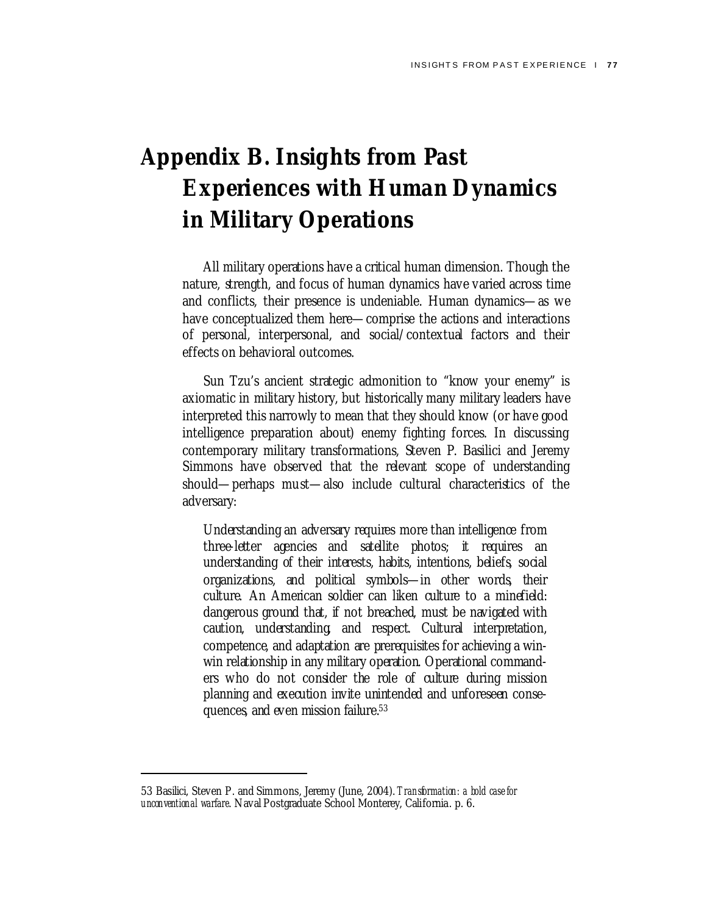# Appendix B. Insights from Past Experiences with Human Dynamics in Military Operations

All military operations have a critical human dimension. Though the nature, strength, and focus of human dynamics have varied across time and conflicts, their presence is undeniable. Human dynamics—as we have conceptualized them here—comprise the actions and interactions of personal, interpersonal, and social/contextual factors and their effects on behavioral outcomes.

Sun Tzu's ancient strategic admonition to "know your enemy" is axiomatic in military history, but historically many military leaders have interpreted this narrowly to mean that they should know (or have good intelligence preparation about) enemy fighting forces. In discussing contemporary military transformations, Steven P. Basilici and Jeremy Simmons have observed that the relevant scope of understanding should—perhaps must—also include cultural characteristics of the adversary:

> Understanding an adversary requires more than intelligence from three-letter agencies and satellite photos; it requires an understanding of their interests, habits, intentions, beliefs, social organizations, and political symbols—in other words, their culture. An American soldier can liken culture to a minefield: dangerous ground that, if not breached, must be navigated with caution, understanding, and respect. Cultural interpretation, competence, and adaptation are prerequisites for achieving a win-win relationship in any military operation. Operational commanders who do not consider the role of culture during mission planning and execution invite unintended and unforeseen consequences, and even mission failure.[53]

---

53 Basilici, Steven P. and Simmons, Jeremy (June, 2004). *Transformation: a bold case for unconventional warfare.* Naval Postgraduate School Monterey, California. p. 6.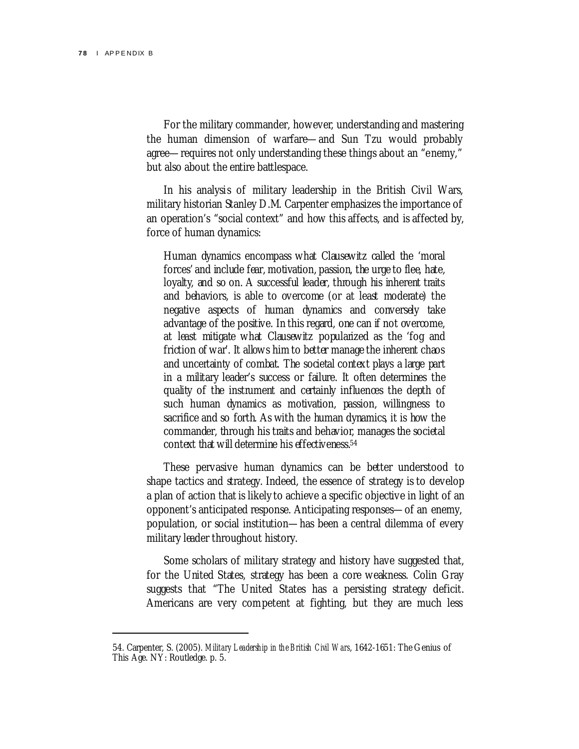For the military commander, however, understanding and mastering the human dimension of warfare—and Sun Tzu would probably agree—requires not only understanding these things about an "enemy," but also about the entire battlespace.

In his analysis of military leadership in the British Civil Wars, military historian Stanley D.M. Carpenter emphasizes the importance of an operation's "social context" and how this affects, and is affected by, force of human dynamics:

> Human dynamics encompass what Clausewitz called the 'moral forces' and include fear, motivation, passion, the urge to flee, hate, loyalty, and so on. A successful leader, through his inherent traits and behaviors, is able to overcome (or at least moderate) the negative aspects of human dynamics and conversely take advantage of the positive. In this regard, one can if not overcome, at least mitigate what Clausewitz popularized as the 'fog and friction of war'. It allows him to better manage the inherent chaos and uncertainty of combat. The societal context plays a large part in a military leader's success or failure. It often determines the quality of the instrument and certainly influences the depth of such human dynamics as motivation, passion, willingness to sacrifice and so forth. As with the human dynamics, it is how the commander, through his traits and behavior, manages the societal context that will determine his effectiveness.[54]

These pervasive human dynamics can be better understood to shape tactics and strategy. Indeed, the essence of strategy is to develop a plan of action that is likely to achieve a specific objective in light of an opponent's anticipated response. Anticipating responses—of an enemy, population, or social institution—has been a central dilemma of every military leader throughout history.

Some scholars of military strategy and history have suggested that, for the United States, strategy has been a core weakness. Colin Gray suggests that "The United States has a persisting strategy deficit. Americans are very competent at fighting, but they are much less

---

54. Carpenter, S. (2005). *Military Leadership in the British Civil Wars, 1642-1651: The Genius of This Age*. NY: Routledge. p. 5.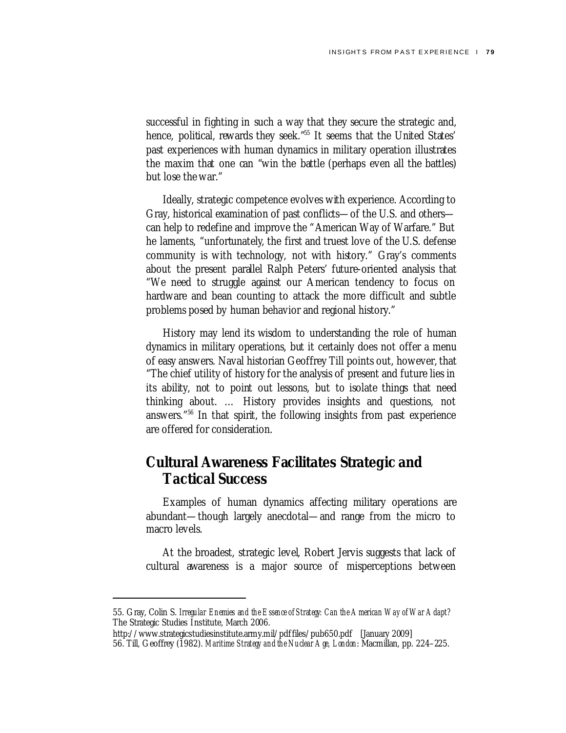successful in fighting in such a way that they secure the strategic and, hence, political, rewards they seek."[55] It seems that the United States' past experiences with human dynamics in military operation illustrates the maxim that one can "win the battle (perhaps even all the battles) but lose the war."

Ideally, strategic competence evolves with experience. According to Gray, historical examination of past conflicts—of the U.S. and others—can help to redefine and improve the "American Way of Warfare." But he laments, "unfortunately, the first and truest love of the U.S. defense community is with technology, not with history." Gray's comments about the present parallel Ralph Peters' future-oriented analysis that "We need to struggle against our American tendency to focus on hardware and bean counting to attack the more difficult and subtle problems posed by human behavior and regional history."

History may lend its wisdom to understanding the role of human dynamics in military operations, but it certainly does not offer a menu of easy answers. Naval historian Geoffrey Till points out, however, that "The chief utility of history for the analysis of present and future lies in its ability, not to point out lessons, but to isolate things that need thinking about. … History provides insights and questions, not answers."[56] In that spirit, the following insights from past experience are offered for consideration.

## Cultural Awareness Facilitates Strategic and Tactical Success

Examples of human dynamics affecting military operations are abundant—though largely anecdotal—and range from the micro to macro levels.

At the broadest, strategic level, Robert Jervis suggests that lack of cultural awareness is a major source of misperceptions between

---

55. Gray, Colin S. *Irregular Enemies and the Essence of Strategy: Can the American Way of War Adapt?* The Strategic Studies Institute, March 2006.
http://www.strategicstudiesinstitute.army.mil/pdffiles/pub650.pdf [January 2009]

56. Till, Geoffrey (1982). *Maritime Strategy and the Nuclear Age, London*: Macmillan, pp. 224–225.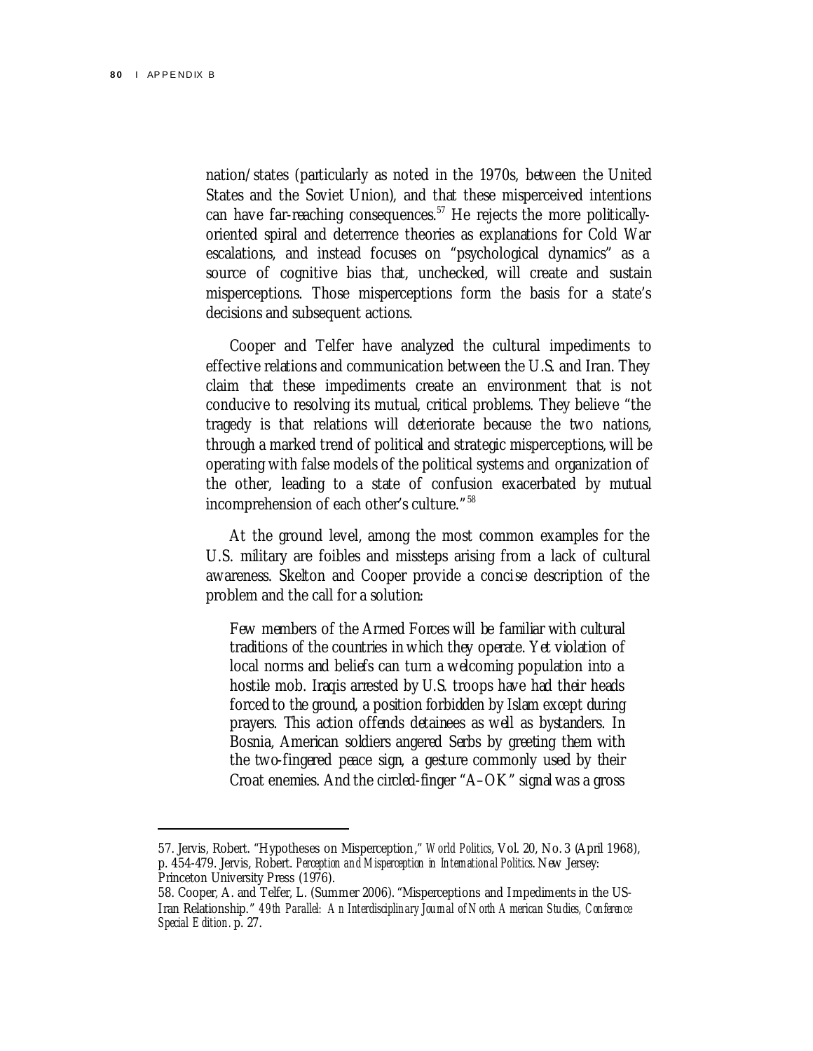nation/states (particularly as noted in the 1970s, between the United States and the Soviet Union), and that these misperceived intentions can have far-reaching consequences.[57] He rejects the more politically-oriented spiral and deterrence theories as explanations for Cold War escalations, and instead focuses on "psychological dynamics" as a source of cognitive bias that, unchecked, will create and sustain misperceptions. Those misperceptions form the basis for a state's decisions and subsequent actions.

Cooper and Telfer have analyzed the cultural impediments to effective relations and communication between the U.S. and Iran. They claim that these impediments create an environment that is not conducive to resolving its mutual, critical problems. They believe "the tragedy is that relations will deteriorate because the two nations, through a marked trend of political and strategic misperceptions, will be operating with false models of the political systems and organization of the other, leading to a state of confusion exacerbated by mutual incomprehension of each other's culture."[58]

At the ground level, among the most common examples for the U.S. military are foibles and missteps arising from a lack of cultural awareness. Skelton and Cooper provide a concise description of the problem and the call for a solution:

> Few members of the Armed Forces will be familiar with cultural traditions of the countries in which they operate. Yet violation of local norms and beliefs can turn a welcoming population into a hostile mob. Iraqis arrested by U.S. troops have had their heads forced to the ground, a position forbidden by Islam except during prayers. This action offends detainees as well as bystanders. In Bosnia, American soldiers angered Serbs by greeting them with the two-fingered peace sign, a gesture commonly used by their Croat enemies. And the circled-finger "A–OK" signal was a gross

---

57. Jervis, Robert. "Hypotheses on Misperception," *World Politics*, Vol. 20, No. 3 (April 1968), p. 454-479. Jervis, Robert. *Perception and Misperception in International Politics*. New Jersey: Princeton University Press (1976).

58. Cooper, A. and Telfer, L. (Summer 2006). "Misperceptions and Impediments in the US-Iran Relationship." *49th Parallel: An Interdisciplinary Journal of North American Studies, Conference Special Edition*. p. 27.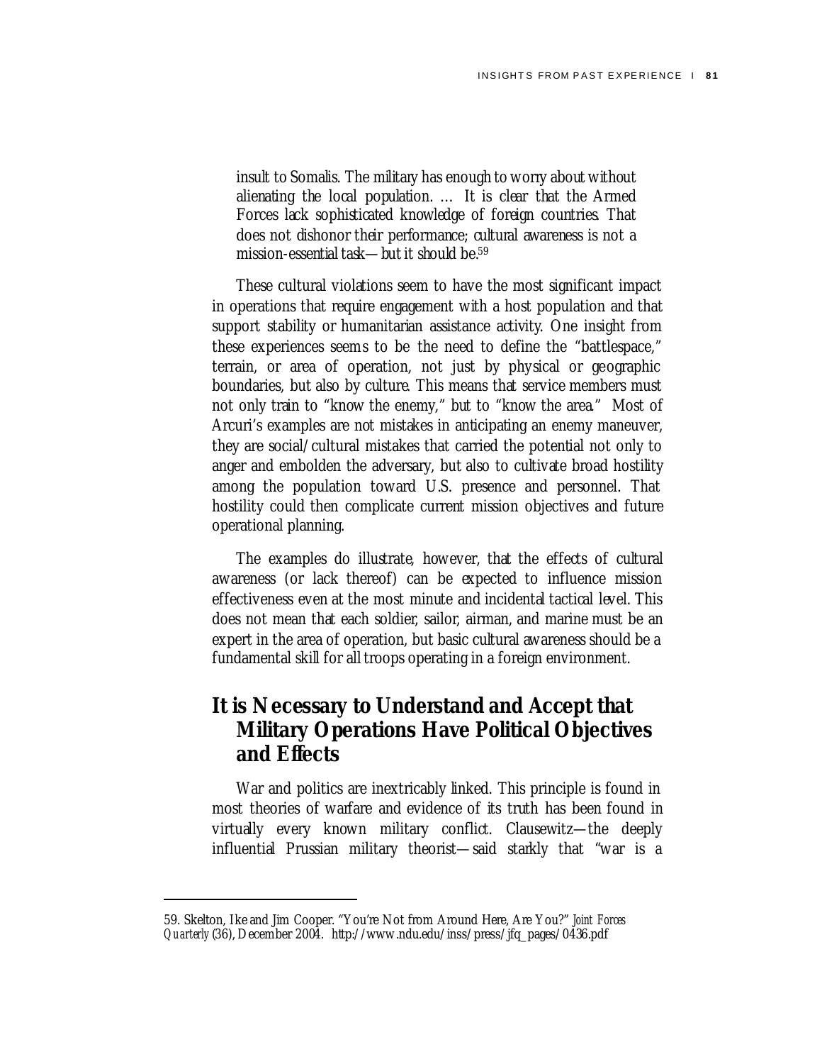> insult to Somalis. The military has enough to worry about without alienating the local population. … It is clear that the Armed Forces lack sophisticated knowledge of foreign countries. That does not dishonor their performance; cultural awareness is not a mission-essential task—but it should be.[59]

These cultural violations seem to have the most significant impact in operations that require engagement with a host population and that support stability or humanitarian assistance activity. One insight from these experiences seems to be the need to define the "battlespace," terrain, or area of operation, not just by physical or geographic boundaries, but also by culture. This means that service members must not only train to "know the enemy," but to "know the area." Most of Arcuri's examples are not mistakes in anticipating an enemy maneuver, they are social/cultural mistakes that carried the potential not only to anger and embolden the adversary, but also to cultivate broad hostility among the population toward U.S. presence and personnel. That hostility could then complicate current mission objectives and future operational planning.

The examples do illustrate, however, that the effects of cultural awareness (or lack thereof) can be expected to influence mission effectiveness even at the most minute and incidental tactical level. This does not mean that each soldier, sailor, airman, and marine must be an expert in the area of operation, but basic cultural awareness should be a fundamental skill for all troops operating in a foreign environment.

## It is Necessary to Understand and Accept that Military Operations Have Political Objectives and Effects

War and politics are inextricably linked. This principle is found in most theories of warfare and evidence of its truth has been found in virtually every known military conflict. Clausewitz—the deeply influential Prussian military theorist—said starkly that "war is a

---

59. Skelton, Ike and Jim Cooper. "You're Not from Around Here, Are You?" *Joint Forces Quarterly* (36), December 2004. http://www.ndu.edu/inss/press/jfq_pages/0436.pdf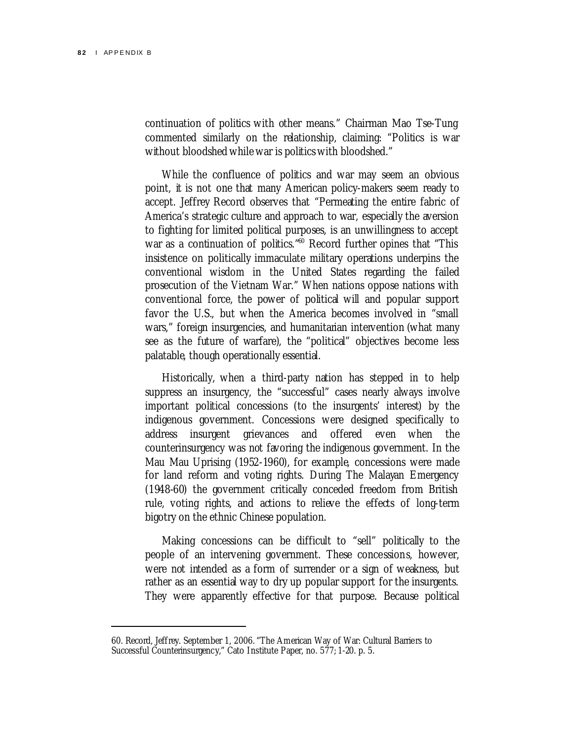continuation of politics with other means." Chairman Mao Tse-Tung commented similarly on the relationship, claiming: "Politics is war without bloodshed while war is politics with bloodshed."

While the confluence of politics and war may seem an obvious point, it is not one that many American policy-makers seem ready to accept. Jeffrey Record observes that "Permeating the entire fabric of America's strategic culture and approach to war, especially the aversion to fighting for limited political purposes, is an unwillingness to accept war as a continuation of politics."[60] Record further opines that "This insistence on politically immaculate military operations underpins the conventional wisdom in the United States regarding the failed prosecution of the Vietnam War." When nations oppose nations with conventional force, the power of political will and popular support favor the U.S., but when the America becomes involved in "small wars," foreign insurgencies, and humanitarian intervention (what many see as the future of warfare), the "political" objectives become less palatable, though operationally essential.

Historically, when a third-party nation has stepped in to help suppress an insurgency, the "successful" cases nearly always involve important political concessions (to the insurgents' interest) by the indigenous government. Concessions were designed specifically to address insurgent grievances and offered even when the counterinsurgency was not favoring the indigenous government. In the Mau Mau Uprising (1952-1960), for example, concessions were made for land reform and voting rights. During The Malayan Emergency (1948-60) the government critically conceded freedom from British rule, voting rights, and actions to relieve the effects of long-term bigotry on the ethnic Chinese population.

Making concessions can be difficult to "sell" politically to the people of an intervening government. These concessions, however, were not intended as a form of surrender or a sign of weakness, but rather as an essential way to dry up popular support for the insurgents. They were apparently effective for that purpose. Because political

---

60. Record, Jeffrey. September 1, 2006. "The American Way of War: Cultural Barriers to Successful Counterinsurgency," Cato Institute Paper, no. 577; 1-20. p. 5.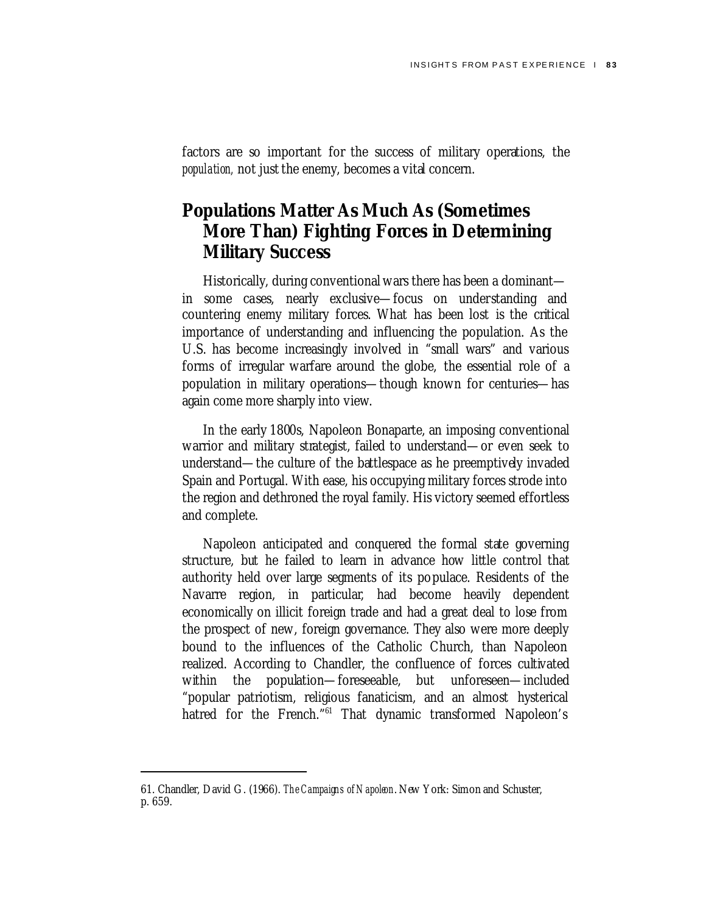factors are so important for the success of military operations, the *population*, not just the enemy, becomes a vital concern.

## Populations Matter As Much As (Sometimes More Than) Fighting Forces in Determining Military Success

Historically, during conventional wars there has been a dominant—in some cases, nearly exclusive—focus on understanding and countering enemy military forces. What has been lost is the critical importance of understanding and influencing the population. As the U.S. has become increasingly involved in "small wars" and various forms of irregular warfare around the globe, the essential role of a population in military operations—though known for centuries—has again come more sharply into view.

In the early 1800s, Napoleon Bonaparte, an imposing conventional warrior and military strategist, failed to understand—or even seek to understand—the culture of the battlespace as he preemptively invaded Spain and Portugal. With ease, his occupying military forces strode into the region and dethroned the royal family. His victory seemed effortless and complete.

Napoleon anticipated and conquered the formal state governing structure, but he failed to learn in advance how little control that authority held over large segments of its populace. Residents of the Navarre region, in particular, had become heavily dependent economically on illicit foreign trade and had a great deal to lose from the prospect of new, foreign governance. They also were more deeply bound to the influences of the Catholic Church, than Napoleon realized. According to Chandler, the confluence of forces cultivated within the population—foreseeable, but unforeseen—included "popular patriotism, religious fanaticism, and an almost hysterical hatred for the French."[61] That dynamic transformed Napoleon's

61. Chandler, David G. (1966). *The Campaigns of Napoleon*. New York: Simon and Schuster, p. 659.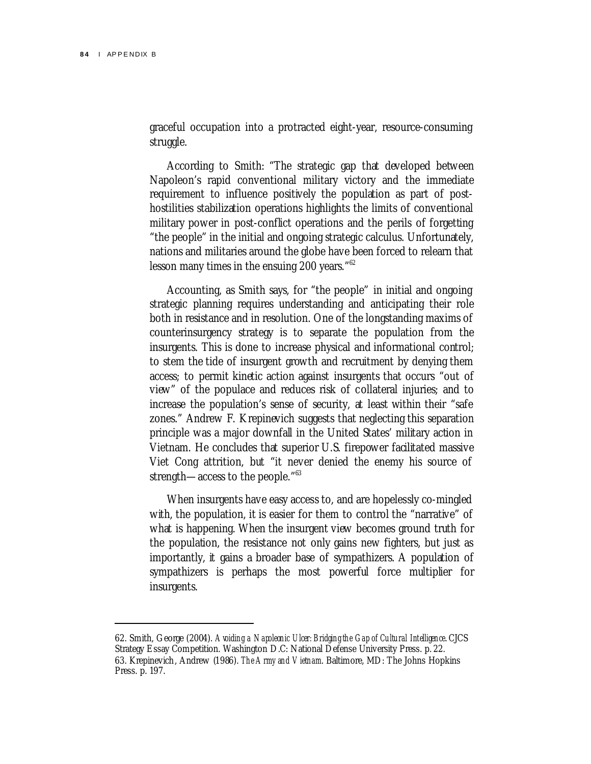graceful occupation into a protracted eight-year, resource-consuming struggle.

According to Smith: "The strategic gap that developed between Napoleon's rapid conventional military victory and the immediate requirement to influence positively the population as part of post-hostilities stabilization operations highlights the limits of conventional military power in post-conflict operations and the perils of forgetting "the people" in the initial and ongoing strategic calculus. Unfortunately, nations and militaries around the globe have been forced to relearn that lesson many times in the ensuing 200 years."[62]

Accounting, as Smith says, for "the people" in initial and ongoing strategic planning requires understanding and anticipating their role both in resistance and in resolution. One of the longstanding maxims of counterinsurgency strategy is to separate the population from the insurgents. This is done to increase physical and informational control; to stem the tide of insurgent growth and recruitment by denying them access; to permit kinetic action against insurgents that occurs "out of view" of the populace and reduces risk of collateral injuries; and to increase the population's sense of security, at least within their "safe zones." Andrew F. Krepinevich suggests that neglecting this separation principle was a major downfall in the United States' military action in Vietnam. He concludes that superior U.S. firepower facilitated massive Viet Cong attrition, but "it never denied the enemy his source of strength—access to the people."[63]

When insurgents have easy access to, and are hopelessly co-mingled with, the population, it is easier for them to control the "narrative" of what is happening. When the insurgent view becomes ground truth for the population, the resistance not only gains new fighters, but just as importantly, it gains a broader base of sympathizers. A population of sympathizers is perhaps the most powerful force multiplier for insurgents.

---

62. Smith, George (2004). *Avoiding a Napoleonic Ulcer: Bridging the Gap of Cultural Intelligence*. CJCS Strategy Essay Competition. Washington D.C: National Defense University Press. p. 22.

63. Krepinevich, Andrew (1986). *The Army and Vietnam*. Baltimore, MD: The Johns Hopkins Press. p. 197.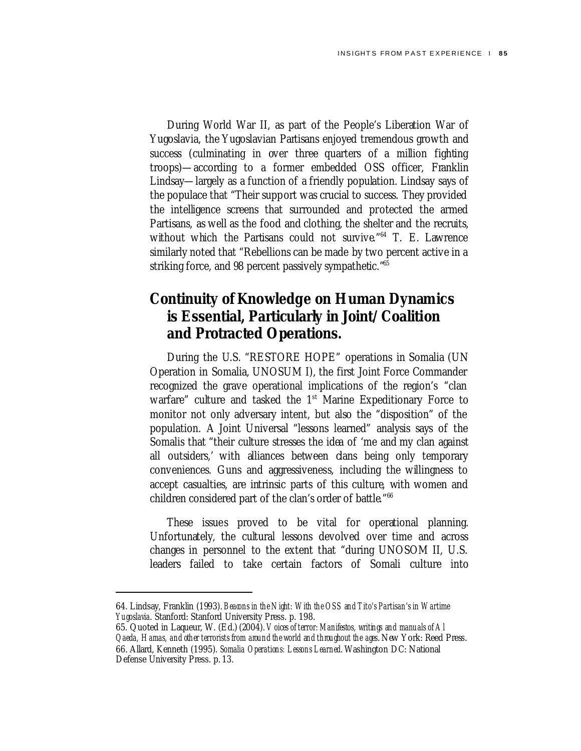During World War II, as part of the People's Liberation War of Yugoslavia, the Yugoslavian Partisans enjoyed tremendous growth and success (culminating in over three quarters of a million fighting troops)—according to a former embedded OSS officer, Franklin Lindsay—largely as a function of a friendly population. Lindsay says of the populace that "Their support was crucial to success. They provided the intelligence screens that surrounded and protected the armed Partisans, as well as the food and clothing, the shelter and the recruits, without which the Partisans could not survive."[64] T. E. Lawrence similarly noted that "Rebellions can be made by two percent active in a striking force, and 98 percent passively sympathetic."[65]

## Continuity of Knowledge on Human Dynamics is Essential, Particularly in Joint/Coalition and Protracted Operations.

During the U.S. "RESTORE HOPE" operations in Somalia (UN Operation in Somalia, UNOSUM I), the first Joint Force Commander recognized the grave operational implications of the region's "clan warfare" culture and tasked the 1st Marine Expeditionary Force to monitor not only adversary intent, but also the "disposition" of the population. A Joint Universal "lessons learned" analysis says of the Somalis that "their culture stresses the idea of 'me and my clan against all outsiders,' with alliances between clans being only temporary conveniences. Guns and aggressiveness, including the willingness to accept casualties, are intrinsic parts of this culture, with women and children considered part of the clan's order of battle."[66]

These issues proved to be vital for operational planning. Unfortunately, the cultural lessons devolved over time and across changes in personnel to the extent that "during UNOSOM II, U.S. leaders failed to take certain factors of Somali culture into

---

64. Lindsay, Franklin (1993). *Beacons in the Night: With the OSS and Tito's Partisan's in Wartime Yugoslavia*. Stanford: Stanford University Press. p. 198.

65. Quoted in Laqueur, W. (Ed.) (2004). *Voices of terror: Manifestos, writings and manuals of Al Qaeda, Hamas, and other terrorists from around the world and throughout the ages*. New York: Reed Press.

66. Allard, Kenneth (1995). *Somalia Operations: Lessons Learned*. Washington DC: National Defense University Press. p. 13.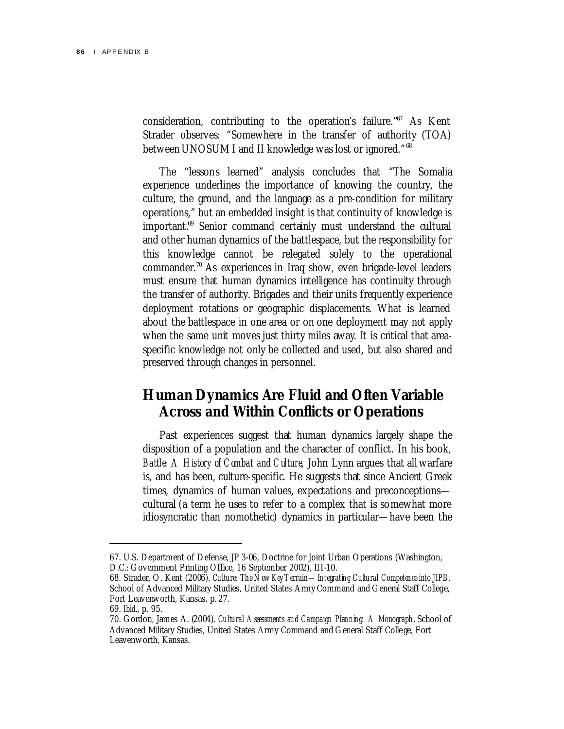consideration, contributing to the operation's failure."[67] As Kent Strader observes: "Somewhere in the transfer of authority (TOA) between UNOSUM I and II knowledge was lost or ignored."[68]

The "lessons learned" analysis concludes that "The Somalia experience underlines the importance of knowing the country, the culture, the ground, and the language as a pre-condition for military operations," but an embedded insight is that continuity of knowledge is important.[69] Senior command certainly must understand the cultural and other human dynamics of the battlespace, but the responsibility for this knowledge cannot be relegated solely to the operational commander.[70] As experiences in Iraq show, even brigade-level leaders must ensure that human dynamics intelligence has continuity through the transfer of authority. Brigades and their units frequently experience deployment rotations or geographic displacements. What is learned about the battlespace in one area or on one deployment may not apply when the same unit moves just thirty miles away. It is critical that area-specific knowledge not only be collected and used, but also shared and preserved through changes in personnel.

## Human Dynamics Are Fluid and Often Variable Across and Within Conflicts or Operations

Past experiences suggest that human dynamics largely shape the disposition of a population and the character of conflict. In his book, *Battle: A History of Combat and Culture*, John Lynn argues that all warfare is, and has been, culture-specific. He suggests that since Ancient Greek times, dynamics of human values, expectations and preconceptions—cultural (a term he uses to refer to a complex that is somewhat more idiosyncratic than nomothetic) dynamics in particular—have been the

---

67. U.S. Department of Defense, JP 3-06, Doctrine for Joint Urban Operations (Washington, D.C.: Government Printing Office, 16 September 2002), III-10.

68. Strader, O. Kent (2006). *Culture: The New Key Terrain—Integrating Cultural Competence into JIPB*. School of Advanced Military Studies, United States Army Command and General Staff College, Fort Leavenworth, Kansas. p. 27.

69. *Ibid*., p. 95.

70. Gordon, James A. (2004). *Cultural Assessments and Campaign Planning: A Monograph*. School of Advanced Military Studies, United States Army Command and General Staff College, Fort Leavenworth, Kansas.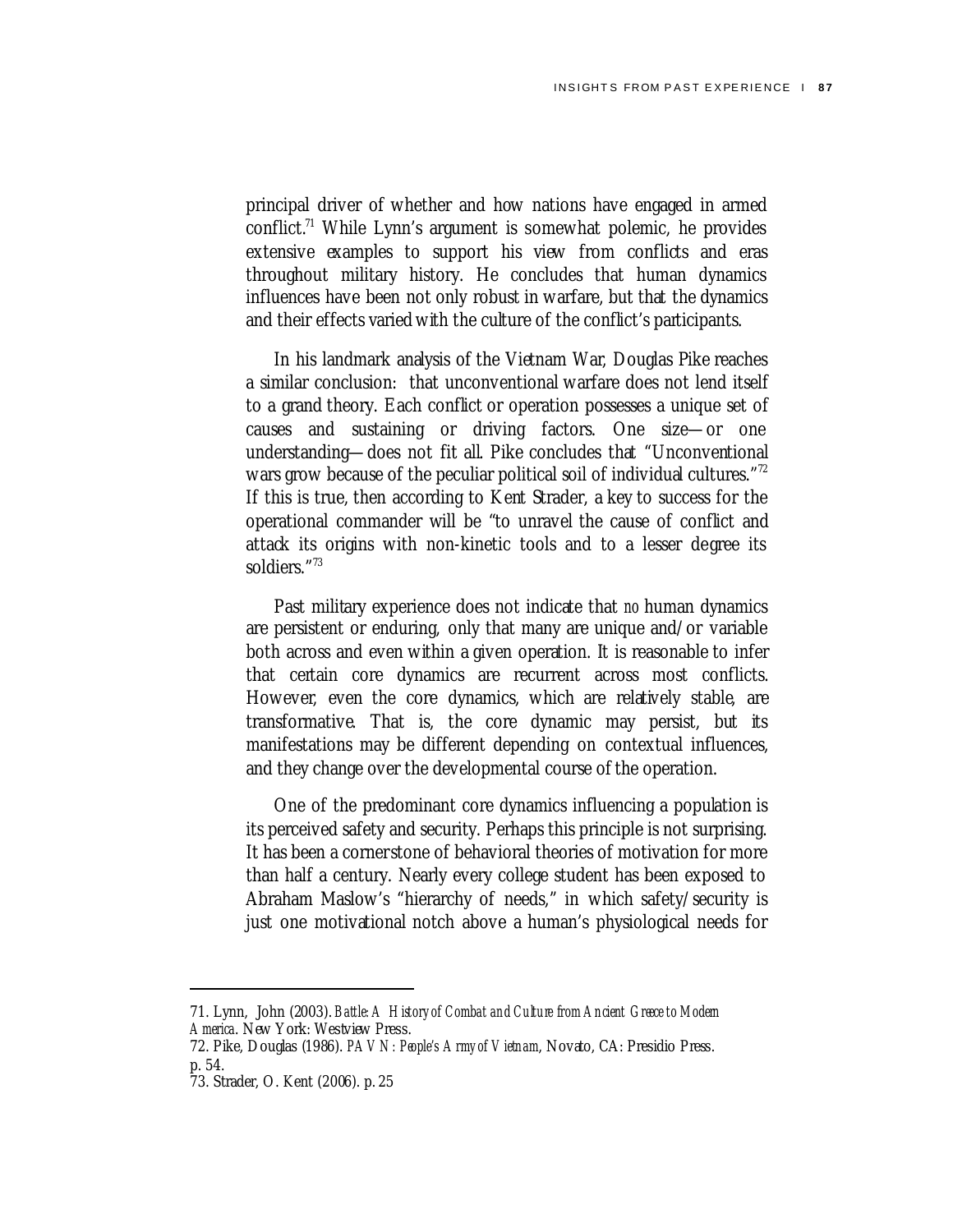principal driver of whether and how nations have engaged in armed conflict.[71] While Lynn's argument is somewhat polemic, he provides extensive examples to support his view from conflicts and eras throughout military history. He concludes that human dynamics influences have been not only robust in warfare, but that the dynamics and their effects varied with the culture of the conflict's participants.

In his landmark analysis of the Vietnam War, Douglas Pike reaches a similar conclusion: that unconventional warfare does not lend itself to a grand theory. Each conflict or operation possesses a unique set of causes and sustaining or driving factors. One size—or one understanding—does not fit all. Pike concludes that "Unconventional wars grow because of the peculiar political soil of individual cultures."[72] If this is true, then according to Kent Strader, a key to success for the operational commander will be "to unravel the cause of conflict and attack its origins with non-kinetic tools and to a lesser degree its soldiers."[73]

Past military experience does not indicate that *no* human dynamics are persistent or enduring, only that many are unique and/or variable both across and even within a given operation. It is reasonable to infer that certain core dynamics are recurrent across most conflicts. However, even the core dynamics, which are relatively stable, are transformative. That is, the core dynamic may persist, but its manifestations may be different depending on contextual influences, and they change over the developmental course of the operation.

One of the predominant core dynamics influencing a population is its perceived safety and security. Perhaps this principle is not surprising. It has been a cornerstone of behavioral theories of motivation for more than half a century. Nearly every college student has been exposed to Abraham Maslow's "hierarchy of needs," in which safety/security is just one motivational notch above a human's physiological needs for

---

71. Lynn, John (2003). *Battle: A History of Combat and Culture from Ancient Greece to Modern America*. New York: Westview Press.

72. Pike, Douglas (1986). *PAVN: People's Army of Vietnam*, Novato, CA: Presidio Press. p. 54.

73. Strader, O. Kent (2006). p. 25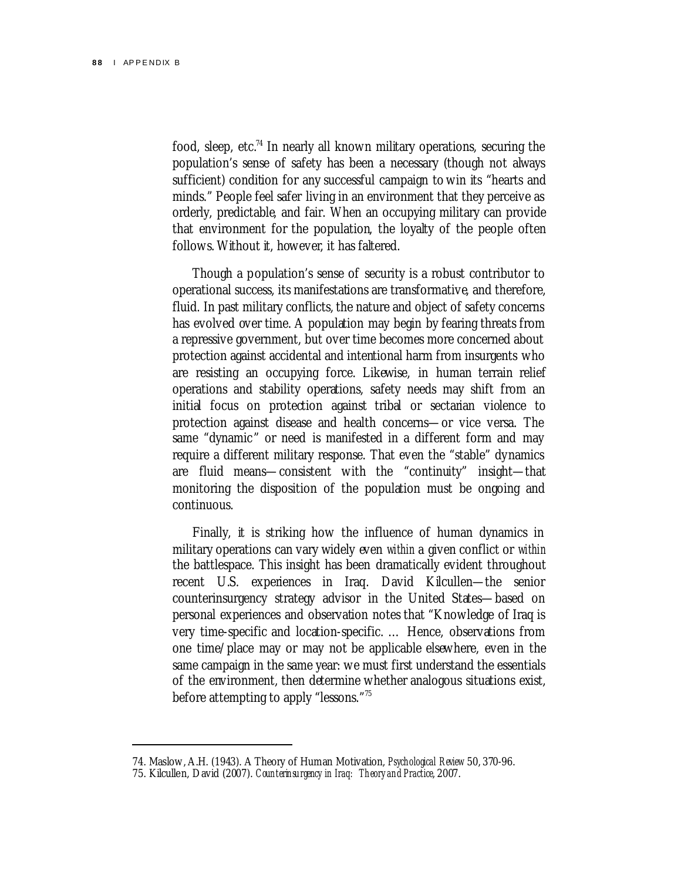food, sleep, etc.[74] In nearly all known military operations, securing the population's sense of safety has been a necessary (though not always sufficient) condition for any successful campaign to win its "hearts and minds." People feel safer living in an environment that they perceive as orderly, predictable, and fair. When an occupying military can provide that environment for the population, the loyalty of the people often follows. Without it, however, it has faltered.

Though a population's sense of security is a robust contributor to operational success, its manifestations are transformative, and therefore, fluid. In past military conflicts, the nature and object of safety concerns has evolved over time. A population may begin by fearing threats from a repressive government, but over time becomes more concerned about protection against accidental and intentional harm from insurgents who are resisting an occupying force. Likewise, in human terrain relief operations and stability operations, safety needs may shift from an initial focus on protection against tribal or sectarian violence to protection against disease and health concerns—or vice versa. The same "dynamic" or need is manifested in a different form and may require a different military response. That even the "stable" dynamics are fluid means—consistent with the "continuity" insight—that monitoring the disposition of the population must be ongoing and continuous.

Finally, it is striking how the influence of human dynamics in military operations can vary widely even *within* a given conflict or *within* the battlespace. This insight has been dramatically evident throughout recent U.S. experiences in Iraq. David Kilcullen—the senior counterinsurgency strategy advisor in the United States—based on personal experiences and observation notes that "Knowledge of Iraq is very time-specific and location-specific. … Hence, observations from one time/place may or may not be applicable elsewhere, even in the same campaign in the same year: we must first understand the essentials of the environment, then determine whether analogous situations exist, before attempting to apply "lessons."[75]

---

74. Maslow, A.H. (1943). A Theory of Human Motivation, *Psychological Review* 50, 370-96.

75. Kilcullen, David (2007). *Counterinsurgency in Iraq: Theory and Practice*, 2007.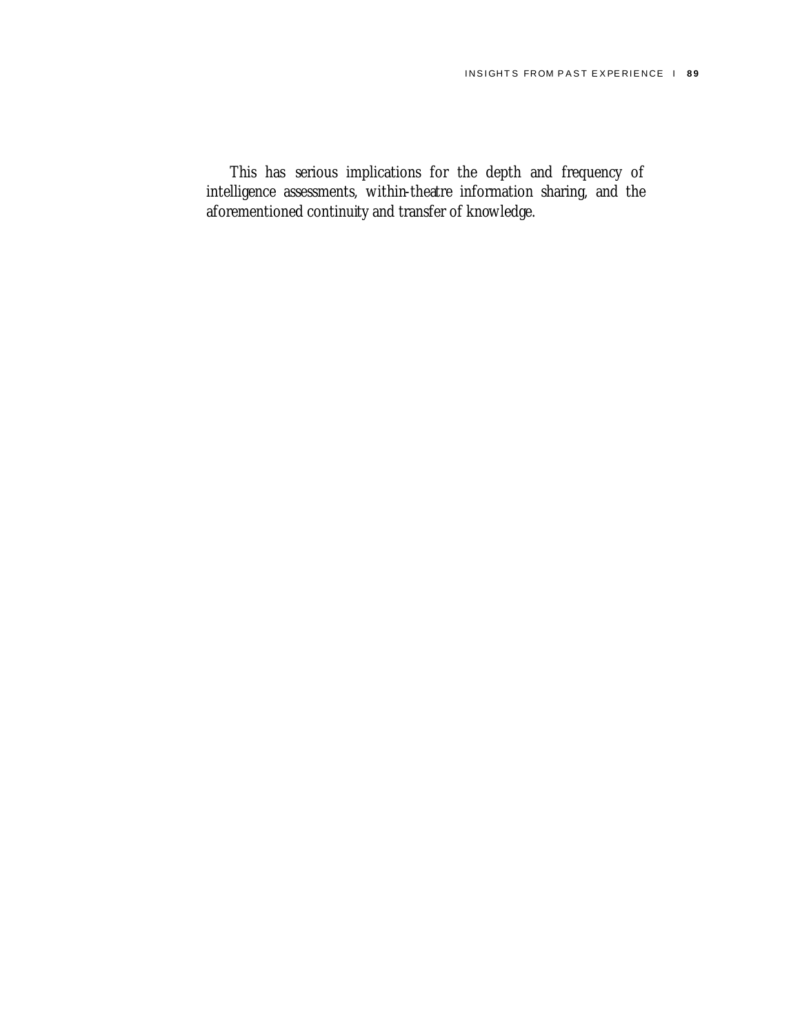This has serious implications for the depth and frequency of intelligence assessments, within-theatre information sharing, and the aforementioned continuity and transfer of knowledge.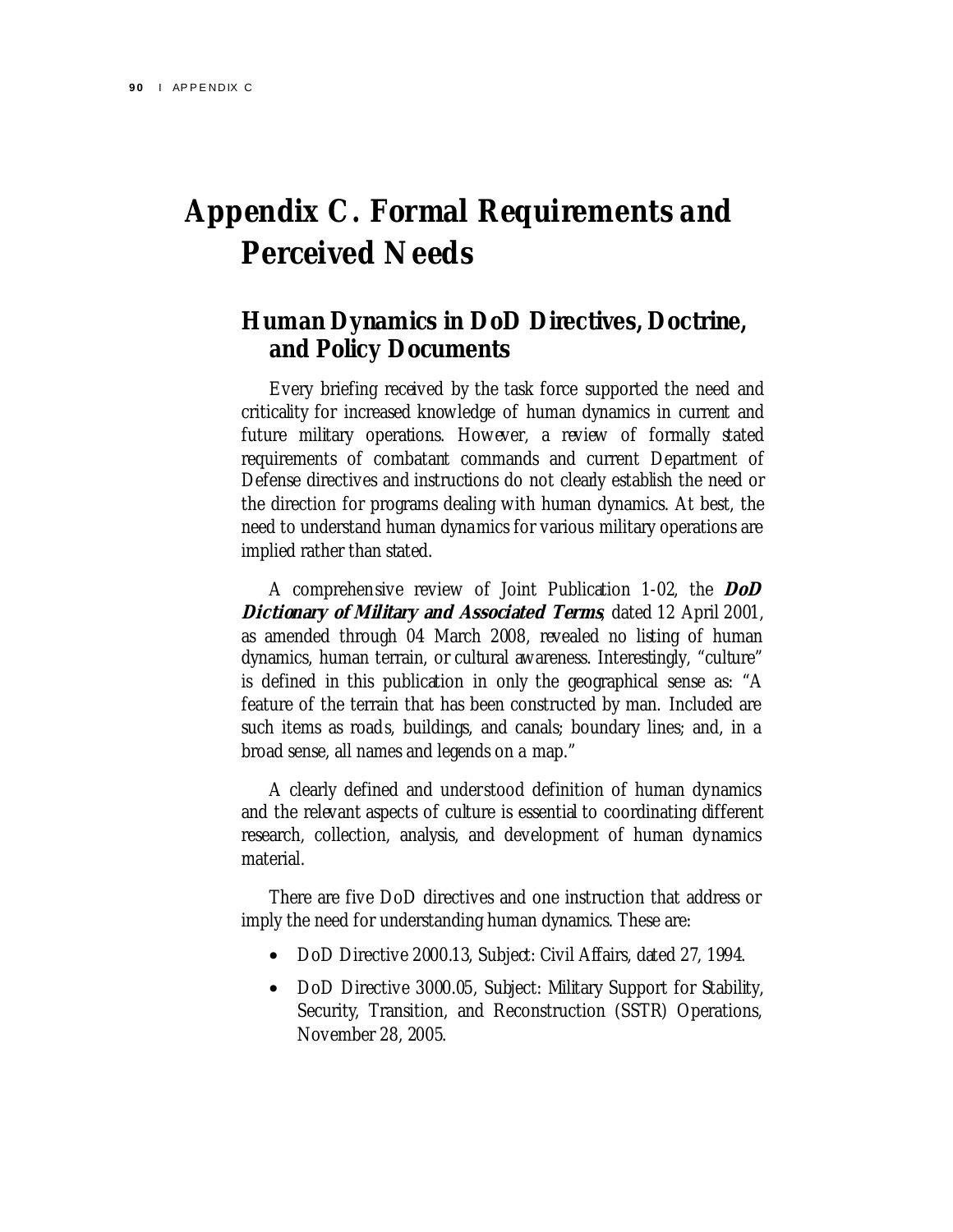# Appendix C. Formal Requirements and Perceived Needs

## Human Dynamics in DoD Directives, Doctrine, and Policy Documents

Every briefing received by the task force supported the need and criticality for increased knowledge of human dynamics in current and future military operations. However, a review of formally stated requirements of combatant commands and current Department of Defense directives and instructions do not clearly establish the need or the direction for programs dealing with human dynamics. At best, the need to understand human dynamics for various military operations are implied rather than stated.

A comprehensive review of Joint Publication 1-02, the ***DoD Dictionary of Military and Associated Terms***, dated 12 April 2001, as amended through 04 March 2008, revealed no listing of human dynamics, human terrain, or cultural awareness. Interestingly, "culture" is defined in this publication in only the geographical sense as: "A feature of the terrain that has been constructed by man. Included are such items as roads, buildings, and canals; boundary lines; and, in a broad sense, all names and legends on a map."

A clearly defined and understood definition of human dynamics and the relevant aspects of culture is essential to coordinating different research, collection, analysis, and development of human dynamics material.

There are five DoD directives and one instruction that address or imply the need for understanding human dynamics. These are:

- DoD Directive 2000.13, Subject: Civil Affairs, dated 27, 1994.
- DoD Directive 3000.05, Subject: Military Support for Stability, Security, Transition, and Reconstruction (SSTR) Operations, November 28, 2005.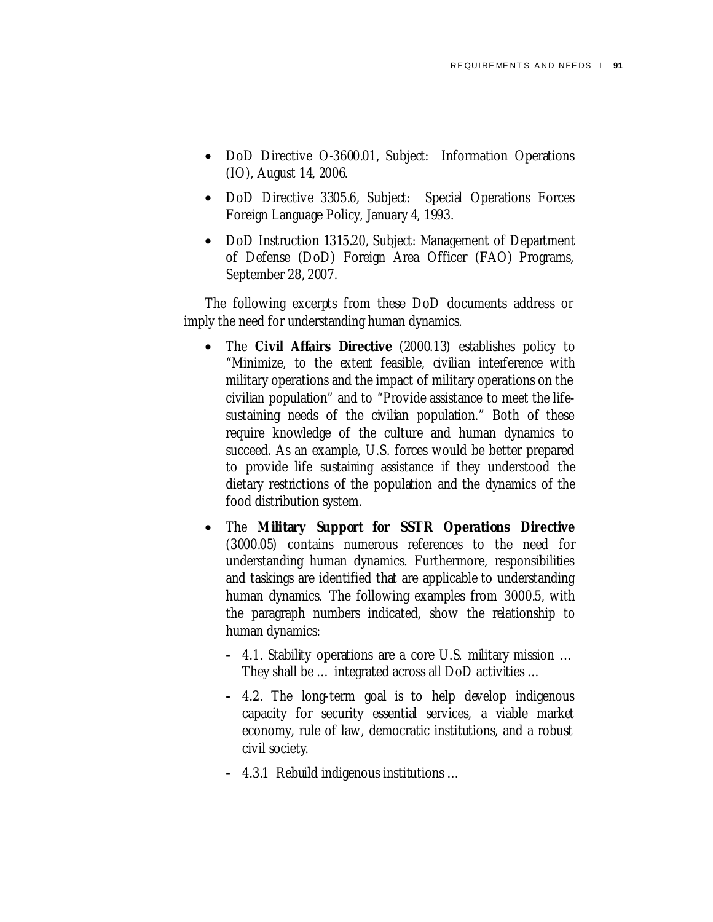- DoD Directive O-3600.01, Subject: Information Operations (IO), August 14, 2006.
- DoD Directive 3305.6, Subject: Special Operations Forces Foreign Language Policy, January 4, 1993.
- DoD Instruction 1315.20, Subject: Management of Department of Defense (DoD) Foreign Area Officer (FAO) Programs, September 28, 2007.

The following excerpts from these DoD documents address or imply the need for understanding human dynamics.

- The **Civil Affairs Directive** (2000.13) establishes policy to "Minimize, to the extent feasible, civilian interference with military operations and the impact of military operations on the civilian population" and to "Provide assistance to meet the life-sustaining needs of the civilian population." Both of these require knowledge of the culture and human dynamics to succeed. As an example, U.S. forces would be better prepared to provide life sustaining assistance if they understood the dietary restrictions of the population and the dynamics of the food distribution system.
- The **Military Support for SSTR Operations Directive** (3000.05) contains numerous references to the need for understanding human dynamics. Furthermore, responsibilities and taskings are identified that are applicable to understanding human dynamics. The following examples from 3000.5, with the paragraph numbers indicated, show the relationship to human dynamics:
  - 4.1. Stability operations are a core U.S. military mission … They shall be … integrated across all DoD activities …
  - 4.2. The long-term goal is to help develop indigenous capacity for security essential services, a viable market economy, rule of law, democratic institutions, and a robust civil society.
  - 4.3.1 Rebuild indigenous institutions …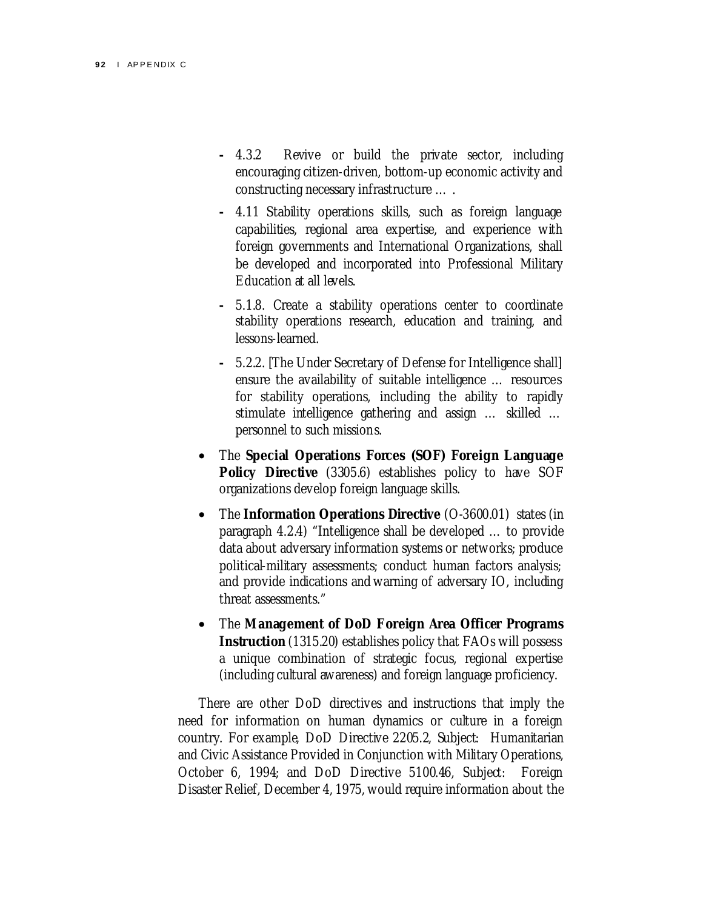- 4.3.2 Revive or build the private sector, including encouraging citizen-driven, bottom-up economic activity and constructing necessary infrastructure … .
- 4.11 Stability operations skills, such as foreign language capabilities, regional area expertise, and experience with foreign governments and International Organizations, shall be developed and incorporated into Professional Military Education at all levels.
- 5.1.8. Create a stability operations center to coordinate stability operations research, education and training, and lessons-learned.
- 5.2.2. [The Under Secretary of Defense for Intelligence shall] ensure the availability of suitable intelligence … resources for stability operations, including the ability to rapidly stimulate intelligence gathering and assign … skilled … personnel to such missions.

- The **Special Operations Forces (SOF) Foreign Language Policy Directive** (3305.6) establishes policy to have SOF organizations develop foreign language skills.
- The **Information Operations Directive** (O-3600.01) states (in paragraph 4.2.4) "Intelligence shall be developed … to provide data about adversary information systems or networks; produce political-military assessments; conduct human factors analysis; and provide indications and warning of adversary IO, including threat assessments."
- The **Management of DoD Foreign Area Officer Programs Instruction** (1315.20) establishes policy that FAOs will possess a unique combination of strategic focus, regional expertise (including cultural awareness) and foreign language proficiency.

There are other DoD directives and instructions that imply the need for information on human dynamics or culture in a foreign country. For example, DoD Directive 2205.2, Subject: Humanitarian and Civic Assistance Provided in Conjunction with Military Operations, October 6, 1994; and DoD Directive 5100.46, Subject: Foreign Disaster Relief, December 4, 1975, would require information about the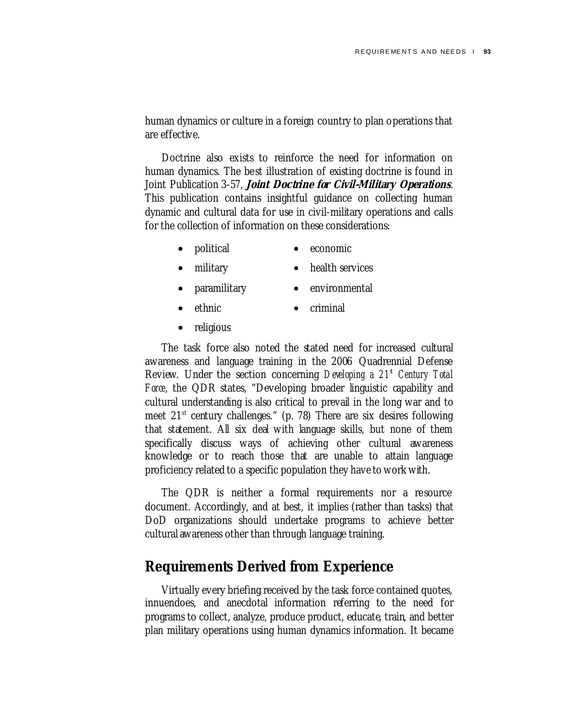human dynamics or culture in a foreign country to plan operations that are effective.

Doctrine also exists to reinforce the need for information on human dynamics. The best illustration of existing doctrine is found in Joint Publication 3-57, ***Joint Doctrine for Civil-Military Operations***. This publication contains insightful guidance on collecting human dynamic and cultural data for use in civil-military operations and calls for the collection of information on these considerations:

- political
- economic
- military
- health services
- paramilitary
- environmental
- ethnic
- criminal
- religious

The task force also noted the stated need for increased cultural awareness and language training in the 2006 Quadrennial Defense Review. Under the section concerning *Developing a 21st Century Total Force*, the QDR states, “Developing broader linguistic capability and cultural understanding is also critical to prevail in the long war and to meet 21st century challenges.” (p. 78) There are six desires following that statement. All six deal with language skills, but none of them specifically discuss ways of achieving other cultural awareness knowledge or to reach those that are unable to attain language proficiency related to a specific population they have to work with.

The QDR is neither a formal requirements nor a resource document. Accordingly, and at best, it implies (rather than tasks) that DoD organizations should undertake programs to achieve better cultural awareness other than through language training.

## Requirements Derived from Experience

Virtually every briefing received by the task force contained quotes, innuendoes, and anecdotal information referring to the need for programs to collect, analyze, produce product, educate, train, and better plan military operations using human dynamics information. It became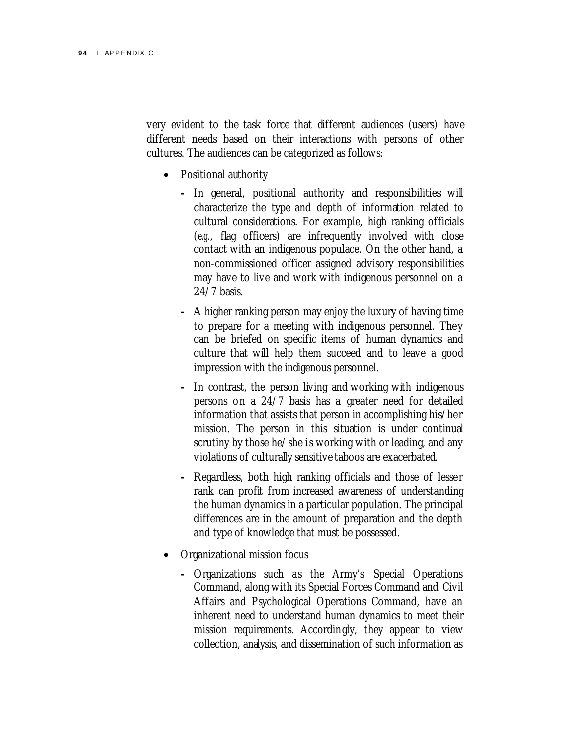very evident to the task force that different audiences (users) have different needs based on their interactions with persons of other cultures. The audiences can be categorized as follows:

- Positional authority
  - In general, positional authority and responsibilities will characterize the type and depth of information related to cultural considerations. For example, high ranking officials (*e.g.*, flag officers) are infrequently involved with close contact with an indigenous populace. On the other hand, a non-commissioned officer assigned advisory responsibilities may have to live and work with indigenous personnel on a 24/7 basis.
  - A higher ranking person may enjoy the luxury of having time to prepare for a meeting with indigenous personnel. They can be briefed on specific items of human dynamics and culture that will help them succeed and to leave a good impression with the indigenous personnel.
  - In contrast, the person living and working with indigenous persons on a 24/7 basis has a greater need for detailed information that assists that person in accomplishing his/her mission. The person in this situation is under continual scrutiny by those he/she is working with or leading, and any violations of culturally sensitive taboos are exacerbated.
  - Regardless, both high ranking officials and those of lesser rank can profit from increased awareness of understanding the human dynamics in a particular population. The principal differences are in the amount of preparation and the depth and type of knowledge that must be possessed.
- Organizational mission focus
  - Organizations such as the Army's Special Operations Command, along with its Special Forces Command and Civil Affairs and Psychological Operations Command, have an inherent need to understand human dynamics to meet their mission requirements. Accordingly, they appear to view collection, analysis, and dissemination of such information as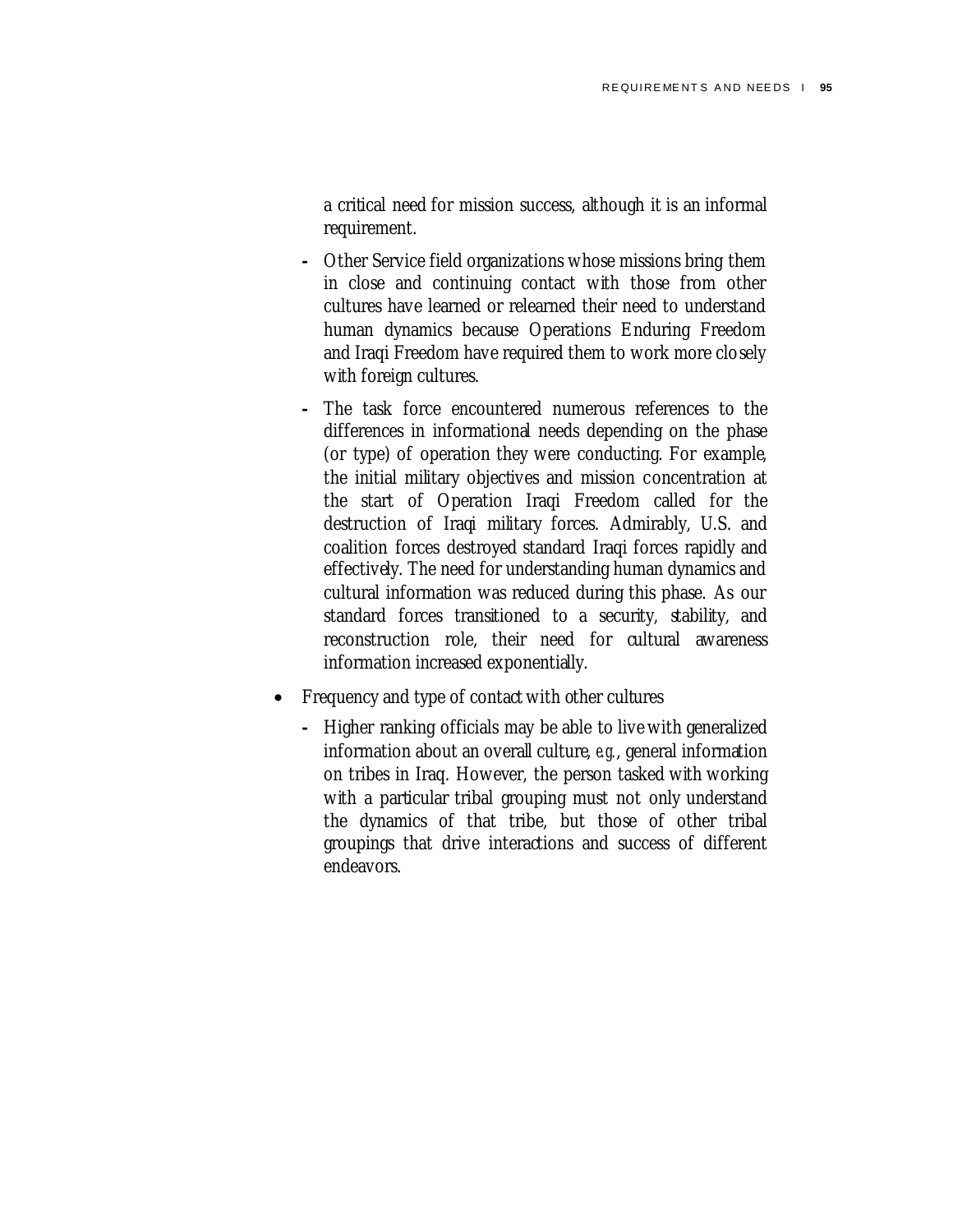a critical need for mission success, although it is an informal requirement.

  - Other Service field organizations whose missions bring them in close and continuing contact with those from other cultures have learned or relearned their need to understand human dynamics because Operations Enduring Freedom and Iraqi Freedom have required them to work more closely with foreign cultures.
  - The task force encountered numerous references to the differences in informational needs depending on the phase (or type) of operation they were conducting. For example, the initial military objectives and mission concentration at the start of Operation Iraqi Freedom called for the destruction of Iraqi military forces. Admirably, U.S. and coalition forces destroyed standard Iraqi forces rapidly and effectively. The need for understanding human dynamics and cultural information was reduced during this phase. As our standard forces transitioned to a security, stability, and reconstruction role, their need for cultural awareness information increased exponentially.

- Frequency and type of contact with other cultures
  - Higher ranking officials may be able to live with generalized information about an overall culture, *e.g.*, general information on tribes in Iraq. However, the person tasked with working with a particular tribal grouping must not only understand the dynamics of that tribe, but those of other tribal groupings that drive interactions and success of different endeavors.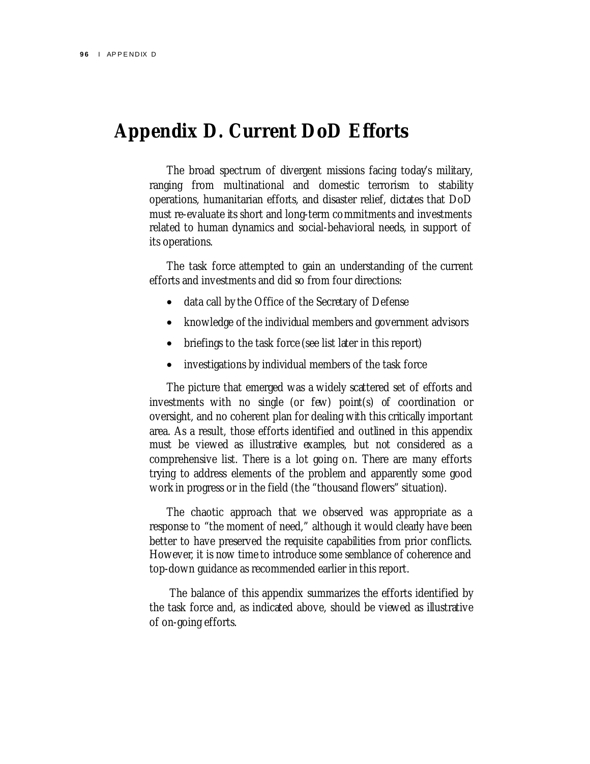# Appendix D. Current DoD Efforts

The broad spectrum of divergent missions facing today's military, ranging from multinational and domestic terrorism to stability operations, humanitarian efforts, and disaster relief, dictates that DoD must re-evaluate its short and long-term commitments and investments related to human dynamics and social-behavioral needs, in support of its operations.

The task force attempted to gain an understanding of the current efforts and investments and did so from four directions:

- data call by the Office of the Secretary of Defense
- knowledge of the individual members and government advisors
- briefings to the task force (see list later in this report)
- investigations by individual members of the task force

The picture that emerged was a widely scattered set of efforts and investments with no single (or few) point(s) of coordination or oversight, and no coherent plan for dealing with this critically important area. As a result, those efforts identified and outlined in this appendix must be viewed as illustrative examples, but not considered as a comprehensive list. There is a lot going on. There are many efforts trying to address elements of the problem and apparently some good work in progress or in the field (the "thousand flowers" situation).

The chaotic approach that we observed was appropriate as a response to "the moment of need," although it would clearly have been better to have preserved the requisite capabilities from prior conflicts. However, it is now time to introduce some semblance of coherence and top-down guidance as recommended earlier in this report.

The balance of this appendix summarizes the efforts identified by the task force and, as indicated above, should be viewed as illustrative of on-going efforts.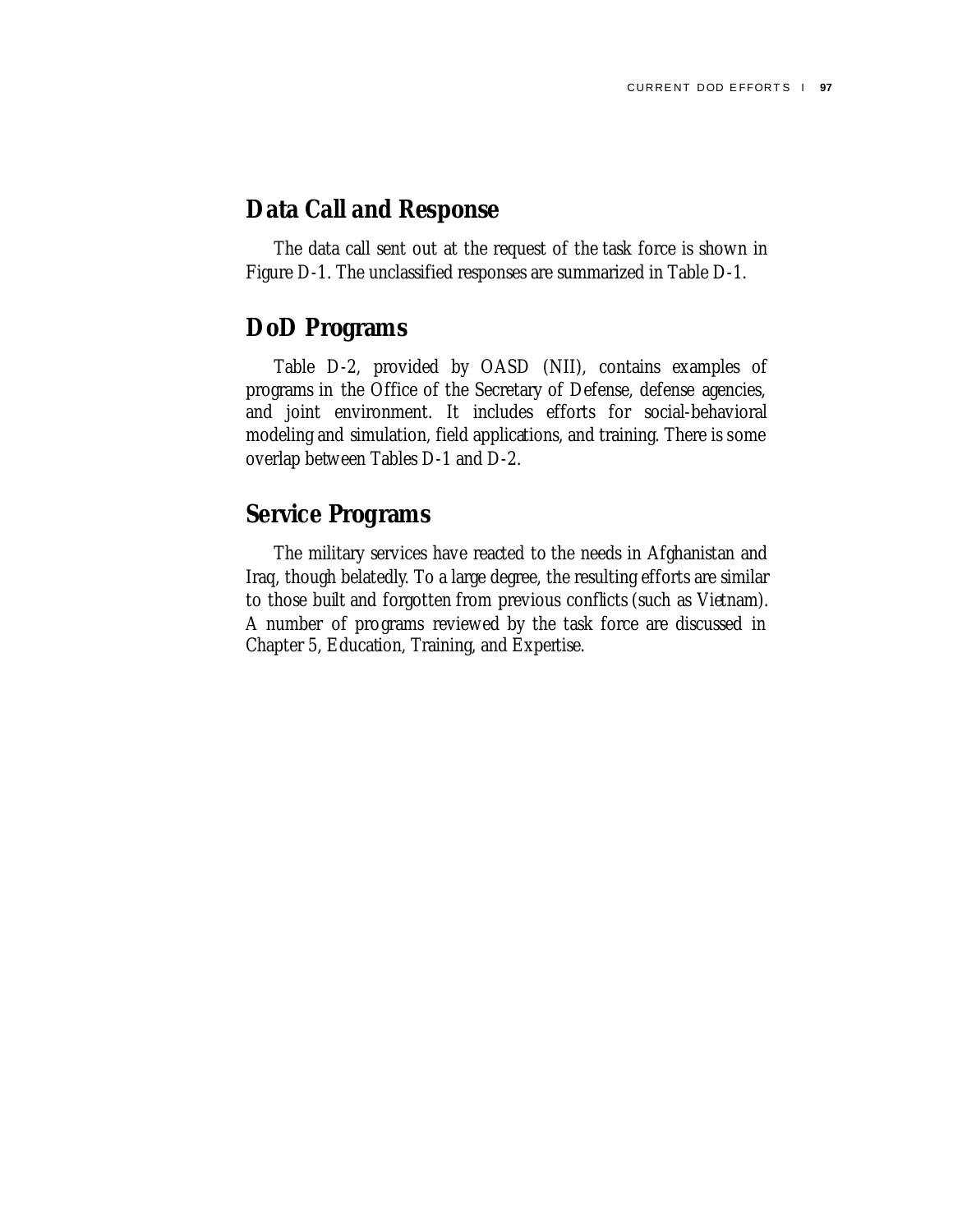## Data Call and Response

The data call sent out at the request of the task force is shown in Figure D-1. The unclassified responses are summarized in Table D-1.

## DoD Programs

Table D-2, provided by OASD (NII), contains examples of programs in the Office of the Secretary of Defense, defense agencies, and joint environment. It includes efforts for social-behavioral modeling and simulation, field applications, and training. There is some overlap between Tables D-1 and D-2.

## Service Programs

The military services have reacted to the needs in Afghanistan and Iraq, though belatedly. To a large degree, the resulting efforts are similar to those built and forgotten from previous conflicts (such as Vietnam). A number of programs reviewed by the task force are discussed in Chapter 5, Education, Training, and Expertise.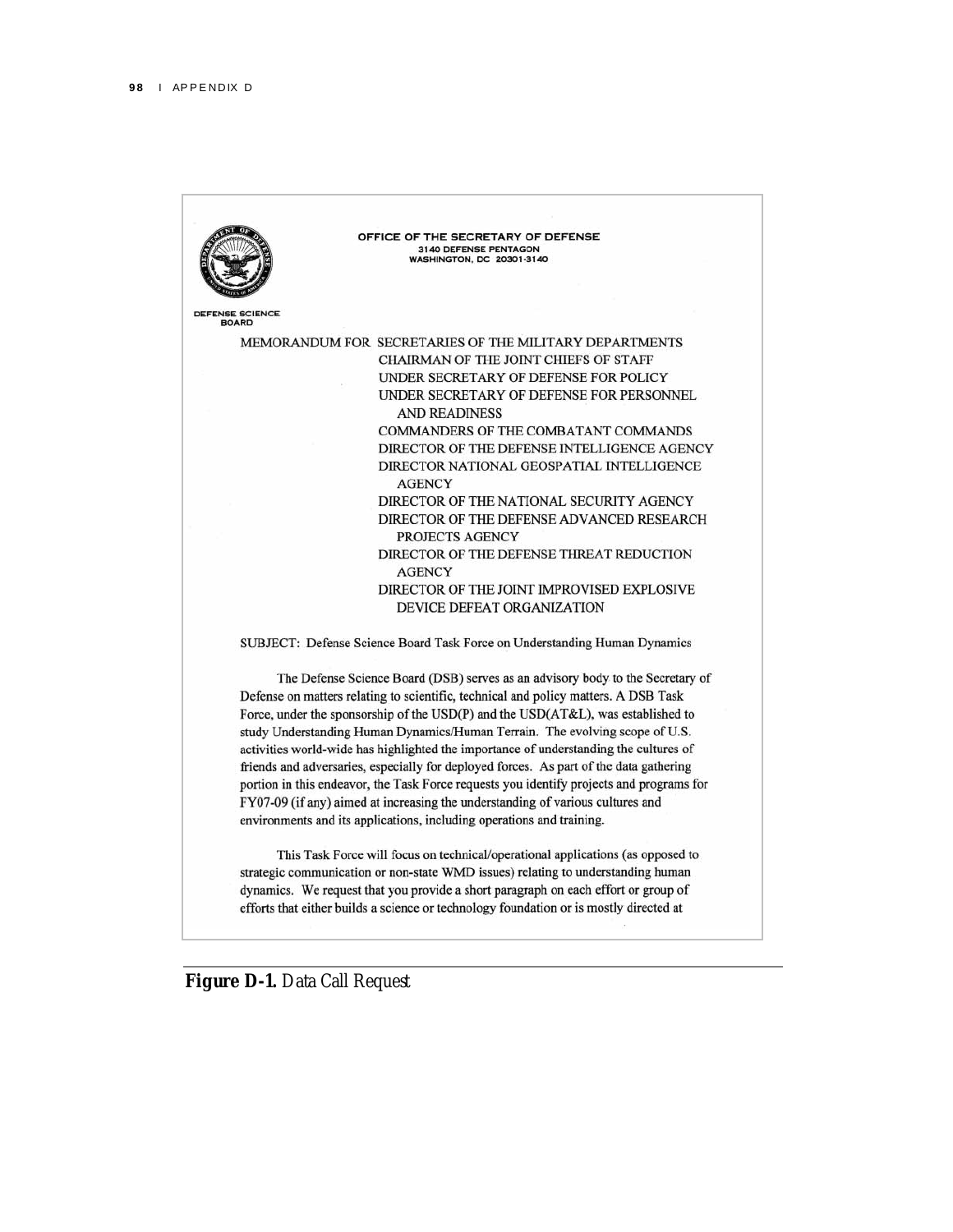OFFICE OF THE SECRETARY OF DEFENSE
3140 DEFENSE PENTAGON
WASHINGTON, DC 20301-3140

DEFENSE SCIENCE BOARD

MEMORANDUM FOR SECRETARIES OF THE MILITARY DEPARTMENTS
CHAIRMAN OF THE JOINT CHIEFS OF STAFF
UNDER SECRETARY OF DEFENSE FOR POLICY
UNDER SECRETARY OF DEFENSE FOR PERSONNEL AND READINESS
COMMANDERS OF THE COMBATANT COMMANDS
DIRECTOR OF THE DEFENSE INTELLIGENCE AGENCY
DIRECTOR NATIONAL GEOSPATIAL INTELLIGENCE AGENCY
DIRECTOR OF THE NATIONAL SECURITY AGENCY
DIRECTOR OF THE DEFENSE ADVANCED RESEARCH PROJECTS AGENCY
DIRECTOR OF THE DEFENSE THREAT REDUCTION AGENCY
DIRECTOR OF THE JOINT IMPROVISED EXPLOSIVE DEVICE DEFEAT ORGANIZATION

SUBJECT: Defense Science Board Task Force on Understanding Human Dynamics

The Defense Science Board (DSB) serves as an advisory body to the Secretary of Defense on matters relating to scientific, technical and policy matters. A DSB Task Force, under the sponsorship of the USD(P) and the USD(AT&L), was established to study Understanding Human Dynamics/Human Terrain. The evolving scope of U.S. activities world-wide has highlighted the importance of understanding the cultures of friends and adversaries, especially for deployed forces. As part of the data gathering portion in this endeavor, the Task Force requests you identify projects and programs for FY07-09 (if any) aimed at increasing the understanding of various cultures and environments and its applications, including operations and training.

This Task Force will focus on technical/operational applications (as opposed to strategic communication or non-state WMD issues) relating to understanding human dynamics. We request that you provide a short paragraph on each effort or group of efforts that either builds a science or technology foundation or is mostly directed at

**Figure D-1.** Data Call Request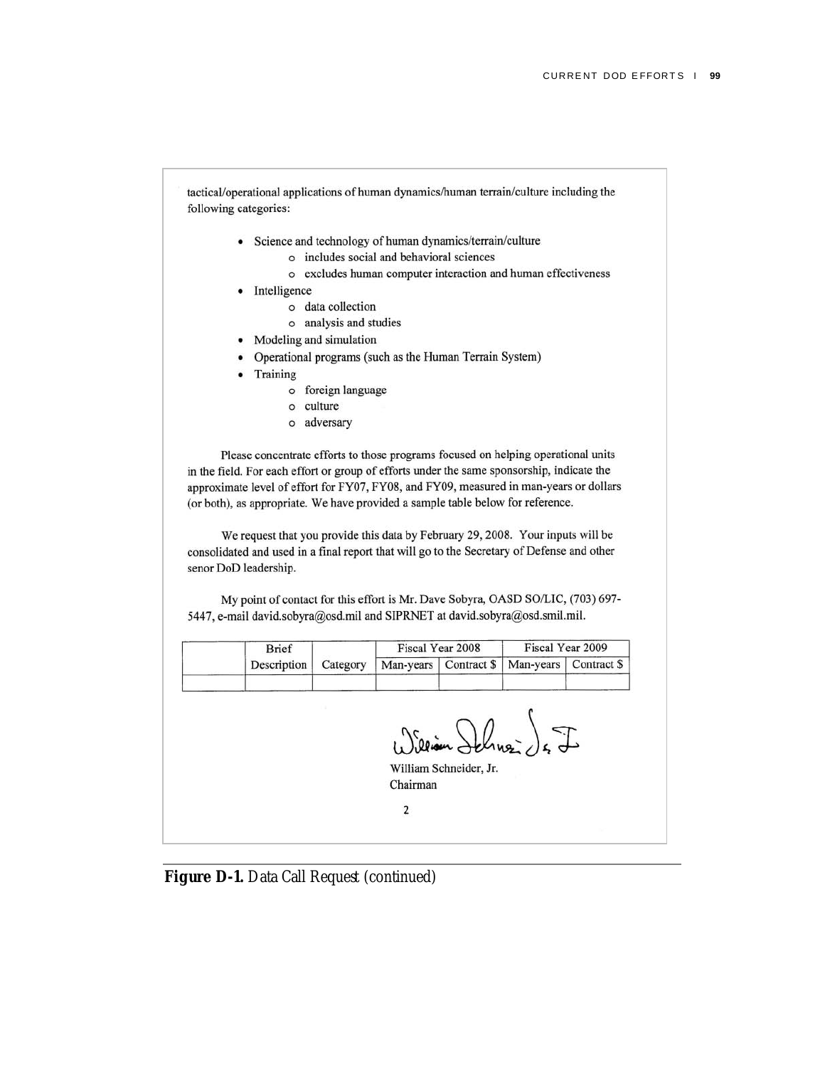tactical/operational applications of human dynamics/human terrain/culture including the following categories:

- Science and technology of human dynamics/terrain/culture
  - includes social and behavioral sciences
  - excludes human computer interaction and human effectiveness
- Intelligence
  - data collection
  - analysis and studies
- Modeling and simulation
- Operational programs (such as the Human Terrain System)
- Training
  - foreign language
  - culture
  - adversary

Please concentrate efforts to those programs focused on helping operational units in the field. For each effort or group of efforts under the same sponsorship, indicate the approximate level of effort for FY07, FY08, and FY09, measured in man-years or dollars (or both), as appropriate. We have provided a sample table below for reference.

We request that you provide this data by February 29, 2008. Your inputs will be consolidated and used in a final report that will go to the Secretary of Defense and other senor DoD leadership.

My point of contact for this effort is Mr. Dave Sobyra, OASD SO/LIC, (703) 697-5447, e-mail david.sobyra@osd.mil and SIPRNET at david.sobyra@osd.smil.mil.

| | Brief Description | Category | Fiscal Year 2008 | | Fiscal Year 2009 | |
|---|---|---|---|---|---|---|
| | | | Man-years | Contract $ | Man-years | Contract $ |
| | | | | | | |

William Schneider, Jr.
Chairman

2

**Figure D-1.** Data Call Request (continued)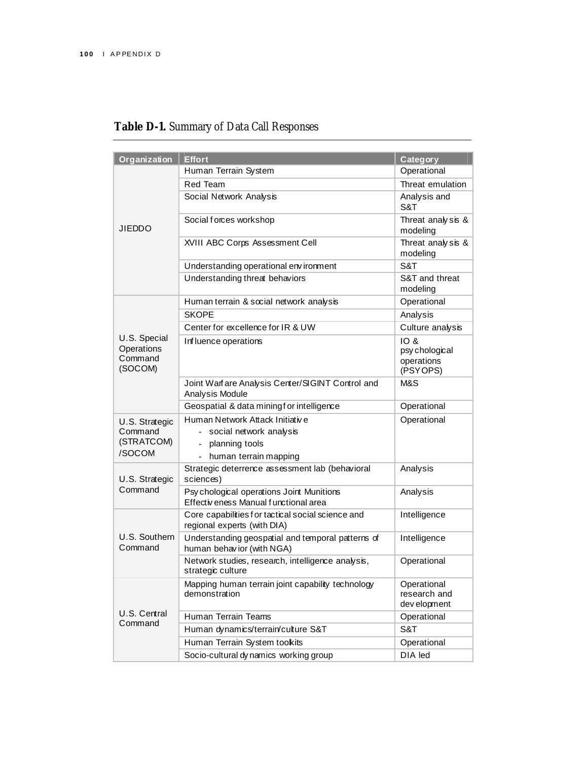**Table D-1.** Summary of Data Call Responses

| Organization | Effort | Category |
|---|---|---|
| JIEDDO | Human Terrain System | Operational |
| | Red Team | Threat emulation |
| | Social Network Analysis | Analysis and S&T |
| | Social forces workshop | Threat analysis & modeling |
| | XVIII ABC Corps Assessment Cell | Threat analysis & modeling |
| | Understanding operational environment | S&T |
| | Understanding threat behaviors | S&T and threat modeling |
| U.S. Special Operations Command (SOCOM) | Human terrain & social network analysis | Operational |
| | SKOPE | Analysis |
| | Center for excellence for IR & UW | Culture analysis |
| | Influence operations | IO & psychological operations (PSYOPS) |
| | Joint Warfare Analysis Center/SIGINT Control and Analysis Module | M&S |
| | Geospatial & data mining for intelligence | Operational |
| U.S. Strategic Command (STRATCOM) /SOCOM | Human Network Attack Initiative<br>- social network analysis<br>- planning tools<br>- human terrain mapping | Operational |
| U.S. Strategic Command | Strategic deterrence assessment lab (behavioral sciences) | Analysis |
| | Psychological operations Joint Munitions Effectiveness Manual functional area | Analysis |
| U.S. Southern Command | Core capabilities for tactical social science and regional experts (with DIA) | Intelligence |
| | Understanding geospatial and temporal patterns of human behavior (with NGA) | Intelligence |
| | Network studies, research, intelligence analysis, strategic culture | Operational |
| U.S. Central Command | Mapping human terrain joint capability technology demonstration | Operational research and development |
| | Human Terrain Teams | Operational |
| | Human dynamics/terrain/culture S&T | S&T |
| | Human Terrain System toolkits | Operational |
| | Socio-cultural dynamics working group | DIA led |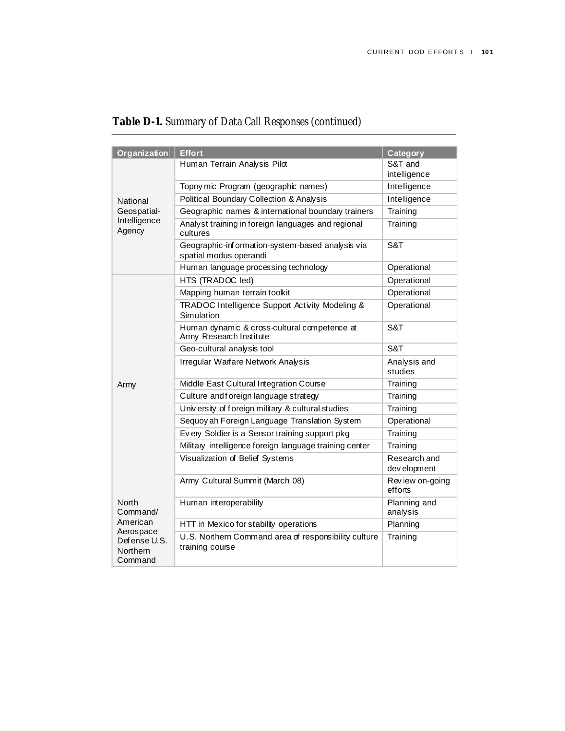**Table D-1.** Summary of Data Call Responses (continued)

| Organization | Effort | Category |
|---|---|---|
| National Geospatial-Intelligence Agency | Human Terrain Analysis Pilot | S&T and intelligence |
| | Topnymic Program (geographic names) | Intelligence |
| | Political Boundary Collection & Analysis | Intelligence |
| | Geographic names & international boundary trainers | Training |
| | Analyst training in foreign languages and regional cultures | Training |
| | Geographic-information-system-based analysis via spatial modus operandi | S&T |
| | Human language processing technology | Operational |
| Army | HTS (TRADOC led) | Operational |
| | Mapping human terrain toolkit | Operational |
| | TRADOC Intelligence Support Activity Modeling & Simulation | Operational |
| | Human dynamic & cross-cultural competence at Army Research Institute | S&T |
| | Geo-cultural analysis tool | S&T |
| | Irregular Warfare Network Analysis | Analysis and studies |
| | Middle East Cultural Integration Course | Training |
| | Culture and foreign language strategy | Training |
| | University of foreign military & cultural studies | Training |
| | Sequoyah Foreign Language Translation System | Operational |
| | Every Soldier is a Sensor training support pkg | Training |
| | Military intelligence foreign language training center | Training |
| | Visualization of Belief Systems | Research and development |
| | Army Cultural Summit (March 08) | Review on-going efforts |
| North Command/ American Aerospace Defense U.S. Northern Command | Human interoperability | Planning and analysis |
| | HTT in Mexico for stability operations | Planning |
| | U.S. Northern Command area of responsibility culture training course | Training |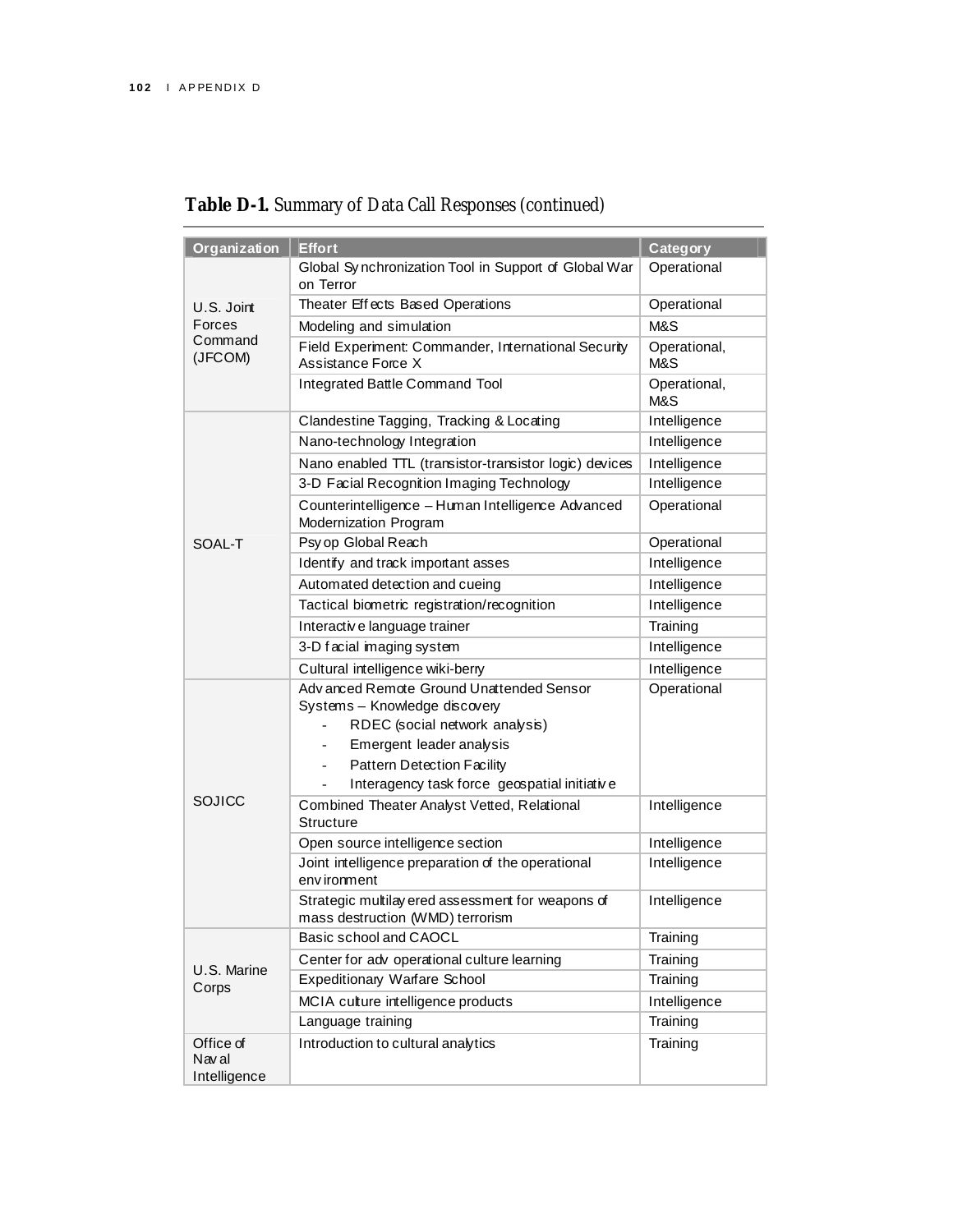**Table D-1.** Summary of Data Call Responses (continued)

| Organization | Effort | Category |
|---|---|---|
| U.S. Joint Forces Command (JFCOM) | Global Synchronization Tool in Support of Global War on Terror | Operational |
| | Theater Effects Based Operations | Operational |
| | Modeling and simulation | M&S |
| | Field Experiment: Commander, International Security Assistance Force X | Operational, M&S |
| | Integrated Battle Command Tool | Operational, M&S |
| SOAL-T | Clandestine Tagging, Tracking & Locating | Intelligence |
| | Nano-technology Integration | Intelligence |
| | Nano enabled TTL (transistor-transistor logic) devices | Intelligence |
| | 3-D Facial Recognition Imaging Technology | Intelligence |
| | Counterintelligence – Human Intelligence Advanced Modernization Program | Operational |
| | Psyop Global Reach | Operational |
| | Identify and track important asses | Intelligence |
| | Automated detection and cueing | Intelligence |
| | Tactical biometric registration/recognition | Intelligence |
| | Interactive language trainer | Training |
| | 3-D facial imaging system | Intelligence |
| | Cultural intelligence wiki-berry | Intelligence |
| SOJICC | Advanced Remote Ground Unattended Sensor Systems – Knowledge discovery<br>- RDEC (social network analysis)<br>- Emergent leader analysis<br>- Pattern Detection Facility<br>- Interagency task force geospatial initiative | Operational |
| | Combined Theater Analyst Vetted, Relational Structure | Intelligence |
| | Open source intelligence section | Intelligence |
| | Joint intelligence preparation of the operational environment | Intelligence |
| | Strategic multilayered assessment for weapons of mass destruction (WMD) terrorism | Intelligence |
| U.S. Marine Corps | Basic school and CAOCL | Training |
| | Center for adv operational culture learning | Training |
| | Expeditionary Warfare School | Training |
| | MCIA culture intelligence products | Intelligence |
| | Language training | Training |
| Office of Naval Intelligence | Introduction to cultural analytics | Training |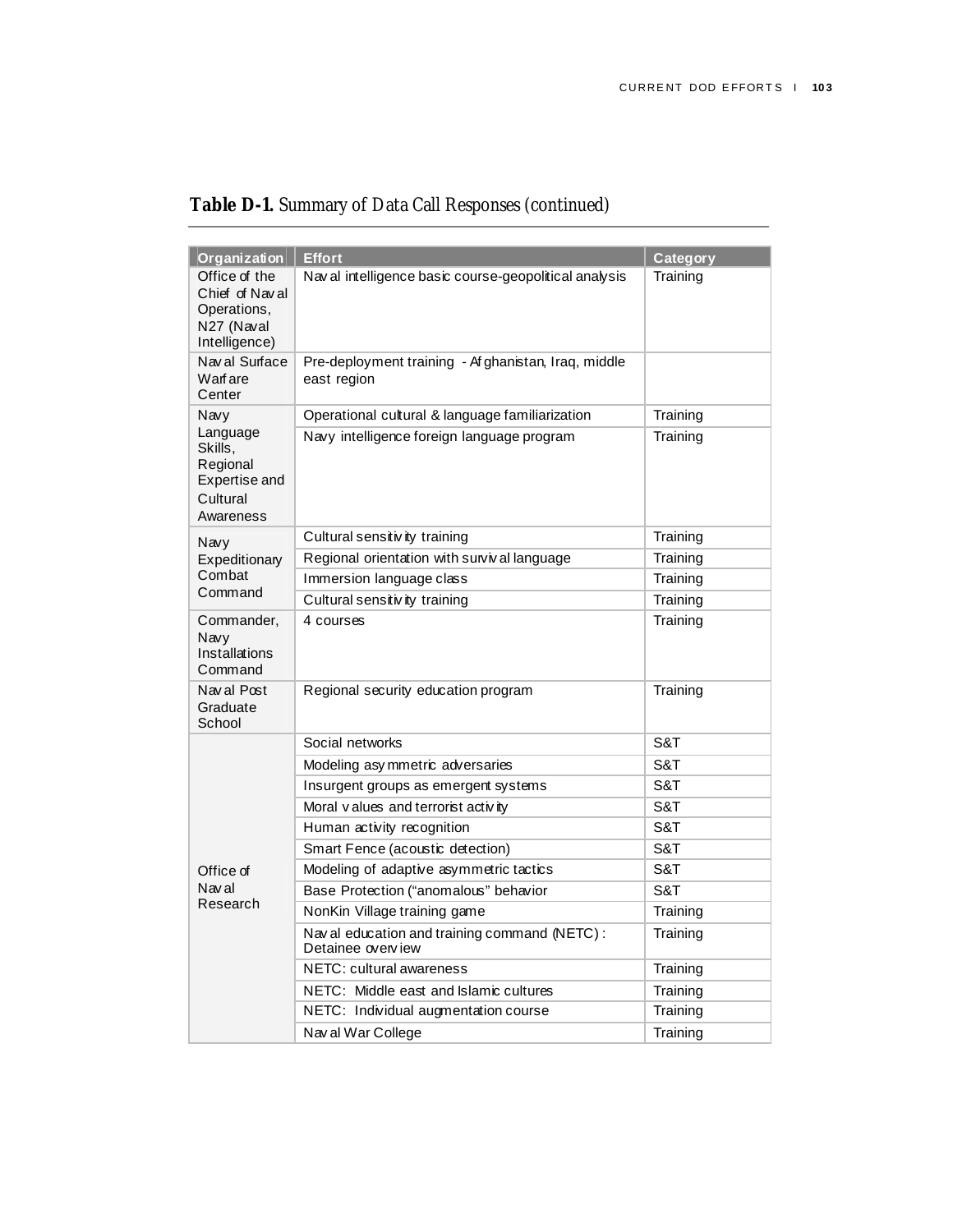**Table D-1.** Summary of Data Call Responses (continued)

| Organization | Effort | Category |
|---|---|---|
| Office of the Chief of Naval Operations, N27 (Naval Intelligence) | Naval intelligence basic course-geopolitical analysis | Training |
| Naval Surface Warfare Center | Pre-deployment training - Afghanistan, Iraq, middle east region | |
| Navy Language Skills, Regional Expertise and Cultural Awareness | Operational cultural & language familiarization | Training |
| | Navy intelligence foreign language program | Training |
| Navy Expeditionary Combat Command | Cultural sensitivity training | Training |
| | Regional orientation with survival language | Training |
| | Immersion language class | Training |
| | Cultural sensitivity training | Training |
| Commander, Navy Installations Command | 4 courses | Training |
| Naval Post Graduate School | Regional security education program | Training |
| Office of Naval Research | Social networks | S&T |
| | Modeling asymmetric adversaries | S&T |
| | Insurgent groups as emergent systems | S&T |
| | Moral values and terrorist activity | S&T |
| | Human activity recognition | S&T |
| | Smart Fence (acoustic detection) | S&T |
| | Modeling of adaptive asymmetric tactics | S&T |
| | Base Protection (“anomalous” behavior | S&T |
| | NonKin Village training game | Training |
| | Naval education and training command (NETC): Detainee overview | Training |
| | NETC: cultural awareness | Training |
| | NETC: Middle east and Islamic cultures | Training |
| | NETC: Individual augmentation course | Training |
| | Naval War College | Training |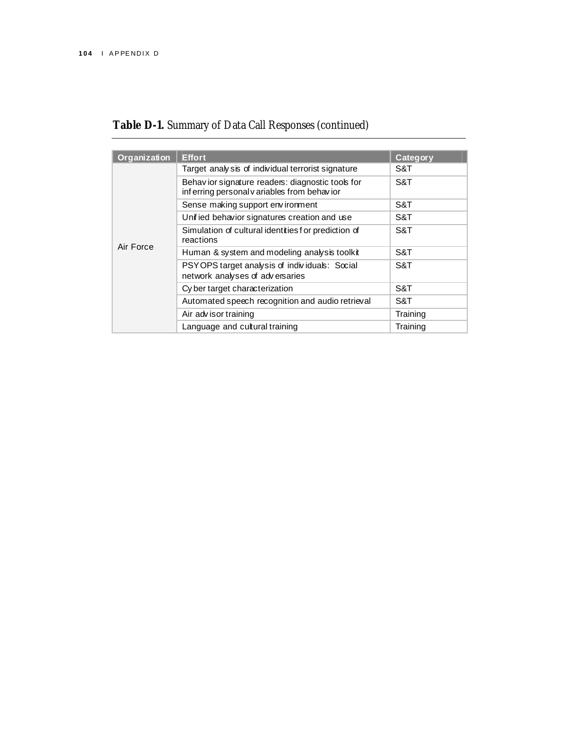**Table D-1.** Summary of Data Call Responses (continued)

| Organization | Effort | Category |
|---|---|---|
| Air Force | Target analysis of individual terrorist signature | S&T |
| | Behavior signature readers: diagnostic tools for inferring personal variables from behavior | S&T |
| | Sense making support environment | S&T |
| | Unified behavior signatures creation and use | S&T |
| | Simulation of cultural identities for prediction of reactions | S&T |
| | Human & system and modeling analysis toolkit | S&T |
| | PSYOPS target analysis of individuals: Social network analyses of adversaries | S&T |
| | Cyber target characterization | S&T |
| | Automated speech recognition and audio retrieval | S&T |
| | Air advisor training | Training |
| | Language and cultural training | Training |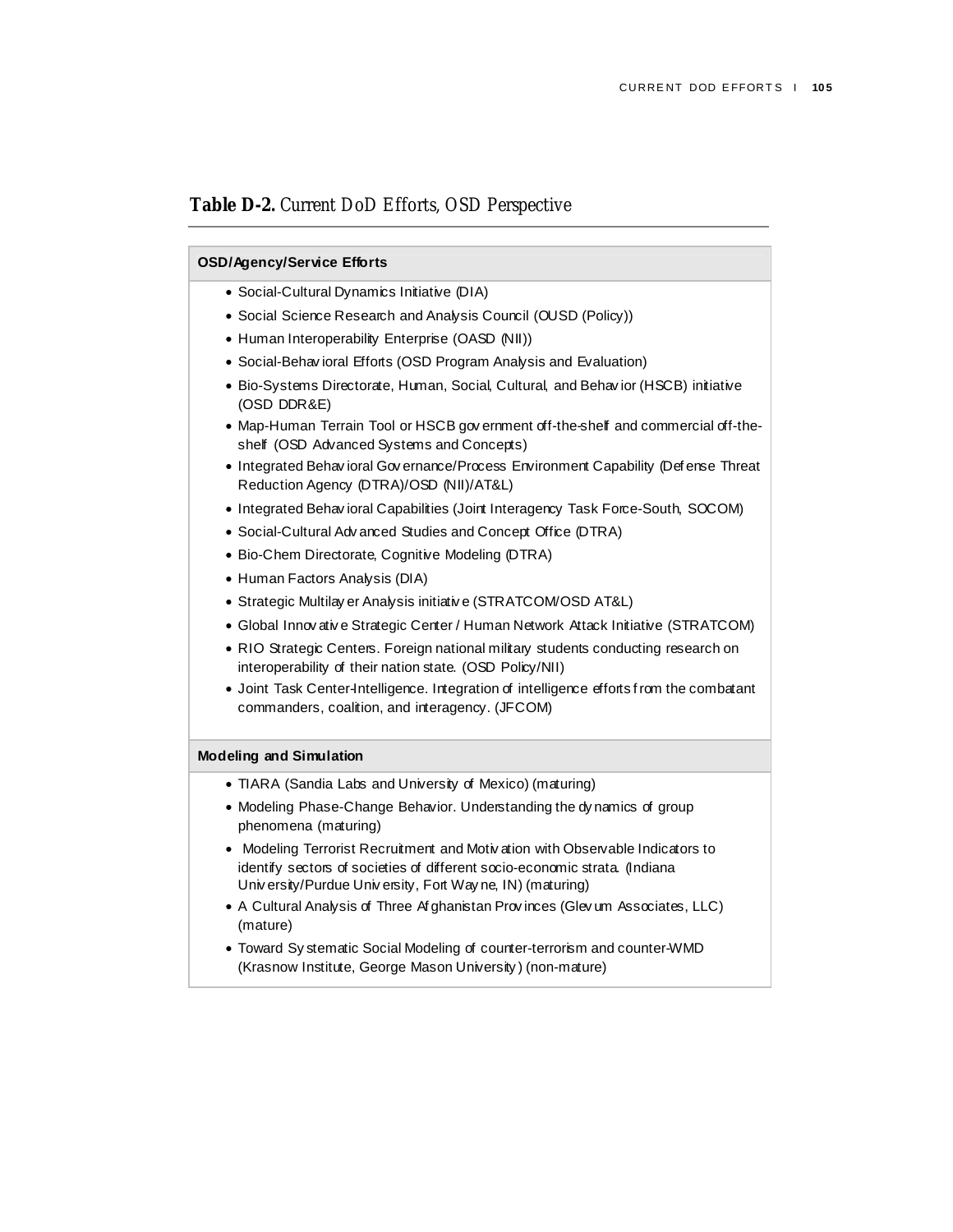**Table D-2.** *Current DoD Efforts, OSD Perspective*

**OSD/Agency/Service Efforts**

- Social-Cultural Dynamics Initiative (DIA)
- Social Science Research and Analysis Council (OUSD (Policy))
- Human Interoperability Enterprise (OASD (NII))
- Social-Behavioral Efforts (OSD Program Analysis and Evaluation)
- Bio-Systems Directorate, Human, Social, Cultural, and Behavior (HSCB) initiative (OSD DDR&E)
- Map-Human Terrain Tool or HSCB government off-the-shelf and commercial off-the-shelf (OSD Advanced Systems and Concepts)
- Integrated Behavioral Governance/Process Environment Capability (Defense Threat Reduction Agency (DTRA)/OSD (NII)/AT&L)
- Integrated Behavioral Capabilities (Joint Interagency Task Force-South, SOCOM)
- Social-Cultural Advanced Studies and Concept Office (DTRA)
- Bio-Chem Directorate, Cognitive Modeling (DTRA)
- Human Factors Analysis (DIA)
- Strategic Multilayer Analysis initiative (STRATCOM/OSD AT&L)
- Global Innovative Strategic Center / Human Network Attack Initiative (STRATCOM)
- RIO Strategic Centers. Foreign national military students conducting research on interoperability of their nation state. (OSD Policy/NII)
- Joint Task Center-Intelligence. Integration of intelligence efforts from the combatant commanders, coalition, and interagency. (JFCOM)

**Modeling and Simulation**

- TIARA (Sandia Labs and University of Mexico) (maturing)
- Modeling Phase-Change Behavior. Understanding the dynamics of group phenomena (maturing)
- Modeling Terrorist Recruitment and Motivation with Observable Indicators to identify sectors of societies of different socio-economic strata. (Indiana University/Purdue University, Fort Wayne, IN) (maturing)
- A Cultural Analysis of Three Afghanistan Provinces (Glevum Associates, LLC) (mature)
- Toward Systematic Social Modeling of counter-terrorism and counter-WMD (Krasnow Institute, George Mason University) (non-mature)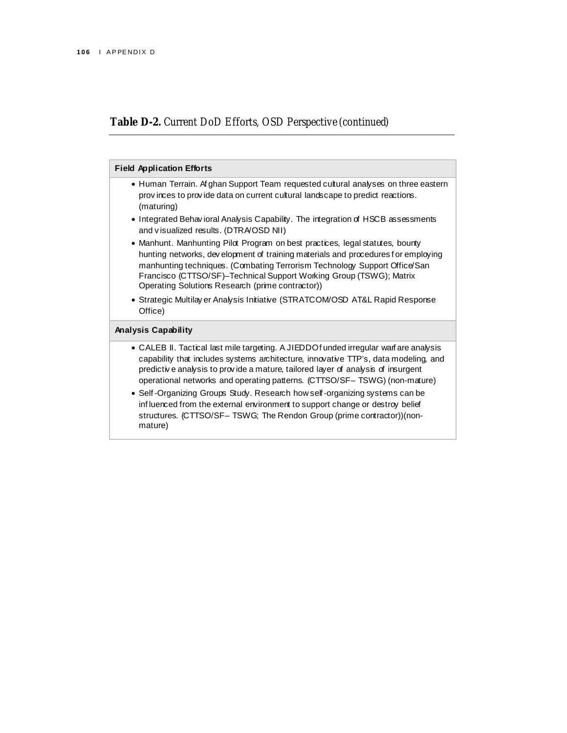**Table D-2.** *Current DoD Efforts, OSD Perspective (continued)*

**Field Application Efforts**

- Human Terrain. Afghan Support Team requested cultural analyses on three eastern provinces to provide data on current cultural landscape to predict reactions. (maturing)
- Integrated Behavioral Analysis Capability. The integration of HSCB assessments and visualized results. (DTRA/OSD NII)
- Manhunt. Manhunting Pilot Program on best practices, legal statutes, bounty hunting networks, development of training materials and procedures for employing manhunting techniques. (Combating Terrorism Technology Support Office/San Francisco (CTTSO/SF)–Technical Support Working Group (TSWG); Matrix Operating Solutions Research (prime contractor))
- Strategic Multilayer Analysis Initiative (STRATCOM/OSD AT&L Rapid Response Office)

**Analysis Capability**

- CALEB II. Tactical last mile targeting. A JIEDDO funded irregular warfare analysis capability that includes systems architecture, innovative TTP's, data modeling, and predictive analysis to provide a mature, tailored layer of analysis of insurgent operational networks and operating patterns. (CTTSO/SF– TSWG) (non-mature)
- Self-Organizing Groups Study. Research how self-organizing systems can be influenced from the external environment to support change or destroy belief structures. (CTTSO/SF– TSWG; The Rendon Group (prime contractor))(non-mature)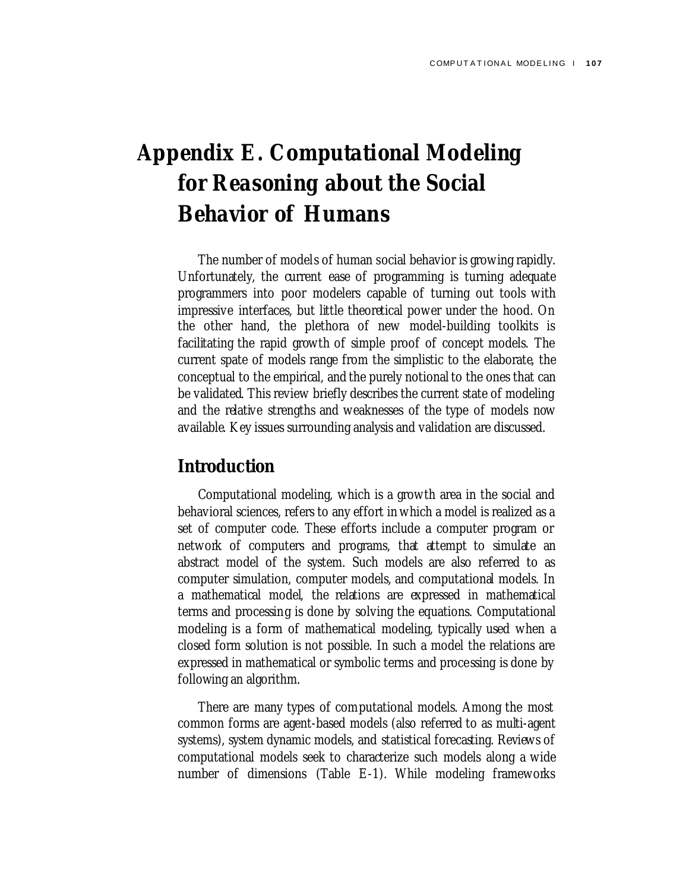# Appendix E. Computational Modeling for Reasoning about the Social Behavior of Humans

The number of models of human social behavior is growing rapidly. Unfortunately, the current ease of programming is turning adequate programmers into poor modelers capable of turning out tools with impressive interfaces, but little theoretical power under the hood. On the other hand, the plethora of new model-building toolkits is facilitating the rapid growth of simple proof of concept models. The current spate of models range from the simplistic to the elaborate, the conceptual to the empirical, and the purely notional to the ones that can be validated. This review briefly describes the current state of modeling and the relative strengths and weaknesses of the type of models now available. Key issues surrounding analysis and validation are discussed.

## Introduction

Computational modeling, which is a growth area in the social and behavioral sciences, refers to any effort in which a model is realized as a set of computer code. These efforts include a computer program or network of computers and programs, that attempt to simulate an abstract model of the system. Such models are also referred to as computer simulation, computer models, and computational models. In a mathematical model, the relations are expressed in mathematical terms and processing is done by solving the equations. Computational modeling is a form of mathematical modeling, typically used when a closed form solution is not possible. In such a model the relations are expressed in mathematical or symbolic terms and processing is done by following an algorithm.

There are many types of computational models. Among the most common forms are agent-based models (also referred to as multi-agent systems), system dynamic models, and statistical forecasting. Reviews of computational models seek to characterize such models along a wide number of dimensions (Table E-1). While modeling frameworks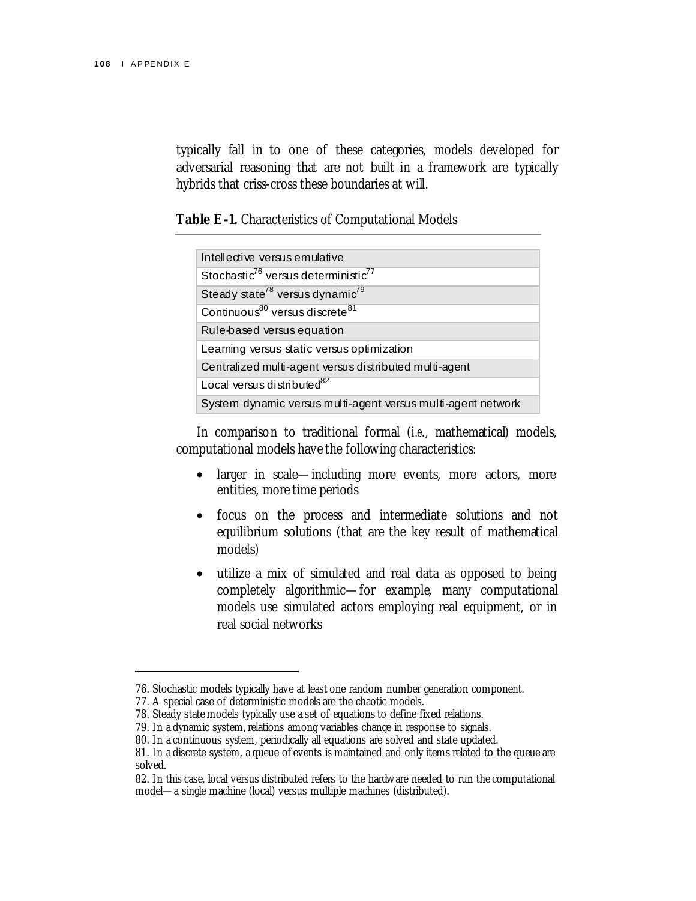typically fall in to one of these categories, models developed for adversarial reasoning that are not built in a framework are typically hybrids that criss-cross these boundaries at will.

**Table E-1.** Characteristics of Computational Models

| |
|---|
| Intellective versus emulative |
| Stochastic[76] versus deterministic[77] |
| Steady state[78] versus dynamic[79] |
| Continuous[80] versus discrete[81] |
| Rule-based versus equation |
| Learning versus static versus optimization |
| Centralized multi-agent versus distributed multi-agent |
| Local versus distributed[82] |
| System dynamic versus multi-agent versus multi-agent network |

In comparison to traditional formal (*i.e.*, mathematical) models, computational models have the following characteristics:

- larger in scale—including more events, more actors, more entities, more time periods
- focus on the process and intermediate solutions and not equilibrium solutions (that are the key result of mathematical models)
- utilize a mix of simulated and real data as opposed to being completely algorithmic—for example, many computational models use simulated actors employing real equipment, or in real social networks

---

76. Stochastic models typically have at least one random number generation component.

77. A special case of deterministic models are the chaotic models.

78. Steady state models typically use a set of equations to define fixed relations.

79. In a dynamic system, relations among variables change in response to signals.

80. In a continuous system, periodically all equations are solved and state updated.

81. In a discrete system, a queue of events is maintained and only items related to the queue are solved.

82. In this case, local versus distributed refers to the hardware needed to run the computational model—a single machine (local) versus multiple machines (distributed).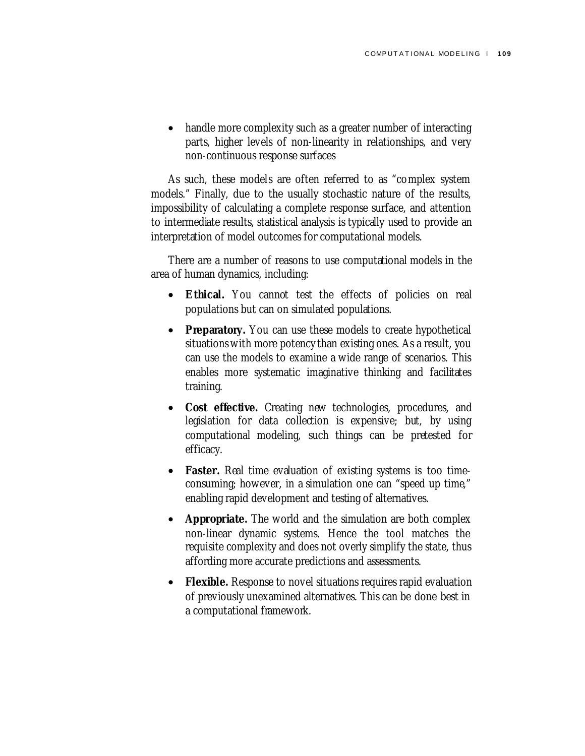- handle more complexity such as a greater number of interacting parts, higher levels of non-linearity in relationships, and very non-continuous response surfaces

As such, these models are often referred to as "complex system models." Finally, due to the usually stochastic nature of the results, impossibility of calculating a complete response surface, and attention to intermediate results, statistical analysis is typically used to provide an interpretation of model outcomes for computational models.

There are a number of reasons to use computational models in the area of human dynamics, including:

- **Ethical.** You cannot test the effects of policies on real populations but can on simulated populations.
- **Preparatory.** You can use these models to create hypothetical situations with more potency than existing ones. As a result, you can use the models to examine a wide range of scenarios. This enables more systematic imaginative thinking and facilitates training.
- **Cost effective.** Creating new technologies, procedures, and legislation for data collection is expensive; but, by using computational modeling, such things can be pretested for efficacy.
- **Faster.** Real time evaluation of existing systems is too time-consuming; however, in a simulation one can "speed up time," enabling rapid development and testing of alternatives.
- **Appropriate.** The world and the simulation are both complex non-linear dynamic systems. Hence the tool matches the requisite complexity and does not overly simplify the state, thus affording more accurate predictions and assessments.
- **Flexible.** Response to novel situations requires rapid evaluation of previously unexamined alternatives. This can be done best in a computational framework.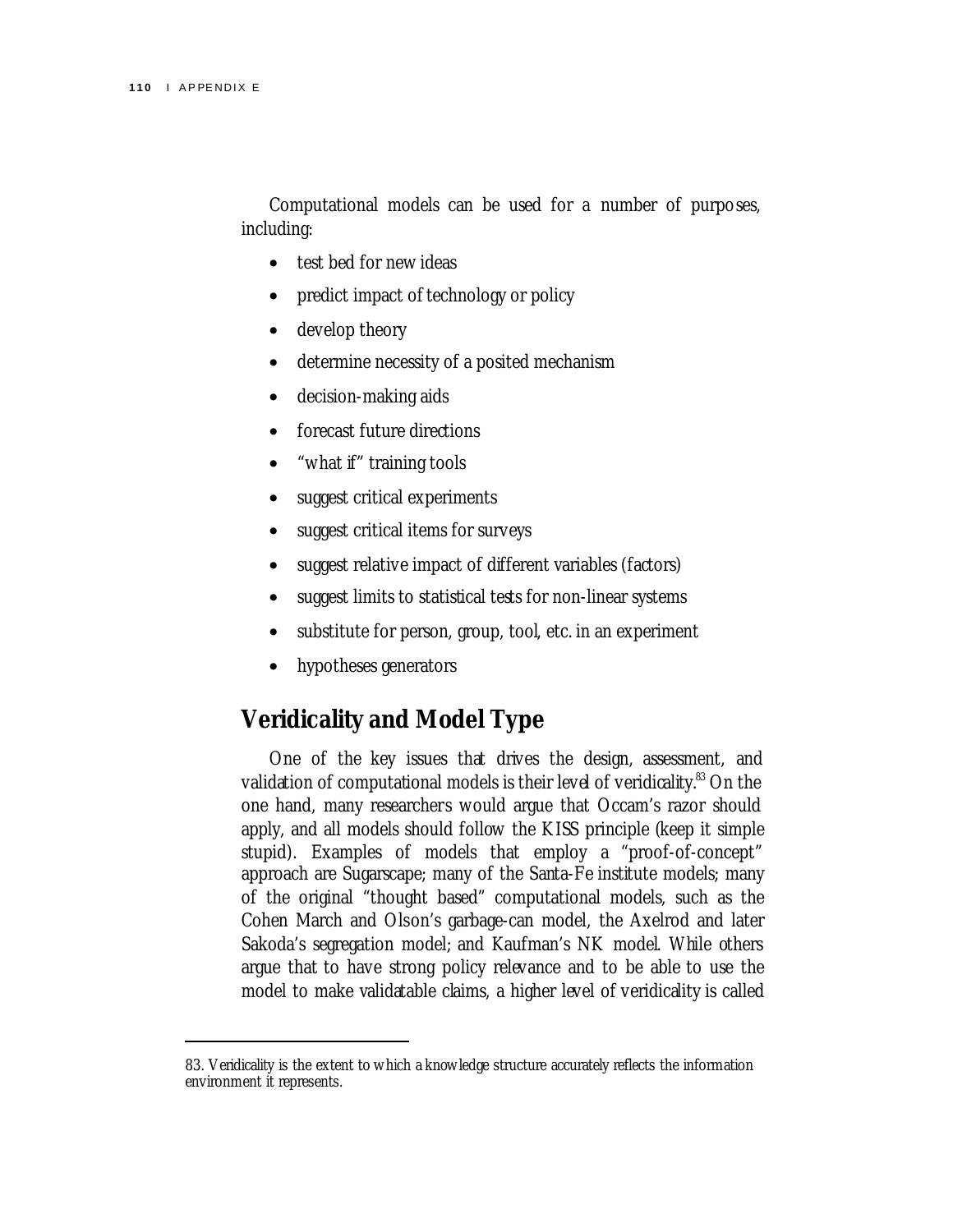Computational models can be used for a number of purposes, including:

- test bed for new ideas
- predict impact of technology or policy
- develop theory
- determine necessity of a posited mechanism
- decision-making aids
- forecast future directions
- "what if" training tools
- suggest critical experiments
- suggest critical items for surveys
- suggest relative impact of different variables (factors)
- suggest limits to statistical tests for non-linear systems
- substitute for person, group, tool, etc. in an experiment
- hypotheses generators

## Veridicality and Model Type

One of the key issues that drives the design, assessment, and validation of computational models is their level of veridicality.[83] On the one hand, many researchers would argue that Occam's razor should apply, and all models should follow the KISS principle (keep it simple stupid). Examples of models that employ a "proof-of-concept" approach are Sugarscape; many of the Santa-Fe institute models; many of the original "thought based" computational models, such as the Cohen March and Olson's garbage-can model, the Axelrod and later Sakoda's segregation model; and Kaufman's NK model. While others argue that to have strong policy relevance and to be able to use the model to make validatable claims, a higher level of veridicality is called

83. Veridicality is the extent to which a knowledge structure accurately reflects the information environment it represents.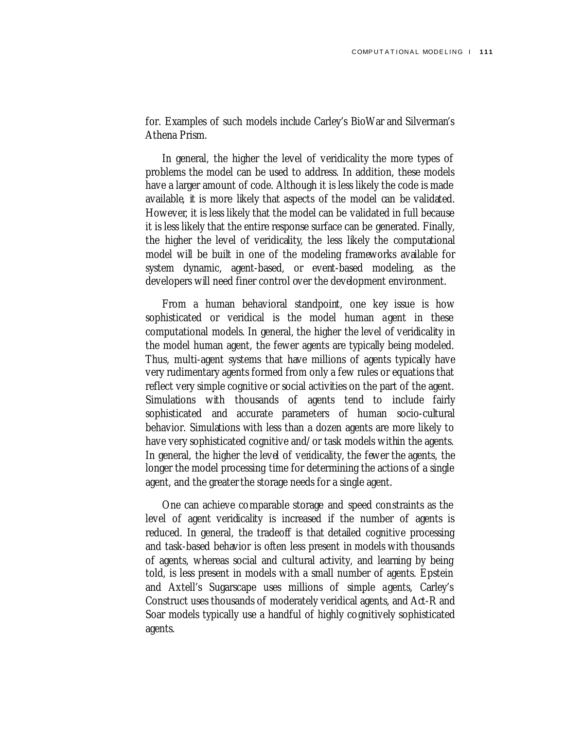for. Examples of such models include Carley's BioWar and Silverman's Athena Prism.

In general, the higher the level of veridicality the more types of problems the model can be used to address. In addition, these models have a larger amount of code. Although it is less likely the code is made available, it is more likely that aspects of the model can be validated. However, it is less likely that the model can be validated in full because it is less likely that the entire response surface can be generated. Finally, the higher the level of veridicality, the less likely the computational model will be built in one of the modeling frameworks available for system dynamic, agent-based, or event-based modeling, as the developers will need finer control over the development environment.

From a human behavioral standpoint, one key issue is how sophisticated or veridical is the model human agent in these computational models. In general, the higher the level of veridicality in the model human agent, the fewer agents are typically being modeled. Thus, multi-agent systems that have millions of agents typically have very rudimentary agents formed from only a few rules or equations that reflect very simple cognitive or social activities on the part of the agent. Simulations with thousands of agents tend to include fairly sophisticated and accurate parameters of human socio-cultural behavior. Simulations with less than a dozen agents are more likely to have very sophisticated cognitive and/or task models within the agents. In general, the higher the level of veridicality, the fewer the agents, the longer the model processing time for determining the actions of a single agent, and the greater the storage needs for a single agent.

One can achieve comparable storage and speed constraints as the level of agent veridicality is increased if the number of agents is reduced. In general, the tradeoff is that detailed cognitive processing and task-based behavior is often less present in models with thousands of agents, whereas social and cultural activity, and learning by being told, is less present in models with a small number of agents. Epstein and Axtell's Sugarscape uses millions of simple agents, Carley's Construct uses thousands of moderately veridical agents, and Act-R and Soar models typically use a handful of highly cognitively sophisticated agents.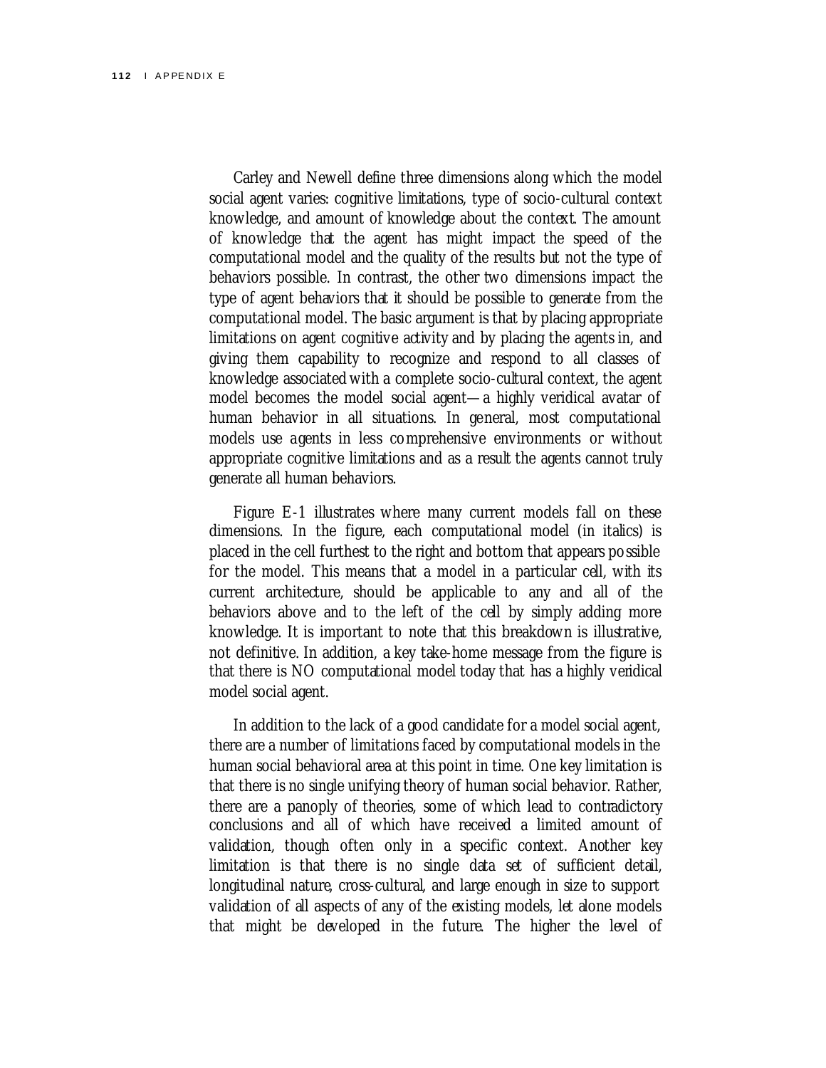Carley and Newell define three dimensions along which the model social agent varies: cognitive limitations, type of socio-cultural context knowledge, and amount of knowledge about the context. The amount of knowledge that the agent has might impact the speed of the computational model and the quality of the results but not the type of behaviors possible. In contrast, the other two dimensions impact the type of agent behaviors that it should be possible to generate from the computational model. The basic argument is that by placing appropriate limitations on agent cognitive activity and by placing the agents in, and giving them capability to recognize and respond to all classes of knowledge associated with a complete socio-cultural context, the agent model becomes the model social agent—a highly veridical avatar of human behavior in all situations. In general, most computational models use agents in less comprehensive environments or without appropriate cognitive limitations and as a result the agents cannot truly generate all human behaviors.

Figure E-1 illustrates where many current models fall on these dimensions. In the figure, each computational model (in italics) is placed in the cell furthest to the right and bottom that appears possible for the model. This means that a model in a particular cell, with its current architecture, should be applicable to any and all of the behaviors above and to the left of the cell by simply adding more knowledge. It is important to note that this breakdown is illustrative, not definitive. In addition, a key take-home message from the figure is that there is NO computational model today that has a highly veridical model social agent.

In addition to the lack of a good candidate for a model social agent, there are a number of limitations faced by computational models in the human social behavioral area at this point in time. One key limitation is that there is no single unifying theory of human social behavior. Rather, there are a panoply of theories, some of which lead to contradictory conclusions and all of which have received a limited amount of validation, though often only in a specific context. Another key limitation is that there is no single data set of sufficient detail, longitudinal nature, cross-cultural, and large enough in size to support validation of all aspects of any of the existing models, let alone models that might be developed in the future. The higher the level of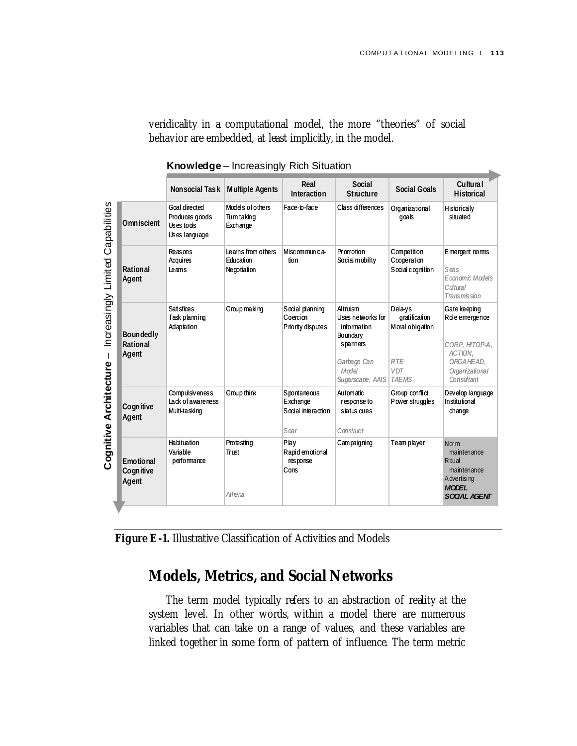veridicality in a computational model, the more "theories" of social behavior are embedded, at least implicitly, in the model.

**Knowledge** – Increasingly Rich Situation

**Cognitive Architecture** – Increasingly Limited Capabilities

| | Nonsocial Task | Multiple Agents | Real Interaction | Social Structure | Social Goals | Cultural Historical |
|---|---|---|---|---|---|---|
| **Omniscient** | Goal directed<br>Produces goods<br>Uses tools<br>Uses language | Models of others<br>Turn taking<br>Exchange | Face-to-face | Class differences | Organizational goals | Historically situated |
| **Rational Agent** | Reasons<br>Acquires<br>Learns | Learns from others<br>Education<br>Negotiation | Miscommunication | Promotion<br>Social mobility | Competition<br>Cooperation<br>Social cognition | Emergent norms<br><br>*Seas*<br>*Economic Models*<br>*Cultural Transmission* |
| **Boundedly Rational Agent** | Satisfices<br>Task planning<br>Adaptation | Group making | Social planning<br>Coercion<br>Priority disputes | Altruism<br>Uses networks for information<br>Boundary spanners<br><br>*Garbage Can Model*<br>*Sugarscape, AAIS* | Delays gratification<br>Moral obligation<br><br>*RTE*<br>*VDT*<br>*TAEMS* | Gate keeping<br>Role emergence<br><br>*CORP, HITOP-A, ACTION, ORGAHEAD, Organizational Consultant* |
| **Cognitive Agent** | Compulsiveness<br>Lack of awareness<br>Multi-tasking | Group think | Spontaneous Exchange<br>Social interaction<br><br>*Soar* | Automatic response to status cues<br><br>*Construct* | Group conflict<br>Power struggles | Develop language<br>Institutional change |
| **Emotional Cognitive Agent** | Habituation<br>Variable performance | Protesting<br>Trust<br><br>*Athena* | Play<br>Rapid emotional response<br>Cons | Campaigning | Team player | Norm maintenance<br>Ritual maintenance<br>Advertising<br>***MODEL SOCIAL AGENT*** |

**Figure E-1.** Illustrative Classification of Activities and Models

## Models, Metrics, and Social Networks

The term model typically refers to an abstraction of reality at the system level. In other words, within a model there are numerous variables that can take on a range of values, and these variables are linked together in some form of pattern of influence. The term metric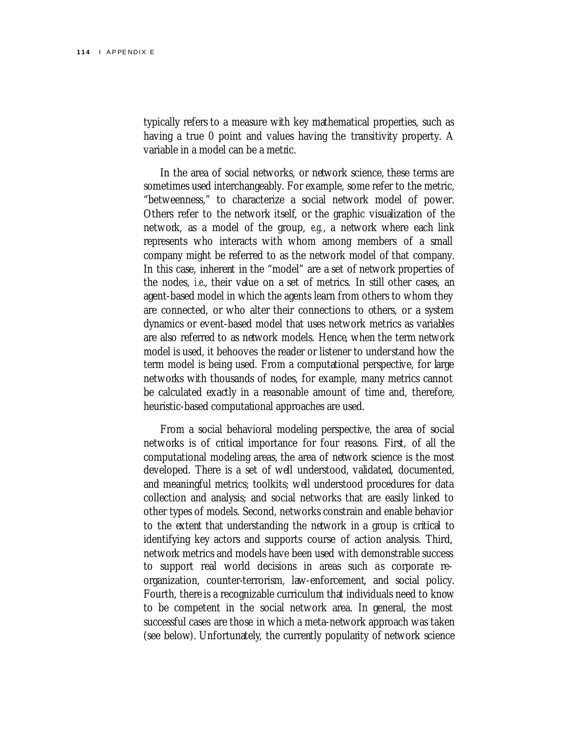typically refers to a measure with key mathematical properties, such as having a true 0 point and values having the transitivity property. A variable in a model can be a metric.

In the area of social networks, or network science, these terms are sometimes used interchangeably. For example, some refer to the metric, "betweenness," to characterize a social network model of power. Others refer to the network itself, or the graphic visualization of the network, as a model of the group, *e.g.*, a network where each link represents who interacts with whom among members of a small company might be referred to as the network model of that company. In this case, inherent in the "model" are a set of network properties of the nodes, *i.e.*, their value on a set of metrics. In still other cases, an agent-based model in which the agents learn from others to whom they are connected, or who alter their connections to others, or a system dynamics or event-based model that uses network metrics as variables are also referred to as network models. Hence, when the term network model is used, it behooves the reader or listener to understand how the term model is being used. From a computational perspective, for large networks with thousands of nodes, for example, many metrics cannot be calculated exactly in a reasonable amount of time and, therefore, heuristic-based computational approaches are used.

From a social behavioral modeling perspective, the area of social networks is of critical importance for four reasons. First, of all the computational modeling areas, the area of network science is the most developed. There is a set of well understood, validated, documented, and meaningful metrics; toolkits; well understood procedures for data collection and analysis; and social networks that are easily linked to other types of models. Second, networks constrain and enable behavior to the extent that understanding the network in a group is critical to identifying key actors and supports course of action analysis. Third, network metrics and models have been used with demonstrable success to support real world decisions in areas such as corporate re-organization, counter-terrorism, law-enforcement, and social policy. Fourth, there is a recognizable curriculum that individuals need to know to be competent in the social network area. In general, the most successful cases are those in which a meta-network approach was taken (see below). Unfortunately, the currently popularity of network science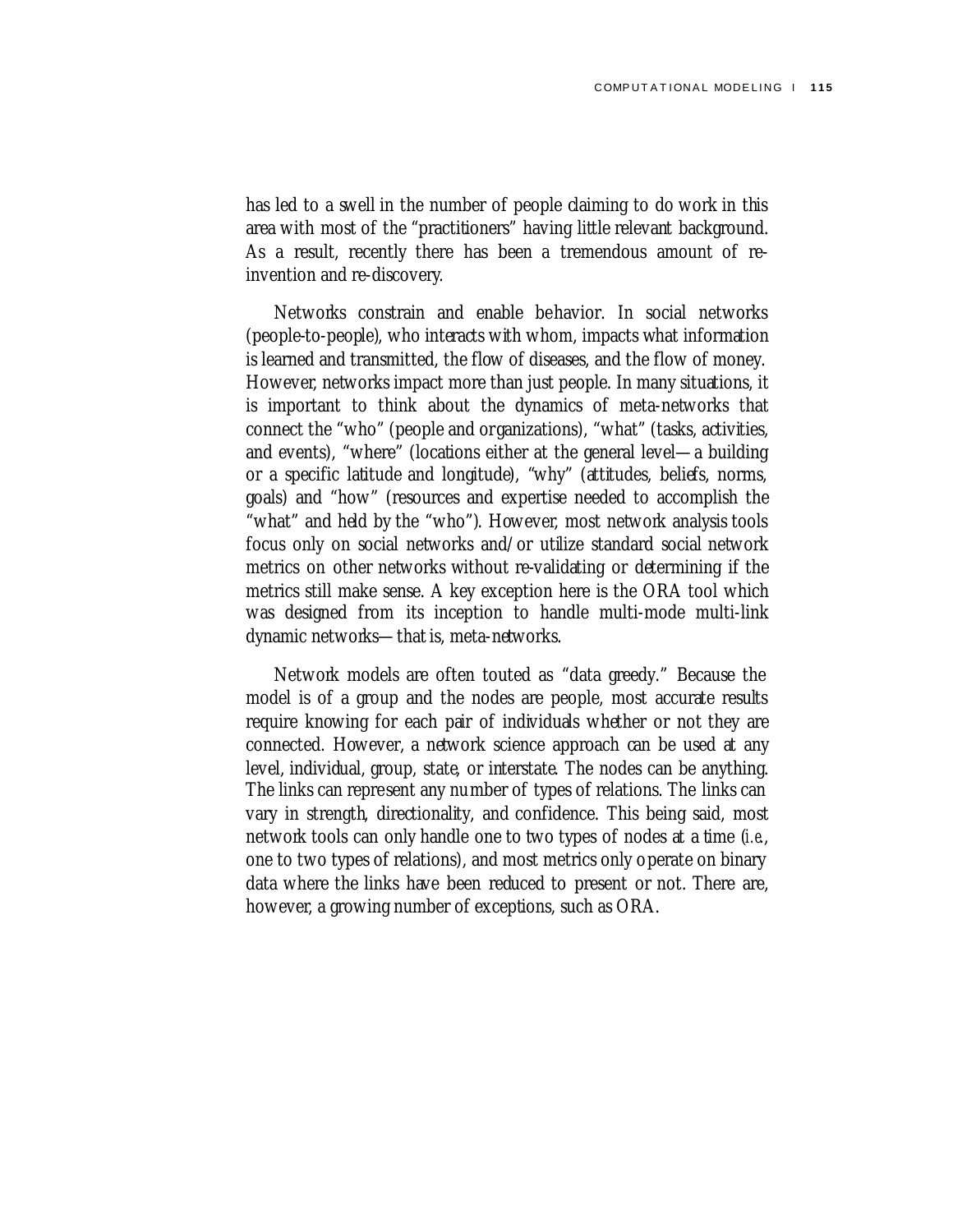has led to a swell in the number of people claiming to do work in this area with most of the "practitioners" having little relevant background. As a result, recently there has been a tremendous amount of re-invention and re-discovery.

Networks constrain and enable behavior. In social networks (people-to-people), who interacts with whom, impacts what information is learned and transmitted, the flow of diseases, and the flow of money. However, networks impact more than just people. In many situations, it is important to think about the dynamics of meta-networks that connect the "who" (people and organizations), "what" (tasks, activities, and events), "where" (locations either at the general level—a building or a specific latitude and longitude), "why" (attitudes, beliefs, norms, goals) and "how" (resources and expertise needed to accomplish the "what" and held by the "who"). However, most network analysis tools focus only on social networks and/or utilize standard social network metrics on other networks without re-validating or determining if the metrics still make sense. A key exception here is the ORA tool which was designed from its inception to handle multi-mode multi-link dynamic networks—that is, meta-networks.

Network models are often touted as "data greedy." Because the model is of a group and the nodes are people, most accurate results require knowing for each pair of individuals whether or not they are connected. However, a network science approach can be used at any level, individual, group, state, or interstate. The nodes can be anything. The links can represent any number of types of relations. The links can vary in strength, directionality, and confidence. This being said, most network tools can only handle one to two types of nodes at a time (*i.e.*, one to two types of relations), and most metrics only operate on binary data where the links have been reduced to present or not. There are, however, a growing number of exceptions, such as ORA.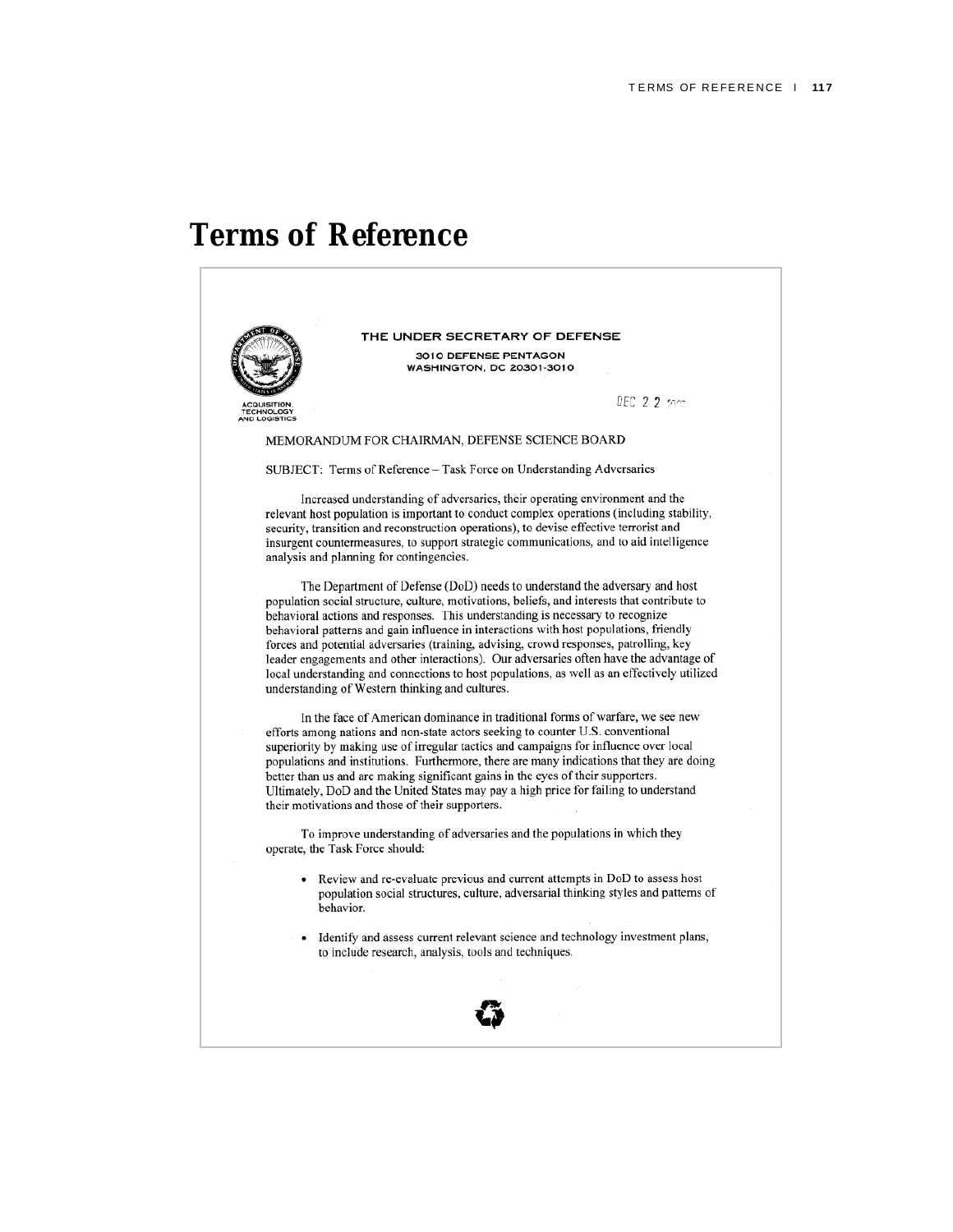# Terms of Reference

THE UNDER SECRETARY OF DEFENSE

3010 DEFENSE PENTAGON
WASHINGTON, DC 20301-3010

ACQUISITION, TECHNOLOGY AND LOGISTICS

DEC 2 2 2007

MEMORANDUM FOR CHAIRMAN, DEFENSE SCIENCE BOARD

SUBJECT: Terms of Reference – Task Force on Understanding Adversaries

Increased understanding of adversaries, their operating environment and the relevant host population is important to conduct complex operations (including stability, security, transition and reconstruction operations), to devise effective terrorist and insurgent countermeasures, to support strategic communications, and to aid intelligence analysis and planning for contingencies.

The Department of Defense (DoD) needs to understand the adversary and host population social structure, culture, motivations, beliefs, and interests that contribute to behavioral actions and responses. This understanding is necessary to recognize behavioral patterns and gain influence in interactions with host populations, friendly forces and potential adversaries (training, advising, crowd responses, patrolling, key leader engagements and other interactions). Our adversaries often have the advantage of local understanding and connections to host populations, as well as an effectively utilized understanding of Western thinking and cultures.

In the face of American dominance in traditional forms of warfare, we see new efforts among nations and non-state actors seeking to counter U.S. conventional superiority by making use of irregular tactics and campaigns for influence over local populations and institutions. Furthermore, there are many indications that they are doing better than us and are making significant gains in the eyes of their supporters. Ultimately, DoD and the United States may pay a high price for failing to understand their motivations and those of their supporters.

To improve understanding of adversaries and the populations in which they operate, the Task Force should:

- Review and re-evaluate previous and current attempts in DoD to assess host population social structures, culture, adversarial thinking styles and patterns of behavior.
- Identify and assess current relevant science and technology investment plans, to include research, analysis, tools and techniques.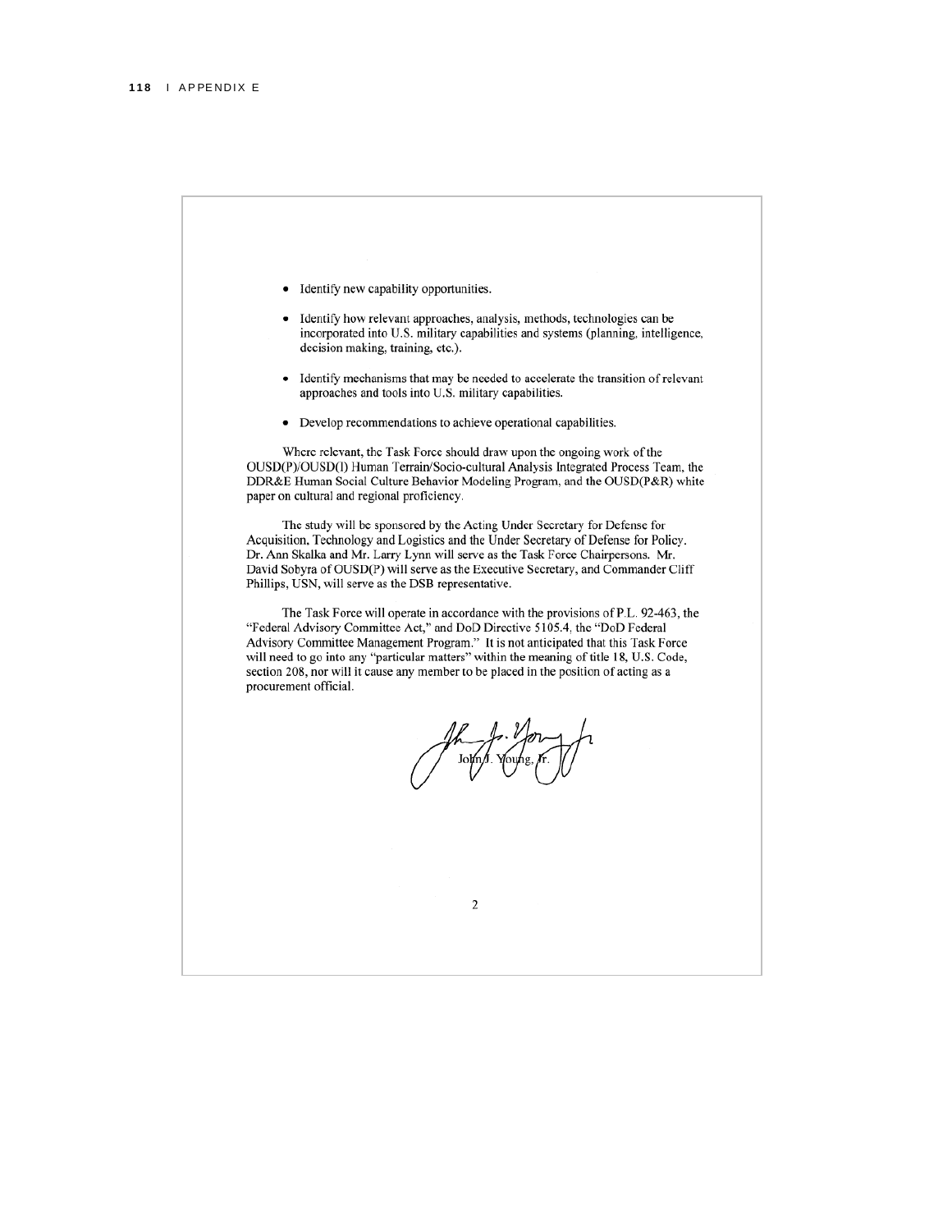- Identify new capability opportunities.
- Identify how relevant approaches, analysis, methods, technologies can be incorporated into U.S. military capabilities and systems (planning, intelligence, decision making, training, etc.).
- Identify mechanisms that may be needed to accelerate the transition of relevant approaches and tools into U.S. military capabilities.
- Develop recommendations to achieve operational capabilities.

Where relevant, the Task Force should draw upon the ongoing work of the OUSD(P)/OUSD(I) Human Terrain/Socio-cultural Analysis Integrated Process Team, the DDR&E Human Social Culture Behavior Modeling Program, and the OUSD(P&R) white paper on cultural and regional proficiency.

The study will be sponsored by the Acting Under Secretary for Defense for Acquisition, Technology and Logistics and the Under Secretary of Defense for Policy. Dr. Ann Skalka and Mr. Larry Lynn will serve as the Task Force Chairpersons. Mr. David Sobyra of OUSD(P) will serve as the Executive Secretary, and Commander Cliff Phillips, USN, will serve as the DSB representative.

The Task Force will operate in accordance with the provisions of P.L. 92-463, the "Federal Advisory Committee Act," and DoD Directive 5105.4, the "DoD Federal Advisory Committee Management Program." It is not anticipated that this Task Force will need to go into any "particular matters" within the meaning of title 18, U.S. Code, section 208, nor will it cause any member to be placed in the position of acting as a procurement official.

John J. Young, Jr.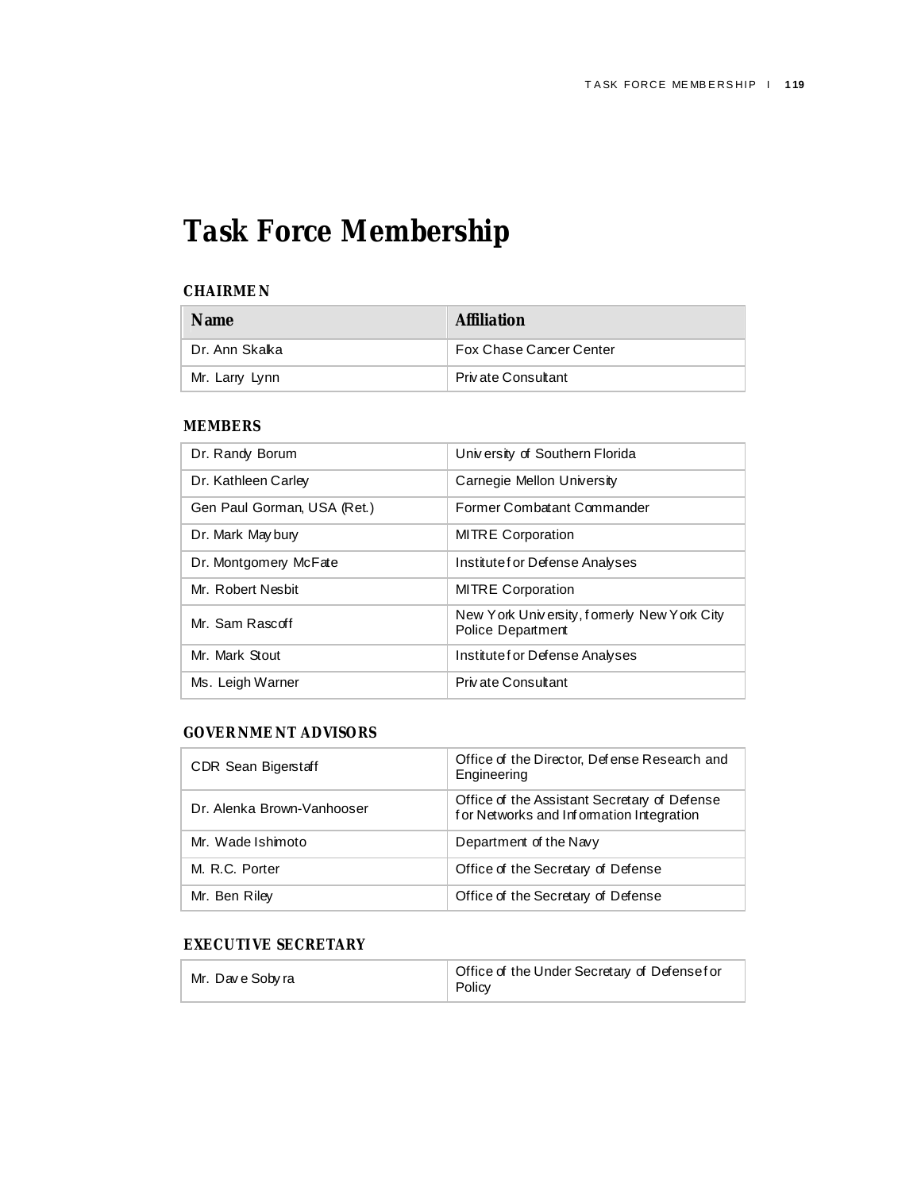# Task Force Membership

## CHAIRMEN

| Name | Affiliation |
|---|---|
| Dr. Ann Skalka | Fox Chase Cancer Center |
| Mr. Larry Lynn | Private Consultant |

## MEMBERS

| | |
|---|---|
| Dr. Randy Borum | University of Southern Florida |
| Dr. Kathleen Carley | Carnegie Mellon University |
| Gen Paul Gorman, USA (Ret.) | Former Combatant Commander |
| Dr. Mark Maybury | MITRE Corporation |
| Dr. Montgomery McFate | Institute for Defense Analyses |
| Mr. Robert Nesbit | MITRE Corporation |
| Mr. Sam Rascoff | New York University, formerly New York City Police Department |
| Mr. Mark Stout | Institute for Defense Analyses |
| Ms. Leigh Warner | Private Consultant |

## GOVERNMENT ADVISORS

| | |
|---|---|
| CDR Sean Bigerstaff | Office of the Director, Defense Research and Engineering |
| Dr. Alenka Brown-Vanhooser | Office of the Assistant Secretary of Defense for Networks and Information Integration |
| Mr. Wade Ishimoto | Department of the Navy |
| M. R.C. Porter | Office of the Secretary of Defense |
| Mr. Ben Riley | Office of the Secretary of Defense |

## EXECUTIVE SECRETARY

| | |
|---|---|
| Mr. Dave Sobyra | Office of the Under Secretary of Defense for Policy |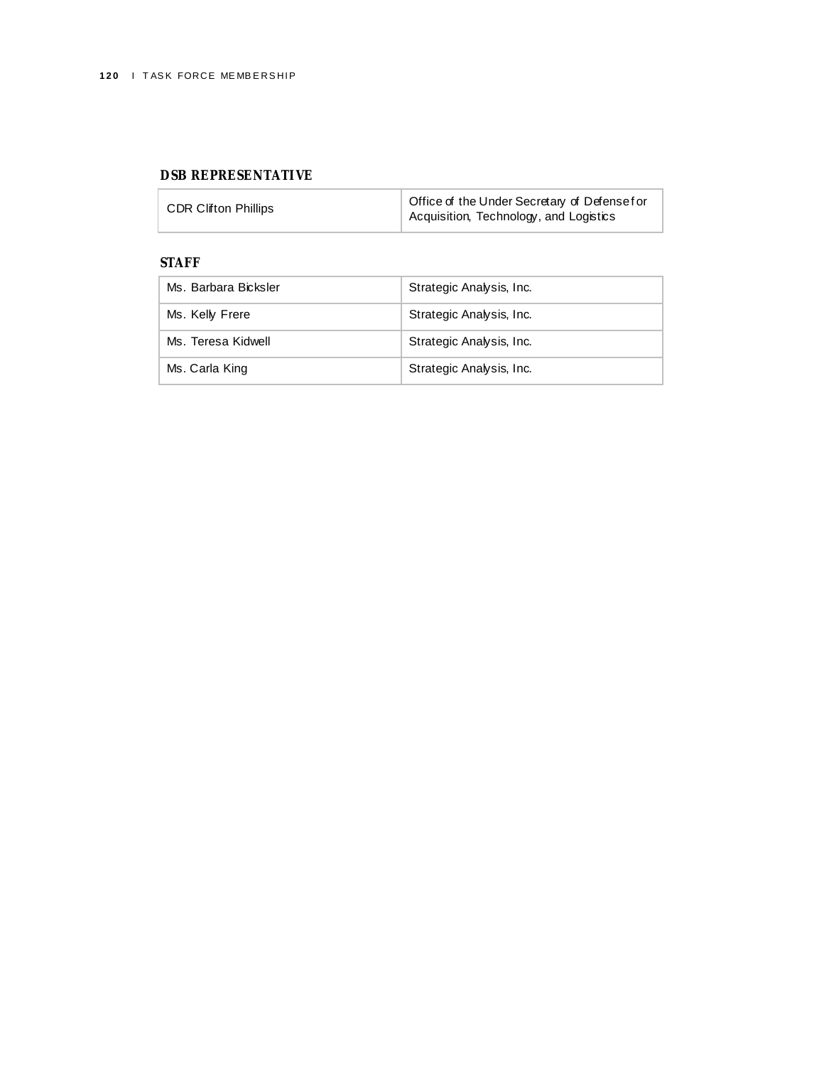## DSB REPRESENTATIVE

| | |
|---|---|
| CDR Clifton Phillips | Office of the Under Secretary of Defense for Acquisition, Technology, and Logistics |

## STAFF

| | |
|---|---|
| Ms. Barbara Bicksler | Strategic Analysis, Inc. |
| Ms. Kelly Frere | Strategic Analysis, Inc. |
| Ms. Teresa Kidwell | Strategic Analysis, Inc. |
| Ms. Carla King | Strategic Analysis, Inc. |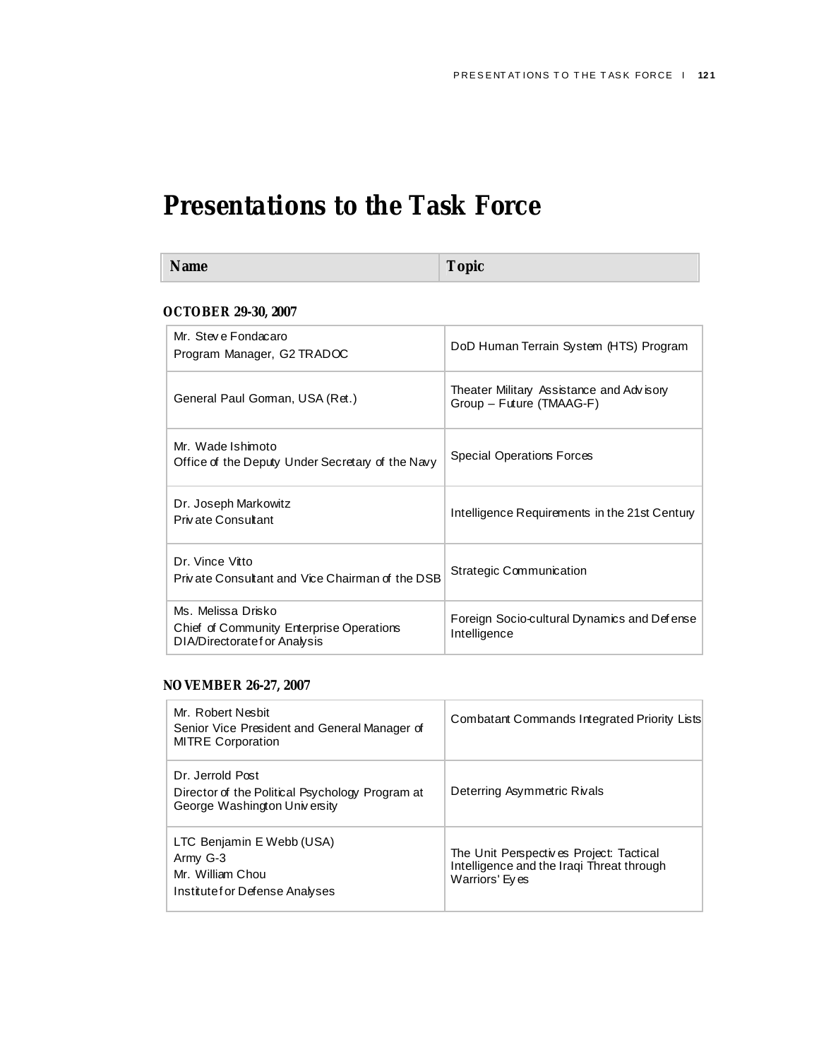# Presentations to the Task Force

| Name | Topic |
|---|---|
| **OCTOBER 29-30, 2007** | |
| Mr. Steve Fondacaro<br>Program Manager, G2 TRADOC | DoD Human Terrain System (HTS) Program |
| General Paul Gorman, USA (Ret.) | Theater Military Assistance and Advisory Group – Future (TMAAG-F) |
| Mr. Wade Ishimoto<br>Office of the Deputy Under Secretary of the Navy | Special Operations Forces |
| Dr. Joseph Markowitz<br>Private Consultant | Intelligence Requirements in the 21st Century |
| Dr. Vince Vitto<br>Private Consultant and Vice Chairman of the DSB | Strategic Communication |
| Ms. Melissa Drisko<br>Chief of Community Enterprise Operations<br>DIA/Directorate for Analysis | Foreign Socio-cultural Dynamics and Defense Intelligence |
| **NOVEMBER 26-27, 2007** | |
| Mr. Robert Nesbit<br>Senior Vice President and General Manager of MITRE Corporation | Combatant Commands Integrated Priority Lists |
| Dr. Jerrold Post<br>Director of the Political Psychology Program at George Washington University | Deterring Asymmetric Rivals |
| LTC Benjamin E Webb (USA)<br>Army G-3<br>Mr. William Chou<br>Institute for Defense Analyses | The Unit Perspectives Project: Tactical Intelligence and the Iraqi Threat through Warriors' Eyes |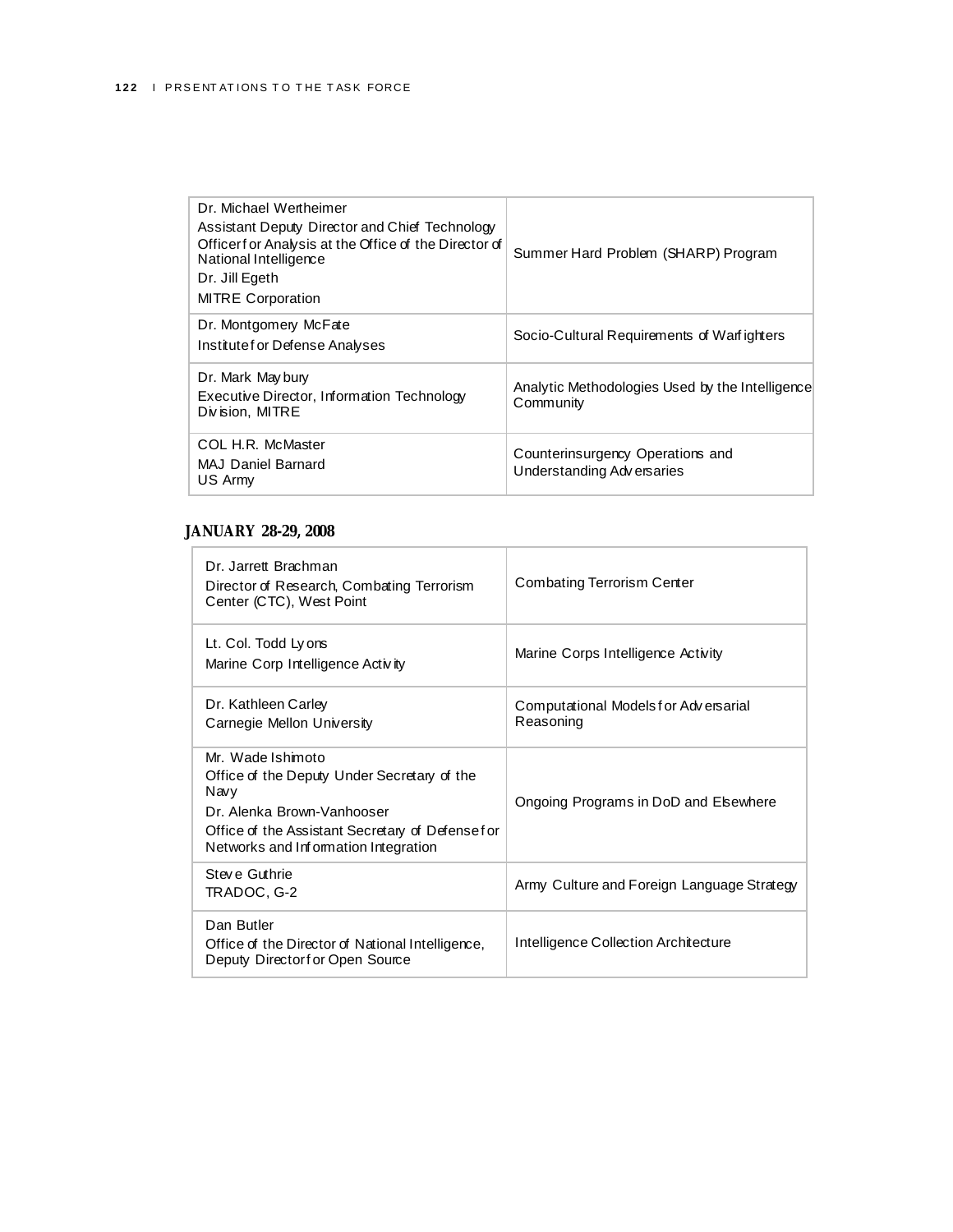| | |
|---|---|
| Dr. Michael Wertheimer<br>Assistant Deputy Director and Chief Technology Officer for Analysis at the Office of the Director of National Intelligence<br>Dr. Jill Egeth<br>MITRE Corporation | Summer Hard Problem (SHARP) Program |
| Dr. Montgomery McFate<br>Institute for Defense Analyses | Socio-Cultural Requirements of Warfighters |
| Dr. Mark Maybury<br>Executive Director, Information Technology Division, MITRE | Analytic Methodologies Used by the Intelligence Community |
| COL H.R. McMaster<br>MAJ Daniel Barnard<br>US Army | Counterinsurgency Operations and Understanding Adversaries |

**JANUARY 28-29, 2008**

| | |
|---|---|
| Dr. Jarrett Brachman<br>Director of Research, Combating Terrorism Center (CTC), West Point | Combating Terrorism Center |
| Lt. Col. Todd Lyons<br>Marine Corp Intelligence Activity | Marine Corps Intelligence Activity |
| Dr. Kathleen Carley<br>Carnegie Mellon University | Computational Models for Adversarial Reasoning |
| Mr. Wade Ishimoto<br>Office of the Deputy Under Secretary of the Navy<br>Dr. Alenka Brown-Vanhooser<br>Office of the Assistant Secretary of Defense for Networks and Information Integration | Ongoing Programs in DoD and Elsewhere |
| Steve Guthrie<br>TRADOC, G-2 | Army Culture and Foreign Language Strategy |
| Dan Butler<br>Office of the Director of National Intelligence, Deputy Director for Open Source | Intelligence Collection Architecture |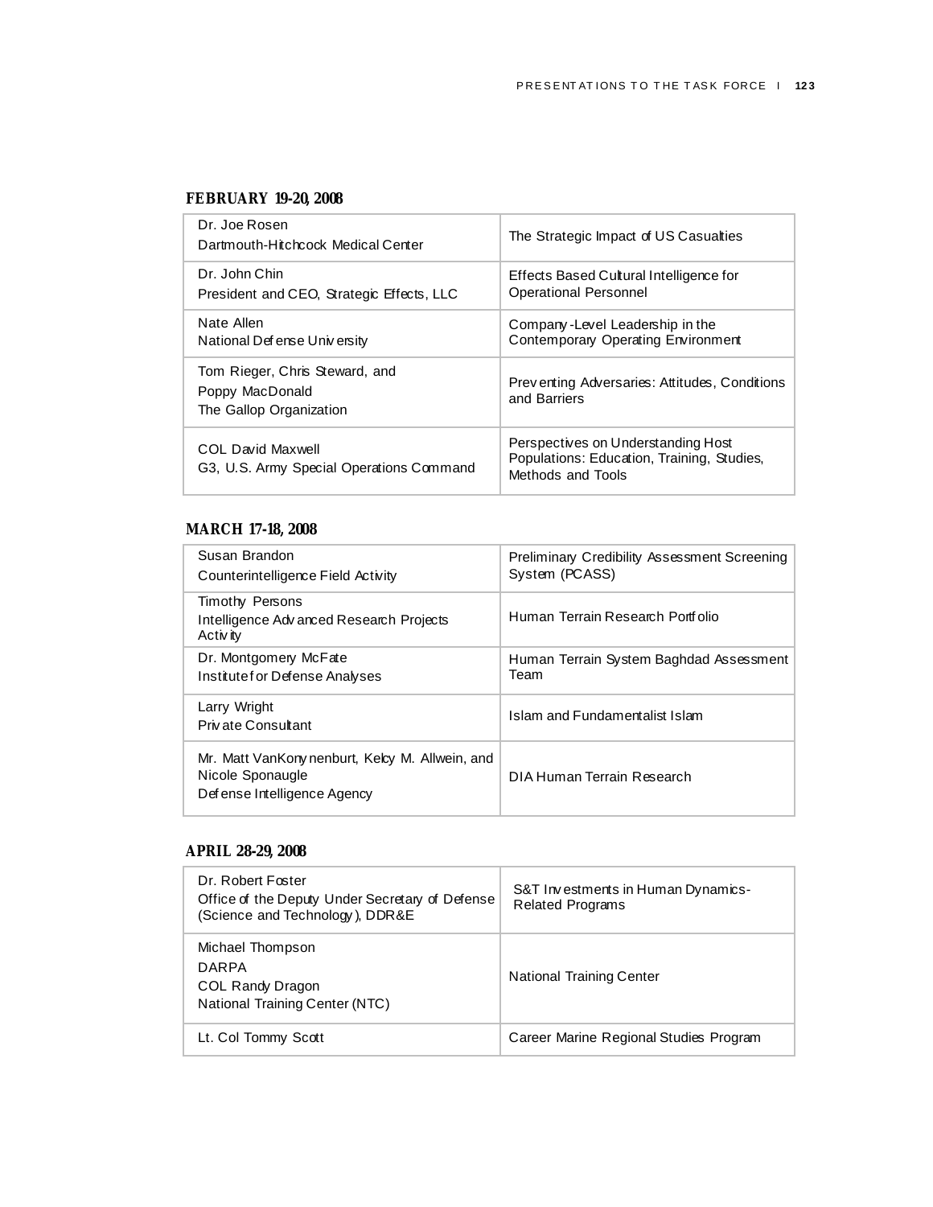**FEBRUARY 19-20, 2008**

| | |
|---|---|
| Dr. Joe Rosen<br>Dartmouth-Hitchcock Medical Center | The Strategic Impact of US Casualties |
| Dr. John Chin<br>President and CEO, Strategic Effects, LLC | Effects Based Cultural Intelligence for Operational Personnel |
| Nate Allen<br>National Defense University | Company-Level Leadership in the Contemporary Operating Environment |
| Tom Rieger, Chris Steward, and Poppy MacDonald<br>The Gallop Organization | Preventing Adversaries: Attitudes, Conditions and Barriers |
| COL David Maxwell<br>G3, U.S. Army Special Operations Command | Perspectives on Understanding Host Populations: Education, Training, Studies, Methods and Tools |

**MARCH 17-18, 2008**

| | |
|---|---|
| Susan Brandon<br>Counterintelligence Field Activity | Preliminary Credibility Assessment Screening System (PCASS) |
| Timothy Persons<br>Intelligence Advanced Research Projects Activity | Human Terrain Research Portfolio |
| Dr. Montgomery McFate<br>Institute for Defense Analyses | Human Terrain System Baghdad Assessment Team |
| Larry Wright<br>Private Consultant | Islam and Fundamentalist Islam |
| Mr. Matt VanKonynenburt, Kelcy M. Allwein, and Nicole Sponaugle<br>Defense Intelligence Agency | DIA Human Terrain Research |

**APRIL 28-29, 2008**

| | |
|---|---|
| Dr. Robert Foster<br>Office of the Deputy Under Secretary of Defense (Science and Technology), DDR&E | S&T Investments in Human Dynamics-Related Programs |
| Michael Thompson<br>DARPA<br>COL Randy Dragon<br>National Training Center (NTC) | National Training Center |
| Lt. Col Tommy Scott | Career Marine Regional Studies Program |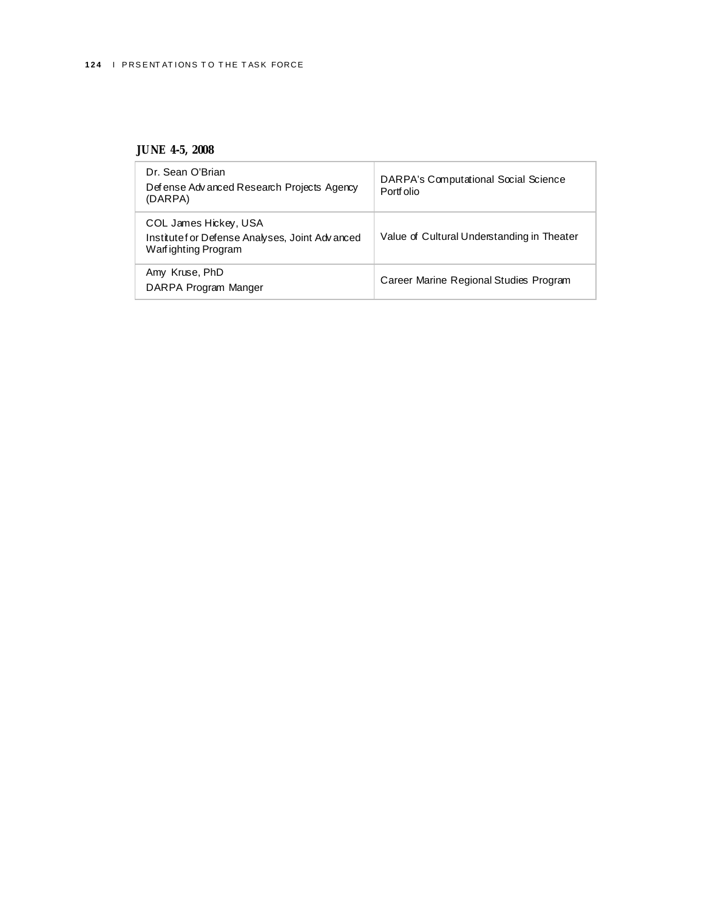## JUNE 4-5, 2008

| | |
|---|---|
| Dr. Sean O'Brian<br>Defense Advanced Research Projects Agency (DARPA) | DARPA's Computational Social Science Portfolio |
| COL James Hickey, USA<br>Institute for Defense Analyses, Joint Advanced Warfighting Program | Value of Cultural Understanding in Theater |
| Amy Kruse, PhD<br>DARPA Program Manger | Career Marine Regional Studies Program |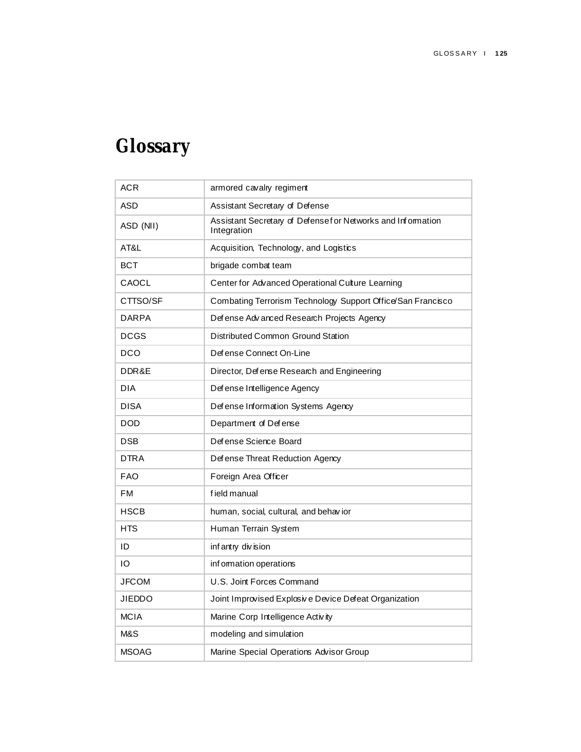# Glossary

| | |
|---|---|
| ACR | armored cavalry regiment |
| ASD | Assistant Secretary of Defense |
| ASD (NII) | Assistant Secretary of Defense for Networks and Information Integration |
| AT&L | Acquisition, Technology, and Logistics |
| BCT | brigade combat team |
| CAOCL | Center for Advanced Operational Culture Learning |
| CTTSO/SF | Combating Terrorism Technology Support Office/San Francisco |
| DARPA | Defense Advanced Research Projects Agency |
| DCGS | Distributed Common Ground Station |
| DCO | Defense Connect On-Line |
| DDR&E | Director, Defense Research and Engineering |
| DIA | Defense Intelligence Agency |
| DISA | Defense Information Systems Agency |
| DOD | Department of Defense |
| DSB | Defense Science Board |
| DTRA | Defense Threat Reduction Agency |
| FAO | Foreign Area Officer |
| FM | field manual |
| HSCB | human, social, cultural, and behavior |
| HTS | Human Terrain System |
| ID | infantry division |
| IO | information operations |
| JFCOM | U.S. Joint Forces Command |
| JIEDDO | Joint Improvised Explosive Device Defeat Organization |
| MCIA | Marine Corp Intelligence Activity |
| M&S | modeling and simulation |
| MSOAG | Marine Special Operations Advisor Group |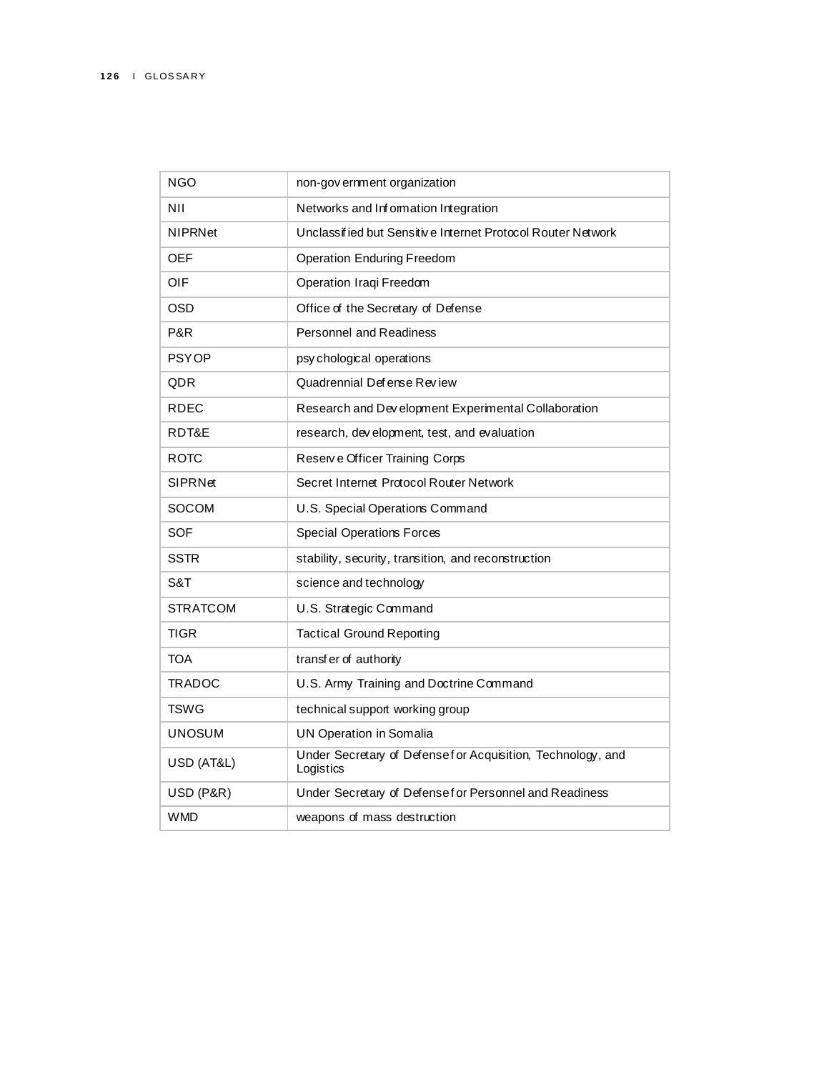| | |
|---|---|
| NGO | non-government organization |
| NII | Networks and Information Integration |
| NIPRNet | Unclassified but Sensitive Internet Protocol Router Network |
| OEF | Operation Enduring Freedom |
| OIF | Operation Iraqi Freedom |
| OSD | Office of the Secretary of Defense |
| P&R | Personnel and Readiness |
| PSYOP | psychological operations |
| QDR | Quadrennial Defense Review |
| RDEC | Research and Development Experimental Collaboration |
| RDT&E | research, development, test, and evaluation |
| ROTC | Reserve Officer Training Corps |
| SIPRNet | Secret Internet Protocol Router Network |
| SOCOM | U.S. Special Operations Command |
| SOF | Special Operations Forces |
| SSTR | stability, security, transition, and reconstruction |
| S&T | science and technology |
| STRATCOM | U.S. Strategic Command |
| TIGR | Tactical Ground Reporting |
| TOA | transfer of authority |
| TRADOC | U.S. Army Training and Doctrine Command |
| TSWG | technical support working group |
| UNOSUM | UN Operation in Somalia |
| USD (AT&L) | Under Secretary of Defense for Acquisition, Technology, and Logistics |
| USD (P&R) | Under Secretary of Defense for Personnel and Readiness |
| WMD | weapons of mass destruction |